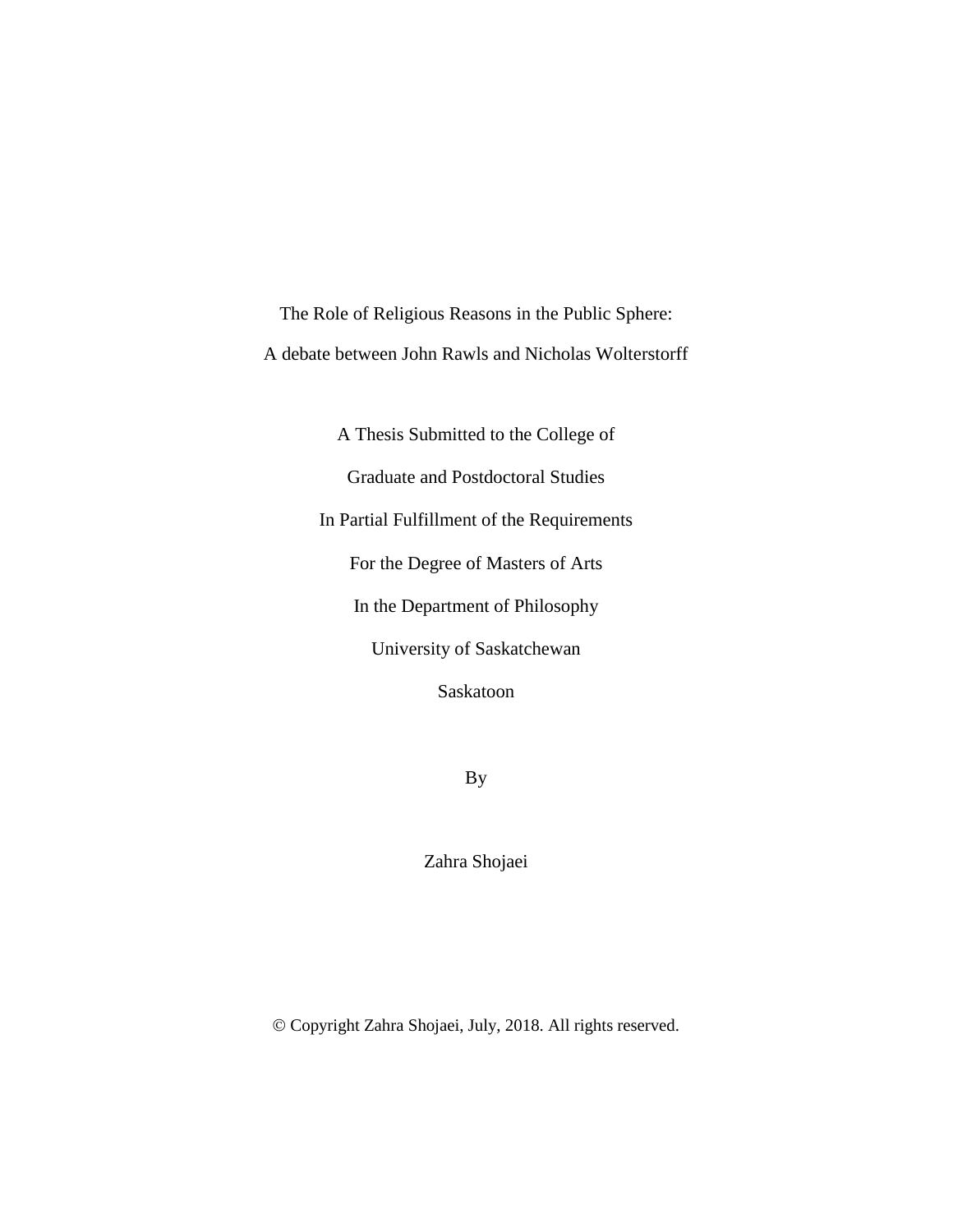# The Role of Religious Reasons in the Public Sphere:

## A debate between John Rawls and Nicholas Wolterstorff

A Thesis Submitted to the College of

Graduate and Postdoctoral Studies

In Partial Fulfillment of the Requirements

For the Degree of Masters of Arts

In the Department of Philosophy

University of Saskatchewan

Saskatoon

By

Zahra Shojaei

© Copyright Zahra Shojaei, July, 2018. All rights reserved.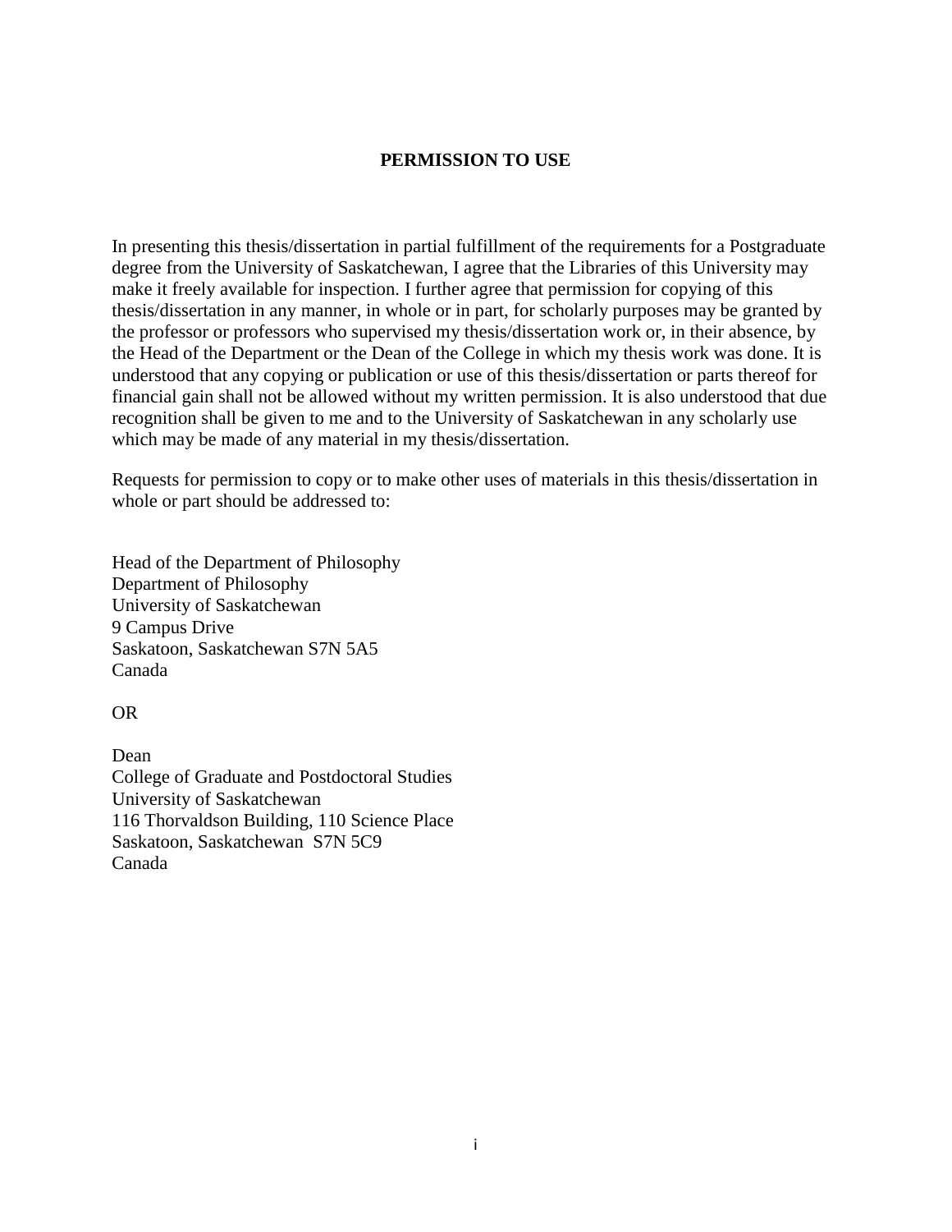# PERMISSION TO USE

In presenting this thesis/dissertation in partial fulfillment of the requirements for a Postgraduate degree from the University of Saskatchewan, I agree that the Libraries of this University may make it freely available for inspection. I further agree that permission for copying of this thesis/dissertation in any manner, in whole or in part, for scholarly purposes may be granted by the professor or professors who supervised my thesis/dissertation work or, in their absence, by the Head of the Department or the Dean of the College in which my thesis work was done. It is understood that any copying or publication or use of this thesis/dissertation or parts thereof for financial gain shall not be allowed without my written permission. It is also understood that due recognition shall be given to me and to the University of Saskatchewan in any scholarly use which may be made of any material in my thesis/dissertation.

Requests for permission to copy or to make other uses of materials in this thesis/dissertation in whole or part should be addressed to:

Head of the Department of Philosophy
Department of Philosophy
University of Saskatchewan
9 Campus Drive
Saskatoon, Saskatchewan S7N 5A5
Canada

OR

Dean
College of Graduate and Postdoctoral Studies
University of Saskatchewan
116 Thorvaldson Building, 110 Science Place
Saskatoon, Saskatchewan S7N 5C9
Canada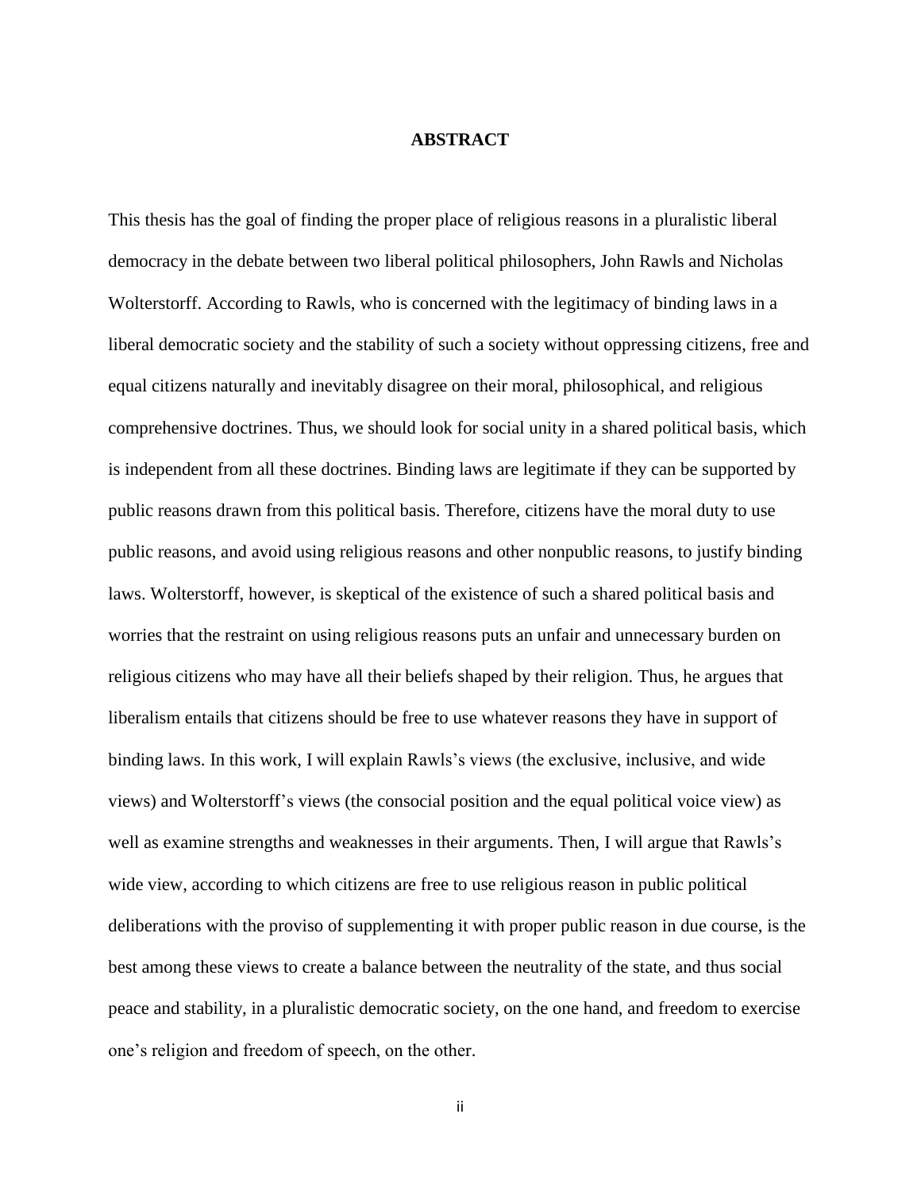# ABSTRACT

This thesis has the goal of finding the proper place of religious reasons in a pluralistic liberal democracy in the debate between two liberal political philosophers, John Rawls and Nicholas Wolterstorff. According to Rawls, who is concerned with the legitimacy of binding laws in a liberal democratic society and the stability of such a society without oppressing citizens, free and equal citizens naturally and inevitably disagree on their moral, philosophical, and religious comprehensive doctrines. Thus, we should look for social unity in a shared political basis, which is independent from all these doctrines. Binding laws are legitimate if they can be supported by public reasons drawn from this political basis. Therefore, citizens have the moral duty to use public reasons, and avoid using religious reasons and other nonpublic reasons, to justify binding laws. Wolterstorff, however, is skeptical of the existence of such a shared political basis and worries that the restraint on using religious reasons puts an unfair and unnecessary burden on religious citizens who may have all their beliefs shaped by their religion. Thus, he argues that liberalism entails that citizens should be free to use whatever reasons they have in support of binding laws. In this work, I will explain Rawls's views (the exclusive, inclusive, and wide views) and Wolterstorff's views (the consocial position and the equal political voice view) as well as examine strengths and weaknesses in their arguments. Then, I will argue that Rawls's wide view, according to which citizens are free to use religious reason in public political deliberations with the proviso of supplementing it with proper public reason in due course, is the best among these views to create a balance between the neutrality of the state, and thus social peace and stability, in a pluralistic democratic society, on the one hand, and freedom to exercise one's religion and freedom of speech, on the other.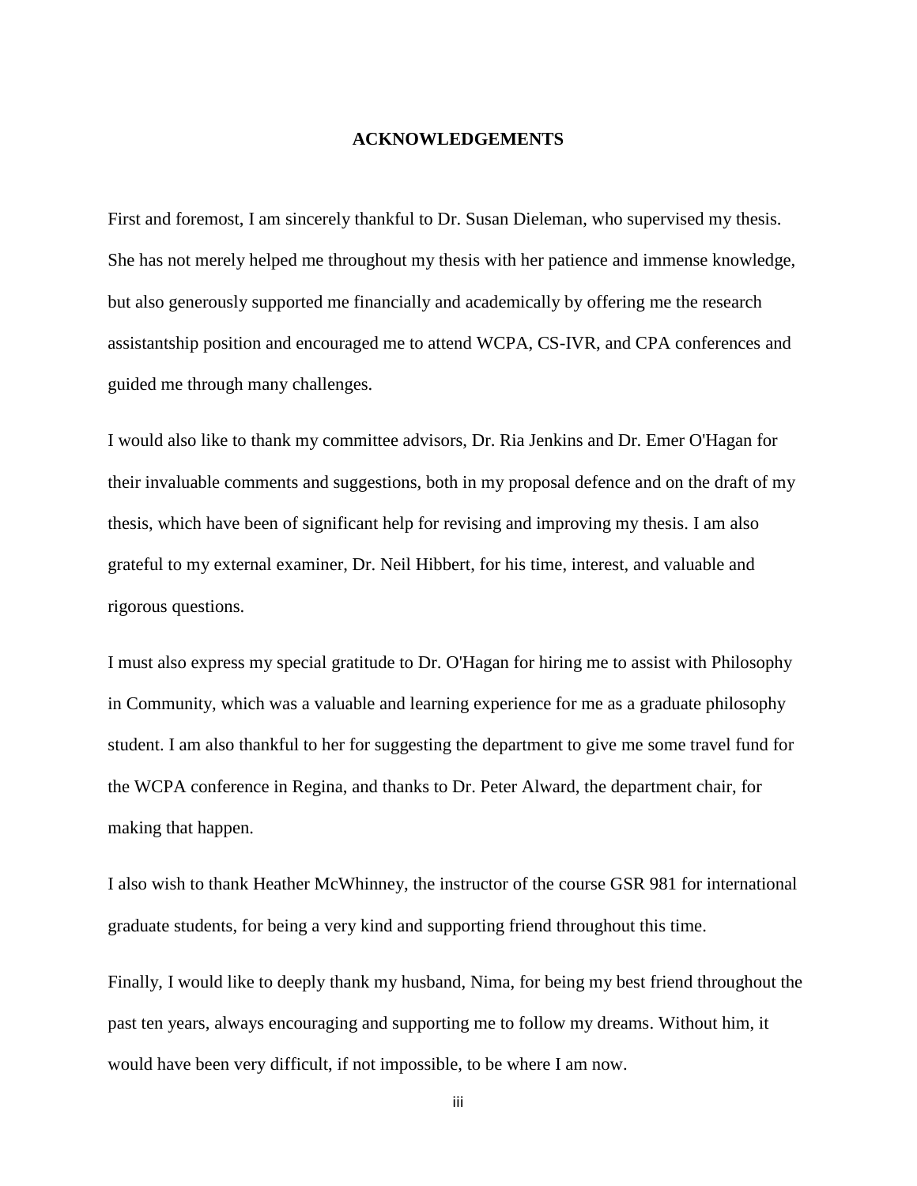## ACKNOWLEDGEMENTS

First and foremost, I am sincerely thankful to Dr. Susan Dieleman, who supervised my thesis. She has not merely helped me throughout my thesis with her patience and immense knowledge, but also generously supported me financially and academically by offering me the research assistantship position and encouraged me to attend WCPA, CS-IVR, and CPA conferences and guided me through many challenges.

I would also like to thank my committee advisors, Dr. Ria Jenkins and Dr. Emer O'Hagan for their invaluable comments and suggestions, both in my proposal defence and on the draft of my thesis, which have been of significant help for revising and improving my thesis. I am also grateful to my external examiner, Dr. Neil Hibbert, for his time, interest, and valuable and rigorous questions.

I must also express my special gratitude to Dr. O'Hagan for hiring me to assist with Philosophy in Community, which was a valuable and learning experience for me as a graduate philosophy student. I am also thankful to her for suggesting the department to give me some travel fund for the WCPA conference in Regina, and thanks to Dr. Peter Alward, the department chair, for making that happen.

I also wish to thank Heather McWhinney, the instructor of the course GSR 981 for international graduate students, for being a very kind and supporting friend throughout this time.

Finally, I would like to deeply thank my husband, Nima, for being my best friend throughout the past ten years, always encouraging and supporting me to follow my dreams. Without him, it would have been very difficult, if not impossible, to be where I am now.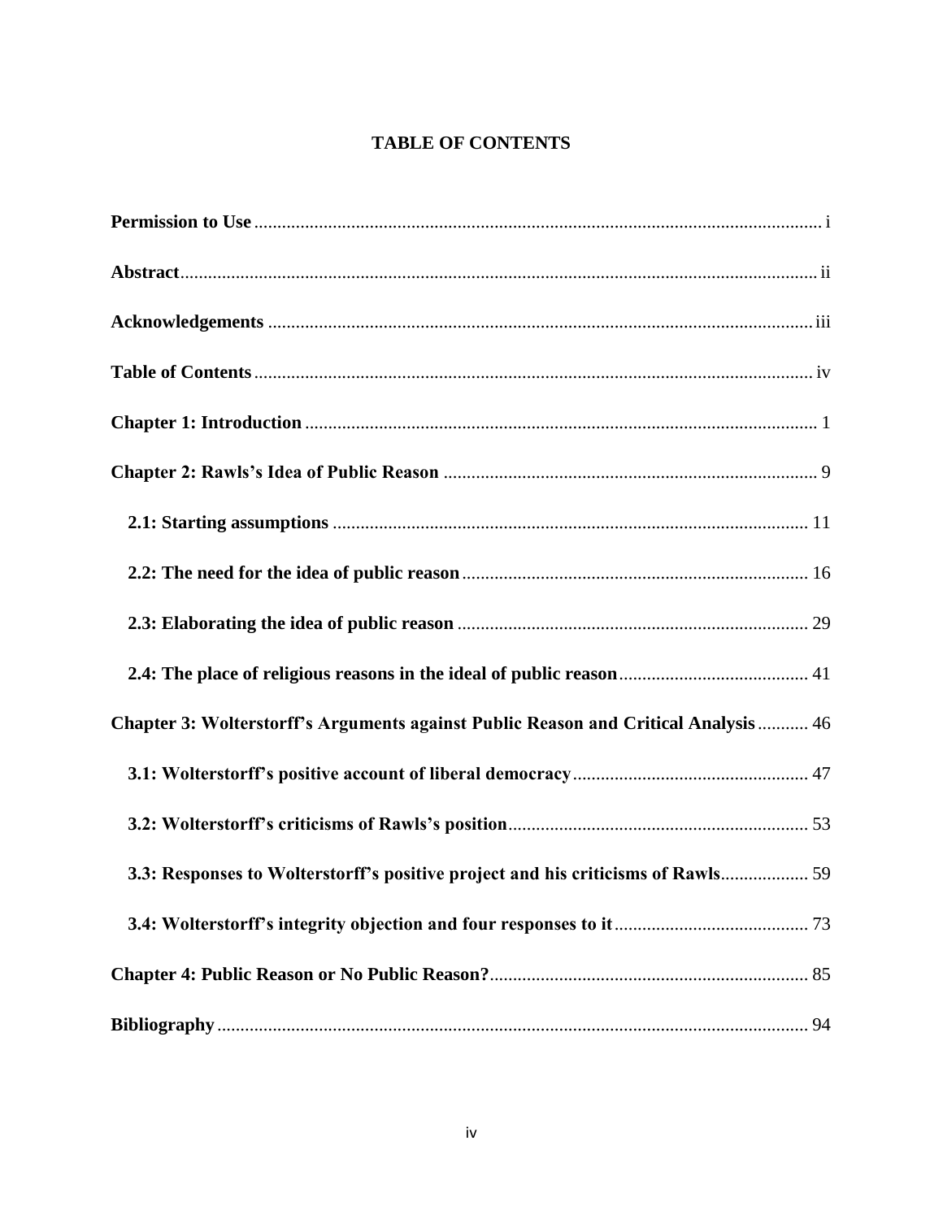# TABLE OF CONTENTS

**Permission to Use** .................................................................................................................... i

**Abstract** ..................................................................................................................................... ii

**Acknowledgements** .................................................................................................................. iii

**Table of Contents** ..................................................................................................................... iv

**Chapter 1: Introduction** ............................................................................................................. 1

**Chapter 2: Rawls's Idea of Public Reason** ................................................................................ 9

**2.1: Starting assumptions** ...................................................................................................... 11

**2.2: The need for the idea of public reason** .......................................................................... 16

**2.3: Elaborating the idea of public reason** ........................................................................... 29

**2.4: The place of religious reasons in the ideal of public reason** ........................................ 41

**Chapter 3: Wolterstorff's Arguments against Public Reason and Critical Analysis** ........... 46

**3.1: Wolterstorff's positive account of liberal democracy** .................................................. 47

**3.2: Wolterstorff's criticisms of Rawls's position** ................................................................ 53

**3.3: Responses to Wolterstorff's positive project and his criticisms of Rawls** .................. 59

**3.4: Wolterstorff's integrity objection and four responses to it** .......................................... 73

**Chapter 4: Public Reason or No Public Reason?** ..................................................................... 85

**Bibliography** ............................................................................................................................. 94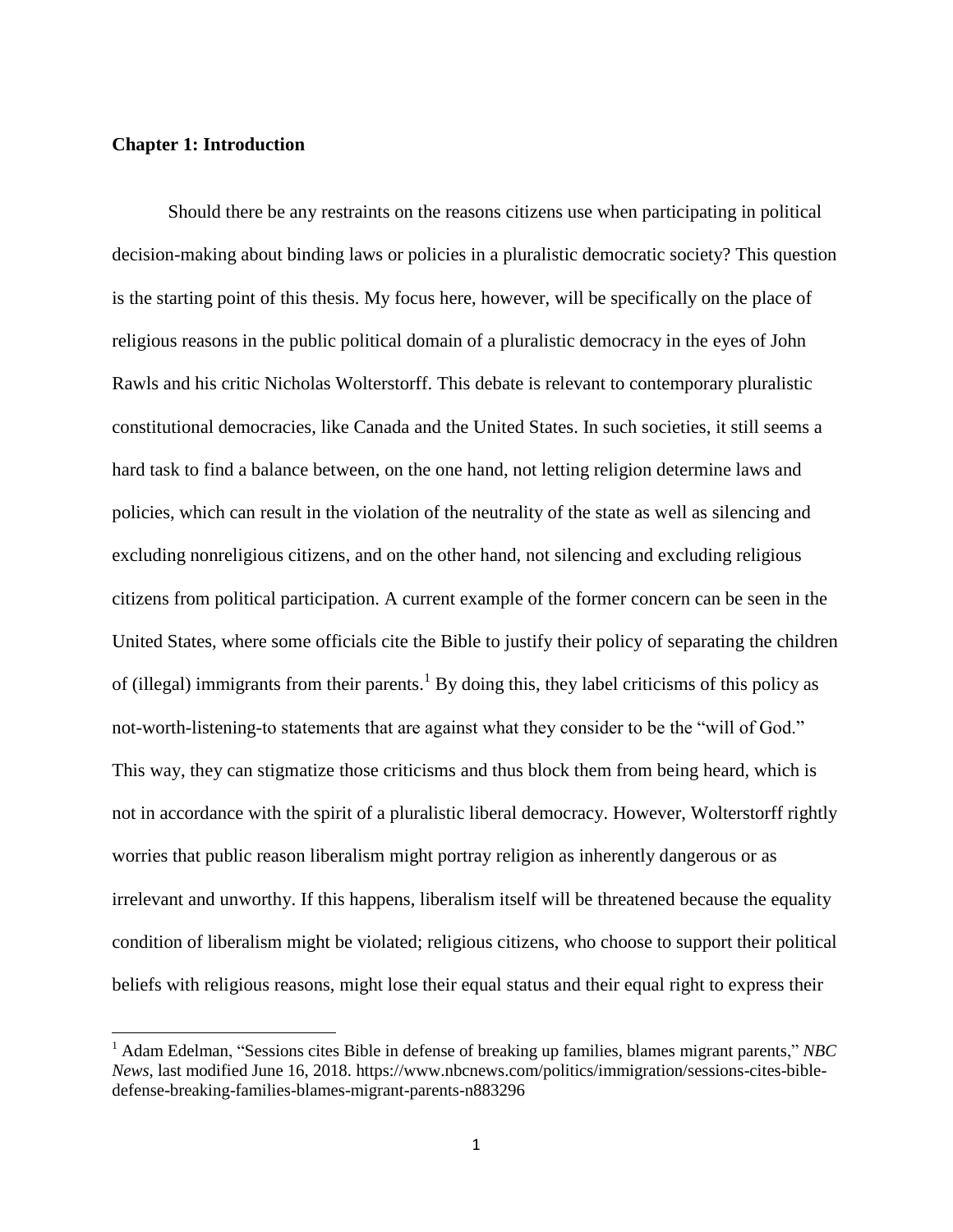**Chapter 1: Introduction**

Should there be any restraints on the reasons citizens use when participating in political decision-making about binding laws or policies in a pluralistic democratic society? This question is the starting point of this thesis. My focus here, however, will be specifically on the place of religious reasons in the public political domain of a pluralistic democracy in the eyes of John Rawls and his critic Nicholas Wolterstorff. This debate is relevant to contemporary pluralistic constitutional democracies, like Canada and the United States. In such societies, it still seems a hard task to find a balance between, on the one hand, not letting religion determine laws and policies, which can result in the violation of the neutrality of the state as well as silencing and excluding nonreligious citizens, and on the other hand, not silencing and excluding religious citizens from political participation. A current example of the former concern can be seen in the United States, where some officials cite the Bible to justify their policy of separating the children of (illegal) immigrants from their parents.[1] By doing this, they label criticisms of this policy as not-worth-listening-to statements that are against what they consider to be the "will of God." This way, they can stigmatize those criticisms and thus block them from being heard, which is not in accordance with the spirit of a pluralistic liberal democracy. However, Wolterstorff rightly worries that public reason liberalism might portray religion as inherently dangerous or as irrelevant and unworthy. If this happens, liberalism itself will be threatened because the equality condition of liberalism might be violated; religious citizens, who choose to support their political beliefs with religious reasons, might lose their equal status and their equal right to express their

[1] Adam Edelman, "Sessions cites Bible in defense of breaking up families, blames migrant parents," *NBC News*, last modified June 16, 2018. https://www.nbcnews.com/politics/immigration/sessions-cites-bible-defense-breaking-families-blames-migrant-parents-n883296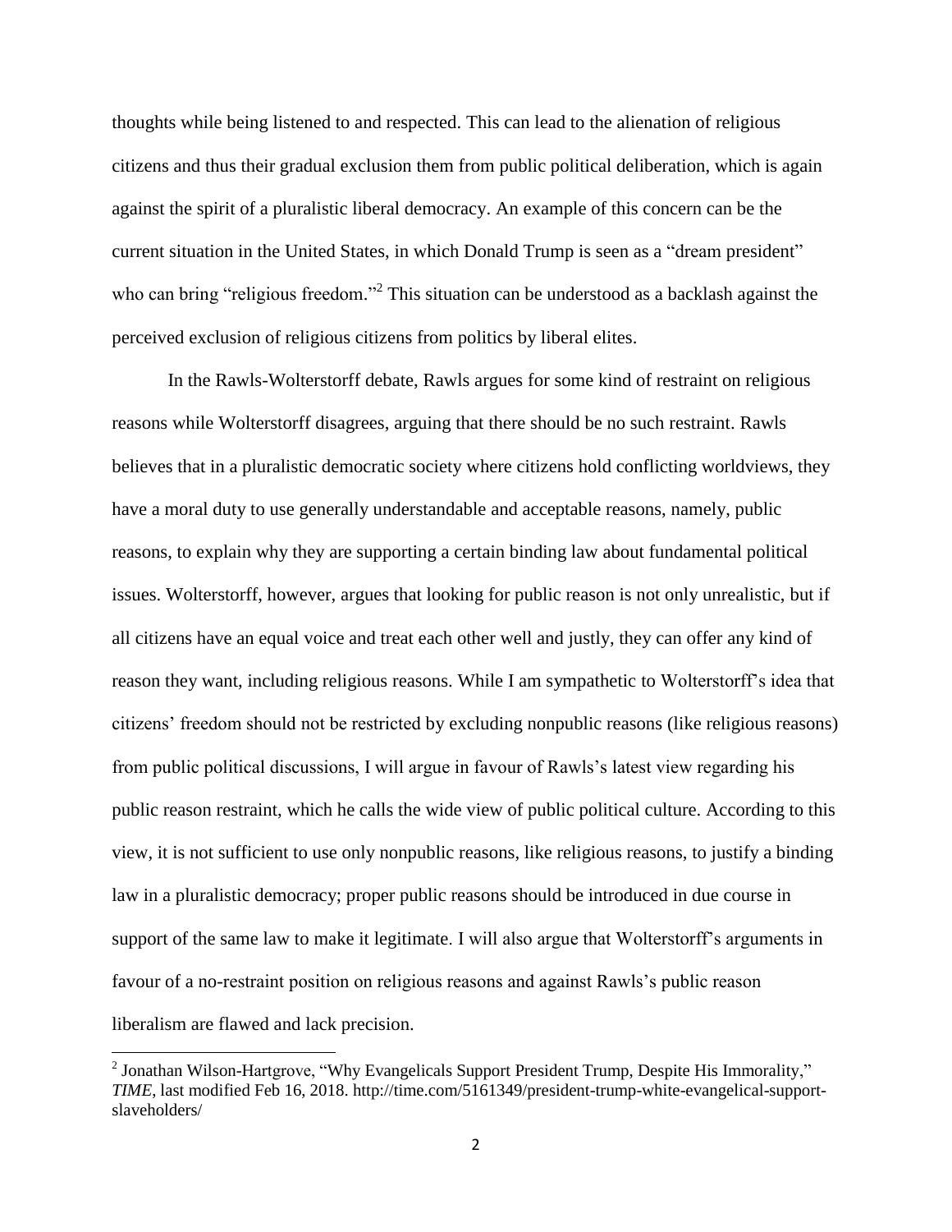thoughts while being listened to and respected. This can lead to the alienation of religious citizens and thus their gradual exclusion them from public political deliberation, which is again against the spirit of a pluralistic liberal democracy. An example of this concern can be the current situation in the United States, in which Donald Trump is seen as a "dream president" who can bring "religious freedom."[2] This situation can be understood as a backlash against the perceived exclusion of religious citizens from politics by liberal elites.

In the Rawls-Wolterstorff debate, Rawls argues for some kind of restraint on religious reasons while Wolterstorff disagrees, arguing that there should be no such restraint. Rawls believes that in a pluralistic democratic society where citizens hold conflicting worldviews, they have a moral duty to use generally understandable and acceptable reasons, namely, public reasons, to explain why they are supporting a certain binding law about fundamental political issues. Wolterstorff, however, argues that looking for public reason is not only unrealistic, but if all citizens have an equal voice and treat each other well and justly, they can offer any kind of reason they want, including religious reasons. While I am sympathetic to Wolterstorff's idea that citizens' freedom should not be restricted by excluding nonpublic reasons (like religious reasons) from public political discussions, I will argue in favour of Rawls's latest view regarding his public reason restraint, which he calls the wide view of public political culture. According to this view, it is not sufficient to use only nonpublic reasons, like religious reasons, to justify a binding law in a pluralistic democracy; proper public reasons should be introduced in due course in support of the same law to make it legitimate. I will also argue that Wolterstorff's arguments in favour of a no-restraint position on religious reasons and against Rawls's public reason liberalism are flawed and lack precision.

---

[2] Jonathan Wilson-Hartgrove, "Why Evangelicals Support President Trump, Despite His Immorality," *TIME*, last modified Feb 16, 2018. http://time.com/5161349/president-trump-white-evangelical-support-slaveholders/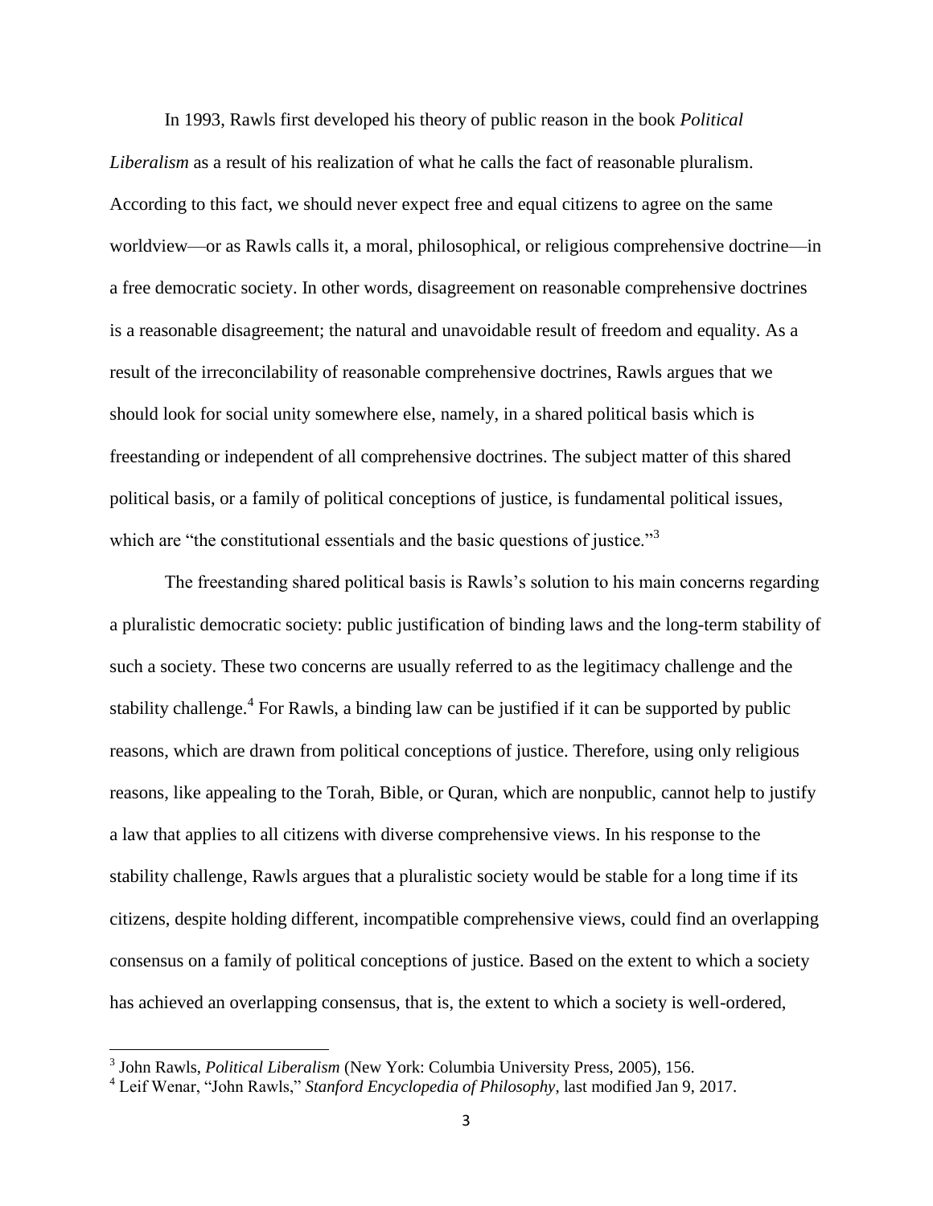In 1993, Rawls first developed his theory of public reason in the book *Political Liberalism* as a result of his realization of what he calls the fact of reasonable pluralism. According to this fact, we should never expect free and equal citizens to agree on the same worldview—or as Rawls calls it, a moral, philosophical, or religious comprehensive doctrine—in a free democratic society. In other words, disagreement on reasonable comprehensive doctrines is a reasonable disagreement; the natural and unavoidable result of freedom and equality. As a result of the irreconcilability of reasonable comprehensive doctrines, Rawls argues that we should look for social unity somewhere else, namely, in a shared political basis which is freestanding or independent of all comprehensive doctrines. The subject matter of this shared political basis, or a family of political conceptions of justice, is fundamental political issues, which are "the constitutional essentials and the basic questions of justice."[3]

The freestanding shared political basis is Rawls's solution to his main concerns regarding a pluralistic democratic society: public justification of binding laws and the long-term stability of such a society. These two concerns are usually referred to as the legitimacy challenge and the stability challenge.[4] For Rawls, a binding law can be justified if it can be supported by public reasons, which are drawn from political conceptions of justice. Therefore, using only religious reasons, like appealing to the Torah, Bible, or Quran, which are nonpublic, cannot help to justify a law that applies to all citizens with diverse comprehensive views. In his response to the stability challenge, Rawls argues that a pluralistic society would be stable for a long time if its citizens, despite holding different, incompatible comprehensive views, could find an overlapping consensus on a family of political conceptions of justice. Based on the extent to which a society has achieved an overlapping consensus, that is, the extent to which a society is well-ordered,

---

[3] John Rawls, *Political Liberalism* (New York: Columbia University Press, 2005), 156.

[4] Leif Wenar, "John Rawls," *Stanford Encyclopedia of Philosophy*, last modified Jan 9, 2017.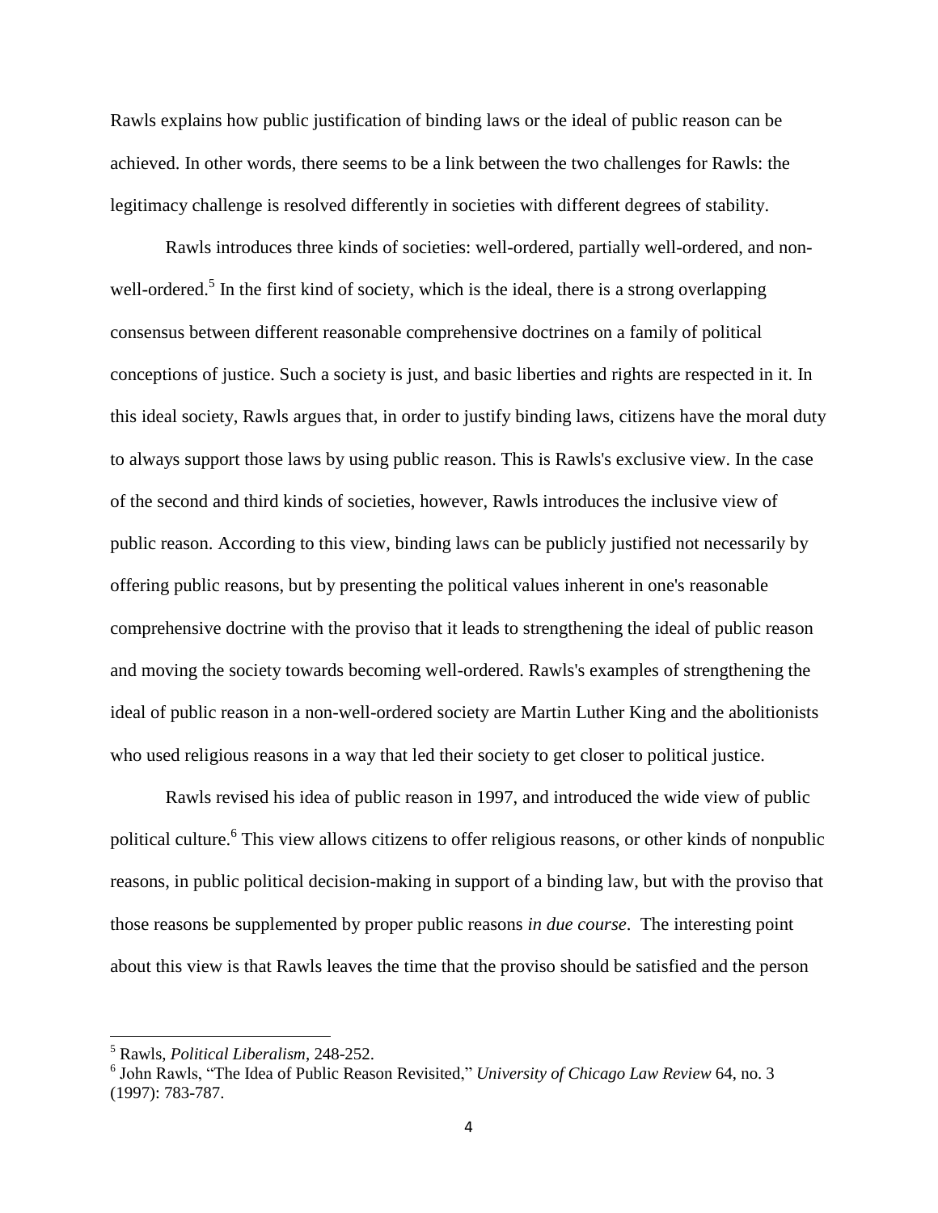Rawls explains how public justification of binding laws or the ideal of public reason can be achieved. In other words, there seems to be a link between the two challenges for Rawls: the legitimacy challenge is resolved differently in societies with different degrees of stability.

Rawls introduces three kinds of societies: well-ordered, partially well-ordered, and non-well-ordered.[5] In the first kind of society, which is the ideal, there is a strong overlapping consensus between different reasonable comprehensive doctrines on a family of political conceptions of justice. Such a society is just, and basic liberties and rights are respected in it. In this ideal society, Rawls argues that, in order to justify binding laws, citizens have the moral duty to always support those laws by using public reason. This is Rawls's exclusive view. In the case of the second and third kinds of societies, however, Rawls introduces the inclusive view of public reason. According to this view, binding laws can be publicly justified not necessarily by offering public reasons, but by presenting the political values inherent in one's reasonable comprehensive doctrine with the proviso that it leads to strengthening the ideal of public reason and moving the society towards becoming well-ordered. Rawls's examples of strengthening the ideal of public reason in a non-well-ordered society are Martin Luther King and the abolitionists who used religious reasons in a way that led their society to get closer to political justice.

Rawls revised his idea of public reason in 1997, and introduced the wide view of public political culture.[6] This view allows citizens to offer religious reasons, or other kinds of nonpublic reasons, in public political decision-making in support of a binding law, but with the proviso that those reasons be supplemented by proper public reasons *in due course*. The interesting point about this view is that Rawls leaves the time that the proviso should be satisfied and the person

---

[5] Rawls, *Political Liberalism*, 248-252.

[6] John Rawls, "The Idea of Public Reason Revisited," *University of Chicago Law Review* 64, no. 3 (1997): 783-787.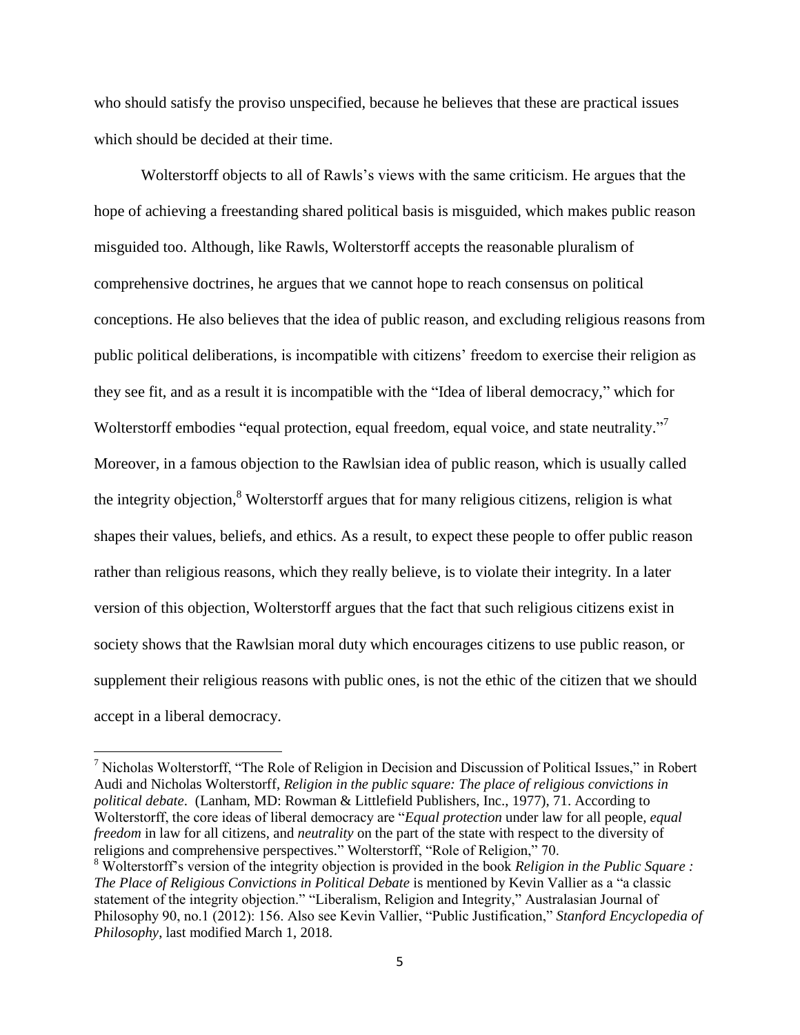who should satisfy the proviso unspecified, because he believes that these are practical issues which should be decided at their time.

Wolterstorff objects to all of Rawls's views with the same criticism. He argues that the hope of achieving a freestanding shared political basis is misguided, which makes public reason misguided too. Although, like Rawls, Wolterstorff accepts the reasonable pluralism of comprehensive doctrines, he argues that we cannot hope to reach consensus on political conceptions. He also believes that the idea of public reason, and excluding religious reasons from public political deliberations, is incompatible with citizens' freedom to exercise their religion as they see fit, and as a result it is incompatible with the "Idea of liberal democracy," which for Wolterstorff embodies "equal protection, equal freedom, equal voice, and state neutrality."[7] Moreover, in a famous objection to the Rawlsian idea of public reason, which is usually called the integrity objection,[8] Wolterstorff argues that for many religious citizens, religion is what shapes their values, beliefs, and ethics. As a result, to expect these people to offer public reason rather than religious reasons, which they really believe, is to violate their integrity. In a later version of this objection, Wolterstorff argues that the fact that such religious citizens exist in society shows that the Rawlsian moral duty which encourages citizens to use public reason, or supplement their religious reasons with public ones, is not the ethic of the citizen that we should accept in a liberal democracy.

---

[7] Nicholas Wolterstorff, "The Role of Religion in Decision and Discussion of Political Issues," in Robert Audi and Nicholas Wolterstorff, *Religion in the public square: The place of religious convictions in political debate*. (Lanham, MD: Rowman & Littlefield Publishers, Inc., 1977), 71. According to Wolterstorff, the core ideas of liberal democracy are "*Equal protection* under law for all people, *equal freedom* in law for all citizens, and *neutrality* on the part of the state with respect to the diversity of religions and comprehensive perspectives." Wolterstorff, "Role of Religion," 70.

[8] Wolterstorff's version of the integrity objection is provided in the book *Religion in the Public Square : The Place of Religious Convictions in Political Debate* is mentioned by Kevin Vallier as a "classic statement of the integrity objection." "Liberalism, Religion and Integrity," Australasian Journal of Philosophy 90, no.1 (2012): 156. Also see Kevin Vallier, "Public Justification," *Stanford Encyclopedia of Philosophy*, last modified March 1, 2018.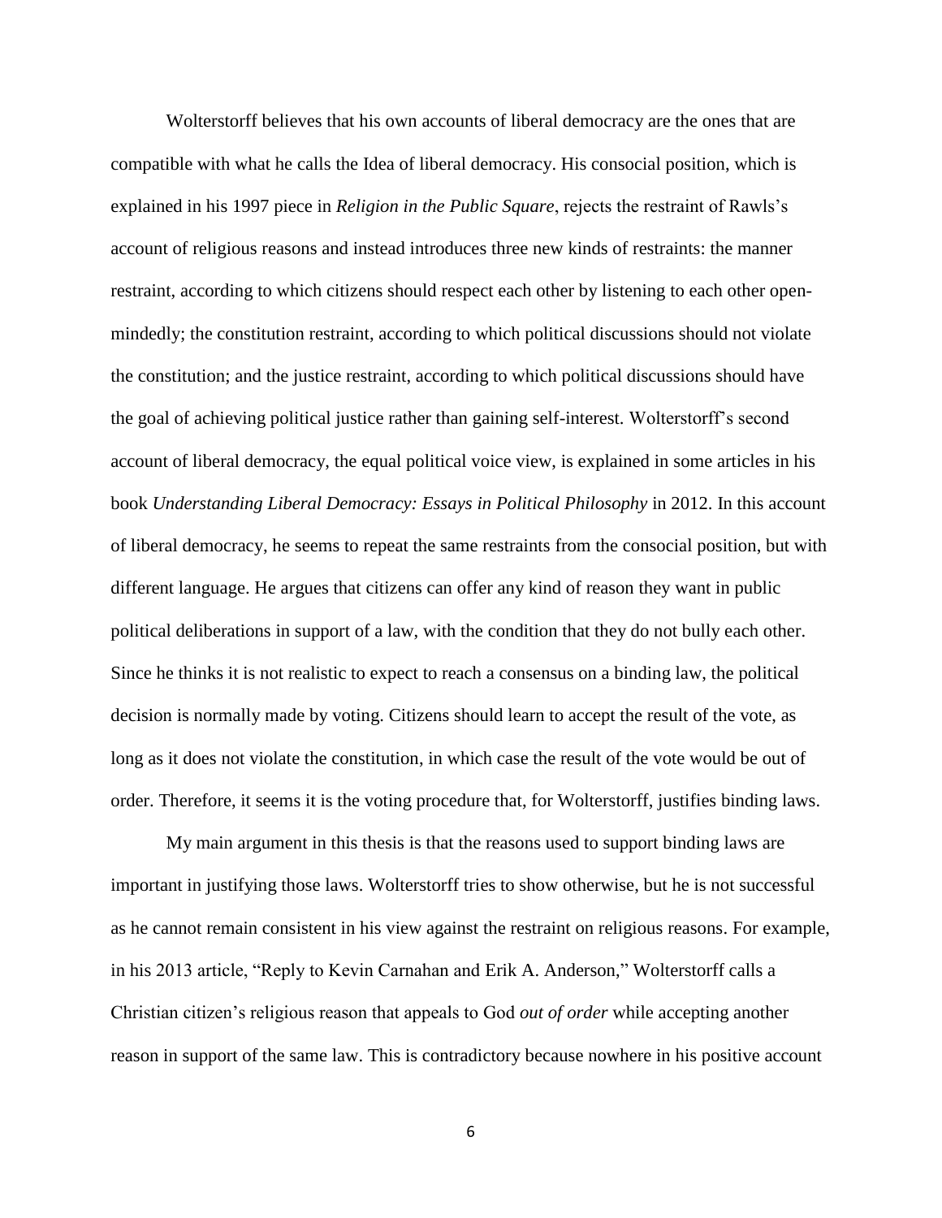Wolterstorff believes that his own accounts of liberal democracy are the ones that are compatible with what he calls the Idea of liberal democracy. His consocial position, which is explained in his 1997 piece in *Religion in the Public Square*, rejects the restraint of Rawls's account of religious reasons and instead introduces three new kinds of restraints: the manner restraint, according to which citizens should respect each other by listening to each other open-mindedly; the constitution restraint, according to which political discussions should not violate the constitution; and the justice restraint, according to which political discussions should have the goal of achieving political justice rather than gaining self-interest. Wolterstorff's second account of liberal democracy, the equal political voice view, is explained in some articles in his book *Understanding Liberal Democracy: Essays in Political Philosophy* in 2012. In this account of liberal democracy, he seems to repeat the same restraints from the consocial position, but with different language. He argues that citizens can offer any kind of reason they want in public political deliberations in support of a law, with the condition that they do not bully each other. Since he thinks it is not realistic to expect to reach a consensus on a binding law, the political decision is normally made by voting. Citizens should learn to accept the result of the vote, as long as it does not violate the constitution, in which case the result of the vote would be out of order. Therefore, it seems it is the voting procedure that, for Wolterstorff, justifies binding laws.

My main argument in this thesis is that the reasons used to support binding laws are important in justifying those laws. Wolterstorff tries to show otherwise, but he is not successful as he cannot remain consistent in his view against the restraint on religious reasons. For example, in his 2013 article, "Reply to Kevin Carnahan and Erik A. Anderson," Wolterstorff calls a Christian citizen's religious reason that appeals to God *out of order* while accepting another reason in support of the same law. This is contradictory because nowhere in his positive account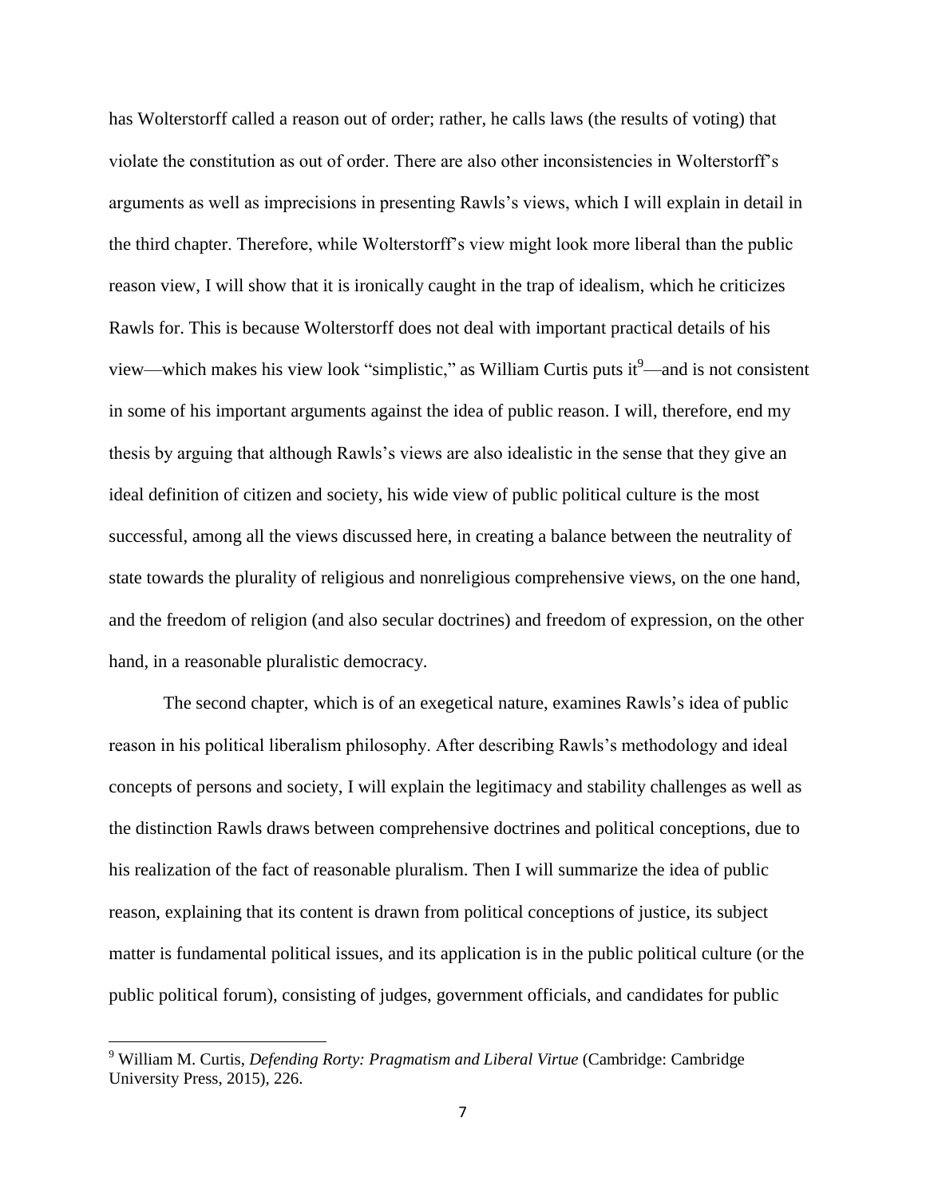has Wolterstorff called a reason out of order; rather, he calls laws (the results of voting) that violate the constitution as out of order. There are also other inconsistencies in Wolterstorff's arguments as well as imprecisions in presenting Rawls's views, which I will explain in detail in the third chapter. Therefore, while Wolterstorff's view might look more liberal than the public reason view, I will show that it is ironically caught in the trap of idealism, which he criticizes Rawls for. This is because Wolterstorff does not deal with important practical details of his view—which makes his view look "simplistic," as William Curtis puts it[9]—and is not consistent in some of his important arguments against the idea of public reason. I will, therefore, end my thesis by arguing that although Rawls's views are also idealistic in the sense that they give an ideal definition of citizen and society, his wide view of public political culture is the most successful, among all the views discussed here, in creating a balance between the neutrality of state towards the plurality of religious and nonreligious comprehensive views, on the one hand, and the freedom of religion (and also secular doctrines) and freedom of expression, on the other hand, in a reasonable pluralistic democracy.

The second chapter, which is of an exegetical nature, examines Rawls's idea of public reason in his political liberalism philosophy. After describing Rawls's methodology and ideal concepts of persons and society, I will explain the legitimacy and stability challenges as well as the distinction Rawls draws between comprehensive doctrines and political conceptions, due to his realization of the fact of reasonable pluralism. Then I will summarize the idea of public reason, explaining that its content is drawn from political conceptions of justice, its subject matter is fundamental political issues, and its application is in the public political culture (or the public political forum), consisting of judges, government officials, and candidates for public

[9] William M. Curtis, *Defending Rorty: Pragmatism and Liberal Virtue* (Cambridge: Cambridge University Press, 2015), 226.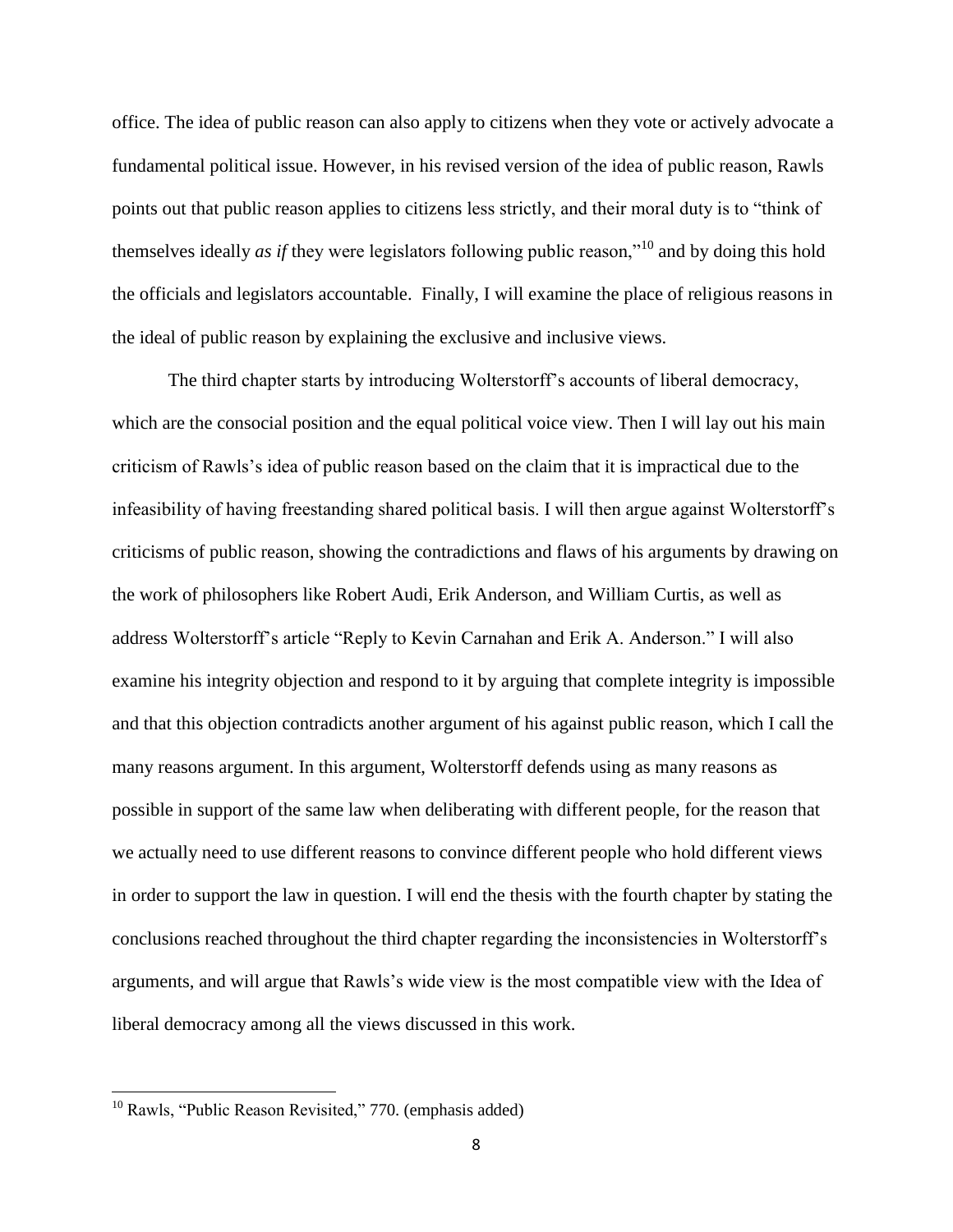office. The idea of public reason can also apply to citizens when they vote or actively advocate a fundamental political issue. However, in his revised version of the idea of public reason, Rawls points out that public reason applies to citizens less strictly, and their moral duty is to "think of themselves ideally *as if* they were legislators following public reason,"[10] and by doing this hold the officials and legislators accountable. Finally, I will examine the place of religious reasons in the ideal of public reason by explaining the exclusive and inclusive views.

The third chapter starts by introducing Wolterstorff's accounts of liberal democracy, which are the consocial position and the equal political voice view. Then I will lay out his main criticism of Rawls's idea of public reason based on the claim that it is impractical due to the infeasibility of having freestanding shared political basis. I will then argue against Wolterstorff's criticisms of public reason, showing the contradictions and flaws of his arguments by drawing on the work of philosophers like Robert Audi, Erik Anderson, and William Curtis, as well as address Wolterstorff's article "Reply to Kevin Carnahan and Erik A. Anderson." I will also examine his integrity objection and respond to it by arguing that complete integrity is impossible and that this objection contradicts another argument of his against public reason, which I call the many reasons argument. In this argument, Wolterstorff defends using as many reasons as possible in support of the same law when deliberating with different people, for the reason that we actually need to use different reasons to convince different people who hold different views in order to support the law in question. I will end the thesis with the fourth chapter by stating the conclusions reached throughout the third chapter regarding the inconsistencies in Wolterstorff's arguments, and will argue that Rawls's wide view is the most compatible view with the Idea of liberal democracy among all the views discussed in this work.

[10] Rawls, "Public Reason Revisited," 770. (emphasis added)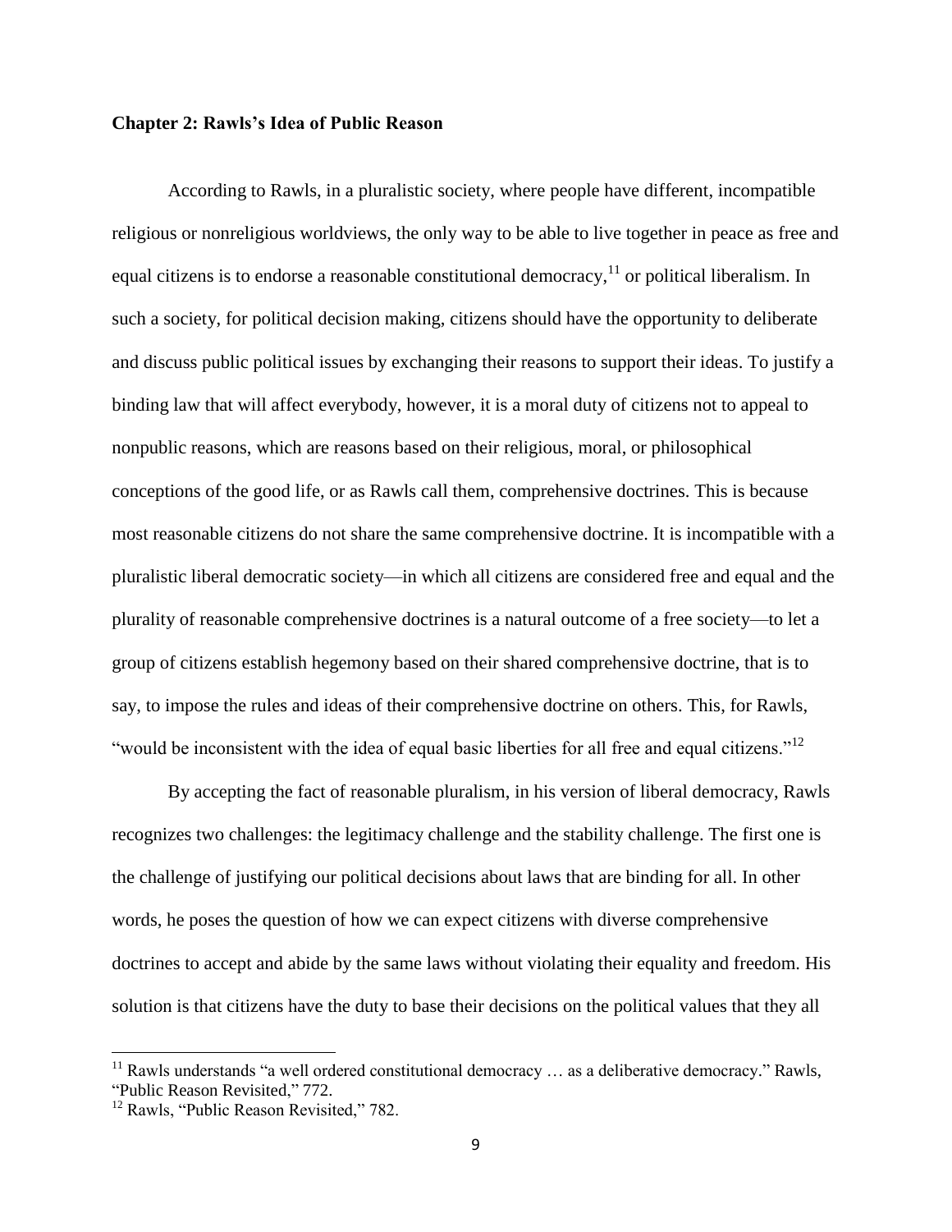## Chapter 2: Rawls's Idea of Public Reason

According to Rawls, in a pluralistic society, where people have different, incompatible religious or nonreligious worldviews, the only way to be able to live together in peace as free and equal citizens is to endorse a reasonable constitutional democracy,[11] or political liberalism. In such a society, for political decision making, citizens should have the opportunity to deliberate and discuss public political issues by exchanging their reasons to support their ideas. To justify a binding law that will affect everybody, however, it is a moral duty of citizens not to appeal to nonpublic reasons, which are reasons based on their religious, moral, or philosophical conceptions of the good life, or as Rawls call them, comprehensive doctrines. This is because most reasonable citizens do not share the same comprehensive doctrine. It is incompatible with a pluralistic liberal democratic society—in which all citizens are considered free and equal and the plurality of reasonable comprehensive doctrines is a natural outcome of a free society—to let a group of citizens establish hegemony based on their shared comprehensive doctrine, that is to say, to impose the rules and ideas of their comprehensive doctrine on others. This, for Rawls, "would be inconsistent with the idea of equal basic liberties for all free and equal citizens."[12]

By accepting the fact of reasonable pluralism, in his version of liberal democracy, Rawls recognizes two challenges: the legitimacy challenge and the stability challenge. The first one is the challenge of justifying our political decisions about laws that are binding for all. In other words, he poses the question of how we can expect citizens with diverse comprehensive doctrines to accept and abide by the same laws without violating their equality and freedom. His solution is that citizens have the duty to base their decisions on the political values that they all

[11] Rawls understands "a well ordered constitutional democracy … as a deliberative democracy." Rawls, "Public Reason Revisited," 772.

[12] Rawls, "Public Reason Revisited," 782.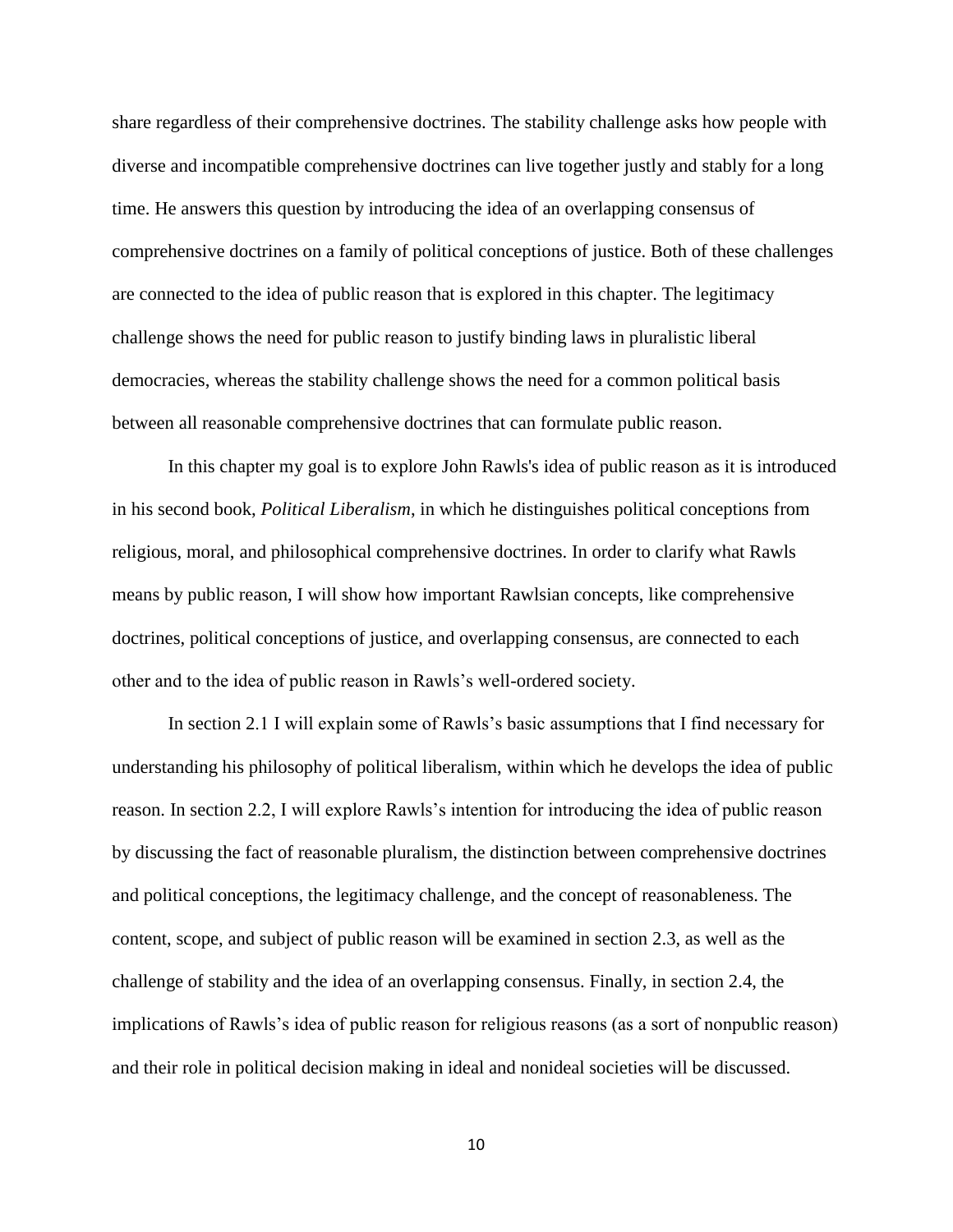share regardless of their comprehensive doctrines. The stability challenge asks how people with diverse and incompatible comprehensive doctrines can live together justly and stably for a long time. He answers this question by introducing the idea of an overlapping consensus of comprehensive doctrines on a family of political conceptions of justice. Both of these challenges are connected to the idea of public reason that is explored in this chapter. The legitimacy challenge shows the need for public reason to justify binding laws in pluralistic liberal democracies, whereas the stability challenge shows the need for a common political basis between all reasonable comprehensive doctrines that can formulate public reason.

In this chapter my goal is to explore John Rawls's idea of public reason as it is introduced in his second book, *Political Liberalism*, in which he distinguishes political conceptions from religious, moral, and philosophical comprehensive doctrines. In order to clarify what Rawls means by public reason, I will show how important Rawlsian concepts, like comprehensive doctrines, political conceptions of justice, and overlapping consensus, are connected to each other and to the idea of public reason in Rawls's well-ordered society.

In section 2.1 I will explain some of Rawls's basic assumptions that I find necessary for understanding his philosophy of political liberalism, within which he develops the idea of public reason. In section 2.2, I will explore Rawls's intention for introducing the idea of public reason by discussing the fact of reasonable pluralism, the distinction between comprehensive doctrines and political conceptions, the legitimacy challenge, and the concept of reasonableness. The content, scope, and subject of public reason will be examined in section 2.3, as well as the challenge of stability and the idea of an overlapping consensus. Finally, in section 2.4, the implications of Rawls's idea of public reason for religious reasons (as a sort of nonpublic reason) and their role in political decision making in ideal and nonideal societies will be discussed.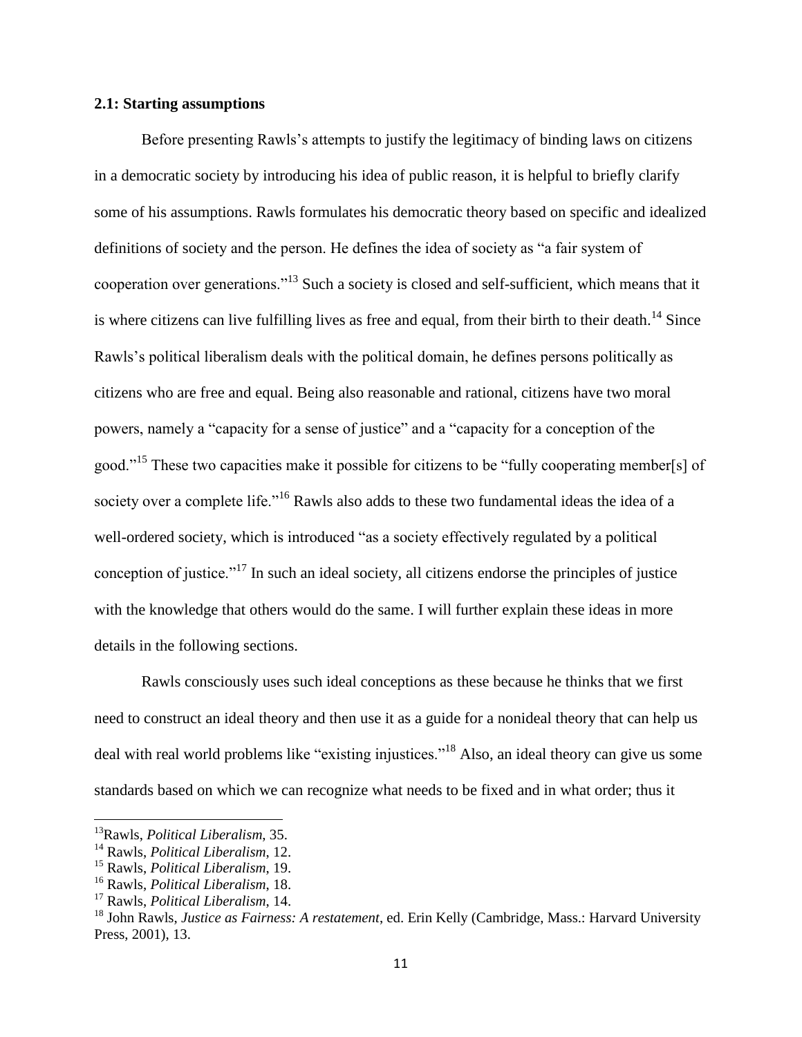### 2.1: Starting assumptions

Before presenting Rawls's attempts to justify the legitimacy of binding laws on citizens in a democratic society by introducing his idea of public reason, it is helpful to briefly clarify some of his assumptions. Rawls formulates his democratic theory based on specific and idealized definitions of society and the person. He defines the idea of society as "a fair system of cooperation over generations."[13] Such a society is closed and self-sufficient, which means that it is where citizens can live fulfilling lives as free and equal, from their birth to their death.[14] Since Rawls's political liberalism deals with the political domain, he defines persons politically as citizens who are free and equal. Being also reasonable and rational, citizens have two moral powers, namely a "capacity for a sense of justice" and a "capacity for a conception of the good."[15] These two capacities make it possible for citizens to be "fully cooperating member[s] of society over a complete life."[16] Rawls also adds to these two fundamental ideas the idea of a well-ordered society, which is introduced "as a society effectively regulated by a political conception of justice."[17] In such an ideal society, all citizens endorse the principles of justice with the knowledge that others would do the same. I will further explain these ideas in more details in the following sections.

Rawls consciously uses such ideal conceptions as these because he thinks that we first need to construct an ideal theory and then use it as a guide for a nonideal theory that can help us deal with real world problems like "existing injustices."[18] Also, an ideal theory can give us some standards based on which we can recognize what needs to be fixed and in what order; thus it

---

[13] Rawls, *Political Liberalism*, 35.

[14] Rawls, *Political Liberalism*, 12.

[15] Rawls, *Political Liberalism*, 19.

[16] Rawls, *Political Liberalism*, 18.

[17] Rawls, *Political Liberalism*, 14.

[18] John Rawls, *Justice as Fairness: A restatement*, ed. Erin Kelly (Cambridge, Mass.: Harvard University Press, 2001), 13.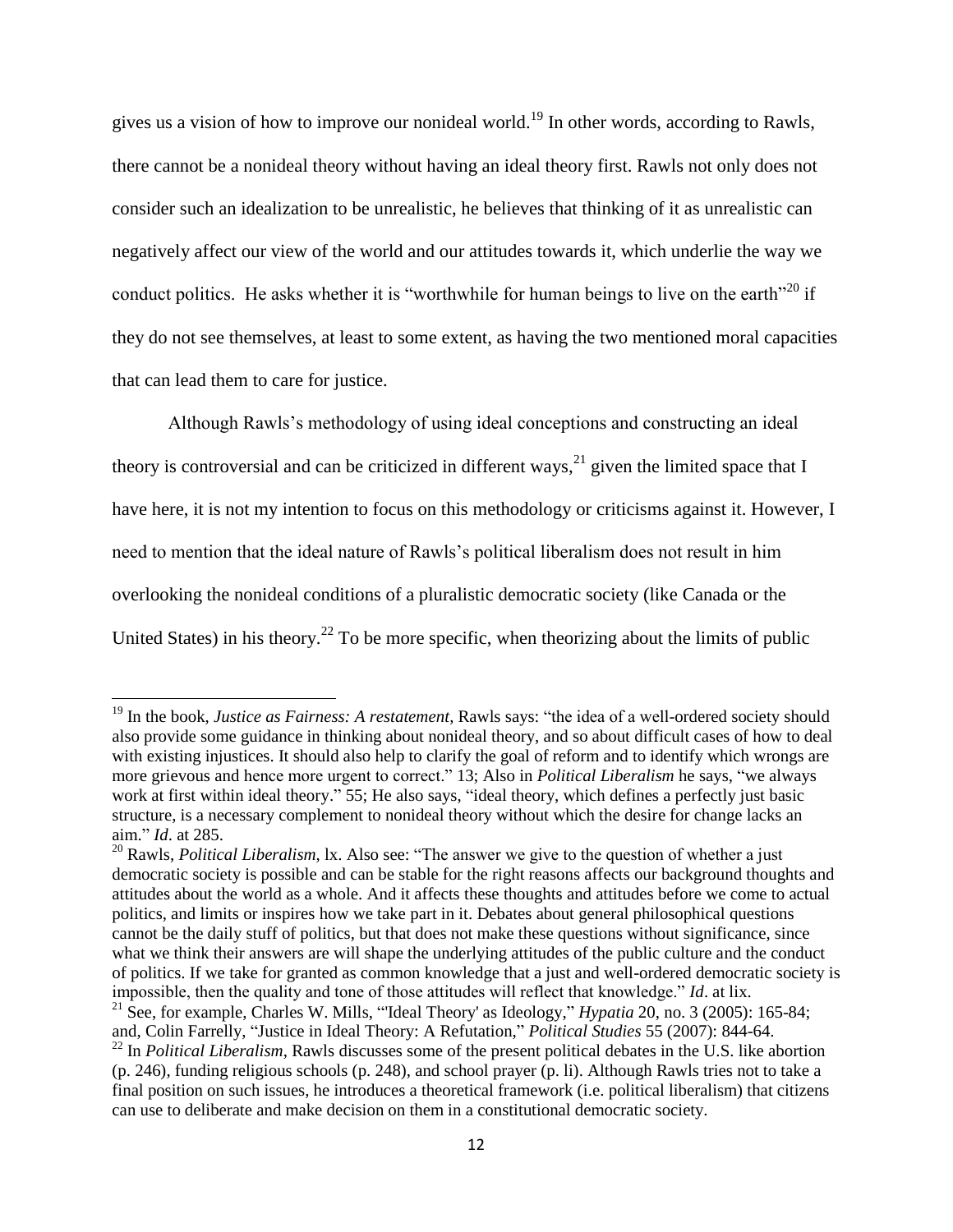gives us a vision of how to improve our nonideal world.[19] In other words, according to Rawls, there cannot be a nonideal theory without having an ideal theory first. Rawls not only does not consider such an idealization to be unrealistic, he believes that thinking of it as unrealistic can negatively affect our view of the world and our attitudes towards it, which underlie the way we conduct politics. He asks whether it is "worthwhile for human beings to live on the earth"[20] if they do not see themselves, at least to some extent, as having the two mentioned moral capacities that can lead them to care for justice.

Although Rawls's methodology of using ideal conceptions and constructing an ideal theory is controversial and can be criticized in different ways,[21] given the limited space that I have here, it is not my intention to focus on this methodology or criticisms against it. However, I need to mention that the ideal nature of Rawls's political liberalism does not result in him overlooking the nonideal conditions of a pluralistic democratic society (like Canada or the United States) in his theory.[22] To be more specific, when theorizing about the limits of public

---

[19] In the book, *Justice as Fairness: A restatement*, Rawls says: "the idea of a well-ordered society should also provide some guidance in thinking about nonideal theory, and so about difficult cases of how to deal with existing injustices. It should also help to clarify the goal of reform and to identify which wrongs are more grievous and hence more urgent to correct." 13; Also in *Political Liberalism* he says, "we always work at first within ideal theory." 55; He also says, "ideal theory, which defines a perfectly just basic structure, is a necessary complement to nonideal theory without which the desire for change lacks an aim." *Id*. at 285.

[20] Rawls, *Political Liberalism*, lx. Also see: "The answer we give to the question of whether a just democratic society is possible and can be stable for the right reasons affects our background thoughts and attitudes about the world as a whole. And it affects these thoughts and attitudes before we come to actual politics, and limits or inspires how we take part in it. Debates about general philosophical questions cannot be the daily stuff of politics, but that does not make these questions without significance, since what we think their answers are will shape the underlying attitudes of the public culture and the conduct of politics. If we take for granted as common knowledge that a just and well-ordered democratic society is impossible, then the quality and tone of those attitudes will reflect that knowledge." *Id*. at lix.

[21] See, for example, Charles W. Mills, "'Ideal Theory' as Ideology," *Hypatia* 20, no. 3 (2005): 165-84; and, Colin Farrelly, "Justice in Ideal Theory: A Refutation," *Political Studies* 55 (2007): 844-64.

[22] In *Political Liberalism*, Rawls discusses some of the present political debates in the U.S. like abortion (p. 246), funding religious schools (p. 248), and school prayer (p. li). Although Rawls tries not to take a final position on such issues, he introduces a theoretical framework (i.e. political liberalism) that citizens can use to deliberate and make decision on them in a constitutional democratic society.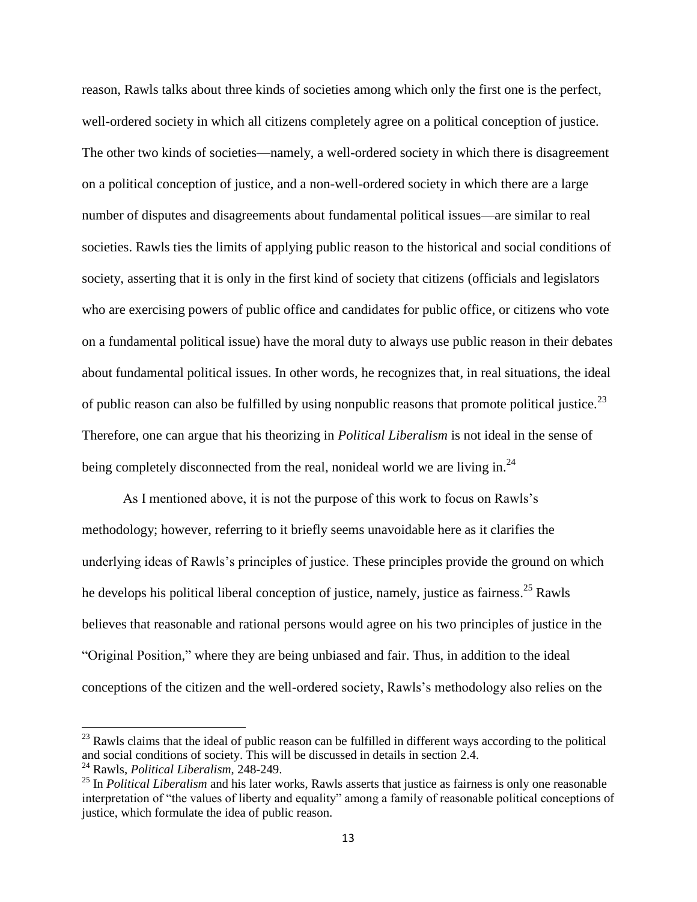reason, Rawls talks about three kinds of societies among which only the first one is the perfect, well-ordered society in which all citizens completely agree on a political conception of justice. The other two kinds of societies—namely, a well-ordered society in which there is disagreement on a political conception of justice, and a non-well-ordered society in which there are a large number of disputes and disagreements about fundamental political issues—are similar to real societies. Rawls ties the limits of applying public reason to the historical and social conditions of society, asserting that it is only in the first kind of society that citizens (officials and legislators who are exercising powers of public office and candidates for public office, or citizens who vote on a fundamental political issue) have the moral duty to always use public reason in their debates about fundamental political issues. In other words, he recognizes that, in real situations, the ideal of public reason can also be fulfilled by using nonpublic reasons that promote political justice.[23] Therefore, one can argue that his theorizing in *Political Liberalism* is not ideal in the sense of being completely disconnected from the real, nonideal world we are living in.[24]

As I mentioned above, it is not the purpose of this work to focus on Rawls's methodology; however, referring to it briefly seems unavoidable here as it clarifies the underlying ideas of Rawls's principles of justice. These principles provide the ground on which he develops his political liberal conception of justice, namely, justice as fairness.[25] Rawls believes that reasonable and rational persons would agree on his two principles of justice in the "Original Position," where they are being unbiased and fair. Thus, in addition to the ideal conceptions of the citizen and the well-ordered society, Rawls's methodology also relies on the

---

[23] Rawls claims that the ideal of public reason can be fulfilled in different ways according to the political and social conditions of society. This will be discussed in details in section 2.4.

[24] Rawls, *Political Liberalism*, 248-249.

[25] In *Political Liberalism* and his later works, Rawls asserts that justice as fairness is only one reasonable interpretation of "the values of liberty and equality" among a family of reasonable political conceptions of justice, which formulate the idea of public reason.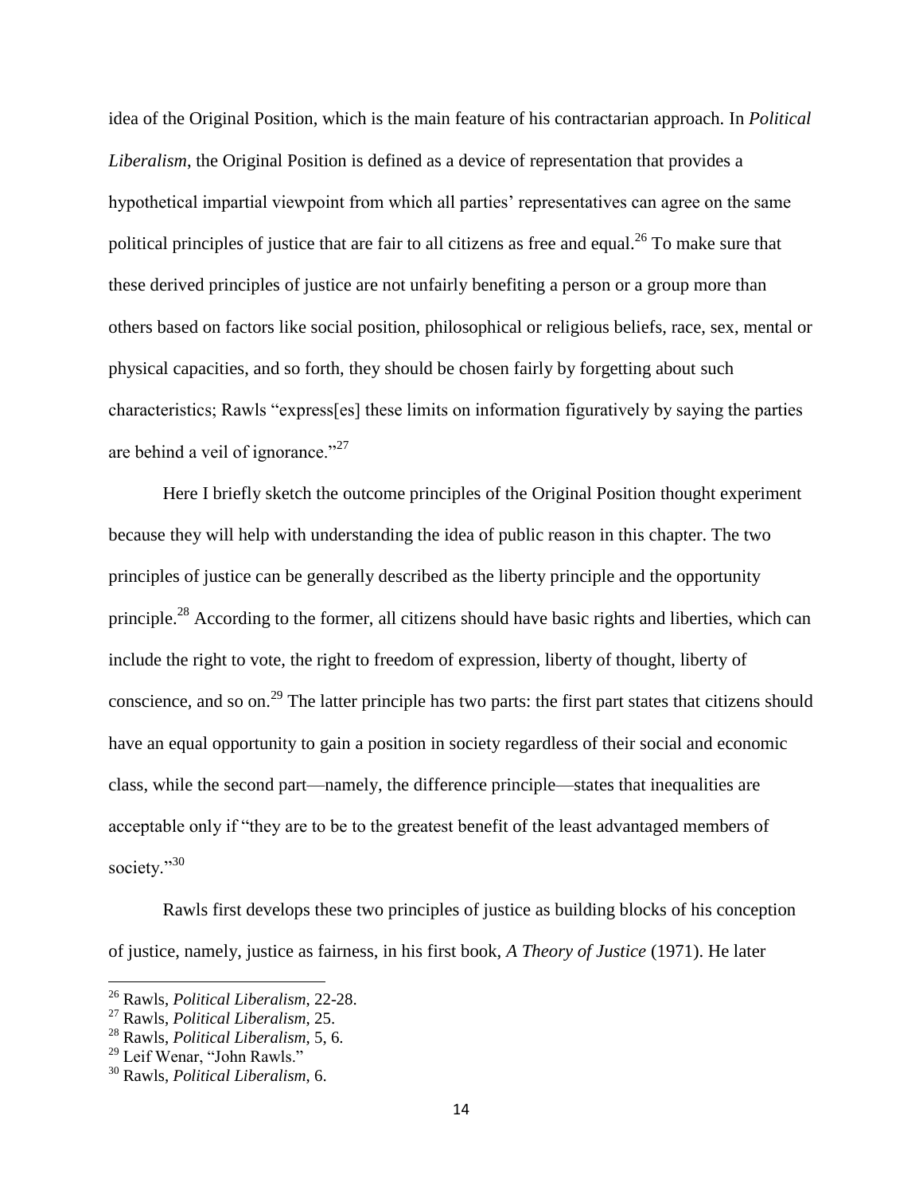idea of the Original Position, which is the main feature of his contractarian approach. In *Political Liberalism*, the Original Position is defined as a device of representation that provides a hypothetical impartial viewpoint from which all parties' representatives can agree on the same political principles of justice that are fair to all citizens as free and equal.[26] To make sure that these derived principles of justice are not unfairly benefiting a person or a group more than others based on factors like social position, philosophical or religious beliefs, race, sex, mental or physical capacities, and so forth, they should be chosen fairly by forgetting about such characteristics; Rawls "express[es] these limits on information figuratively by saying the parties are behind a veil of ignorance."[27]

Here I briefly sketch the outcome principles of the Original Position thought experiment because they will help with understanding the idea of public reason in this chapter. The two principles of justice can be generally described as the liberty principle and the opportunity principle.[28] According to the former, all citizens should have basic rights and liberties, which can include the right to vote, the right to freedom of expression, liberty of thought, liberty of conscience, and so on.[29] The latter principle has two parts: the first part states that citizens should have an equal opportunity to gain a position in society regardless of their social and economic class, while the second part—namely, the difference principle—states that inequalities are acceptable only if "they are to be to the greatest benefit of the least advantaged members of society."[30]

Rawls first develops these two principles of justice as building blocks of his conception of justice, namely, justice as fairness, in his first book, *A Theory of Justice* (1971). He later

---

[26] Rawls, *Political Liberalism*, 22-28.

[27] Rawls, *Political Liberalism*, 25.

[28] Rawls, *Political Liberalism*, 5, 6.

[29] Leif Wenar, "John Rawls."

[30] Rawls, *Political Liberalism*, 6.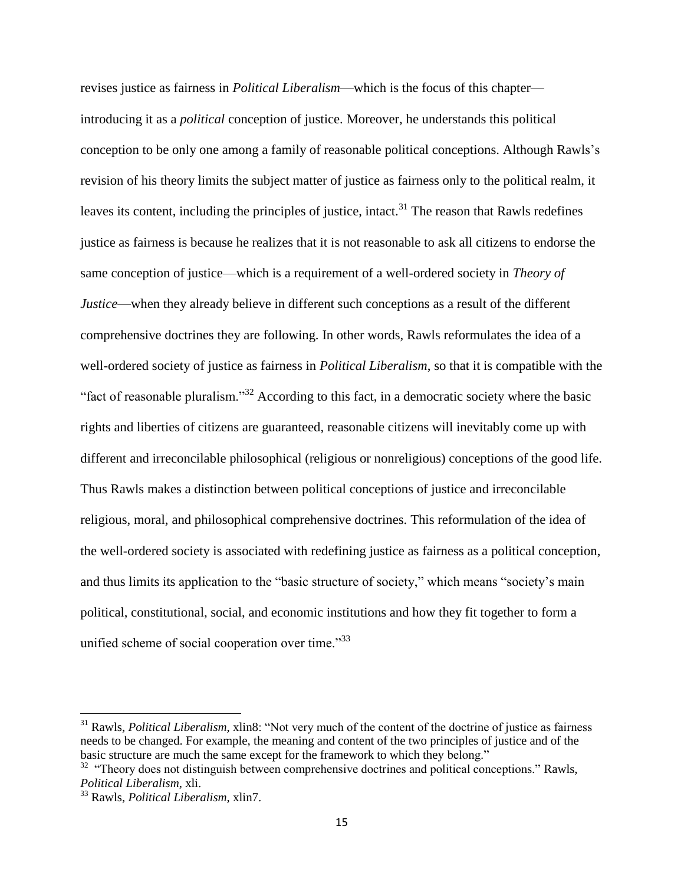revises justice as fairness in *Political Liberalism*—which is the focus of this chapter—introducing it as a *political* conception of justice. Moreover, he understands this political conception to be only one among a family of reasonable political conceptions. Although Rawls's revision of his theory limits the subject matter of justice as fairness only to the political realm, it leaves its content, including the principles of justice, intact.[31] The reason that Rawls redefines justice as fairness is because he realizes that it is not reasonable to ask all citizens to endorse the same conception of justice—which is a requirement of a well-ordered society in *Theory of Justice*—when they already believe in different such conceptions as a result of the different comprehensive doctrines they are following. In other words, Rawls reformulates the idea of a well-ordered society of justice as fairness in *Political Liberalism*, so that it is compatible with the "fact of reasonable pluralism."[32] According to this fact, in a democratic society where the basic rights and liberties of citizens are guaranteed, reasonable citizens will inevitably come up with different and irreconcilable philosophical (religious or nonreligious) conceptions of the good life. Thus Rawls makes a distinction between political conceptions of justice and irreconcilable religious, moral, and philosophical comprehensive doctrines. This reformulation of the idea of the well-ordered society is associated with redefining justice as fairness as a political conception, and thus limits its application to the "basic structure of society," which means "society's main political, constitutional, social, and economic institutions and how they fit together to form a unified scheme of social cooperation over time."[33]

---

[31] Rawls, *Political Liberalism*, xlin8: "Not very much of the content of the doctrine of justice as fairness needs to be changed. For example, the meaning and content of the two principles of justice and of the basic structure are much the same except for the framework to which they belong."

[32] "Theory does not distinguish between comprehensive doctrines and political conceptions." Rawls, *Political Liberalism*, xli.

[33] Rawls, *Political Liberalism*, xlin7.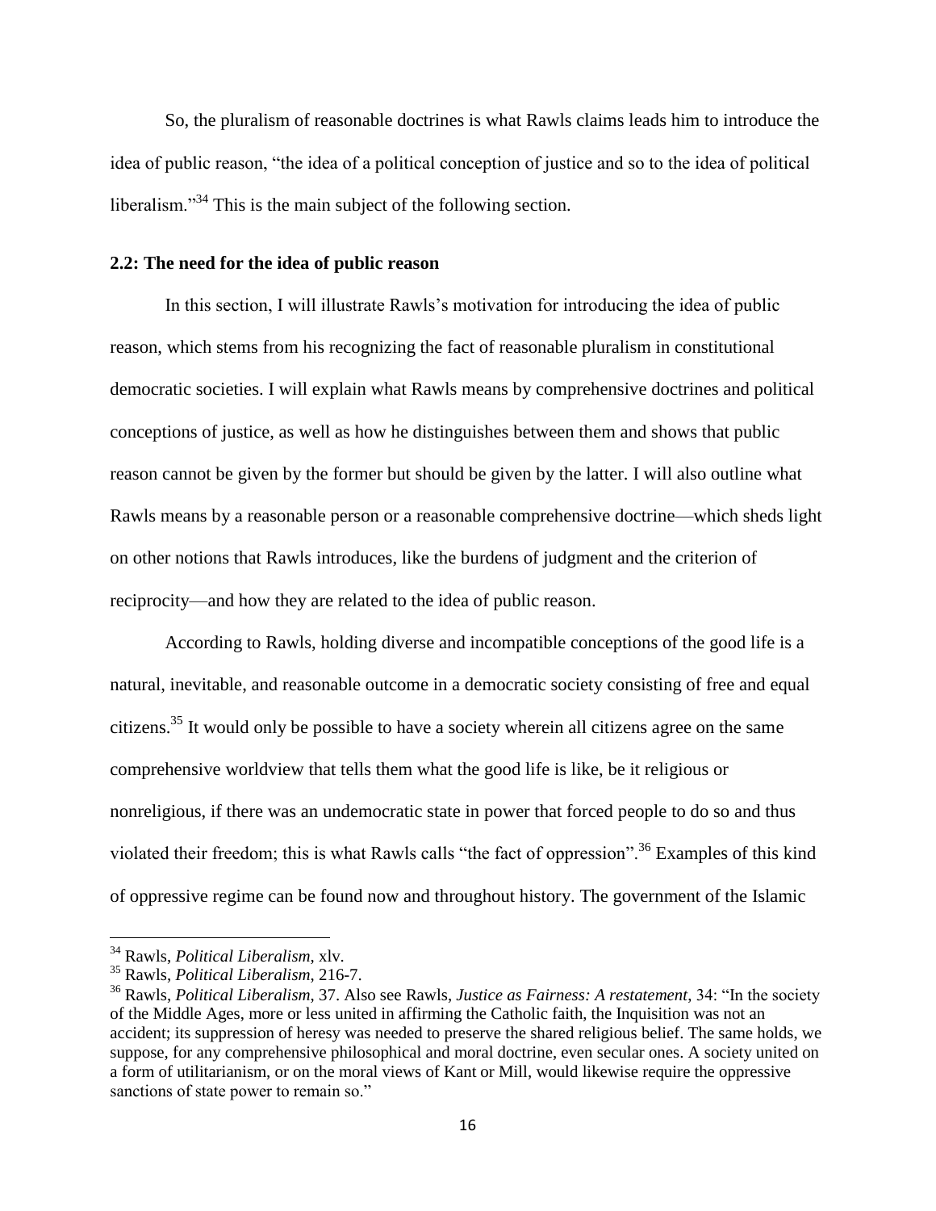So, the pluralism of reasonable doctrines is what Rawls claims leads him to introduce the idea of public reason, "the idea of a political conception of justice and so to the idea of political liberalism."[34] This is the main subject of the following section.

### 2.2: The need for the idea of public reason

In this section, I will illustrate Rawls's motivation for introducing the idea of public reason, which stems from his recognizing the fact of reasonable pluralism in constitutional democratic societies. I will explain what Rawls means by comprehensive doctrines and political conceptions of justice, as well as how he distinguishes between them and shows that public reason cannot be given by the former but should be given by the latter. I will also outline what Rawls means by a reasonable person or a reasonable comprehensive doctrine—which sheds light on other notions that Rawls introduces, like the burdens of judgment and the criterion of reciprocity—and how they are related to the idea of public reason.

According to Rawls, holding diverse and incompatible conceptions of the good life is a natural, inevitable, and reasonable outcome in a democratic society consisting of free and equal citizens.[35] It would only be possible to have a society wherein all citizens agree on the same comprehensive worldview that tells them what the good life is like, be it religious or nonreligious, if there was an undemocratic state in power that forced people to do so and thus violated their freedom; this is what Rawls calls "the fact of oppression".[36] Examples of this kind of oppressive regime can be found now and throughout history. The government of the Islamic

---

[34] Rawls, *Political Liberalism*, xlv.

[35] Rawls, *Political Liberalism*, 216-7.

[36] Rawls, *Political Liberalism*, 37. Also see Rawls, *Justice as Fairness: A restatement*, 34: "In the society of the Middle Ages, more or less united in affirming the Catholic faith, the Inquisition was not an accident; its suppression of heresy was needed to preserve the shared religious belief. The same holds, we suppose, for any comprehensive philosophical and moral doctrine, even secular ones. A society united on a form of utilitarianism, or on the moral views of Kant or Mill, would likewise require the oppressive sanctions of state power to remain so."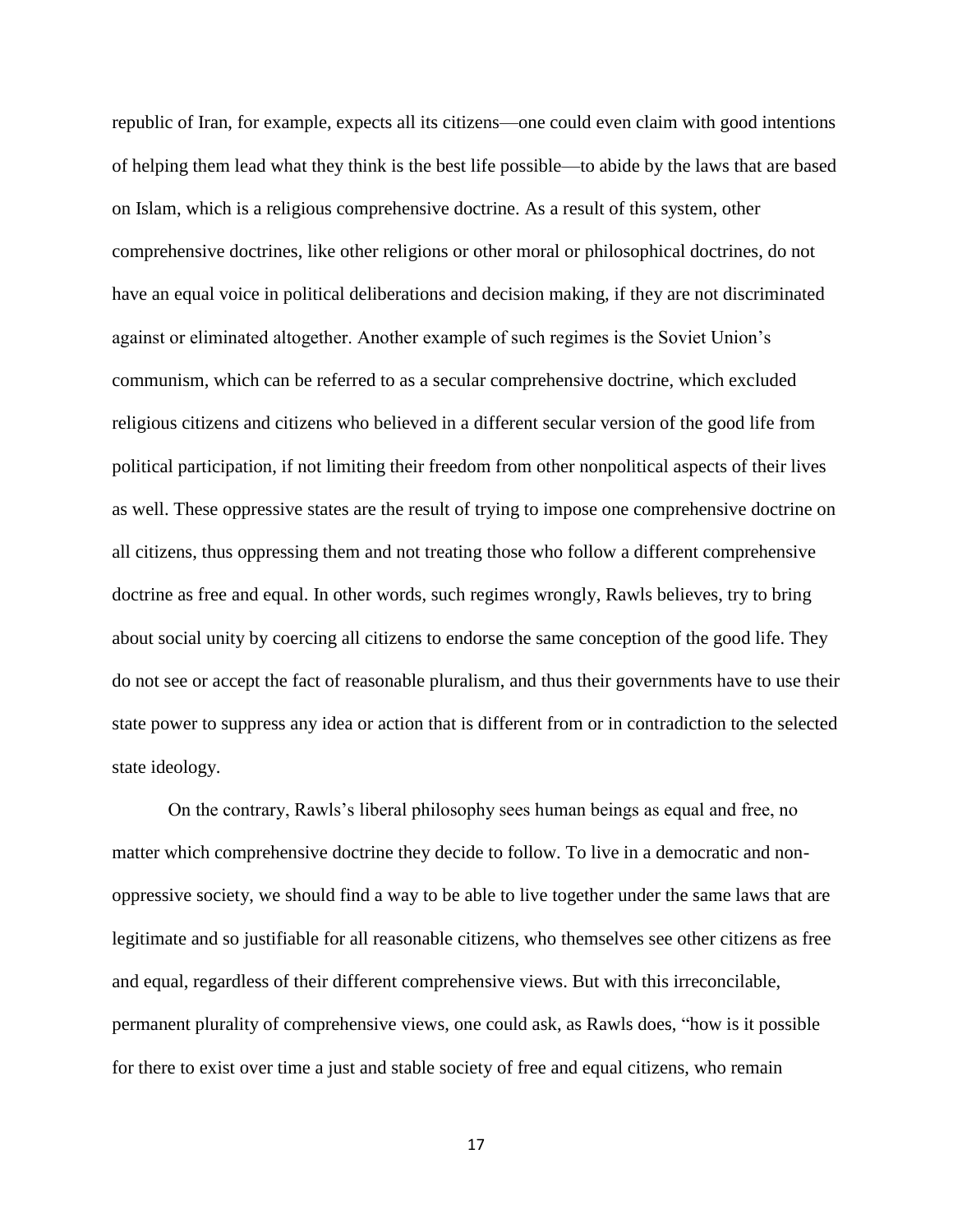republic of Iran, for example, expects all its citizens—one could even claim with good intentions of helping them lead what they think is the best life possible—to abide by the laws that are based on Islam, which is a religious comprehensive doctrine. As a result of this system, other comprehensive doctrines, like other religions or other moral or philosophical doctrines, do not have an equal voice in political deliberations and decision making, if they are not discriminated against or eliminated altogether. Another example of such regimes is the Soviet Union's communism, which can be referred to as a secular comprehensive doctrine, which excluded religious citizens and citizens who believed in a different secular version of the good life from political participation, if not limiting their freedom from other nonpolitical aspects of their lives as well. These oppressive states are the result of trying to impose one comprehensive doctrine on all citizens, thus oppressing them and not treating those who follow a different comprehensive doctrine as free and equal. In other words, such regimes wrongly, Rawls believes, try to bring about social unity by coercing all citizens to endorse the same conception of the good life. They do not see or accept the fact of reasonable pluralism, and thus their governments have to use their state power to suppress any idea or action that is different from or in contradiction to the selected state ideology.

On the contrary, Rawls's liberal philosophy sees human beings as equal and free, no matter which comprehensive doctrine they decide to follow. To live in a democratic and non-oppressive society, we should find a way to be able to live together under the same laws that are legitimate and so justifiable for all reasonable citizens, who themselves see other citizens as free and equal, regardless of their different comprehensive views. But with this irreconcilable, permanent plurality of comprehensive views, one could ask, as Rawls does, "how is it possible for there to exist over time a just and stable society of free and equal citizens, who remain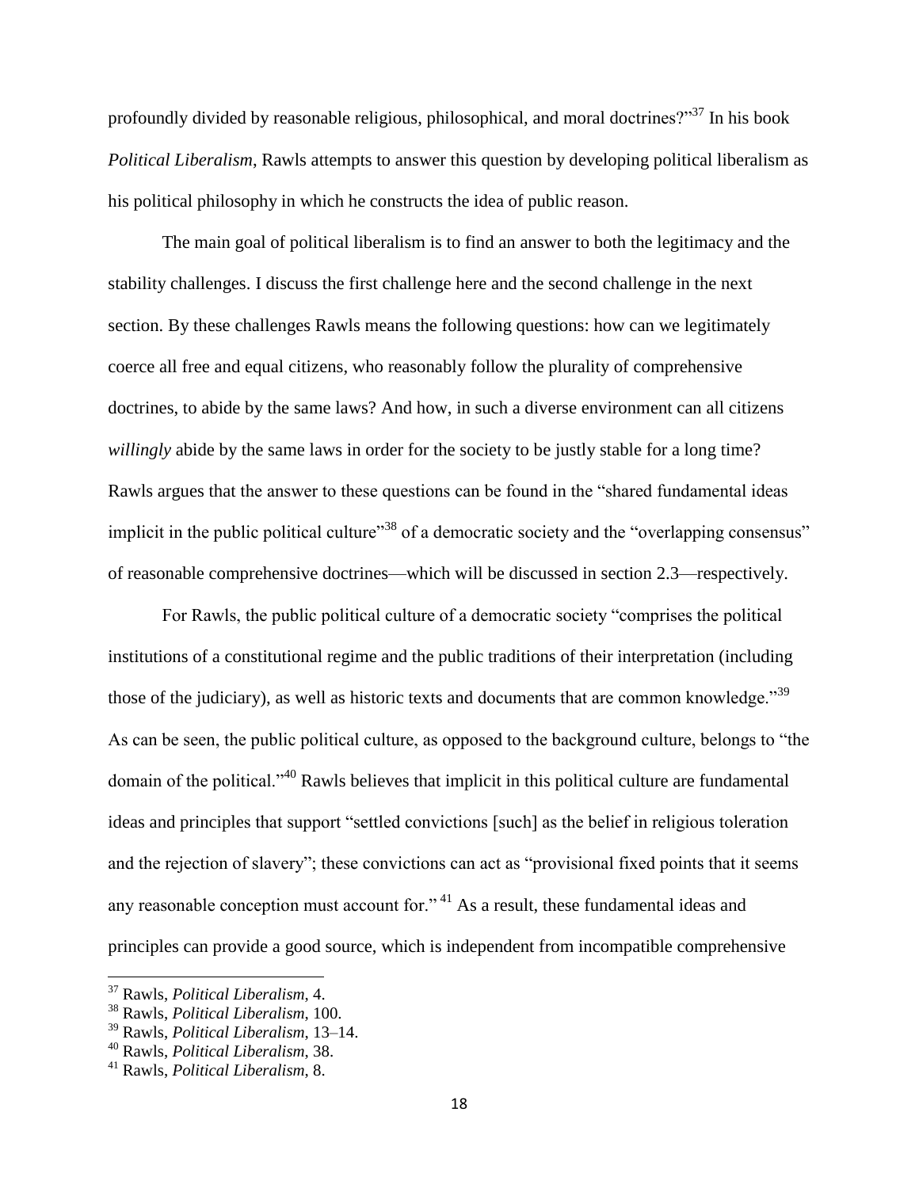profoundly divided by reasonable religious, philosophical, and moral doctrines?"[37] In his book *Political Liberalism*, Rawls attempts to answer this question by developing political liberalism as his political philosophy in which he constructs the idea of public reason.

The main goal of political liberalism is to find an answer to both the legitimacy and the stability challenges. I discuss the first challenge here and the second challenge in the next section. By these challenges Rawls means the following questions: how can we legitimately coerce all free and equal citizens, who reasonably follow the plurality of comprehensive doctrines, to abide by the same laws? And how, in such a diverse environment can all citizens *willingly* abide by the same laws in order for the society to be justly stable for a long time? Rawls argues that the answer to these questions can be found in the "shared fundamental ideas implicit in the public political culture"[38] of a democratic society and the "overlapping consensus" of reasonable comprehensive doctrines—which will be discussed in section 2.3—respectively.

For Rawls, the public political culture of a democratic society "comprises the political institutions of a constitutional regime and the public traditions of their interpretation (including those of the judiciary), as well as historic texts and documents that are common knowledge."[39] As can be seen, the public political culture, as opposed to the background culture, belongs to "the domain of the political."[40] Rawls believes that implicit in this political culture are fundamental ideas and principles that support "settled convictions [such] as the belief in religious toleration and the rejection of slavery"; these convictions can act as "provisional fixed points that it seems any reasonable conception must account for."[41] As a result, these fundamental ideas and principles can provide a good source, which is independent from incompatible comprehensive

---

[37] Rawls, *Political Liberalism*, 4.

[38] Rawls, *Political Liberalism*, 100.

[39] Rawls, *Political Liberalism*, 13–14.

[40] Rawls, *Political Liberalism*, 38.

[41] Rawls, *Political Liberalism*, 8.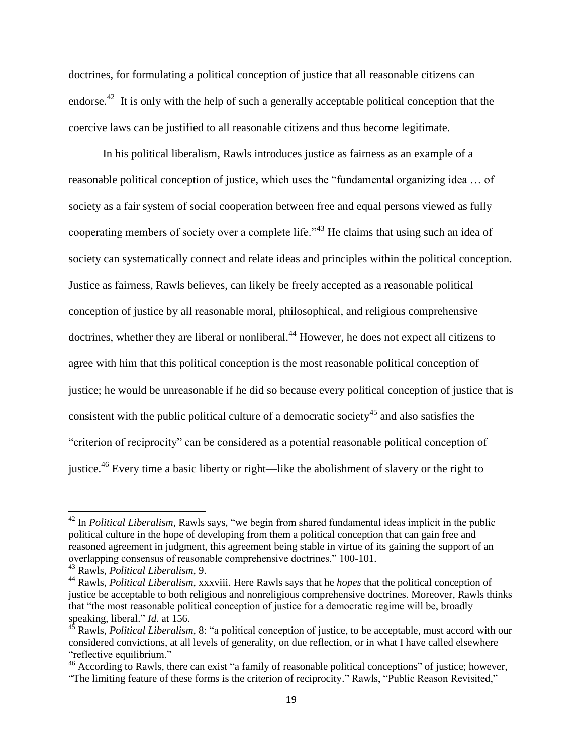doctrines, for formulating a political conception of justice that all reasonable citizens can endorse.[42] It is only with the help of such a generally acceptable political conception that the coercive laws can be justified to all reasonable citizens and thus become legitimate.

In his political liberalism, Rawls introduces justice as fairness as an example of a reasonable political conception of justice, which uses the "fundamental organizing idea … of society as a fair system of social cooperation between free and equal persons viewed as fully cooperating members of society over a complete life."[43] He claims that using such an idea of society can systematically connect and relate ideas and principles within the political conception. Justice as fairness, Rawls believes, can likely be freely accepted as a reasonable political conception of justice by all reasonable moral, philosophical, and religious comprehensive doctrines, whether they are liberal or nonliberal.[44] However, he does not expect all citizens to agree with him that this political conception is the most reasonable political conception of justice; he would be unreasonable if he did so because every political conception of justice that is consistent with the public political culture of a democratic society[45] and also satisfies the "criterion of reciprocity" can be considered as a potential reasonable political conception of justice.[46] Every time a basic liberty or right—like the abolishment of slavery or the right to

---

[42] In *Political Liberalism*, Rawls says, "we begin from shared fundamental ideas implicit in the public political culture in the hope of developing from them a political conception that can gain free and reasoned agreement in judgment, this agreement being stable in virtue of its gaining the support of an overlapping consensus of reasonable comprehensive doctrines." 100-101.

[43] Rawls, *Political Liberalism*, 9.

[44] Rawls, *Political Liberalism*, xxxviii. Here Rawls says that he *hopes* that the political conception of justice be acceptable to both religious and nonreligious comprehensive doctrines. Moreover, Rawls thinks that "the most reasonable political conception of justice for a democratic regime will be, broadly speaking, liberal." *Id*. at 156.

[45] Rawls, *Political Liberalism*, 8: "a political conception of justice, to be acceptable, must accord with our considered convictions, at all levels of generality, on due reflection, or in what I have called elsewhere "reflective equilibrium."

[46] According to Rawls, there can exist "a family of reasonable political conceptions" of justice; however, "The limiting feature of these forms is the criterion of reciprocity." Rawls, "Public Reason Revisited,"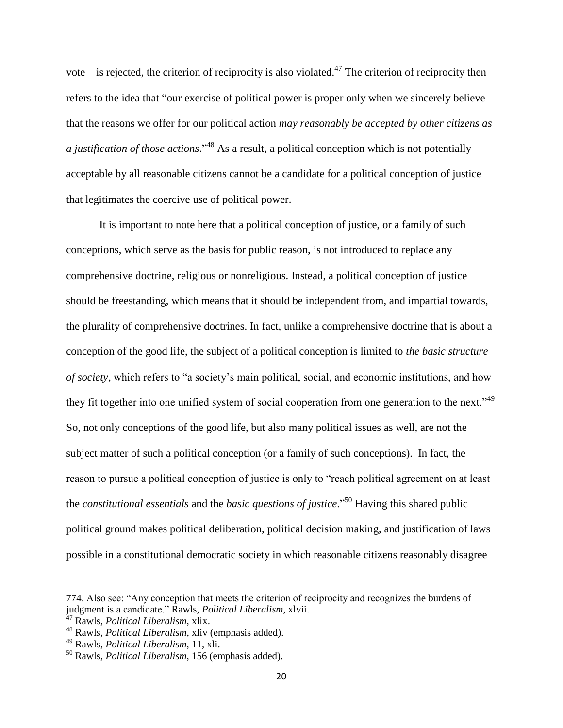vote—is rejected, the criterion of reciprocity is also violated.[47] The criterion of reciprocity then refers to the idea that "our exercise of political power is proper only when we sincerely believe that the reasons we offer for our political action *may reasonably be accepted by other citizens as a justification of those actions*."[48] As a result, a political conception which is not potentially acceptable by all reasonable citizens cannot be a candidate for a political conception of justice that legitimates the coercive use of political power.

It is important to note here that a political conception of justice, or a family of such conceptions, which serve as the basis for public reason, is not introduced to replace any comprehensive doctrine, religious or nonreligious. Instead, a political conception of justice should be freestanding, which means that it should be independent from, and impartial towards, the plurality of comprehensive doctrines. In fact, unlike a comprehensive doctrine that is about a conception of the good life, the subject of a political conception is limited to *the basic structure of society*, which refers to "a society's main political, social, and economic institutions, and how they fit together into one unified system of social cooperation from one generation to the next."[49] So, not only conceptions of the good life, but also many political issues as well, are not the subject matter of such a political conception (or a family of such conceptions). In fact, the reason to pursue a political conception of justice is only to "reach political agreement on at least the *constitutional essentials* and the *basic questions of justice*."[50] Having this shared public political ground makes political deliberation, political decision making, and justification of laws possible in a constitutional democratic society in which reasonable citizens reasonably disagree

---

774. Also see: "Any conception that meets the criterion of reciprocity and recognizes the burdens of judgment is a candidate." Rawls, *Political Liberalism*, xlvii.

[47] Rawls, *Political Liberalism*, xlix.

[48] Rawls, *Political Liberalism*, xliv (emphasis added).

[49] Rawls, *Political Liberalism*, 11, xli.

[50] Rawls, *Political Liberalism*, 156 (emphasis added).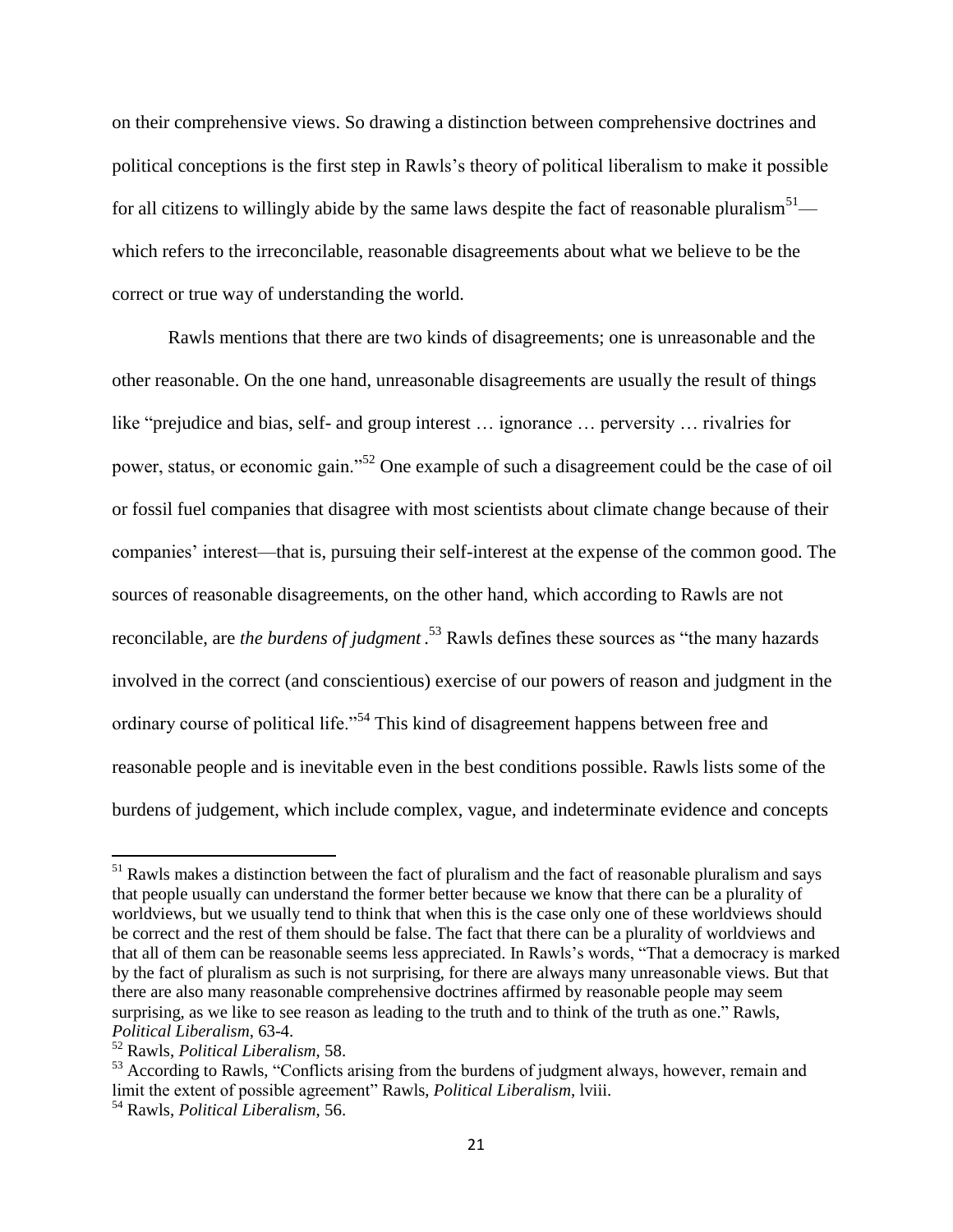on their comprehensive views. So drawing a distinction between comprehensive doctrines and political conceptions is the first step in Rawls's theory of political liberalism to make it possible for all citizens to willingly abide by the same laws despite the fact of reasonable pluralism[51]—which refers to the irreconcilable, reasonable disagreements about what we believe to be the correct or true way of understanding the world.

Rawls mentions that there are two kinds of disagreements; one is unreasonable and the other reasonable. On the one hand, unreasonable disagreements are usually the result of things like "prejudice and bias, self- and group interest … ignorance … perversity … rivalries for power, status, or economic gain."[52] One example of such a disagreement could be the case of oil or fossil fuel companies that disagree with most scientists about climate change because of their companies' interest—that is, pursuing their self-interest at the expense of the common good. The sources of reasonable disagreements, on the other hand, which according to Rawls are not reconcilable, are *the burdens of judgment*.[53] Rawls defines these sources as "the many hazards involved in the correct (and conscientious) exercise of our powers of reason and judgment in the ordinary course of political life."[54] This kind of disagreement happens between free and reasonable people and is inevitable even in the best conditions possible. Rawls lists some of the burdens of judgement, which include complex, vague, and indeterminate evidence and concepts

---

[51] Rawls makes a distinction between the fact of pluralism and the fact of reasonable pluralism and says that people usually can understand the former better because we know that there can be a plurality of worldviews, but we usually tend to think that when this is the case only one of these worldviews should be correct and the rest of them should be false. The fact that there can be a plurality of worldviews and that all of them can be reasonable seems less appreciated. In Rawls's words, "That a democracy is marked by the fact of pluralism as such is not surprising, for there are always many unreasonable views. But that there are also many reasonable comprehensive doctrines affirmed by reasonable people may seem surprising, as we like to see reason as leading to the truth and to think of the truth as one." Rawls, *Political Liberalism*, 63-4.

[52] Rawls, *Political Liberalism*, 58.

[53] According to Rawls, "Conflicts arising from the burdens of judgment always, however, remain and limit the extent of possible agreement" Rawls, *Political Liberalism*, lviii.

[54] Rawls, *Political Liberalism*, 56.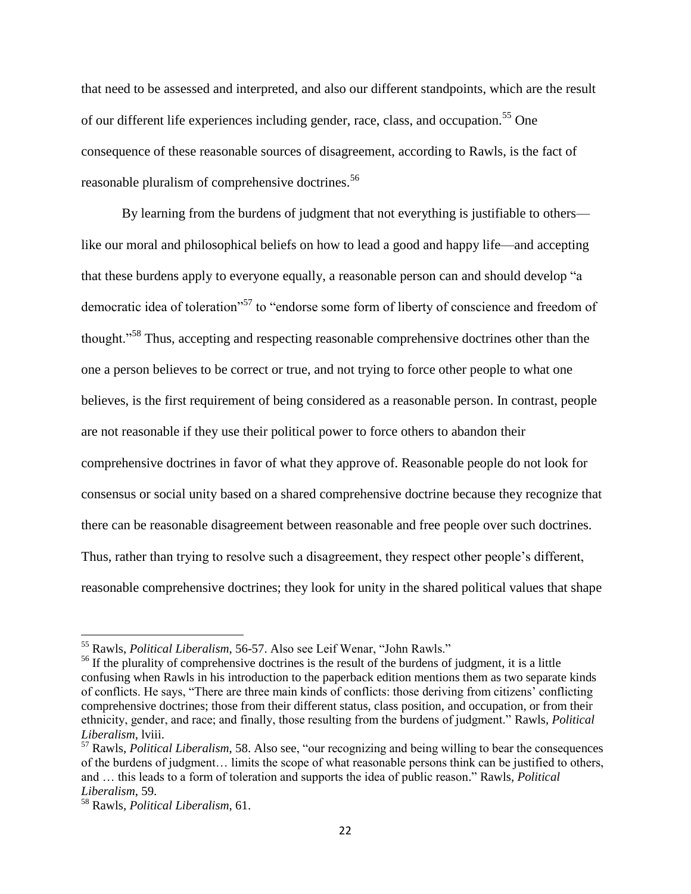that need to be assessed and interpreted, and also our different standpoints, which are the result of our different life experiences including gender, race, class, and occupation.[55] One consequence of these reasonable sources of disagreement, according to Rawls, is the fact of reasonable pluralism of comprehensive doctrines.[56]

By learning from the burdens of judgment that not everything is justifiable to others—like our moral and philosophical beliefs on how to lead a good and happy life—and accepting that these burdens apply to everyone equally, a reasonable person can and should develop "a democratic idea of toleration"[57] to "endorse some form of liberty of conscience and freedom of thought."[58] Thus, accepting and respecting reasonable comprehensive doctrines other than the one a person believes to be correct or true, and not trying to force other people to what one believes, is the first requirement of being considered as a reasonable person. In contrast, people are not reasonable if they use their political power to force others to abandon their comprehensive doctrines in favor of what they approve of. Reasonable people do not look for consensus or social unity based on a shared comprehensive doctrine because they recognize that there can be reasonable disagreement between reasonable and free people over such doctrines. Thus, rather than trying to resolve such a disagreement, they respect other people's different, reasonable comprehensive doctrines; they look for unity in the shared political values that shape

---

[55] Rawls, *Political Liberalism*, 56-57. Also see Leif Wenar, "John Rawls."

[56] If the plurality of comprehensive doctrines is the result of the burdens of judgment, it is a little confusing when Rawls in his introduction to the paperback edition mentions them as two separate kinds of conflicts. He says, "There are three main kinds of conflicts: those deriving from citizens' conflicting comprehensive doctrines; those from their different status, class position, and occupation, or from their ethnicity, gender, and race; and finally, those resulting from the burdens of judgment." Rawls, *Political Liberalism*, lviii.

[57] Rawls, *Political Liberalism*, 58. Also see, "our recognizing and being willing to bear the consequences of the burdens of judgment… limits the scope of what reasonable persons think can be justified to others, and … this leads to a form of toleration and supports the idea of public reason." Rawls, *Political Liberalism*, 59.

[58] Rawls, *Political Liberalism*, 61.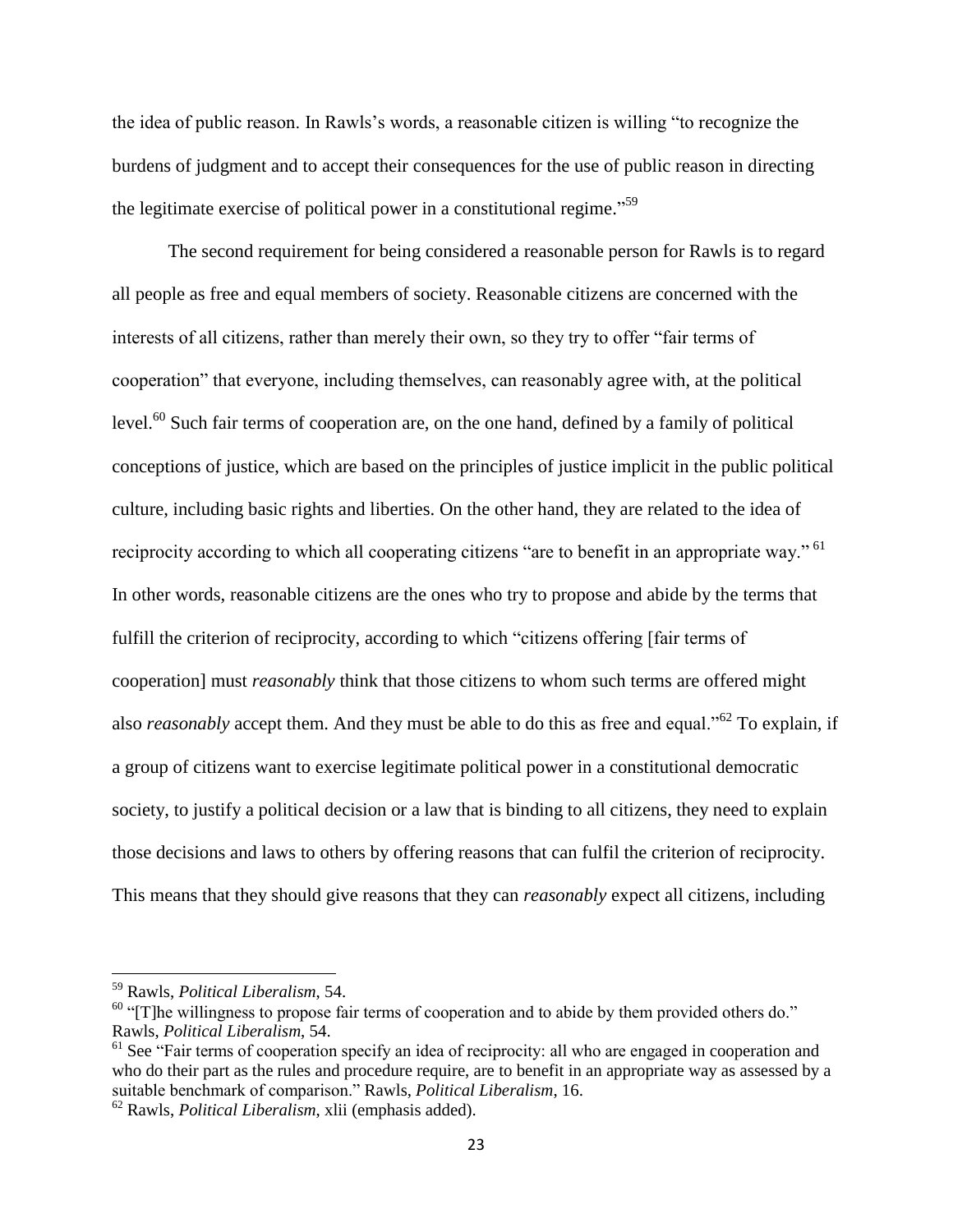the idea of public reason. In Rawls's words, a reasonable citizen is willing "to recognize the burdens of judgment and to accept their consequences for the use of public reason in directing the legitimate exercise of political power in a constitutional regime."[59]

The second requirement for being considered a reasonable person for Rawls is to regard all people as free and equal members of society. Reasonable citizens are concerned with the interests of all citizens, rather than merely their own, so they try to offer "fair terms of cooperation" that everyone, including themselves, can reasonably agree with, at the political level.[60] Such fair terms of cooperation are, on the one hand, defined by a family of political conceptions of justice, which are based on the principles of justice implicit in the public political culture, including basic rights and liberties. On the other hand, they are related to the idea of reciprocity according to which all cooperating citizens "are to benefit in an appropriate way."[61] In other words, reasonable citizens are the ones who try to propose and abide by the terms that fulfill the criterion of reciprocity, according to which "citizens offering [fair terms of cooperation] must *reasonably* think that those citizens to whom such terms are offered might also *reasonably* accept them. And they must be able to do this as free and equal."[62] To explain, if a group of citizens want to exercise legitimate political power in a constitutional democratic society, to justify a political decision or a law that is binding to all citizens, they need to explain those decisions and laws to others by offering reasons that can fulfil the criterion of reciprocity. This means that they should give reasons that they can *reasonably* expect all citizens, including

---

[59] Rawls, *Political Liberalism*, 54.

[60] "[T]he willingness to propose fair terms of cooperation and to abide by them provided others do." Rawls, *Political Liberalism*, 54.

[61] See "Fair terms of cooperation specify an idea of reciprocity: all who are engaged in cooperation and who do their part as the rules and procedure require, are to benefit in an appropriate way as assessed by a suitable benchmark of comparison." Rawls, *Political Liberalism*, 16.

[62] Rawls, *Political Liberalism*, xlii (emphasis added).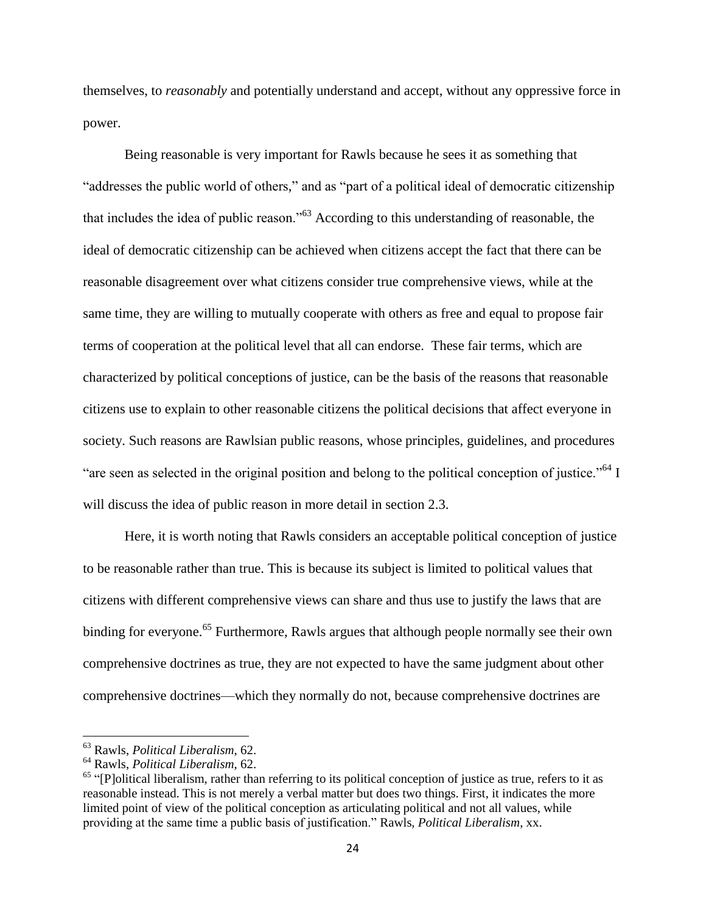themselves, to *reasonably* and potentially understand and accept, without any oppressive force in power.

Being reasonable is very important for Rawls because he sees it as something that "addresses the public world of others," and as "part of a political ideal of democratic citizenship that includes the idea of public reason."[63] According to this understanding of reasonable, the ideal of democratic citizenship can be achieved when citizens accept the fact that there can be reasonable disagreement over what citizens consider true comprehensive views, while at the same time, they are willing to mutually cooperate with others as free and equal to propose fair terms of cooperation at the political level that all can endorse. These fair terms, which are characterized by political conceptions of justice, can be the basis of the reasons that reasonable citizens use to explain to other reasonable citizens the political decisions that affect everyone in society. Such reasons are Rawlsian public reasons, whose principles, guidelines, and procedures "are seen as selected in the original position and belong to the political conception of justice."[64] I will discuss the idea of public reason in more detail in section 2.3.

Here, it is worth noting that Rawls considers an acceptable political conception of justice to be reasonable rather than true. This is because its subject is limited to political values that citizens with different comprehensive views can share and thus use to justify the laws that are binding for everyone.[65] Furthermore, Rawls argues that although people normally see their own comprehensive doctrines as true, they are not expected to have the same judgment about other comprehensive doctrines—which they normally do not, because comprehensive doctrines are

---

[63] Rawls, *Political Liberalism*, 62.

[64] Rawls, *Political Liberalism*, 62.

[65] "[P]olitical liberalism, rather than referring to its political conception of justice as true, refers to it as reasonable instead. This is not merely a verbal matter but does two things. First, it indicates the more limited point of view of the political conception as articulating political and not all values, while providing at the same time a public basis of justification." Rawls, *Political Liberalism*, xx.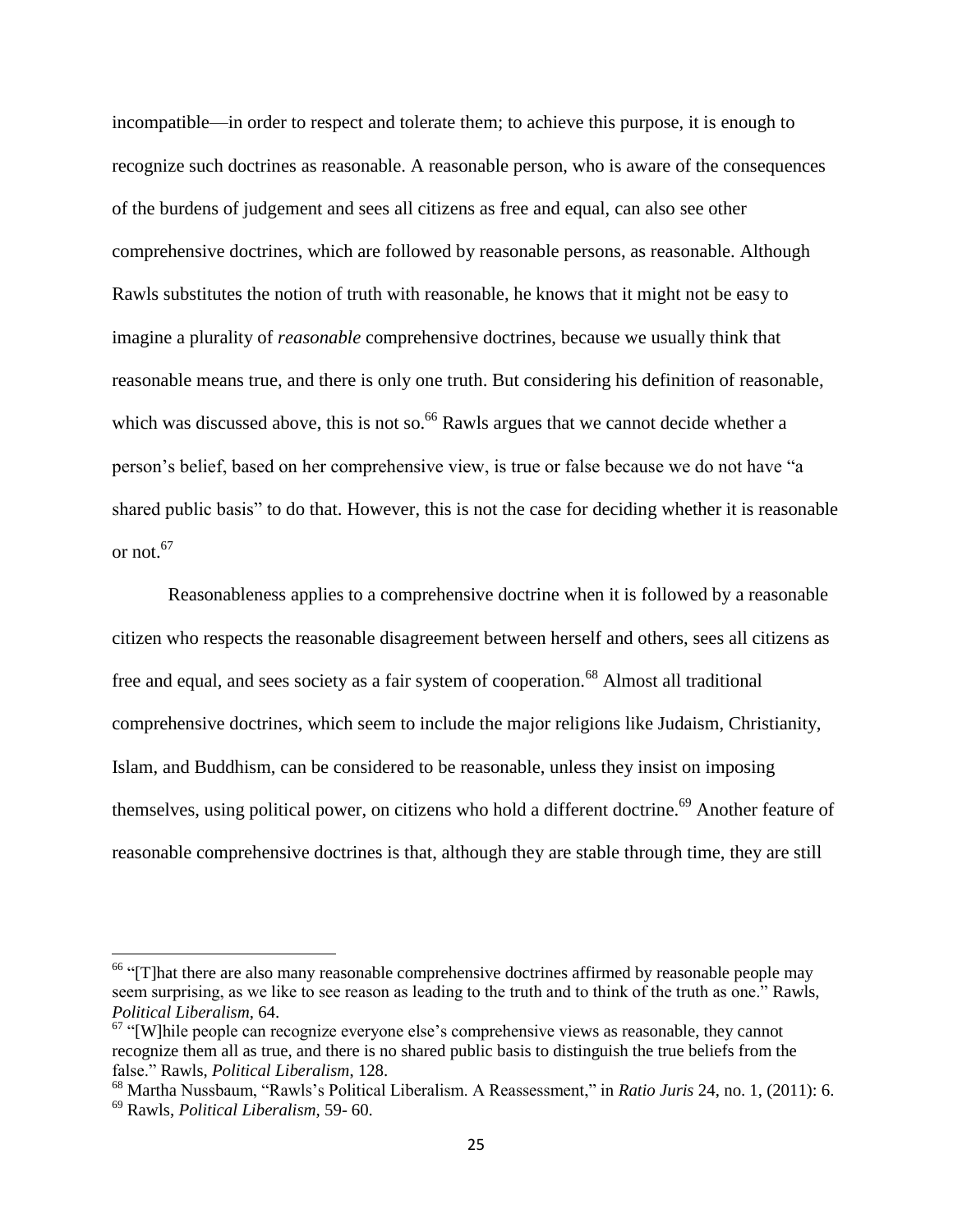incompatible—in order to respect and tolerate them; to achieve this purpose, it is enough to recognize such doctrines as reasonable. A reasonable person, who is aware of the consequences of the burdens of judgement and sees all citizens as free and equal, can also see other comprehensive doctrines, which are followed by reasonable persons, as reasonable. Although Rawls substitutes the notion of truth with reasonable, he knows that it might not be easy to imagine a plurality of *reasonable* comprehensive doctrines, because we usually think that reasonable means true, and there is only one truth. But considering his definition of reasonable, which was discussed above, this is not so.[66] Rawls argues that we cannot decide whether a person's belief, based on her comprehensive view, is true or false because we do not have "a shared public basis" to do that. However, this is not the case for deciding whether it is reasonable or not.[67]

Reasonableness applies to a comprehensive doctrine when it is followed by a reasonable citizen who respects the reasonable disagreement between herself and others, sees all citizens as free and equal, and sees society as a fair system of cooperation.[68] Almost all traditional comprehensive doctrines, which seem to include the major religions like Judaism, Christianity, Islam, and Buddhism, can be considered to be reasonable, unless they insist on imposing themselves, using political power, on citizens who hold a different doctrine.[69] Another feature of reasonable comprehensive doctrines is that, although they are stable through time, they are still

---

[66] "[T]hat there are also many reasonable comprehensive doctrines affirmed by reasonable people may seem surprising, as we like to see reason as leading to the truth and to think of the truth as one." Rawls, *Political Liberalism*, 64.

[67] "[W]hile people can recognize everyone else's comprehensive views as reasonable, they cannot recognize them all as true, and there is no shared public basis to distinguish the true beliefs from the false." Rawls, *Political Liberalism*, 128.

[68] Martha Nussbaum, "Rawls's Political Liberalism. A Reassessment," in *Ratio Juris* 24, no. 1, (2011): 6.

[69] Rawls, *Political Liberalism*, 59- 60.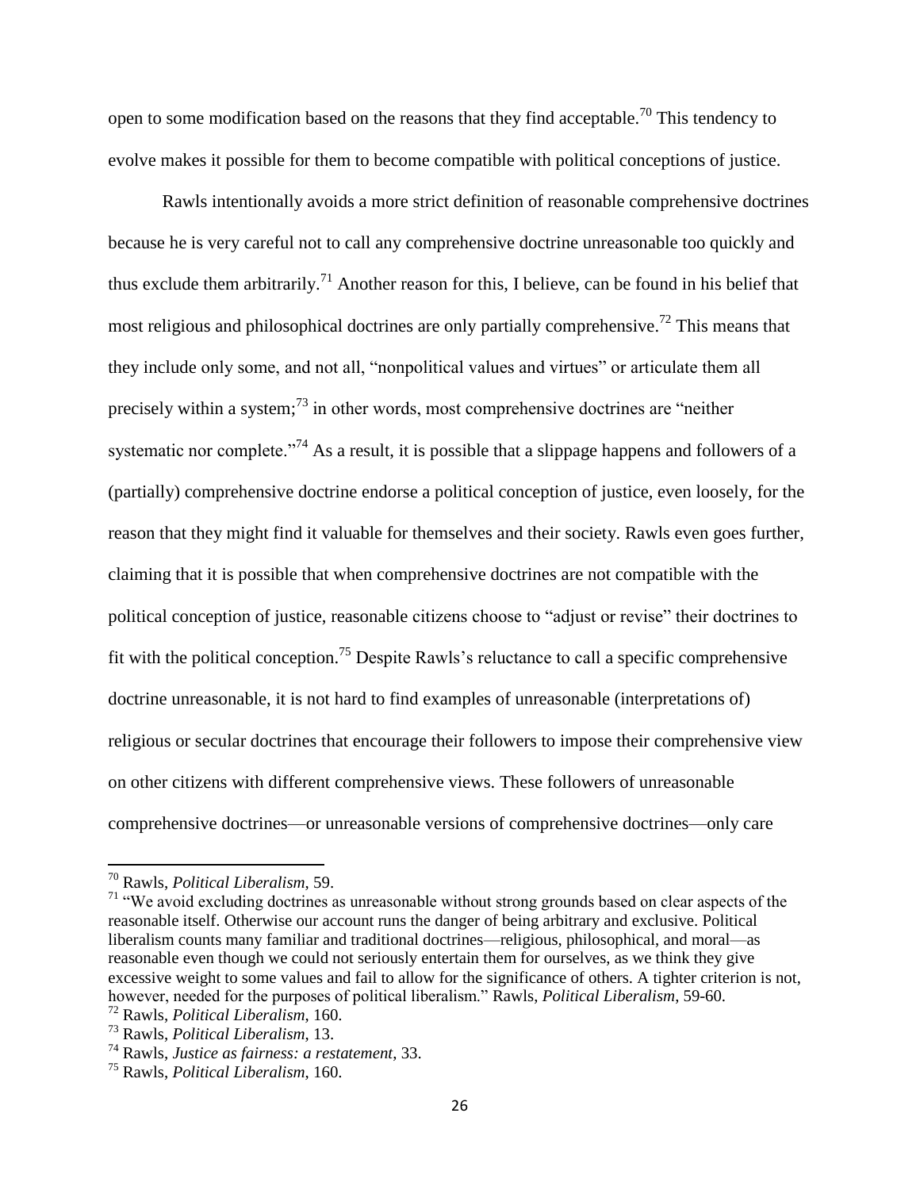open to some modification based on the reasons that they find acceptable.[70] This tendency to evolve makes it possible for them to become compatible with political conceptions of justice.

Rawls intentionally avoids a more strict definition of reasonable comprehensive doctrines because he is very careful not to call any comprehensive doctrine unreasonable too quickly and thus exclude them arbitrarily.[71] Another reason for this, I believe, can be found in his belief that most religious and philosophical doctrines are only partially comprehensive.[72] This means that they include only some, and not all, "nonpolitical values and virtues" or articulate them all precisely within a system;[73] in other words, most comprehensive doctrines are "neither systematic nor complete."[74] As a result, it is possible that a slippage happens and followers of a (partially) comprehensive doctrine endorse a political conception of justice, even loosely, for the reason that they might find it valuable for themselves and their society. Rawls even goes further, claiming that it is possible that when comprehensive doctrines are not compatible with the political conception of justice, reasonable citizens choose to "adjust or revise" their doctrines to fit with the political conception.[75] Despite Rawls's reluctance to call a specific comprehensive doctrine unreasonable, it is not hard to find examples of unreasonable (interpretations of) religious or secular doctrines that encourage their followers to impose their comprehensive view on other citizens with different comprehensive views. These followers of unreasonable comprehensive doctrines—or unreasonable versions of comprehensive doctrines—only care

---

[70] Rawls, *Political Liberalism*, 59.

[71] "We avoid excluding doctrines as unreasonable without strong grounds based on clear aspects of the reasonable itself. Otherwise our account runs the danger of being arbitrary and exclusive. Political liberalism counts many familiar and traditional doctrines—religious, philosophical, and moral—as reasonable even though we could not seriously entertain them for ourselves, as we think they give excessive weight to some values and fail to allow for the significance of others. A tighter criterion is not, however, needed for the purposes of political liberalism." Rawls, *Political Liberalism*, 59-60.

[72] Rawls, *Political Liberalism*, 160.

[73] Rawls, *Political Liberalism*, 13.

[74] Rawls, *Justice as fairness: a restatement*, 33.

[75] Rawls, *Political Liberalism*, 160.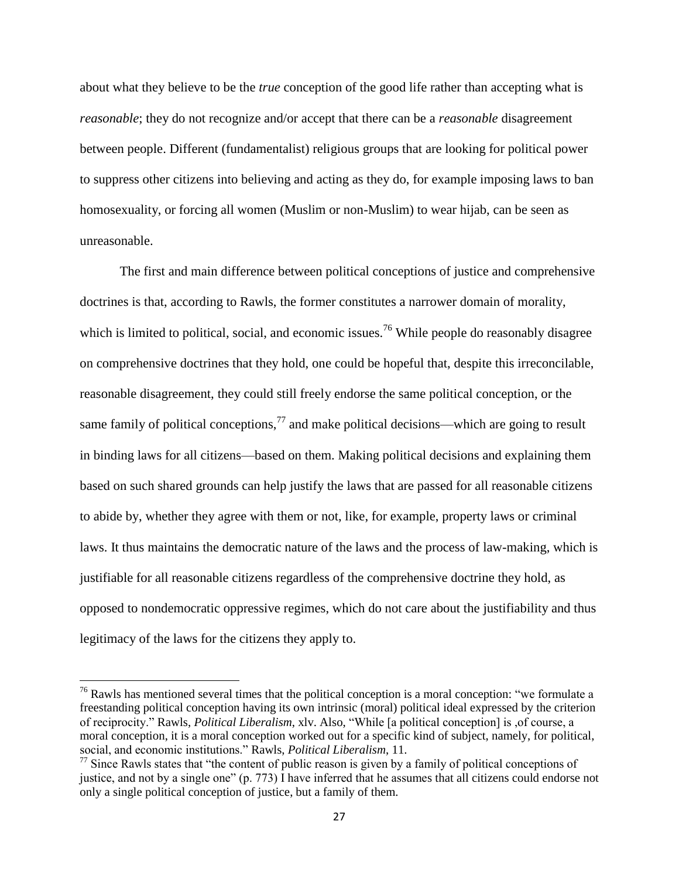about what they believe to be the *true* conception of the good life rather than accepting what is *reasonable*; they do not recognize and/or accept that there can be a *reasonable* disagreement between people. Different (fundamentalist) religious groups that are looking for political power to suppress other citizens into believing and acting as they do, for example imposing laws to ban homosexuality, or forcing all women (Muslim or non-Muslim) to wear hijab, can be seen as unreasonable.

The first and main difference between political conceptions of justice and comprehensive doctrines is that, according to Rawls, the former constitutes a narrower domain of morality, which is limited to political, social, and economic issues.[76] While people do reasonably disagree on comprehensive doctrines that they hold, one could be hopeful that, despite this irreconcilable, reasonable disagreement, they could still freely endorse the same political conception, or the same family of political conceptions,[77] and make political decisions—which are going to result in binding laws for all citizens—based on them. Making political decisions and explaining them based on such shared grounds can help justify the laws that are passed for all reasonable citizens to abide by, whether they agree with them or not, like, for example, property laws or criminal laws. It thus maintains the democratic nature of the laws and the process of law-making, which is justifiable for all reasonable citizens regardless of the comprehensive doctrine they hold, as opposed to nondemocratic oppressive regimes, which do not care about the justifiability and thus legitimacy of the laws for the citizens they apply to.

---

[76] Rawls has mentioned several times that the political conception is a moral conception: "we formulate a freestanding political conception having its own intrinsic (moral) political ideal expressed by the criterion of reciprocity." Rawls, *Political Liberalism*, xlv. Also, "While [a political conception] is ,of course, a moral conception, it is a moral conception worked out for a specific kind of subject, namely, for political, social, and economic institutions." Rawls, *Political Liberalism*, 11.

[77] Since Rawls states that "the content of public reason is given by a family of political conceptions of justice, and not by a single one" (p. 773) I have inferred that he assumes that all citizens could endorse not only a single political conception of justice, but a family of them.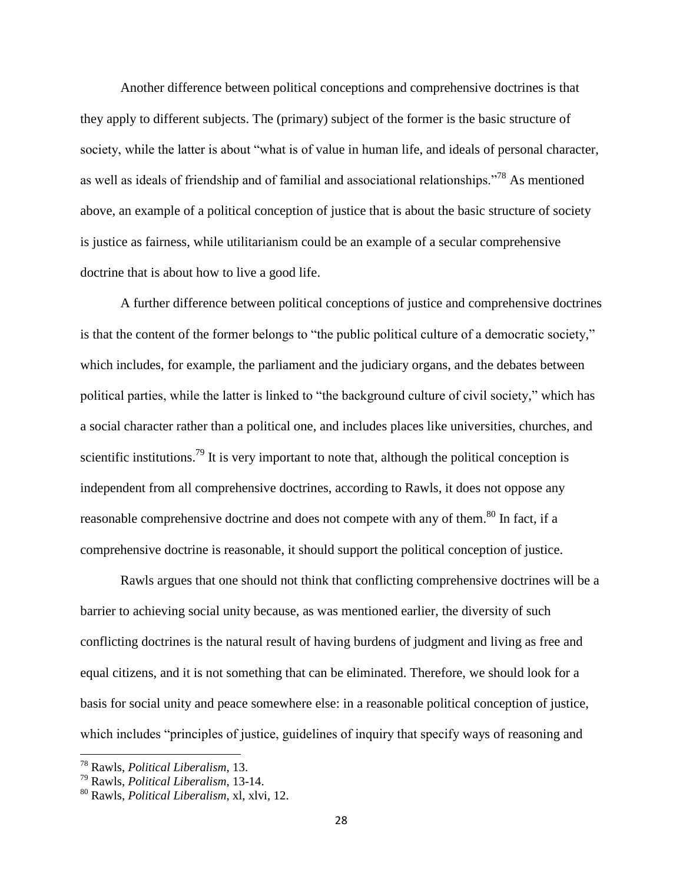Another difference between political conceptions and comprehensive doctrines is that they apply to different subjects. The (primary) subject of the former is the basic structure of society, while the latter is about "what is of value in human life, and ideals of personal character, as well as ideals of friendship and of familial and associational relationships."[78] As mentioned above, an example of a political conception of justice that is about the basic structure of society is justice as fairness, while utilitarianism could be an example of a secular comprehensive doctrine that is about how to live a good life.

A further difference between political conceptions of justice and comprehensive doctrines is that the content of the former belongs to "the public political culture of a democratic society," which includes, for example, the parliament and the judiciary organs, and the debates between political parties, while the latter is linked to "the background culture of civil society," which has a social character rather than a political one, and includes places like universities, churches, and scientific institutions.[79] It is very important to note that, although the political conception is independent from all comprehensive doctrines, according to Rawls, it does not oppose any reasonable comprehensive doctrine and does not compete with any of them.[80] In fact, if a comprehensive doctrine is reasonable, it should support the political conception of justice.

Rawls argues that one should not think that conflicting comprehensive doctrines will be a barrier to achieving social unity because, as was mentioned earlier, the diversity of such conflicting doctrines is the natural result of having burdens of judgment and living as free and equal citizens, and it is not something that can be eliminated. Therefore, we should look for a basis for social unity and peace somewhere else: in a reasonable political conception of justice, which includes "principles of justice, guidelines of inquiry that specify ways of reasoning and

---

[78] Rawls, *Political Liberalism*, 13.

[79] Rawls, *Political Liberalism*, 13-14.

[80] Rawls, *Political Liberalism*, xl, xlvi, 12.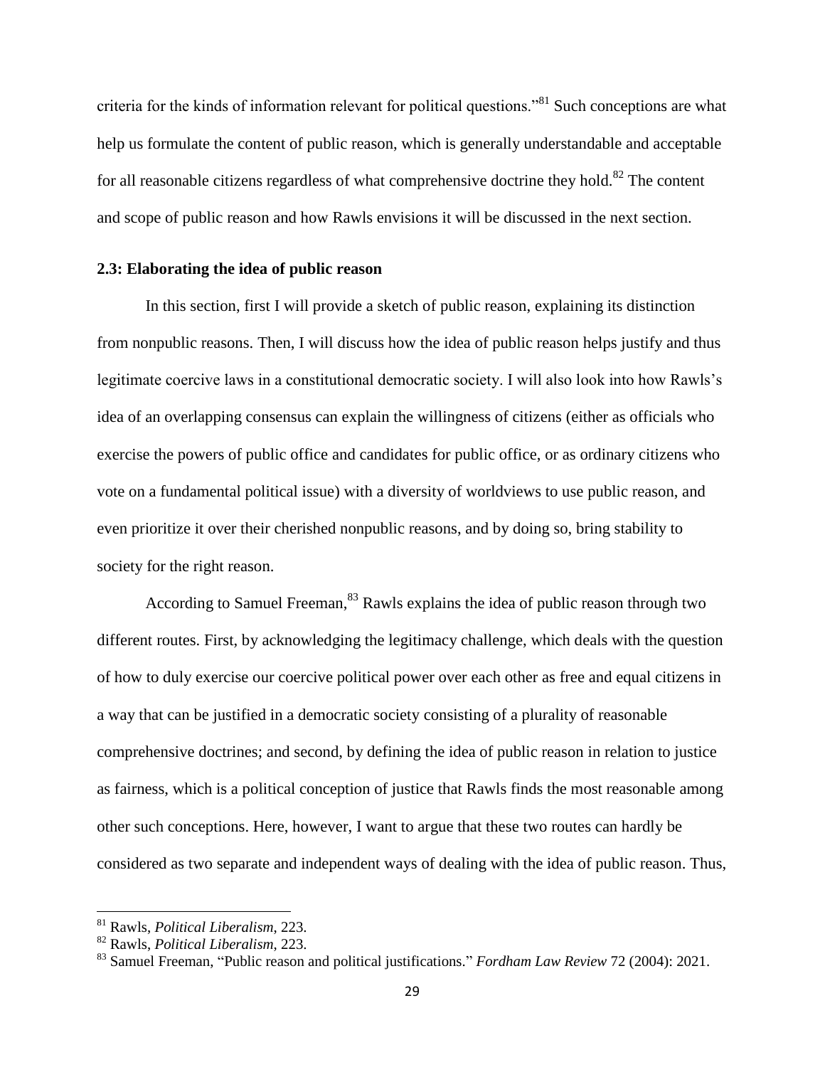criteria for the kinds of information relevant for political questions."[81] Such conceptions are what help us formulate the content of public reason, which is generally understandable and acceptable for all reasonable citizens regardless of what comprehensive doctrine they hold.[82] The content and scope of public reason and how Rawls envisions it will be discussed in the next section.

### 2.3: Elaborating the idea of public reason

In this section, first I will provide a sketch of public reason, explaining its distinction from nonpublic reasons. Then, I will discuss how the idea of public reason helps justify and thus legitimate coercive laws in a constitutional democratic society. I will also look into how Rawls's idea of an overlapping consensus can explain the willingness of citizens (either as officials who exercise the powers of public office and candidates for public office, or as ordinary citizens who vote on a fundamental political issue) with a diversity of worldviews to use public reason, and even prioritize it over their cherished nonpublic reasons, and by doing so, bring stability to society for the right reason.

According to Samuel Freeman,[83] Rawls explains the idea of public reason through two different routes. First, by acknowledging the legitimacy challenge, which deals with the question of how to duly exercise our coercive political power over each other as free and equal citizens in a way that can be justified in a democratic society consisting of a plurality of reasonable comprehensive doctrines; and second, by defining the idea of public reason in relation to justice as fairness, which is a political conception of justice that Rawls finds the most reasonable among other such conceptions. Here, however, I want to argue that these two routes can hardly be considered as two separate and independent ways of dealing with the idea of public reason. Thus,

---

[81] Rawls, *Political Liberalism*, 223.

[82] Rawls, *Political Liberalism*, 223.

[83] Samuel Freeman, "Public reason and political justifications." *Fordham Law Review* 72 (2004): 2021.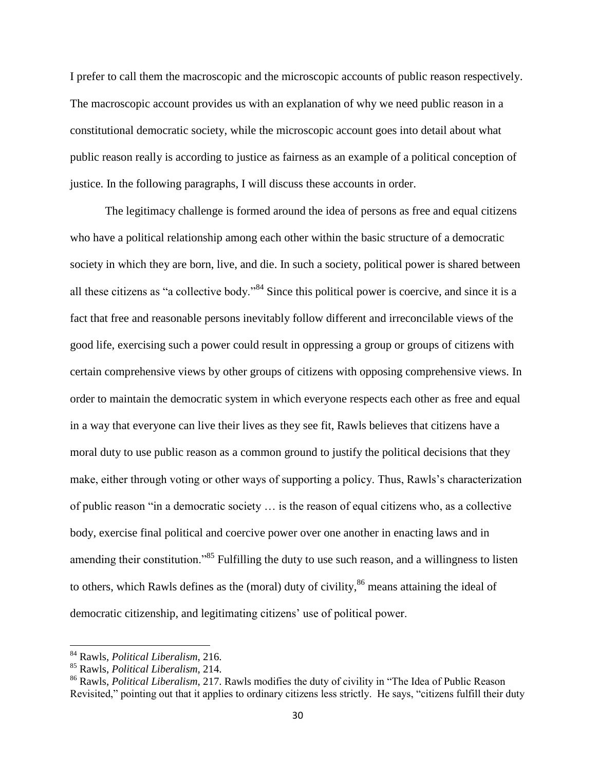I prefer to call them the macroscopic and the microscopic accounts of public reason respectively. The macroscopic account provides us with an explanation of why we need public reason in a constitutional democratic society, while the microscopic account goes into detail about what public reason really is according to justice as fairness as an example of a political conception of justice. In the following paragraphs, I will discuss these accounts in order.

The legitimacy challenge is formed around the idea of persons as free and equal citizens who have a political relationship among each other within the basic structure of a democratic society in which they are born, live, and die. In such a society, political power is shared between all these citizens as "a collective body."[84] Since this political power is coercive, and since it is a fact that free and reasonable persons inevitably follow different and irreconcilable views of the good life, exercising such a power could result in oppressing a group or groups of citizens with certain comprehensive views by other groups of citizens with opposing comprehensive views. In order to maintain the democratic system in which everyone respects each other as free and equal in a way that everyone can live their lives as they see fit, Rawls believes that citizens have a moral duty to use public reason as a common ground to justify the political decisions that they make, either through voting or other ways of supporting a policy. Thus, Rawls's characterization of public reason "in a democratic society … is the reason of equal citizens who, as a collective body, exercise final political and coercive power over one another in enacting laws and in amending their constitution."[85] Fulfilling the duty to use such reason, and a willingness to listen to others, which Rawls defines as the (moral) duty of civility,[86] means attaining the ideal of democratic citizenship, and legitimating citizens' use of political power.

---

[84] Rawls, *Political Liberalism*, 216.

[85] Rawls, *Political Liberalism*, 214.

[86] Rawls, *Political Liberalism*, 217. Rawls modifies the duty of civility in "The Idea of Public Reason Revisited," pointing out that it applies to ordinary citizens less strictly. He says, "citizens fulfill their duty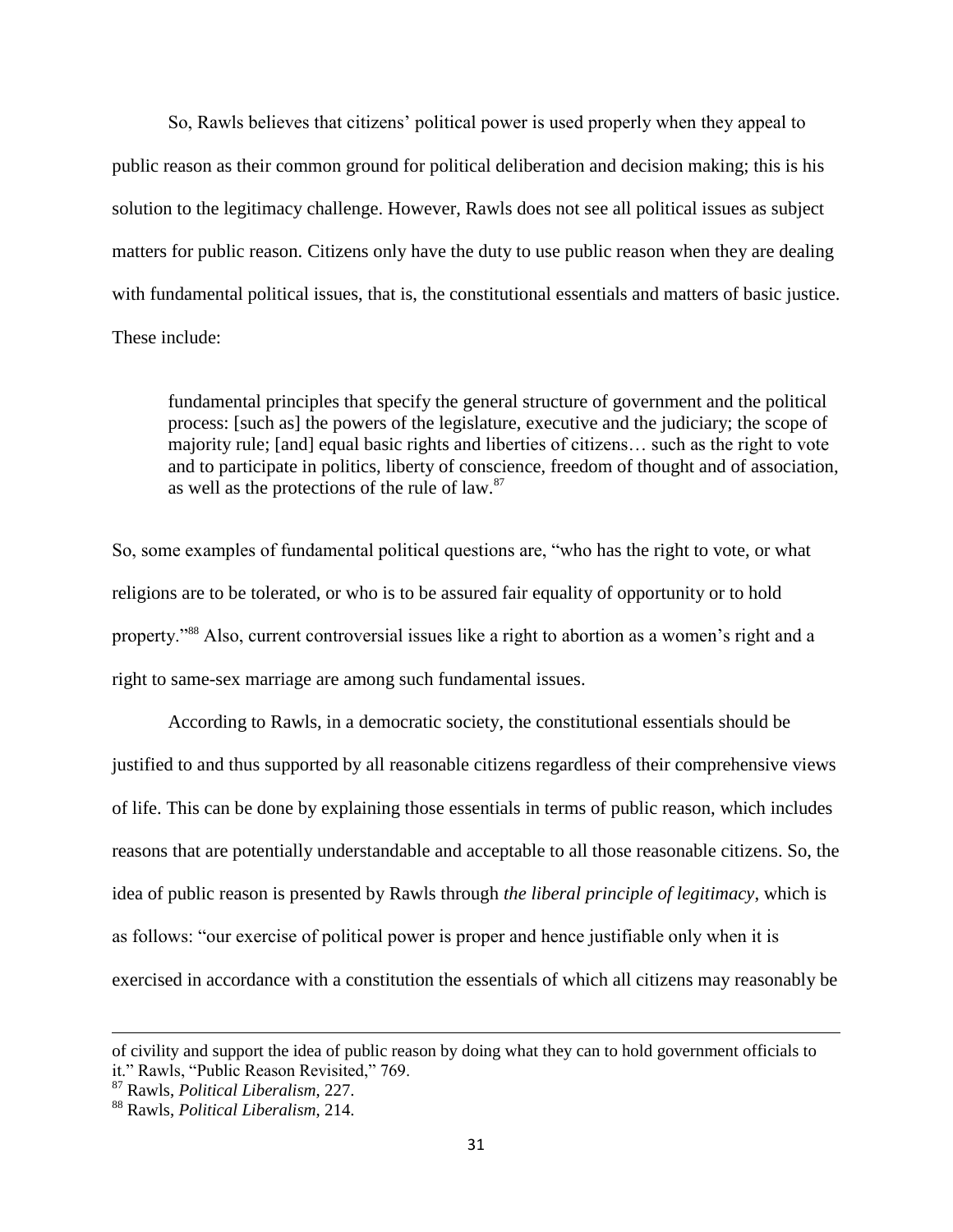So, Rawls believes that citizens' political power is used properly when they appeal to public reason as their common ground for political deliberation and decision making; this is his solution to the legitimacy challenge. However, Rawls does not see all political issues as subject matters for public reason. Citizens only have the duty to use public reason when they are dealing with fundamental political issues, that is, the constitutional essentials and matters of basic justice. These include:

> fundamental principles that specify the general structure of government and the political process: [such as] the powers of the legislature, executive and the judiciary; the scope of majority rule; [and] equal basic rights and liberties of citizens… such as the right to vote and to participate in politics, liberty of conscience, freedom of thought and of association, as well as the protections of the rule of law.[87]

So, some examples of fundamental political questions are, "who has the right to vote, or what religions are to be tolerated, or who is to be assured fair equality of opportunity or to hold property."[88] Also, current controversial issues like a right to abortion as a women's right and a right to same-sex marriage are among such fundamental issues.

According to Rawls, in a democratic society, the constitutional essentials should be justified to and thus supported by all reasonable citizens regardless of their comprehensive views of life. This can be done by explaining those essentials in terms of public reason, which includes reasons that are potentially understandable and acceptable to all those reasonable citizens. So, the idea of public reason is presented by Rawls through *the liberal principle of legitimacy*, which is as follows: "our exercise of political power is proper and hence justifiable only when it is exercised in accordance with a constitution the essentials of which all citizens may reasonably be

---

of civility and support the idea of public reason by doing what they can to hold government officials to it." Rawls, "Public Reason Revisited," 769.

[87] Rawls, *Political Liberalism*, 227.

[88] Rawls, *Political Liberalism*, 214.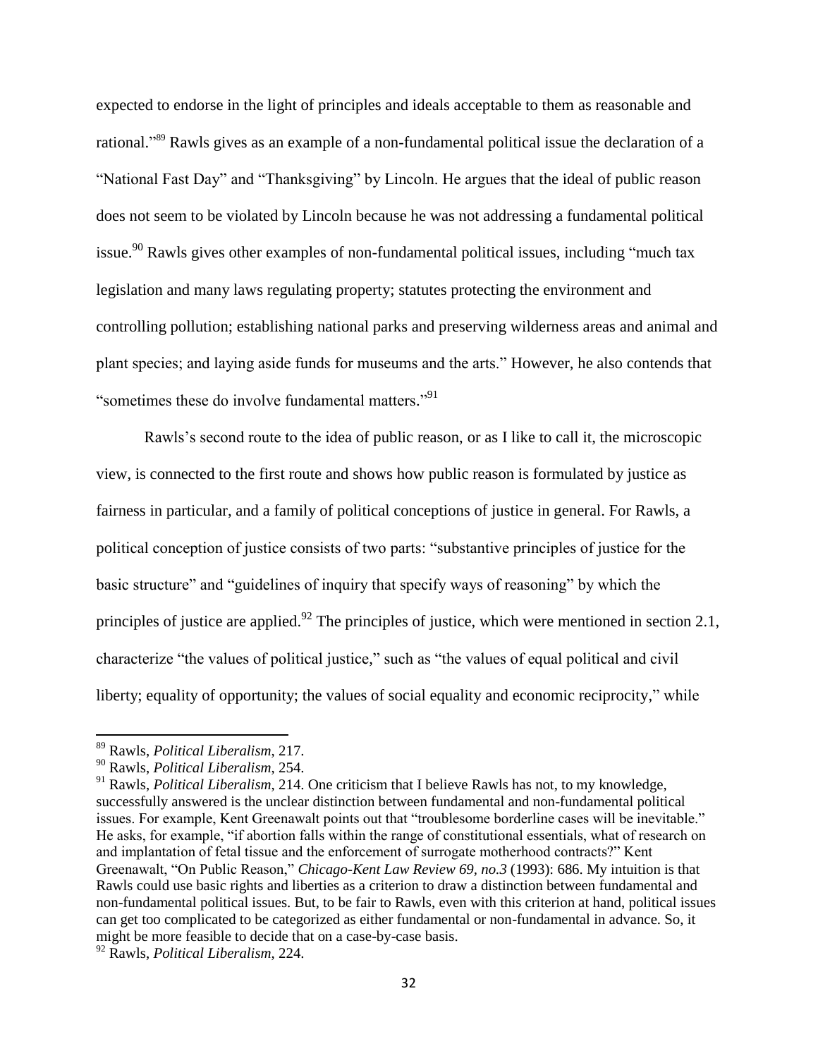expected to endorse in the light of principles and ideals acceptable to them as reasonable and rational."[89] Rawls gives as an example of a non-fundamental political issue the declaration of a "National Fast Day" and "Thanksgiving" by Lincoln. He argues that the ideal of public reason does not seem to be violated by Lincoln because he was not addressing a fundamental political issue.[90] Rawls gives other examples of non-fundamental political issues, including "much tax legislation and many laws regulating property; statutes protecting the environment and controlling pollution; establishing national parks and preserving wilderness areas and animal and plant species; and laying aside funds for museums and the arts." However, he also contends that "sometimes these do involve fundamental matters."[91]

Rawls's second route to the idea of public reason, or as I like to call it, the microscopic view, is connected to the first route and shows how public reason is formulated by justice as fairness in particular, and a family of political conceptions of justice in general. For Rawls, a political conception of justice consists of two parts: "substantive principles of justice for the basic structure" and "guidelines of inquiry that specify ways of reasoning" by which the principles of justice are applied.[92] The principles of justice, which were mentioned in section 2.1, characterize "the values of political justice," such as "the values of equal political and civil liberty; equality of opportunity; the values of social equality and economic reciprocity," while

[89] Rawls, *Political Liberalism*, 217.

[90] Rawls, *Political Liberalism*, 254.

[91] Rawls, *Political Liberalism*, 214. One criticism that I believe Rawls has not, to my knowledge, successfully answered is the unclear distinction between fundamental and non-fundamental political issues. For example, Kent Greenawalt points out that "troublesome borderline cases will be inevitable." He asks, for example, "if abortion falls within the range of constitutional essentials, what of research on and implantation of fetal tissue and the enforcement of surrogate motherhood contracts?" Kent Greenawalt, "On Public Reason," *Chicago-Kent Law Review 69, no.3* (1993): 686. My intuition is that Rawls could use basic rights and liberties as a criterion to draw a distinction between fundamental and non-fundamental political issues. But, to be fair to Rawls, even with this criterion at hand, political issues can get too complicated to be categorized as either fundamental or non-fundamental in advance. So, it might be more feasible to decide that on a case-by-case basis.

[92] Rawls, *Political Liberalism*, 224.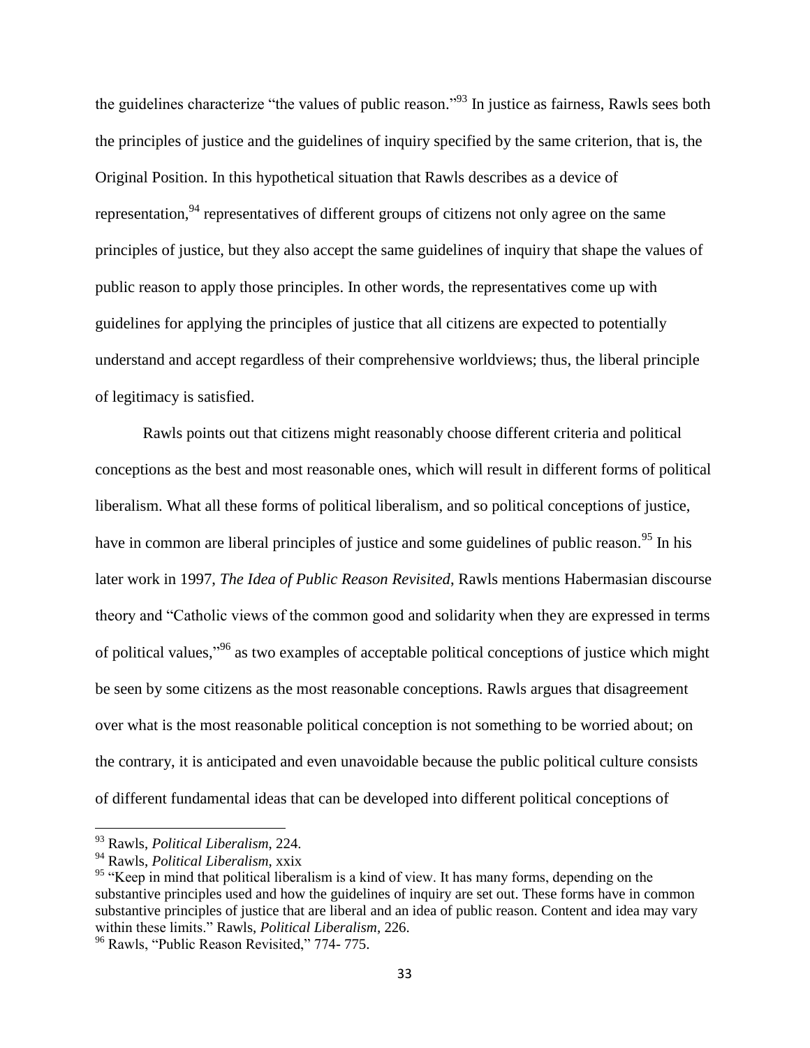the guidelines characterize "the values of public reason."[93] In justice as fairness, Rawls sees both the principles of justice and the guidelines of inquiry specified by the same criterion, that is, the Original Position. In this hypothetical situation that Rawls describes as a device of representation,[94] representatives of different groups of citizens not only agree on the same principles of justice, but they also accept the same guidelines of inquiry that shape the values of public reason to apply those principles. In other words, the representatives come up with guidelines for applying the principles of justice that all citizens are expected to potentially understand and accept regardless of their comprehensive worldviews; thus, the liberal principle of legitimacy is satisfied.

Rawls points out that citizens might reasonably choose different criteria and political conceptions as the best and most reasonable ones, which will result in different forms of political liberalism. What all these forms of political liberalism, and so political conceptions of justice, have in common are liberal principles of justice and some guidelines of public reason.[95] In his later work in 1997, *The Idea of Public Reason Revisited*, Rawls mentions Habermasian discourse theory and "Catholic views of the common good and solidarity when they are expressed in terms of political values,"[96] as two examples of acceptable political conceptions of justice which might be seen by some citizens as the most reasonable conceptions. Rawls argues that disagreement over what is the most reasonable political conception is not something to be worried about; on the contrary, it is anticipated and even unavoidable because the public political culture consists of different fundamental ideas that can be developed into different political conceptions of

---

[93] Rawls, *Political Liberalism*, 224.

[94] Rawls, *Political Liberalism*, xxix

[95] "Keep in mind that political liberalism is a kind of view. It has many forms, depending on the substantive principles used and how the guidelines of inquiry are set out. These forms have in common substantive principles of justice that are liberal and an idea of public reason. Content and idea may vary within these limits." Rawls, *Political Liberalism*, 226.

[96] Rawls, "Public Reason Revisited," 774- 775.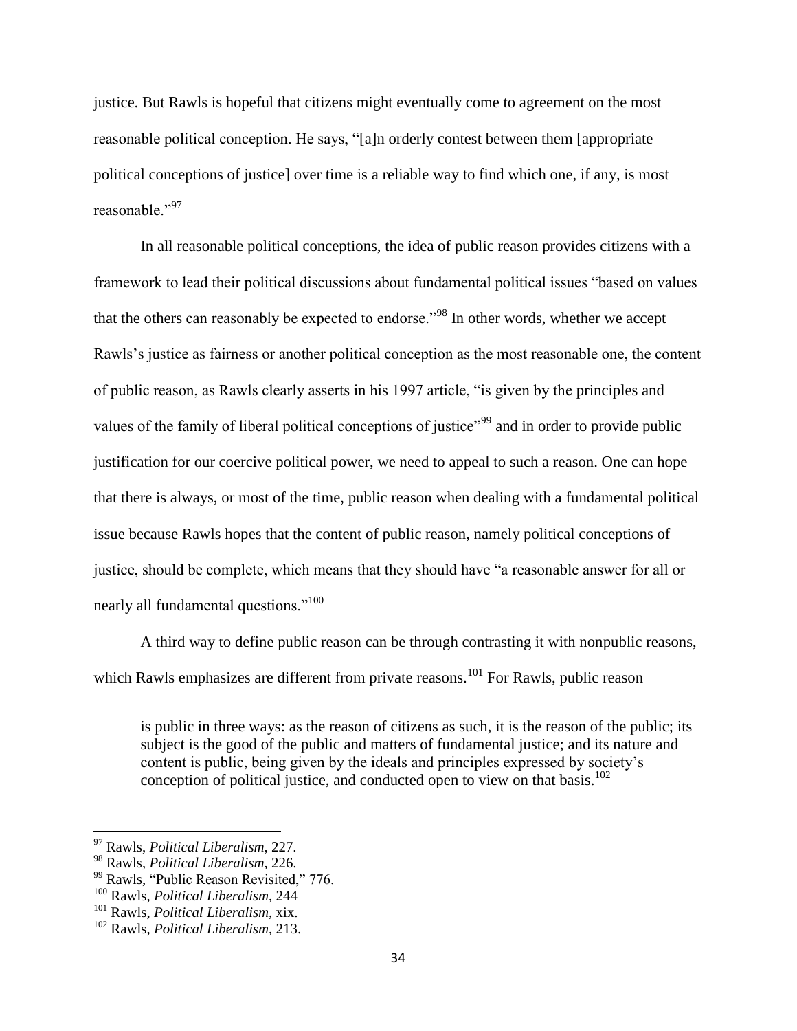justice. But Rawls is hopeful that citizens might eventually come to agreement on the most reasonable political conception. He says, "[a]n orderly contest between them [appropriate political conceptions of justice] over time is a reliable way to find which one, if any, is most reasonable."[97]

In all reasonable political conceptions, the idea of public reason provides citizens with a framework to lead their political discussions about fundamental political issues "based on values that the others can reasonably be expected to endorse."[98] In other words, whether we accept Rawls's justice as fairness or another political conception as the most reasonable one, the content of public reason, as Rawls clearly asserts in his 1997 article, "is given by the principles and values of the family of liberal political conceptions of justice"[99] and in order to provide public justification for our coercive political power, we need to appeal to such a reason. One can hope that there is always, or most of the time, public reason when dealing with a fundamental political issue because Rawls hopes that the content of public reason, namely political conceptions of justice, should be complete, which means that they should have "a reasonable answer for all or nearly all fundamental questions."[100]

A third way to define public reason can be through contrasting it with nonpublic reasons, which Rawls emphasizes are different from private reasons.[101] For Rawls, public reason

> is public in three ways: as the reason of citizens as such, it is the reason of the public; its subject is the good of the public and matters of fundamental justice; and its nature and content is public, being given by the ideals and principles expressed by society's conception of political justice, and conducted open to view on that basis.[102]

---

[97] Rawls, *Political Liberalism*, 227.
[98] Rawls, *Political Liberalism*, 226.
[99] Rawls, "Public Reason Revisited," 776.
[100] Rawls, *Political Liberalism*, 244
[101] Rawls, *Political Liberalism*, xix.
[102] Rawls, *Political Liberalism*, 213.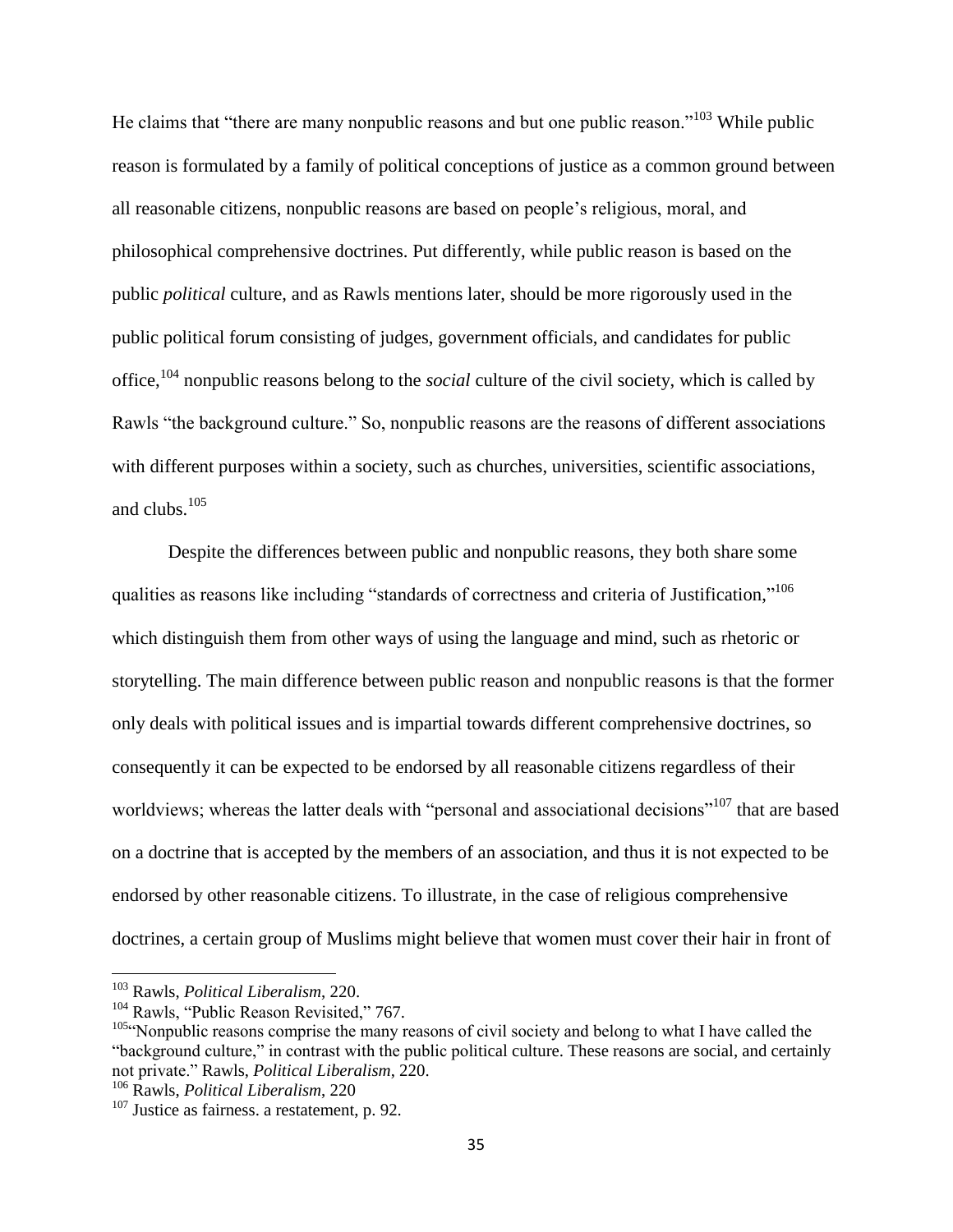He claims that "there are many nonpublic reasons and but one public reason."[103] While public reason is formulated by a family of political conceptions of justice as a common ground between all reasonable citizens, nonpublic reasons are based on people's religious, moral, and philosophical comprehensive doctrines. Put differently, while public reason is based on the public *political* culture, and as Rawls mentions later, should be more rigorously used in the public political forum consisting of judges, government officials, and candidates for public office,[104] nonpublic reasons belong to the *social* culture of the civil society, which is called by Rawls "the background culture." So, nonpublic reasons are the reasons of different associations with different purposes within a society, such as churches, universities, scientific associations, and clubs.[105]

Despite the differences between public and nonpublic reasons, they both share some qualities as reasons like including "standards of correctness and criteria of Justification,"[106] which distinguish them from other ways of using the language and mind, such as rhetoric or storytelling. The main difference between public reason and nonpublic reasons is that the former only deals with political issues and is impartial towards different comprehensive doctrines, so consequently it can be expected to be endorsed by all reasonable citizens regardless of their worldviews; whereas the latter deals with "personal and associational decisions"[107] that are based on a doctrine that is accepted by the members of an association, and thus it is not expected to be endorsed by other reasonable citizens. To illustrate, in the case of religious comprehensive doctrines, a certain group of Muslims might believe that women must cover their hair in front of

---

[103] Rawls, *Political Liberalism*, 220.

[104] Rawls, "Public Reason Revisited," 767.

[105] "Nonpublic reasons comprise the many reasons of civil society and belong to what I have called the "background culture," in contrast with the public political culture. These reasons are social, and certainly not private." Rawls, *Political Liberalism*, 220.

[106] Rawls, *Political Liberalism*, 220

[107] Justice as fairness. a restatement, p. 92.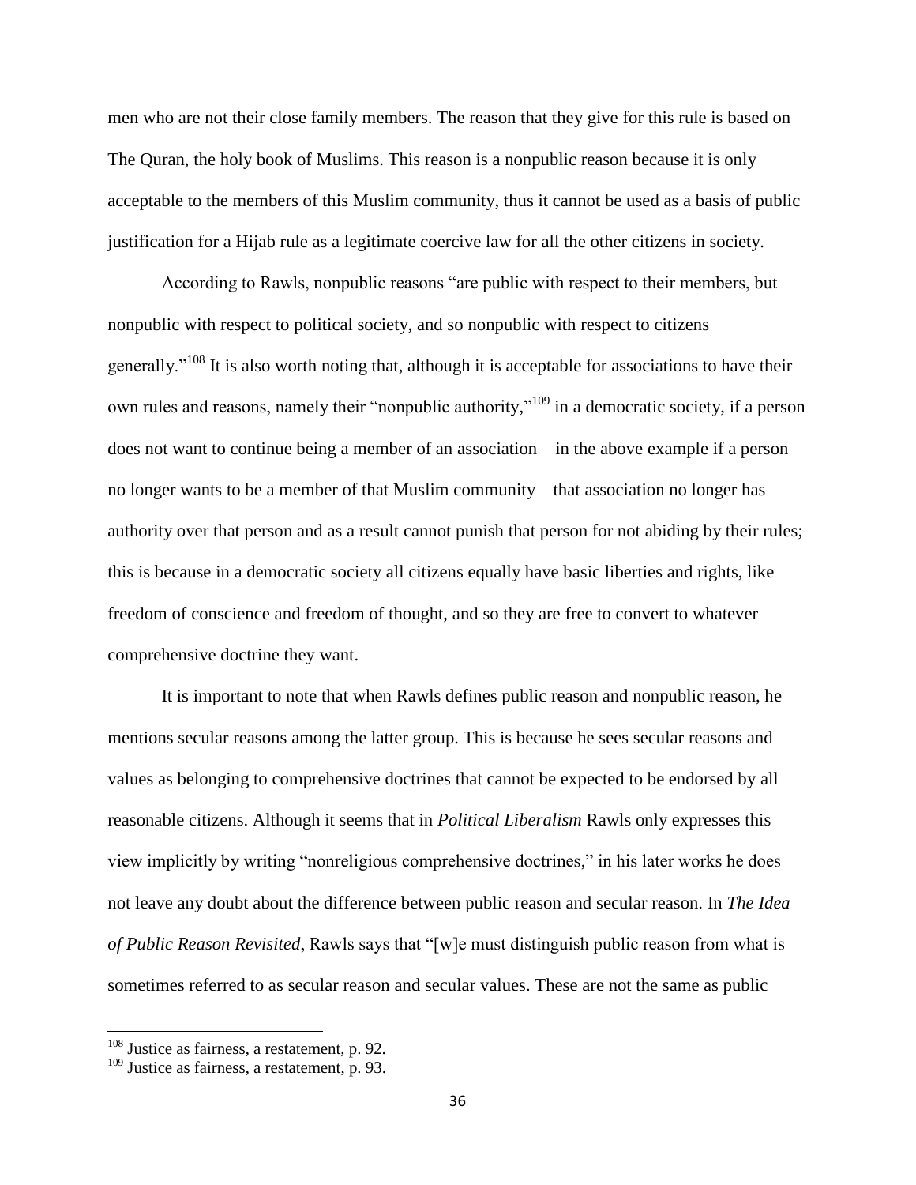men who are not their close family members. The reason that they give for this rule is based on The Quran, the holy book of Muslims. This reason is a nonpublic reason because it is only acceptable to the members of this Muslim community, thus it cannot be used as a basis of public justification for a Hijab rule as a legitimate coercive law for all the other citizens in society.

According to Rawls, nonpublic reasons "are public with respect to their members, but nonpublic with respect to political society, and so nonpublic with respect to citizens generally."[108] It is also worth noting that, although it is acceptable for associations to have their own rules and reasons, namely their "nonpublic authority,"[109] in a democratic society, if a person does not want to continue being a member of an association—in the above example if a person no longer wants to be a member of that Muslim community—that association no longer has authority over that person and as a result cannot punish that person for not abiding by their rules; this is because in a democratic society all citizens equally have basic liberties and rights, like freedom of conscience and freedom of thought, and so they are free to convert to whatever comprehensive doctrine they want.

It is important to note that when Rawls defines public reason and nonpublic reason, he mentions secular reasons among the latter group. This is because he sees secular reasons and values as belonging to comprehensive doctrines that cannot be expected to be endorsed by all reasonable citizens. Although it seems that in *Political Liberalism* Rawls only expresses this view implicitly by writing "nonreligious comprehensive doctrines," in his later works he does not leave any doubt about the difference between public reason and secular reason. In *The Idea of Public Reason Revisited*, Rawls says that "[w]e must distinguish public reason from what is sometimes referred to as secular reason and secular values. These are not the same as public

---

[108] Justice as fairness, a restatement, p. 92.

[109] Justice as fairness, a restatement, p. 93.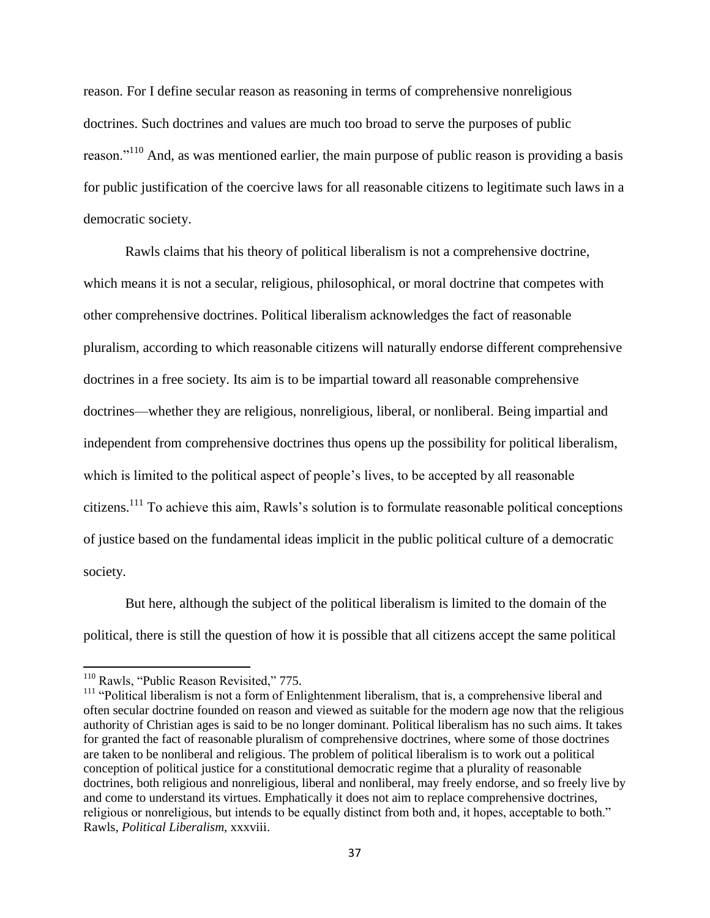reason. For I define secular reason as reasoning in terms of comprehensive nonreligious doctrines. Such doctrines and values are much too broad to serve the purposes of public reason."[110] And, as was mentioned earlier, the main purpose of public reason is providing a basis for public justification of the coercive laws for all reasonable citizens to legitimate such laws in a democratic society.

Rawls claims that his theory of political liberalism is not a comprehensive doctrine, which means it is not a secular, religious, philosophical, or moral doctrine that competes with other comprehensive doctrines. Political liberalism acknowledges the fact of reasonable pluralism, according to which reasonable citizens will naturally endorse different comprehensive doctrines in a free society. Its aim is to be impartial toward all reasonable comprehensive doctrines—whether they are religious, nonreligious, liberal, or nonliberal. Being impartial and independent from comprehensive doctrines thus opens up the possibility for political liberalism, which is limited to the political aspect of people's lives, to be accepted by all reasonable citizens.[111] To achieve this aim, Rawls's solution is to formulate reasonable political conceptions of justice based on the fundamental ideas implicit in the public political culture of a democratic society.

But here, although the subject of the political liberalism is limited to the domain of the political, there is still the question of how it is possible that all citizens accept the same political

---

[110] Rawls, "Public Reason Revisited," 775.

[111] "Political liberalism is not a form of Enlightenment liberalism, that is, a comprehensive liberal and often secular doctrine founded on reason and viewed as suitable for the modern age now that the religious authority of Christian ages is said to be no longer dominant. Political liberalism has no such aims. It takes for granted the fact of reasonable pluralism of comprehensive doctrines, where some of those doctrines are taken to be nonliberal and religious. The problem of political liberalism is to work out a political conception of political justice for a constitutional democratic regime that a plurality of reasonable doctrines, both religious and nonreligious, liberal and nonliberal, may freely endorse, and so freely live by and come to understand its virtues. Emphatically it does not aim to replace comprehensive doctrines, religious or nonreligious, but intends to be equally distinct from both and, it hopes, acceptable to both." Rawls, *Political Liberalism*, xxxviii.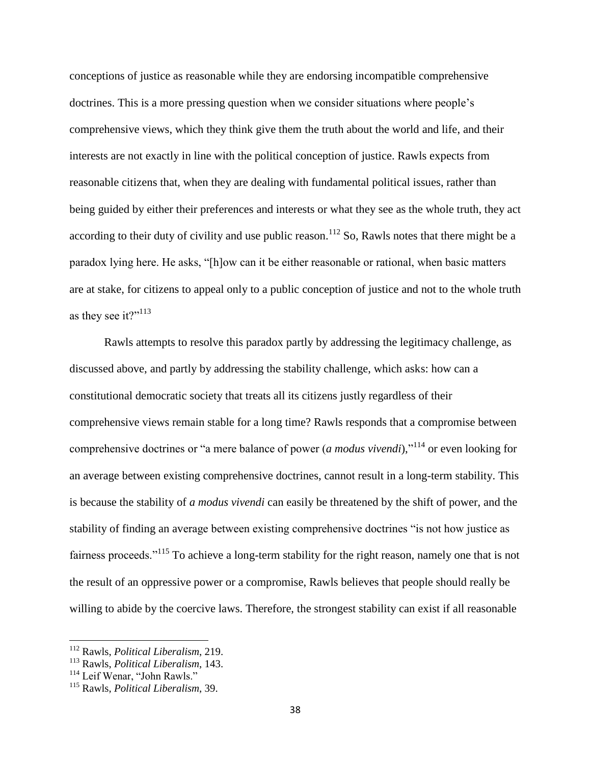conceptions of justice as reasonable while they are endorsing incompatible comprehensive doctrines. This is a more pressing question when we consider situations where people's comprehensive views, which they think give them the truth about the world and life, and their interests are not exactly in line with the political conception of justice. Rawls expects from reasonable citizens that, when they are dealing with fundamental political issues, rather than being guided by either their preferences and interests or what they see as the whole truth, they act according to their duty of civility and use public reason.[112] So, Rawls notes that there might be a paradox lying here. He asks, "[h]ow can it be either reasonable or rational, when basic matters are at stake, for citizens to appeal only to a public conception of justice and not to the whole truth as they see it?"[113]

Rawls attempts to resolve this paradox partly by addressing the legitimacy challenge, as discussed above, and partly by addressing the stability challenge, which asks: how can a constitutional democratic society that treats all its citizens justly regardless of their comprehensive views remain stable for a long time? Rawls responds that a compromise between comprehensive doctrines or "a mere balance of power (*a modus vivendi*),"[114] or even looking for an average between existing comprehensive doctrines, cannot result in a long-term stability. This is because the stability of *a modus vivendi* can easily be threatened by the shift of power, and the stability of finding an average between existing comprehensive doctrines "is not how justice as fairness proceeds."[115] To achieve a long-term stability for the right reason, namely one that is not the result of an oppressive power or a compromise, Rawls believes that people should really be willing to abide by the coercive laws. Therefore, the strongest stability can exist if all reasonable

---

[112] Rawls, *Political Liberalism*, 219.

[113] Rawls, *Political Liberalism*, 143.

[114] Leif Wenar, "John Rawls."

[115] Rawls, *Political Liberalism*, 39.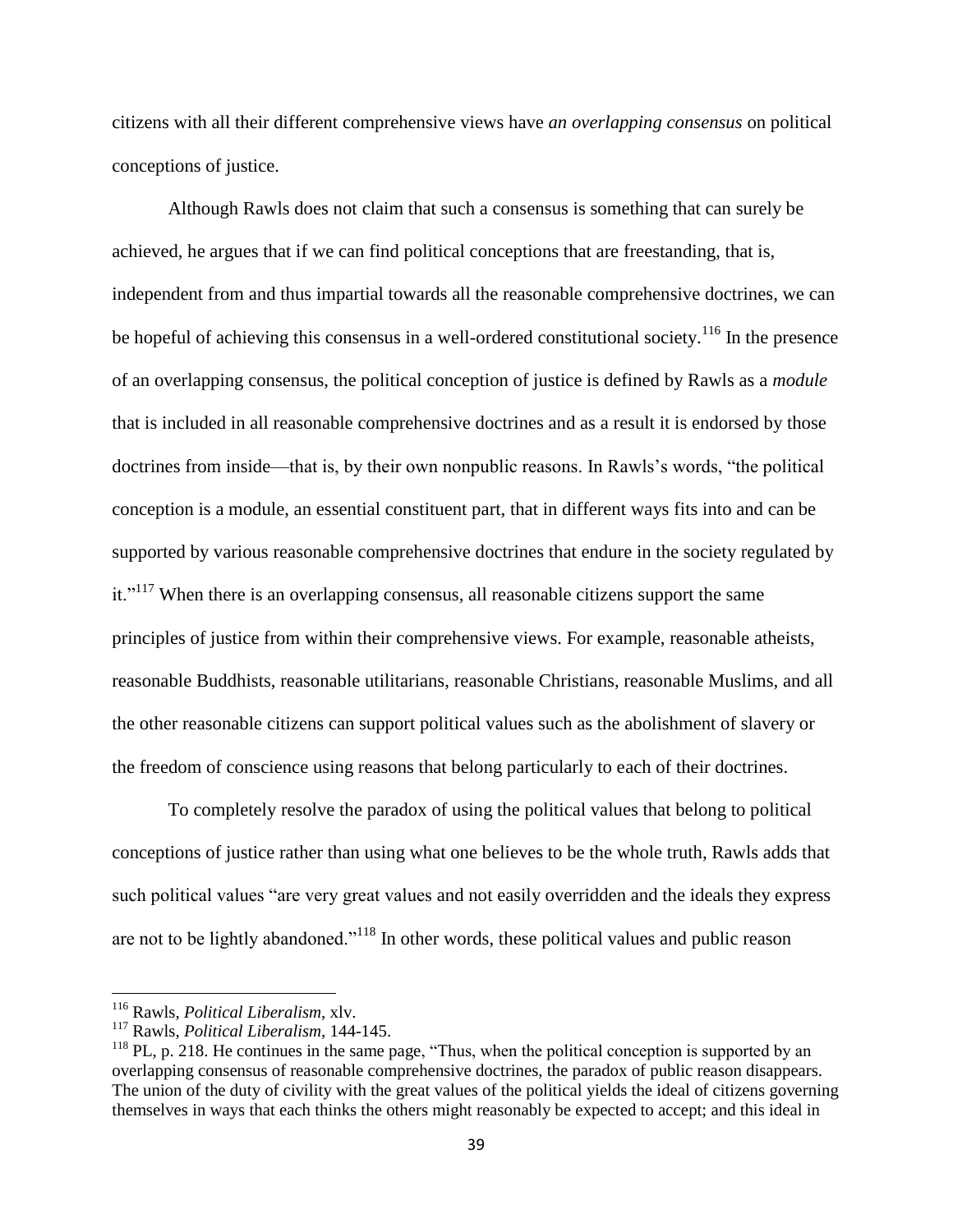citizens with all their different comprehensive views have *an overlapping consensus* on political conceptions of justice.

Although Rawls does not claim that such a consensus is something that can surely be achieved, he argues that if we can find political conceptions that are freestanding, that is, independent from and thus impartial towards all the reasonable comprehensive doctrines, we can be hopeful of achieving this consensus in a well-ordered constitutional society.[116] In the presence of an overlapping consensus, the political conception of justice is defined by Rawls as a *module* that is included in all reasonable comprehensive doctrines and as a result it is endorsed by those doctrines from inside—that is, by their own nonpublic reasons. In Rawls's words, "the political conception is a module, an essential constituent part, that in different ways fits into and can be supported by various reasonable comprehensive doctrines that endure in the society regulated by it."[117] When there is an overlapping consensus, all reasonable citizens support the same principles of justice from within their comprehensive views. For example, reasonable atheists, reasonable Buddhists, reasonable utilitarians, reasonable Christians, reasonable Muslims, and all the other reasonable citizens can support political values such as the abolishment of slavery or the freedom of conscience using reasons that belong particularly to each of their doctrines.

To completely resolve the paradox of using the political values that belong to political conceptions of justice rather than using what one believes to be the whole truth, Rawls adds that such political values "are very great values and not easily overridden and the ideals they express are not to be lightly abandoned."[118] In other words, these political values and public reason

---

[116] Rawls, *Political Liberalism*, xlv.

[117] Rawls, *Political Liberalism*, 144-145.

[118] PL, p. 218. He continues in the same page, "Thus, when the political conception is supported by an overlapping consensus of reasonable comprehensive doctrines, the paradox of public reason disappears. The union of the duty of civility with the great values of the political yields the ideal of citizens governing themselves in ways that each thinks the others might reasonably be expected to accept; and this ideal in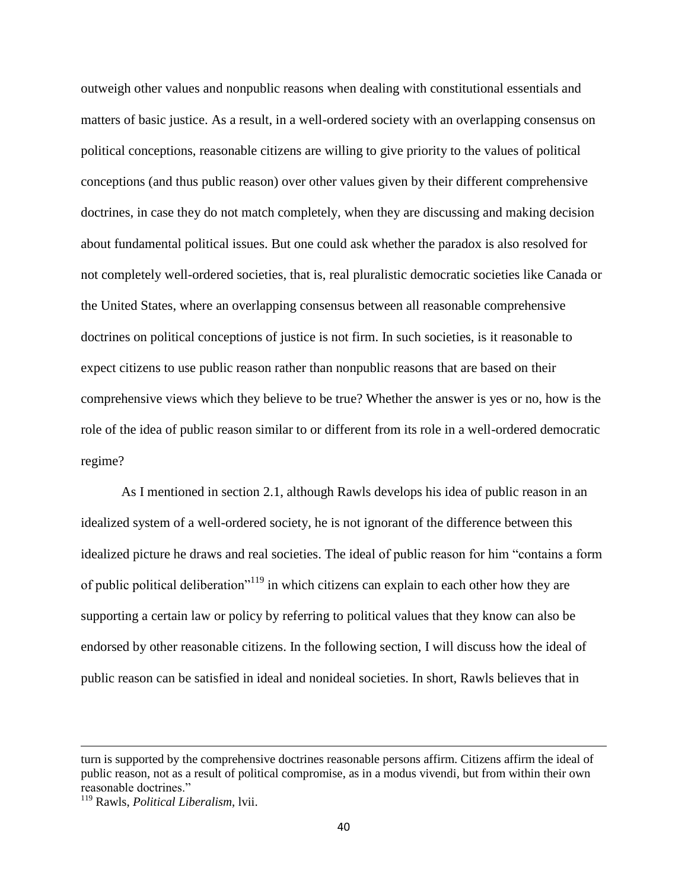outweigh other values and nonpublic reasons when dealing with constitutional essentials and matters of basic justice. As a result, in a well-ordered society with an overlapping consensus on political conceptions, reasonable citizens are willing to give priority to the values of political conceptions (and thus public reason) over other values given by their different comprehensive doctrines, in case they do not match completely, when they are discussing and making decision about fundamental political issues. But one could ask whether the paradox is also resolved for not completely well-ordered societies, that is, real pluralistic democratic societies like Canada or the United States, where an overlapping consensus between all reasonable comprehensive doctrines on political conceptions of justice is not firm. In such societies, is it reasonable to expect citizens to use public reason rather than nonpublic reasons that are based on their comprehensive views which they believe to be true? Whether the answer is yes or no, how is the role of the idea of public reason similar to or different from its role in a well-ordered democratic regime?

As I mentioned in section 2.1, although Rawls develops his idea of public reason in an idealized system of a well-ordered society, he is not ignorant of the difference between this idealized picture he draws and real societies. The ideal of public reason for him "contains a form of public political deliberation"[119] in which citizens can explain to each other how they are supporting a certain law or policy by referring to political values that they know can also be endorsed by other reasonable citizens. In the following section, I will discuss how the ideal of public reason can be satisfied in ideal and nonideal societies. In short, Rawls believes that in

---

turn is supported by the comprehensive doctrines reasonable persons affirm. Citizens affirm the ideal of public reason, not as a result of political compromise, as in a modus vivendi, but from within their own reasonable doctrines."

[119] Rawls, *Political Liberalism*, lvii.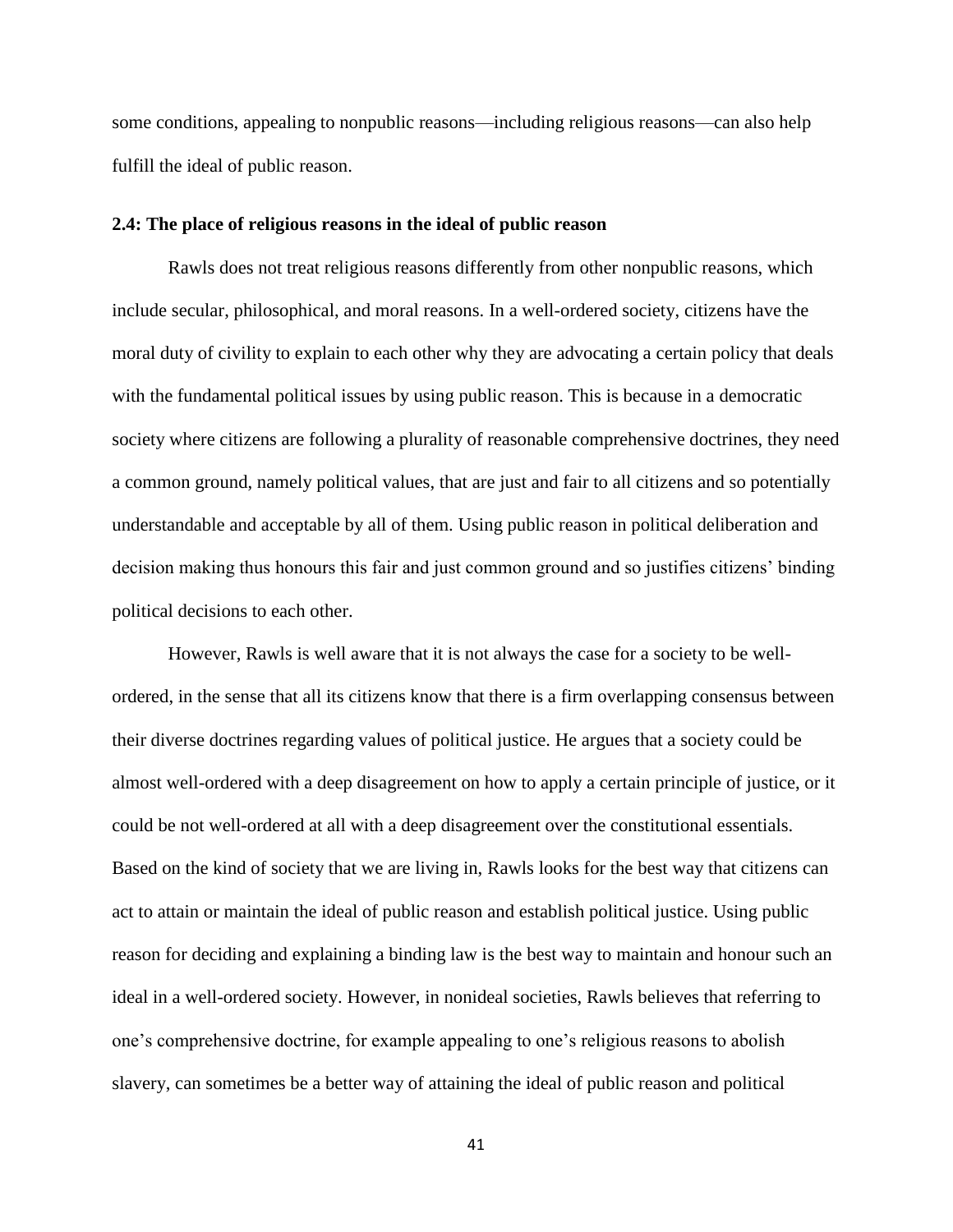some conditions, appealing to nonpublic reasons—including religious reasons—can also help fulfill the ideal of public reason.

### 2.4: The place of religious reasons in the ideal of public reason

Rawls does not treat religious reasons differently from other nonpublic reasons, which include secular, philosophical, and moral reasons. In a well-ordered society, citizens have the moral duty of civility to explain to each other why they are advocating a certain policy that deals with the fundamental political issues by using public reason. This is because in a democratic society where citizens are following a plurality of reasonable comprehensive doctrines, they need a common ground, namely political values, that are just and fair to all citizens and so potentially understandable and acceptable by all of them. Using public reason in political deliberation and decision making thus honours this fair and just common ground and so justifies citizens' binding political decisions to each other.

However, Rawls is well aware that it is not always the case for a society to be well-ordered, in the sense that all its citizens know that there is a firm overlapping consensus between their diverse doctrines regarding values of political justice. He argues that a society could be almost well-ordered with a deep disagreement on how to apply a certain principle of justice, or it could be not well-ordered at all with a deep disagreement over the constitutional essentials. Based on the kind of society that we are living in, Rawls looks for the best way that citizens can act to attain or maintain the ideal of public reason and establish political justice. Using public reason for deciding and explaining a binding law is the best way to maintain and honour such an ideal in a well-ordered society. However, in nonideal societies, Rawls believes that referring to one's comprehensive doctrine, for example appealing to one's religious reasons to abolish slavery, can sometimes be a better way of attaining the ideal of public reason and political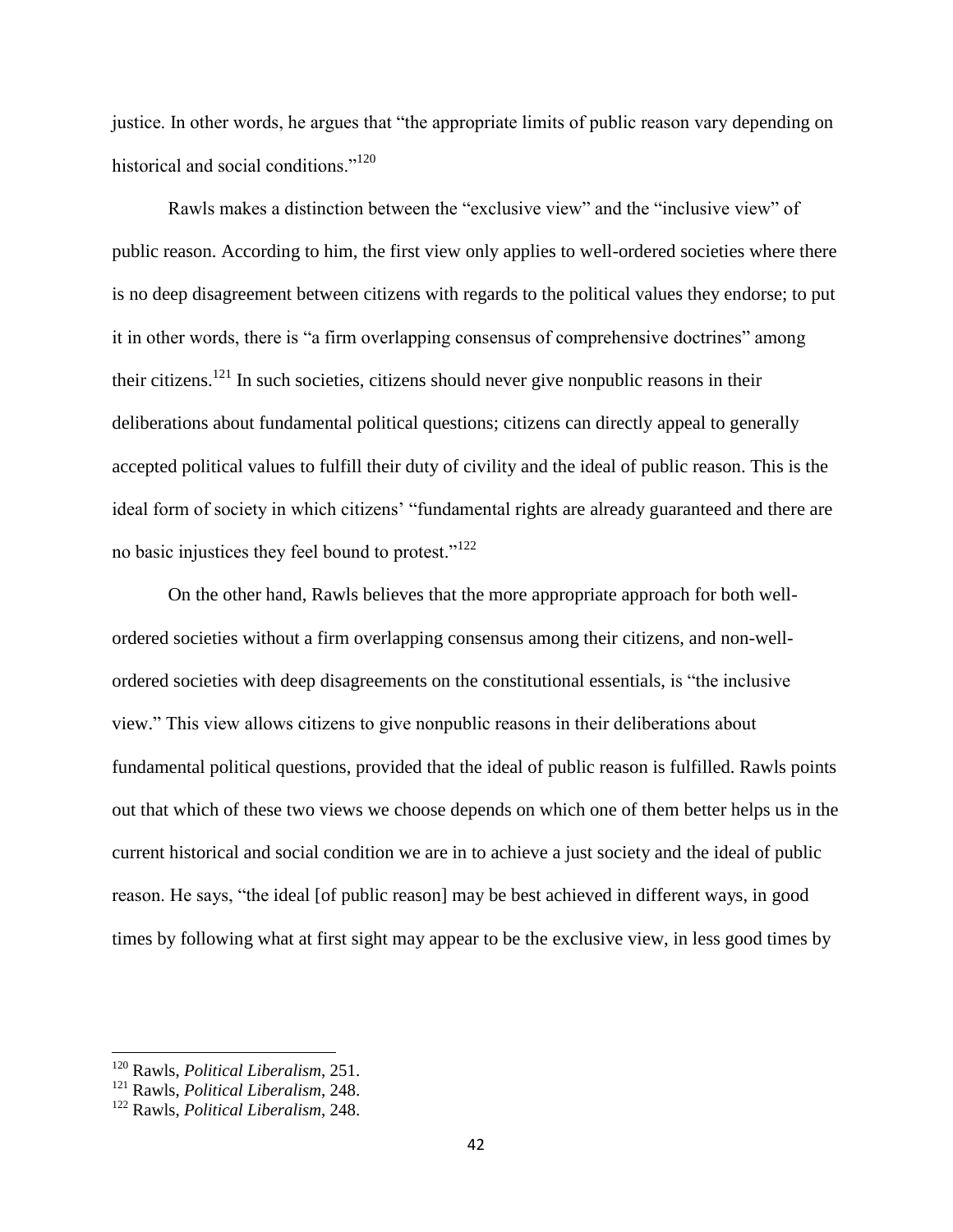justice. In other words, he argues that "the appropriate limits of public reason vary depending on historical and social conditions."[120]

Rawls makes a distinction between the "exclusive view" and the "inclusive view" of public reason. According to him, the first view only applies to well-ordered societies where there is no deep disagreement between citizens with regards to the political values they endorse; to put it in other words, there is "a firm overlapping consensus of comprehensive doctrines" among their citizens.[121] In such societies, citizens should never give nonpublic reasons in their deliberations about fundamental political questions; citizens can directly appeal to generally accepted political values to fulfill their duty of civility and the ideal of public reason. This is the ideal form of society in which citizens' "fundamental rights are already guaranteed and there are no basic injustices they feel bound to protest."[122]

On the other hand, Rawls believes that the more appropriate approach for both well-ordered societies without a firm overlapping consensus among their citizens, and non-well-ordered societies with deep disagreements on the constitutional essentials, is "the inclusive view." This view allows citizens to give nonpublic reasons in their deliberations about fundamental political questions, provided that the ideal of public reason is fulfilled. Rawls points out that which of these two views we choose depends on which one of them better helps us in the current historical and social condition we are in to achieve a just society and the ideal of public reason. He says, "the ideal [of public reason] may be best achieved in different ways, in good times by following what at first sight may appear to be the exclusive view, in less good times by

---

[120] Rawls, *Political Liberalism*, 251.
[121] Rawls, *Political Liberalism*, 248.
[122] Rawls, *Political Liberalism*, 248.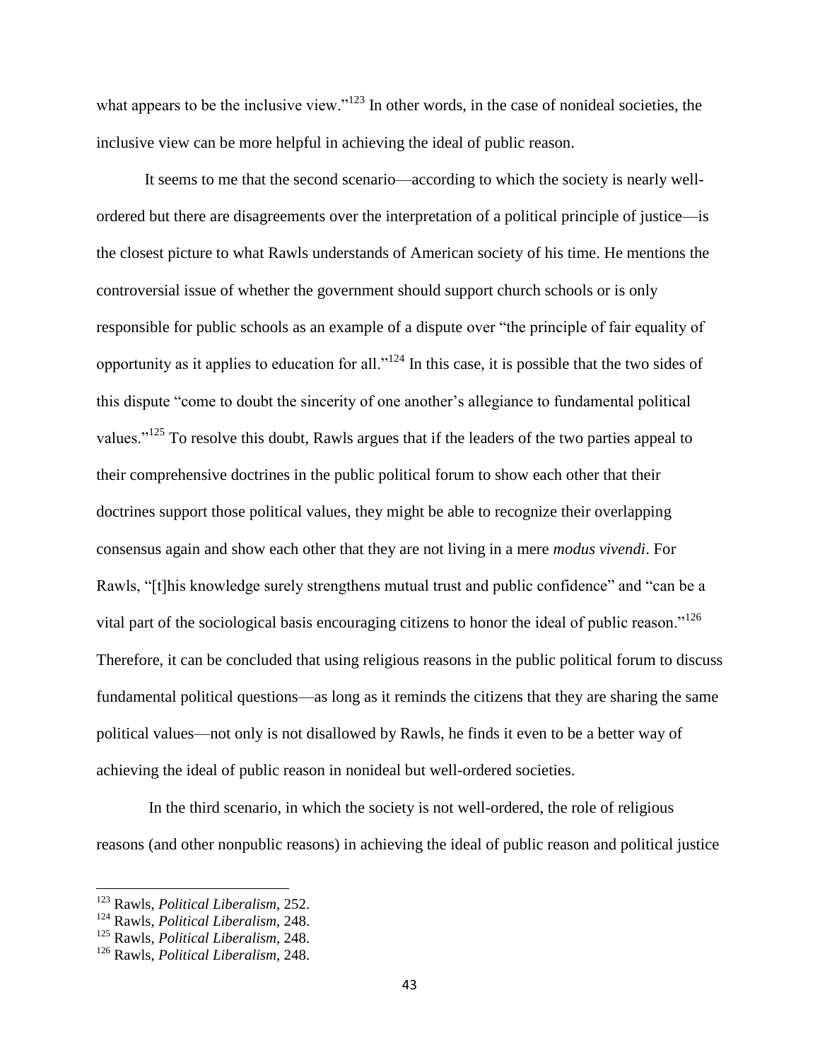what appears to be the inclusive view."[123] In other words, in the case of nonideal societies, the inclusive view can be more helpful in achieving the ideal of public reason.

It seems to me that the second scenario—according to which the society is nearly well-ordered but there are disagreements over the interpretation of a political principle of justice—is the closest picture to what Rawls understands of American society of his time. He mentions the controversial issue of whether the government should support church schools or is only responsible for public schools as an example of a dispute over "the principle of fair equality of opportunity as it applies to education for all."[124] In this case, it is possible that the two sides of this dispute "come to doubt the sincerity of one another's allegiance to fundamental political values."[125] To resolve this doubt, Rawls argues that if the leaders of the two parties appeal to their comprehensive doctrines in the public political forum to show each other that their doctrines support those political values, they might be able to recognize their overlapping consensus again and show each other that they are not living in a mere *modus vivendi*. For Rawls, "[t]his knowledge surely strengthens mutual trust and public confidence" and "can be a vital part of the sociological basis encouraging citizens to honor the ideal of public reason."[126] Therefore, it can be concluded that using religious reasons in the public political forum to discuss fundamental political questions—as long as it reminds the citizens that they are sharing the same political values—not only is not disallowed by Rawls, he finds it even to be a better way of achieving the ideal of public reason in nonideal but well-ordered societies.

In the third scenario, in which the society is not well-ordered, the role of religious reasons (and other nonpublic reasons) in achieving the ideal of public reason and political justice

---

[123] Rawls, *Political Liberalism*, 252.

[124] Rawls, *Political Liberalism*, 248.

[125] Rawls, *Political Liberalism*, 248.

[126] Rawls, *Political Liberalism*, 248.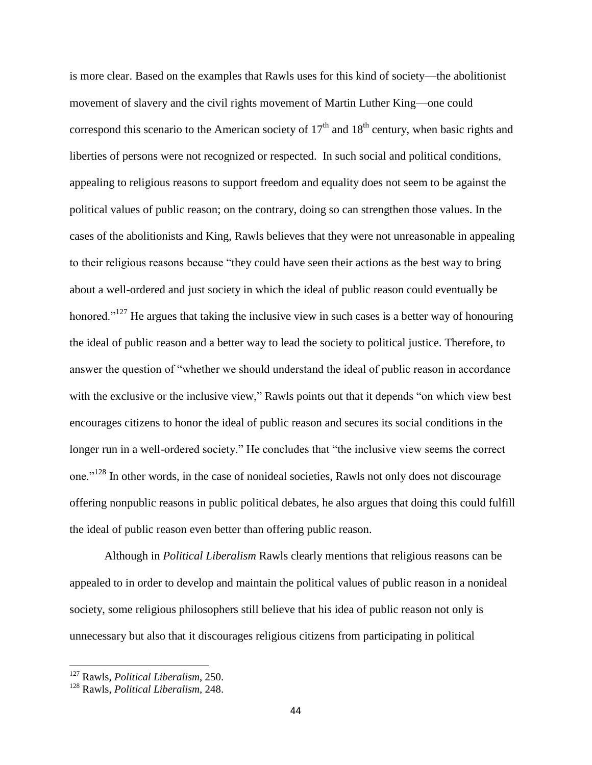is more clear. Based on the examples that Rawls uses for this kind of society—the abolitionist movement of slavery and the civil rights movement of Martin Luther King—one could correspond this scenario to the American society of 17th and 18th century, when basic rights and liberties of persons were not recognized or respected. In such social and political conditions, appealing to religious reasons to support freedom and equality does not seem to be against the political values of public reason; on the contrary, doing so can strengthen those values. In the cases of the abolitionists and King, Rawls believes that they were not unreasonable in appealing to their religious reasons because "they could have seen their actions as the best way to bring about a well-ordered and just society in which the ideal of public reason could eventually be honored."[127] He argues that taking the inclusive view in such cases is a better way of honouring the ideal of public reason and a better way to lead the society to political justice. Therefore, to answer the question of "whether we should understand the ideal of public reason in accordance with the exclusive or the inclusive view," Rawls points out that it depends "on which view best encourages citizens to honor the ideal of public reason and secures its social conditions in the longer run in a well-ordered society." He concludes that "the inclusive view seems the correct one."[128] In other words, in the case of nonideal societies, Rawls not only does not discourage offering nonpublic reasons in public political debates, he also argues that doing this could fulfill the ideal of public reason even better than offering public reason.

Although in *Political Liberalism* Rawls clearly mentions that religious reasons can be appealed to in order to develop and maintain the political values of public reason in a nonideal society, some religious philosophers still believe that his idea of public reason not only is unnecessary but also that it discourages religious citizens from participating in political

---

[127] Rawls, *Political Liberalism*, 250.

[128] Rawls, *Political Liberalism*, 248.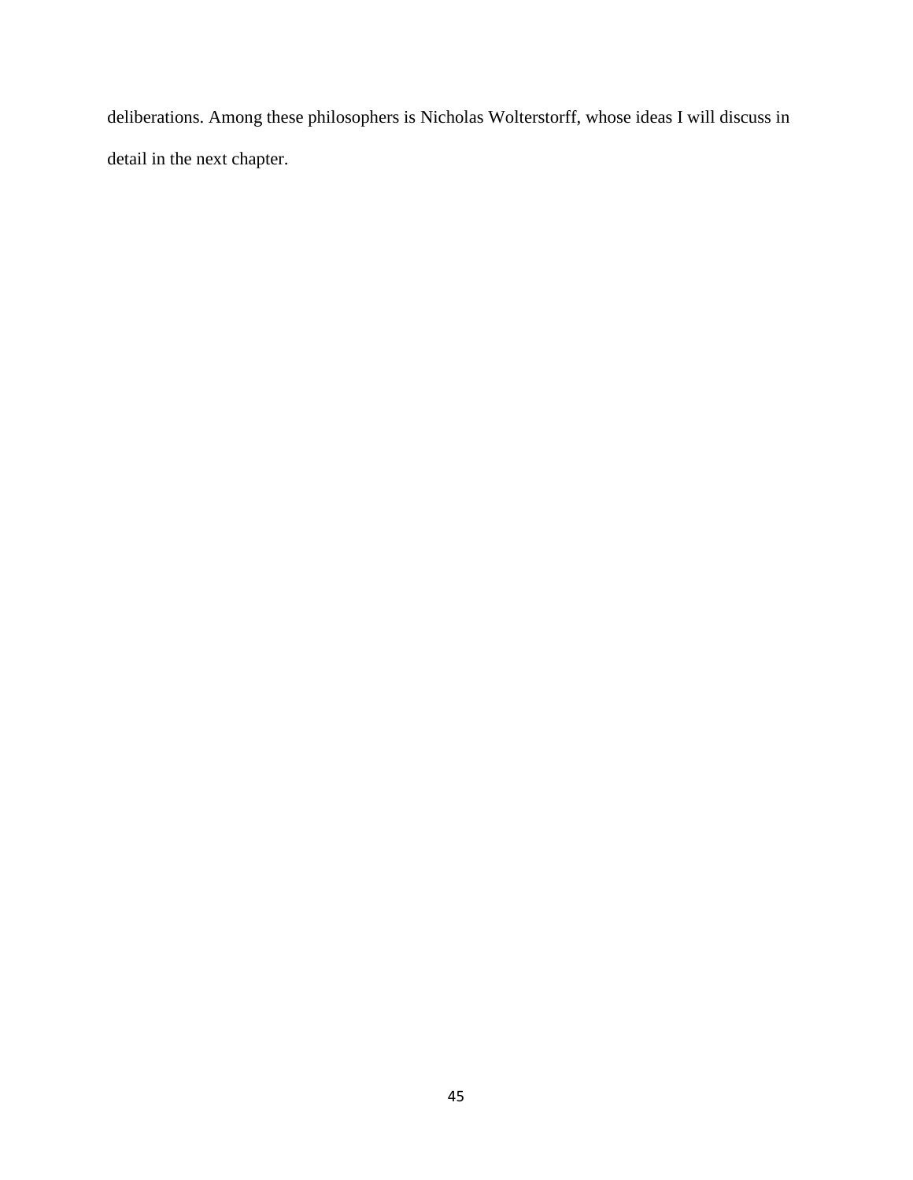deliberations. Among these philosophers is Nicholas Wolterstorff, whose ideas I will discuss in detail in the next chapter.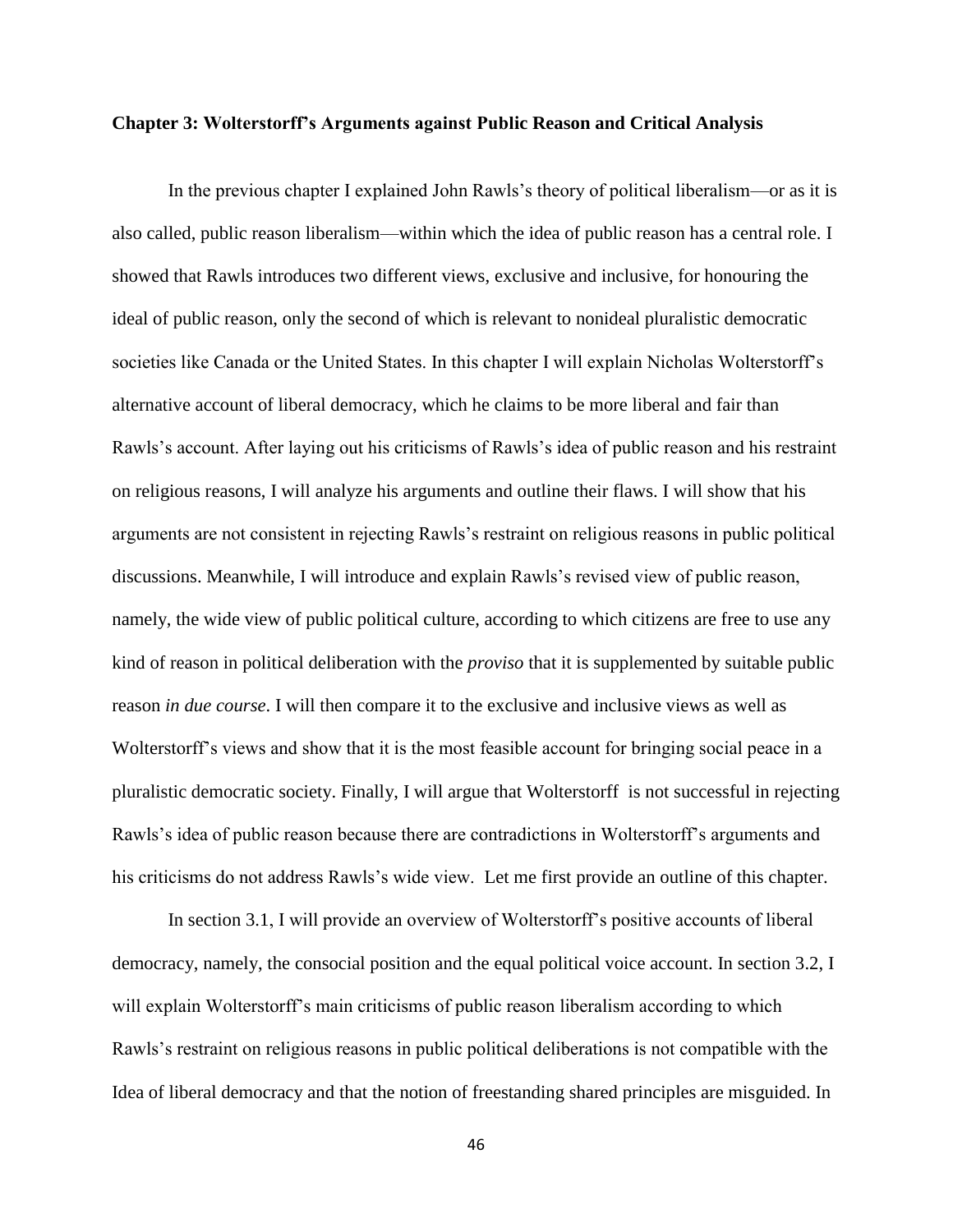## Chapter 3: Wolterstorff's Arguments against Public Reason and Critical Analysis

In the previous chapter I explained John Rawls's theory of political liberalism—or as it is also called, public reason liberalism—within which the idea of public reason has a central role. I showed that Rawls introduces two different views, exclusive and inclusive, for honouring the ideal of public reason, only the second of which is relevant to nonideal pluralistic democratic societies like Canada or the United States. In this chapter I will explain Nicholas Wolterstorff's alternative account of liberal democracy, which he claims to be more liberal and fair than Rawls's account. After laying out his criticisms of Rawls's idea of public reason and his restraint on religious reasons, I will analyze his arguments and outline their flaws. I will show that his arguments are not consistent in rejecting Rawls's restraint on religious reasons in public political discussions. Meanwhile, I will introduce and explain Rawls's revised view of public reason, namely, the wide view of public political culture, according to which citizens are free to use any kind of reason in political deliberation with the *proviso* that it is supplemented by suitable public reason *in due course*. I will then compare it to the exclusive and inclusive views as well as Wolterstorff's views and show that it is the most feasible account for bringing social peace in a pluralistic democratic society. Finally, I will argue that Wolterstorff is not successful in rejecting Rawls's idea of public reason because there are contradictions in Wolterstorff's arguments and his criticisms do not address Rawls's wide view. Let me first provide an outline of this chapter.

In section 3.1, I will provide an overview of Wolterstorff's positive accounts of liberal democracy, namely, the consocial position and the equal political voice account. In section 3.2, I will explain Wolterstorff's main criticisms of public reason liberalism according to which Rawls's restraint on religious reasons in public political deliberations is not compatible with the Idea of liberal democracy and that the notion of freestanding shared principles are misguided. In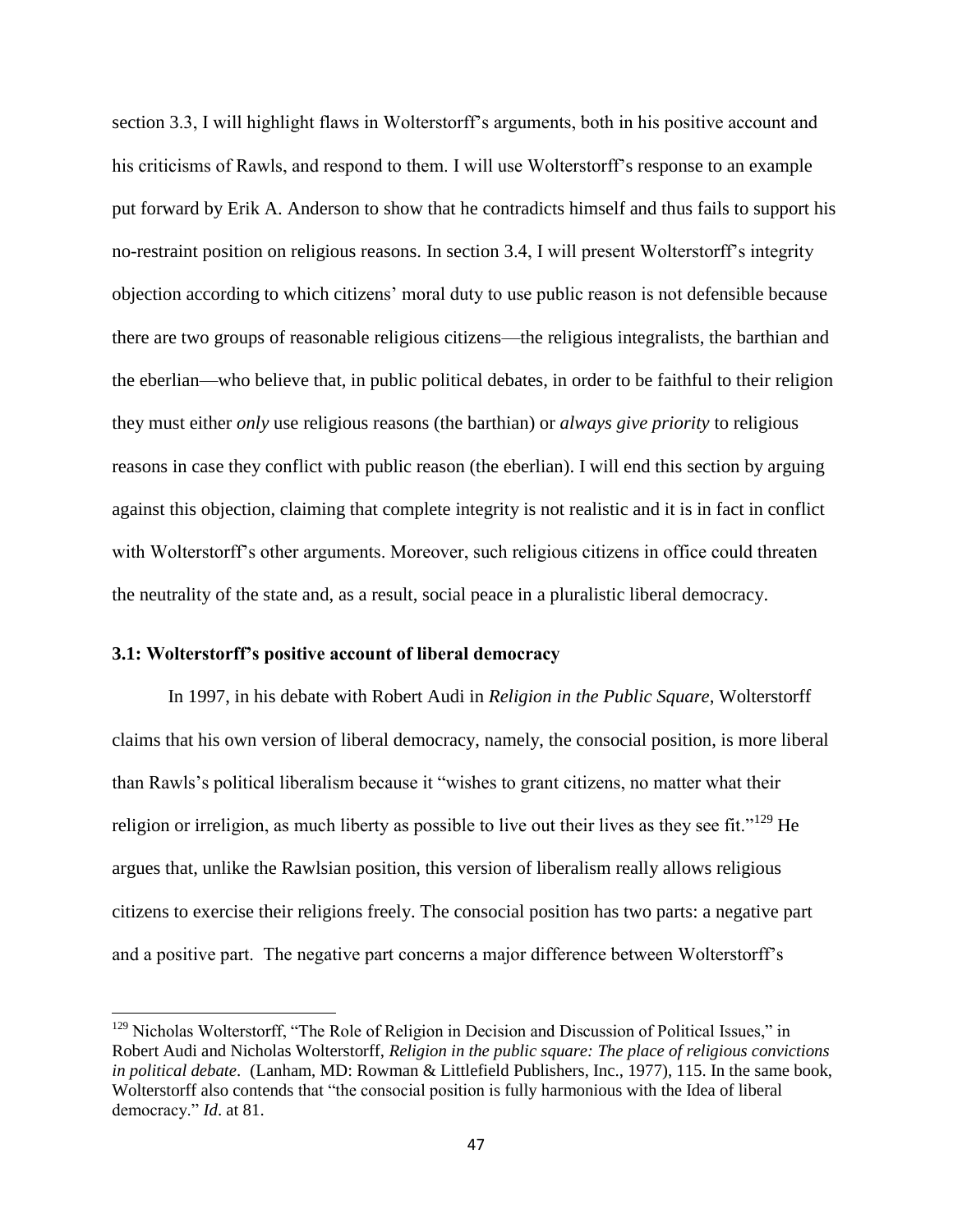section 3.3, I will highlight flaws in Wolterstorff's arguments, both in his positive account and his criticisms of Rawls, and respond to them. I will use Wolterstorff's response to an example put forward by Erik A. Anderson to show that he contradicts himself and thus fails to support his no-restraint position on religious reasons. In section 3.4, I will present Wolterstorff's integrity objection according to which citizens' moral duty to use public reason is not defensible because there are two groups of reasonable religious citizens—the religious integralists, the barthian and the eberlian—who believe that, in public political debates, in order to be faithful to their religion they must either *only* use religious reasons (the barthian) or *always give priority* to religious reasons in case they conflict with public reason (the eberlian). I will end this section by arguing against this objection, claiming that complete integrity is not realistic and it is in fact in conflict with Wolterstorff's other arguments. Moreover, such religious citizens in office could threaten the neutrality of the state and, as a result, social peace in a pluralistic liberal democracy.

### 3.1: Wolterstorff's positive account of liberal democracy

In 1997, in his debate with Robert Audi in *Religion in the Public Square*, Wolterstorff claims that his own version of liberal democracy, namely, the consocial position, is more liberal than Rawls's political liberalism because it "wishes to grant citizens, no matter what their religion or irreligion, as much liberty as possible to live out their lives as they see fit."[129] He argues that, unlike the Rawlsian position, this version of liberalism really allows religious citizens to exercise their religions freely. The consocial position has two parts: a negative part and a positive part. The negative part concerns a major difference between Wolterstorff's

---

[129] Nicholas Wolterstorff, "The Role of Religion in Decision and Discussion of Political Issues," in Robert Audi and Nicholas Wolterstorff, *Religion in the public square: The place of religious convictions in political debate*. (Lanham, MD: Rowman & Littlefield Publishers, Inc., 1977), 115. In the same book, Wolterstorff also contends that "the consocial position is fully harmonious with the Idea of liberal democracy." *Id*. at 81.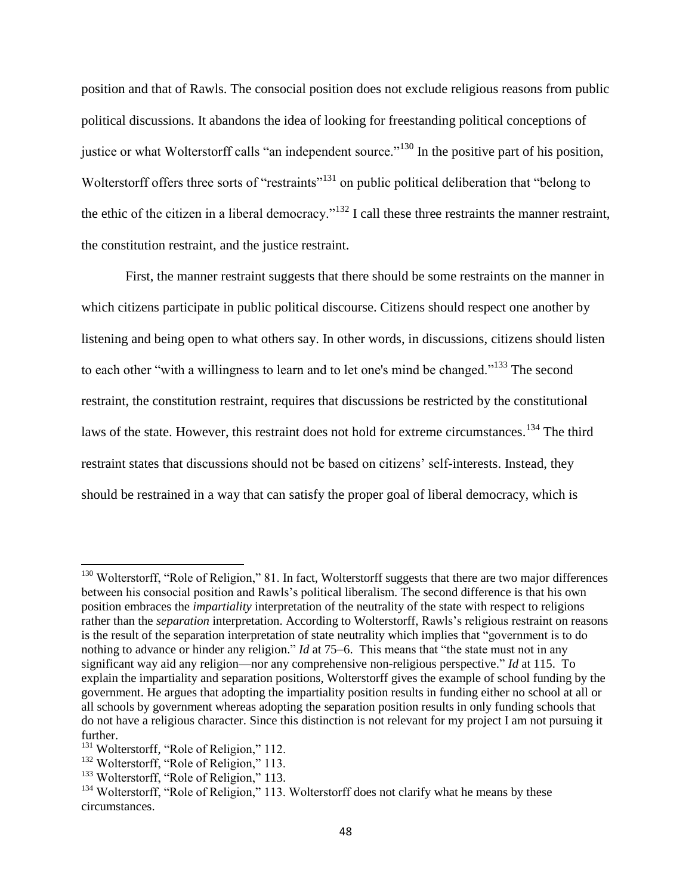position and that of Rawls. The consocial position does not exclude religious reasons from public political discussions. It abandons the idea of looking for freestanding political conceptions of justice or what Wolterstorff calls "an independent source."[130] In the positive part of his position, Wolterstorff offers three sorts of "restraints"[131] on public political deliberation that "belong to the ethic of the citizen in a liberal democracy."[132] I call these three restraints the manner restraint, the constitution restraint, and the justice restraint.

First, the manner restraint suggests that there should be some restraints on the manner in which citizens participate in public political discourse. Citizens should respect one another by listening and being open to what others say. In other words, in discussions, citizens should listen to each other "with a willingness to learn and to let one's mind be changed."[133] The second restraint, the constitution restraint, requires that discussions be restricted by the constitutional laws of the state. However, this restraint does not hold for extreme circumstances.[134] The third restraint states that discussions should not be based on citizens' self-interests. Instead, they should be restrained in a way that can satisfy the proper goal of liberal democracy, which is

---

[130] Wolterstorff, "Role of Religion," 81. In fact, Wolterstorff suggests that there are two major differences between his consocial position and Rawls's political liberalism. The second difference is that his own position embraces the *impartiality* interpretation of the neutrality of the state with respect to religions rather than the *separation* interpretation. According to Wolterstorff, Rawls's religious restraint on reasons is the result of the separation interpretation of state neutrality which implies that "government is to do nothing to advance or hinder any religion." *Id* at 75–6. This means that "the state must not in any significant way aid any religion—nor any comprehensive non-religious perspective." *Id* at 115. To explain the impartiality and separation positions, Wolterstorff gives the example of school funding by the government. He argues that adopting the impartiality position results in funding either no school at all or all schools by government whereas adopting the separation position results in only funding schools that do not have a religious character. Since this distinction is not relevant for my project I am not pursuing it further.

[131] Wolterstorff, "Role of Religion," 112.

[132] Wolterstorff, "Role of Religion," 113.

[133] Wolterstorff, "Role of Religion," 113.

[134] Wolterstorff, "Role of Religion," 113. Wolterstorff does not clarify what he means by these circumstances.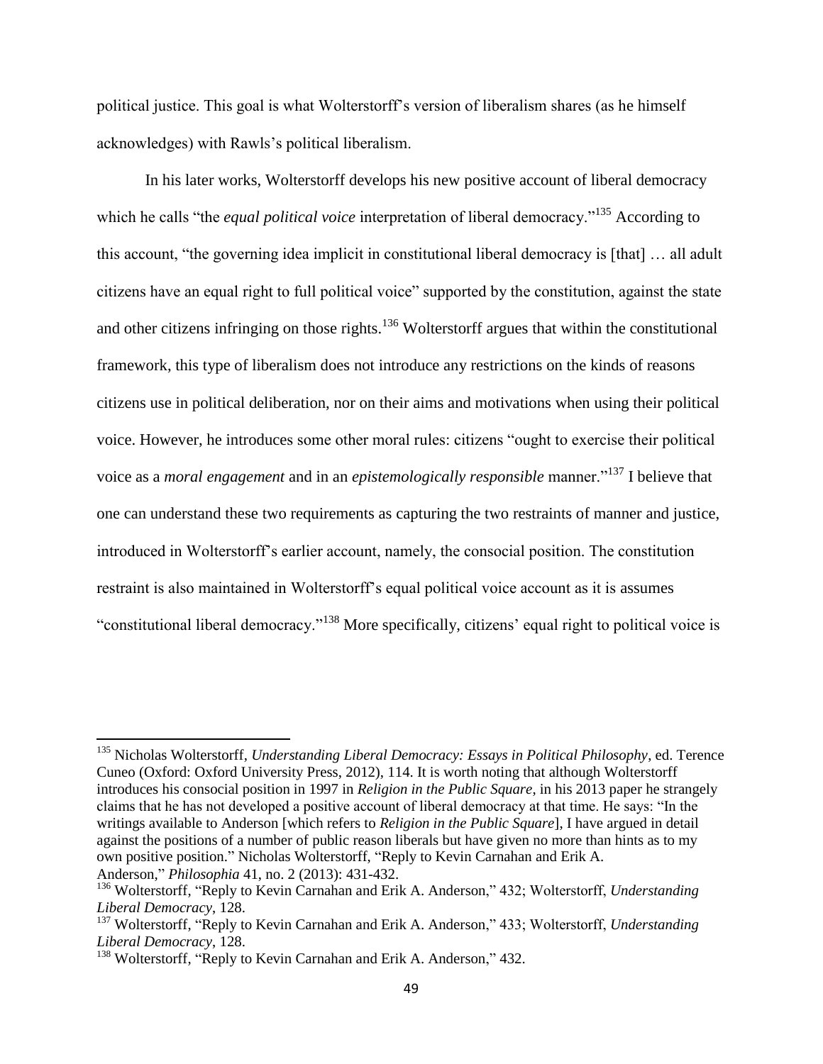political justice. This goal is what Wolterstorff's version of liberalism shares (as he himself acknowledges) with Rawls's political liberalism.

In his later works, Wolterstorff develops his new positive account of liberal democracy which he calls "the *equal political voice* interpretation of liberal democracy."[135] According to this account, "the governing idea implicit in constitutional liberal democracy is [that] … all adult citizens have an equal right to full political voice" supported by the constitution, against the state and other citizens infringing on those rights.[136] Wolterstorff argues that within the constitutional framework, this type of liberalism does not introduce any restrictions on the kinds of reasons citizens use in political deliberation, nor on their aims and motivations when using their political voice. However, he introduces some other moral rules: citizens "ought to exercise their political voice as a *moral engagement* and in an *epistemologically responsible* manner."[137] I believe that one can understand these two requirements as capturing the two restraints of manner and justice, introduced in Wolterstorff's earlier account, namely, the consocial position. The constitution restraint is also maintained in Wolterstorff's equal political voice account as it is assumes "constitutional liberal democracy."[138] More specifically, citizens' equal right to political voice is

---

[135] Nicholas Wolterstorff, *Understanding Liberal Democracy: Essays in Political Philosophy*, ed. Terence Cuneo (Oxford: Oxford University Press, 2012), 114. It is worth noting that although Wolterstorff introduces his consocial position in 1997 in *Religion in the Public Square*, in his 2013 paper he strangely claims that he has not developed a positive account of liberal democracy at that time. He says: "In the writings available to Anderson [which refers to *Religion in the Public Square*], I have argued in detail against the positions of a number of public reason liberals but have given no more than hints as to my own positive position." Nicholas Wolterstorff, "Reply to Kevin Carnahan and Erik A. Anderson," *Philosophia* 41, no. 2 (2013): 431-432.

[136] Wolterstorff, "Reply to Kevin Carnahan and Erik A. Anderson," 432; Wolterstorff, *Understanding Liberal Democracy*, 128.

[137] Wolterstorff, "Reply to Kevin Carnahan and Erik A. Anderson," 433; Wolterstorff, *Understanding Liberal Democracy*, 128.

[138] Wolterstorff, "Reply to Kevin Carnahan and Erik A. Anderson," 432.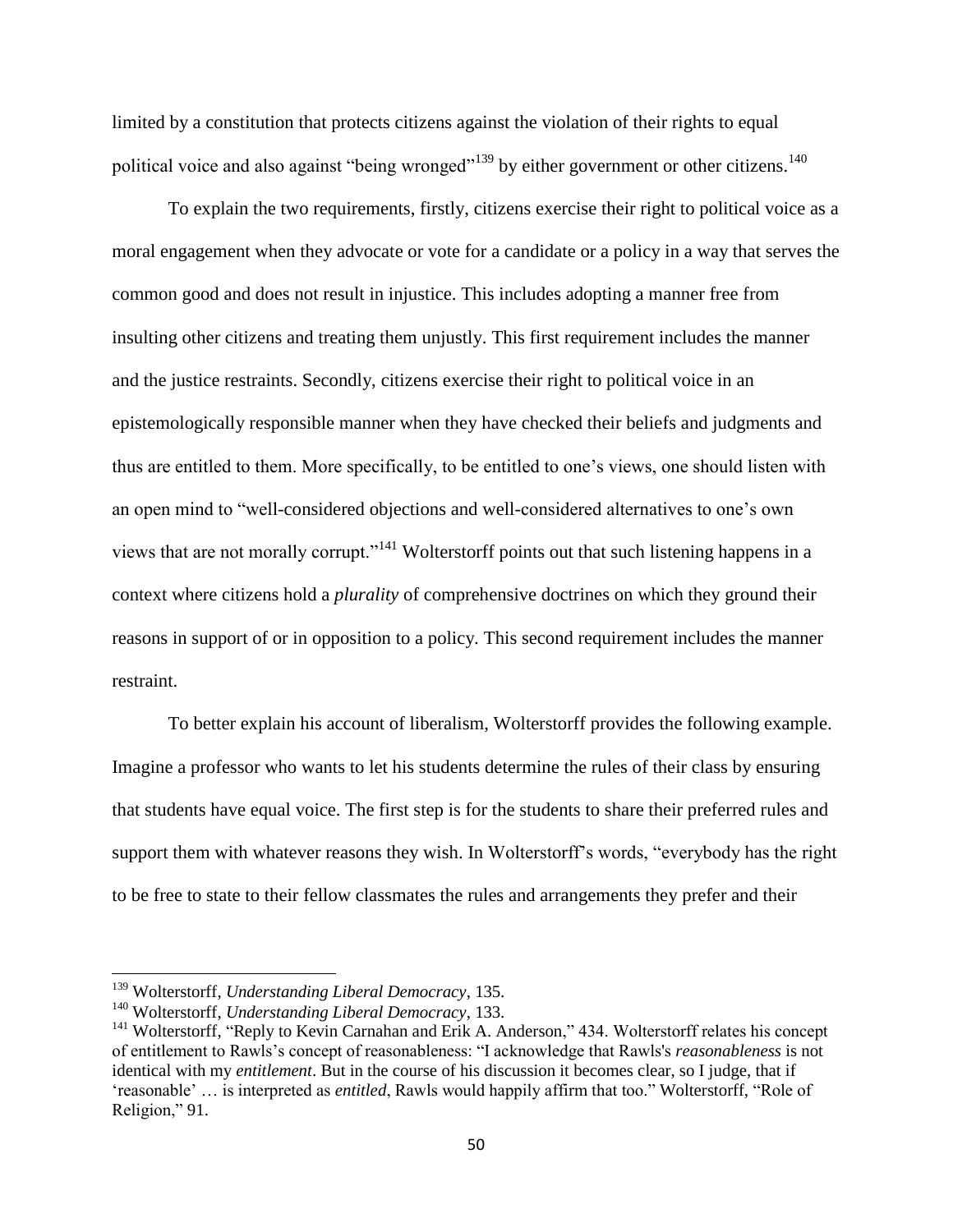limited by a constitution that protects citizens against the violation of their rights to equal political voice and also against "being wronged"[139] by either government or other citizens.[140]

To explain the two requirements, firstly, citizens exercise their right to political voice as a moral engagement when they advocate or vote for a candidate or a policy in a way that serves the common good and does not result in injustice. This includes adopting a manner free from insulting other citizens and treating them unjustly. This first requirement includes the manner and the justice restraints. Secondly, citizens exercise their right to political voice in an epistemologically responsible manner when they have checked their beliefs and judgments and thus are entitled to them. More specifically, to be entitled to one's views, one should listen with an open mind to "well-considered objections and well-considered alternatives to one's own views that are not morally corrupt."[141] Wolterstorff points out that such listening happens in a context where citizens hold a *plurality* of comprehensive doctrines on which they ground their reasons in support of or in opposition to a policy. This second requirement includes the manner restraint.

To better explain his account of liberalism, Wolterstorff provides the following example. Imagine a professor who wants to let his students determine the rules of their class by ensuring that students have equal voice. The first step is for the students to share their preferred rules and support them with whatever reasons they wish. In Wolterstorff's words, "everybody has the right to be free to state to their fellow classmates the rules and arrangements they prefer and their

---

[139] Wolterstorff, *Understanding Liberal Democracy*, 135.

[140] Wolterstorff, *Understanding Liberal Democracy*, 133.

[141] Wolterstorff, "Reply to Kevin Carnahan and Erik A. Anderson," 434. Wolterstorff relates his concept of entitlement to Rawls's concept of reasonableness: "I acknowledge that Rawls's *reasonableness* is not identical with my *entitlement*. But in the course of his discussion it becomes clear, so I judge, that if 'reasonable' … is interpreted as *entitled*, Rawls would happily affirm that too." Wolterstorff, "Role of Religion," 91.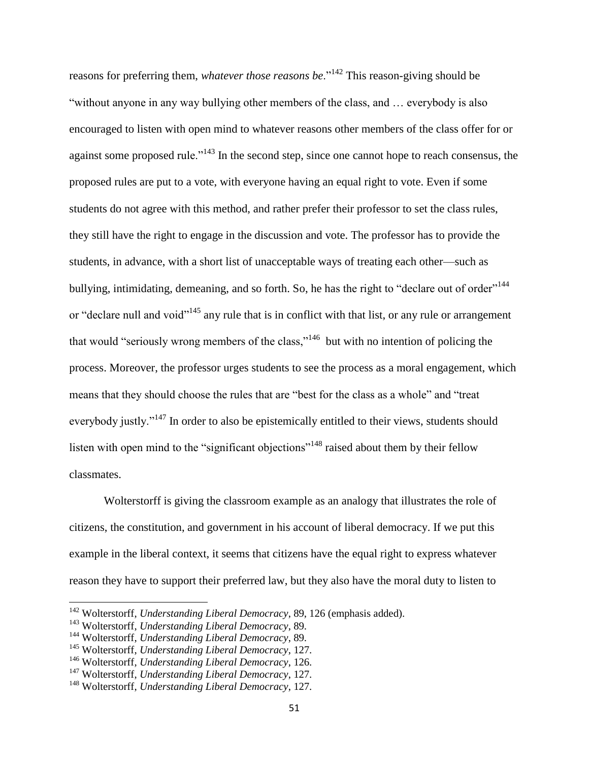reasons for preferring them, *whatever those reasons be*."[142] This reason-giving should be "without anyone in any way bullying other members of the class, and … everybody is also encouraged to listen with open mind to whatever reasons other members of the class offer for or against some proposed rule."[143] In the second step, since one cannot hope to reach consensus, the proposed rules are put to a vote, with everyone having an equal right to vote. Even if some students do not agree with this method, and rather prefer their professor to set the class rules, they still have the right to engage in the discussion and vote. The professor has to provide the students, in advance, with a short list of unacceptable ways of treating each other—such as bullying, intimidating, demeaning, and so forth. So, he has the right to "declare out of order"[144] or "declare null and void"[145] any rule that is in conflict with that list, or any rule or arrangement that would "seriously wrong members of the class,"[146] but with no intention of policing the process. Moreover, the professor urges students to see the process as a moral engagement, which means that they should choose the rules that are "best for the class as a whole" and "treat everybody justly."[147] In order to also be epistemically entitled to their views, students should listen with open mind to the "significant objections"[148] raised about them by their fellow classmates.

Wolterstorff is giving the classroom example as an analogy that illustrates the role of citizens, the constitution, and government in his account of liberal democracy. If we put this example in the liberal context, it seems that citizens have the equal right to express whatever reason they have to support their preferred law, but they also have the moral duty to listen to

---

[142] Wolterstorff, *Understanding Liberal Democracy*, 89, 126 (emphasis added).
[143] Wolterstorff, *Understanding Liberal Democracy*, 89.
[144] Wolterstorff, *Understanding Liberal Democracy*, 89.
[145] Wolterstorff, *Understanding Liberal Democracy*, 127.
[146] Wolterstorff, *Understanding Liberal Democracy*, 126.
[147] Wolterstorff, *Understanding Liberal Democracy*, 127.
[148] Wolterstorff, *Understanding Liberal Democracy*, 127.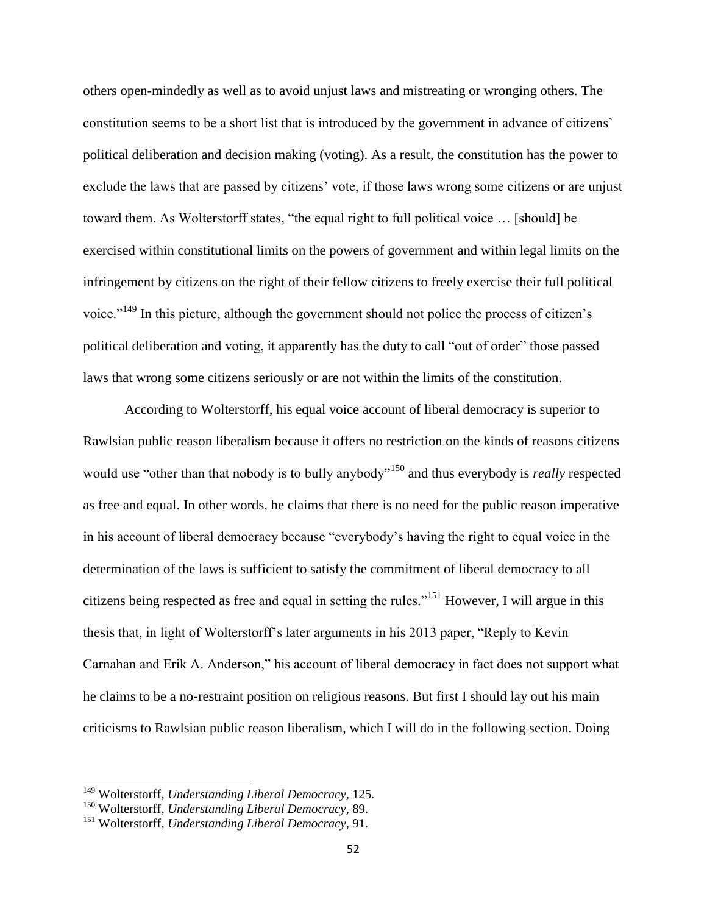others open-mindedly as well as to avoid unjust laws and mistreating or wronging others. The constitution seems to be a short list that is introduced by the government in advance of citizens' political deliberation and decision making (voting). As a result, the constitution has the power to exclude the laws that are passed by citizens' vote, if those laws wrong some citizens or are unjust toward them. As Wolterstorff states, "the equal right to full political voice … [should] be exercised within constitutional limits on the powers of government and within legal limits on the infringement by citizens on the right of their fellow citizens to freely exercise their full political voice."[149] In this picture, although the government should not police the process of citizen's political deliberation and voting, it apparently has the duty to call "out of order" those passed laws that wrong some citizens seriously or are not within the limits of the constitution.

According to Wolterstorff, his equal voice account of liberal democracy is superior to Rawlsian public reason liberalism because it offers no restriction on the kinds of reasons citizens would use "other than that nobody is to bully anybody"[150] and thus everybody is *really* respected as free and equal. In other words, he claims that there is no need for the public reason imperative in his account of liberal democracy because "everybody's having the right to equal voice in the determination of the laws is sufficient to satisfy the commitment of liberal democracy to all citizens being respected as free and equal in setting the rules."[151] However, I will argue in this thesis that, in light of Wolterstorff's later arguments in his 2013 paper, "Reply to Kevin Carnahan and Erik A. Anderson," his account of liberal democracy in fact does not support what he claims to be a no-restraint position on religious reasons. But first I should lay out his main criticisms to Rawlsian public reason liberalism, which I will do in the following section. Doing

---

[149] Wolterstorff, *Understanding Liberal Democracy*, 125.

[150] Wolterstorff, *Understanding Liberal Democracy*, 89.

[151] Wolterstorff, *Understanding Liberal Democracy*, 91.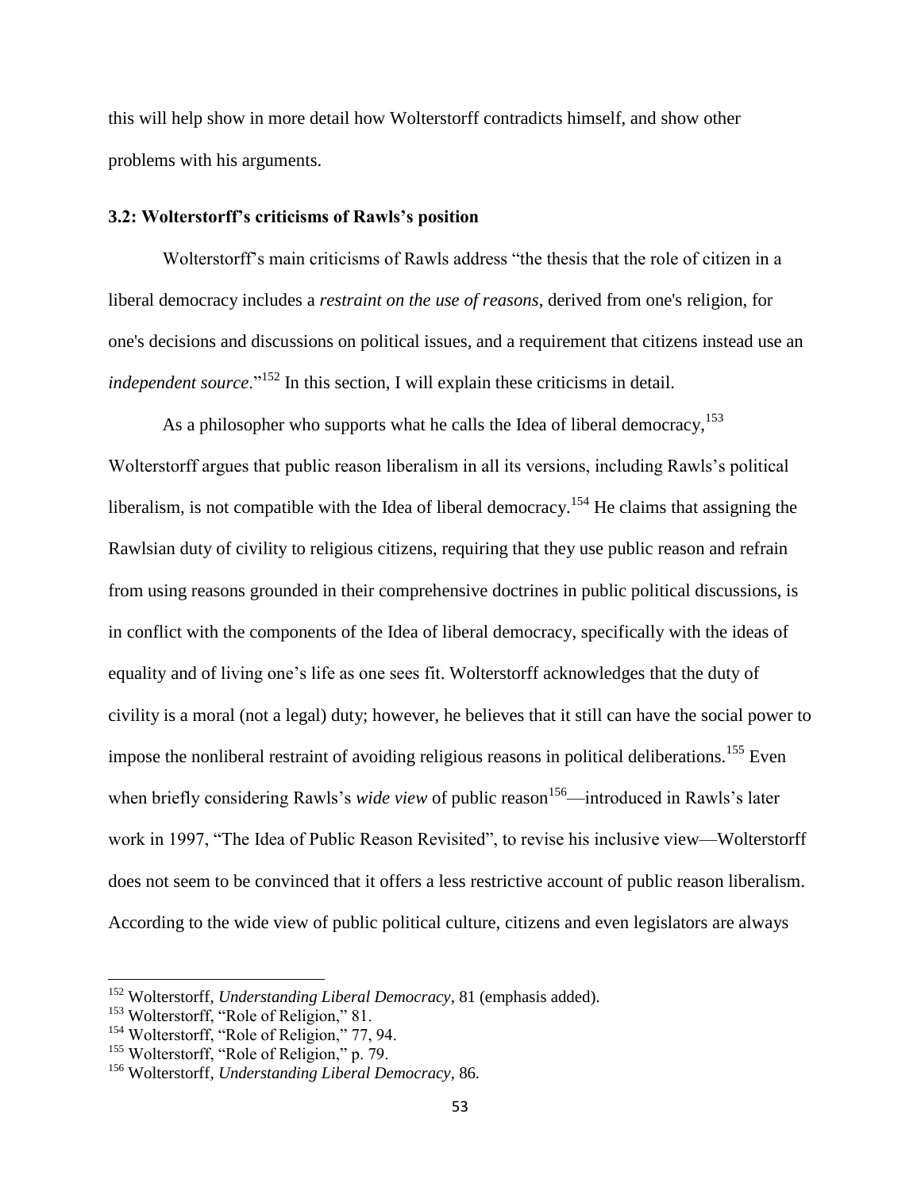this will help show in more detail how Wolterstorff contradicts himself, and show other problems with his arguments.

### 3.2: Wolterstorff's criticisms of Rawls's position

Wolterstorff's main criticisms of Rawls address "the thesis that the role of citizen in a liberal democracy includes a *restraint on the use of reasons*, derived from one's religion, for one's decisions and discussions on political issues, and a requirement that citizens instead use an *independent source*."[152] In this section, I will explain these criticisms in detail.

As a philosopher who supports what he calls the Idea of liberal democracy,[153] Wolterstorff argues that public reason liberalism in all its versions, including Rawls's political liberalism, is not compatible with the Idea of liberal democracy.[154] He claims that assigning the Rawlsian duty of civility to religious citizens, requiring that they use public reason and refrain from using reasons grounded in their comprehensive doctrines in public political discussions, is in conflict with the components of the Idea of liberal democracy, specifically with the ideas of equality and of living one's life as one sees fit. Wolterstorff acknowledges that the duty of civility is a moral (not a legal) duty; however, he believes that it still can have the social power to impose the nonliberal restraint of avoiding religious reasons in political deliberations.[155] Even when briefly considering Rawls's *wide view* of public reason[156]—introduced in Rawls's later work in 1997, "The Idea of Public Reason Revisited", to revise his inclusive view—Wolterstorff does not seem to be convinced that it offers a less restrictive account of public reason liberalism. According to the wide view of public political culture, citizens and even legislators are always

---

[152] Wolterstorff, *Understanding Liberal Democracy*, 81 (emphasis added).

[153] Wolterstorff, "Role of Religion," 81.

[154] Wolterstorff, "Role of Religion," 77, 94.

[155] Wolterstorff, "Role of Religion," p. 79.

[156] Wolterstorff, *Understanding Liberal Democracy*, 86.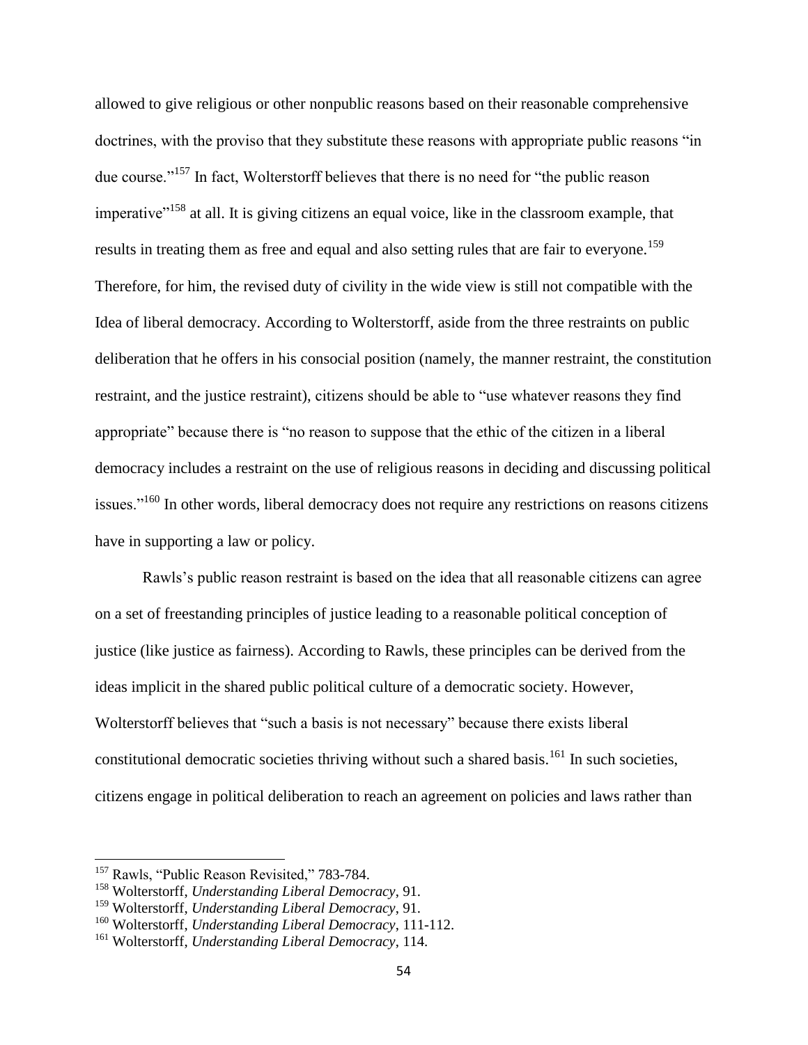allowed to give religious or other nonpublic reasons based on their reasonable comprehensive doctrines, with the proviso that they substitute these reasons with appropriate public reasons "in due course."[157] In fact, Wolterstorff believes that there is no need for "the public reason imperative"[158] at all. It is giving citizens an equal voice, like in the classroom example, that results in treating them as free and equal and also setting rules that are fair to everyone.[159] Therefore, for him, the revised duty of civility in the wide view is still not compatible with the Idea of liberal democracy. According to Wolterstorff, aside from the three restraints on public deliberation that he offers in his consocial position (namely, the manner restraint, the constitution restraint, and the justice restraint), citizens should be able to "use whatever reasons they find appropriate" because there is "no reason to suppose that the ethic of the citizen in a liberal democracy includes a restraint on the use of religious reasons in deciding and discussing political issues."[160] In other words, liberal democracy does not require any restrictions on reasons citizens have in supporting a law or policy.

Rawls's public reason restraint is based on the idea that all reasonable citizens can agree on a set of freestanding principles of justice leading to a reasonable political conception of justice (like justice as fairness). According to Rawls, these principles can be derived from the ideas implicit in the shared public political culture of a democratic society. However, Wolterstorff believes that "such a basis is not necessary" because there exists liberal constitutional democratic societies thriving without such a shared basis.[161] In such societies, citizens engage in political deliberation to reach an agreement on policies and laws rather than

---

[157] Rawls, "Public Reason Revisited," 783-784.

[158] Wolterstorff, *Understanding Liberal Democracy*, 91.

[159] Wolterstorff, *Understanding Liberal Democracy*, 91.

[160] Wolterstorff, *Understanding Liberal Democracy*, 111-112.

[161] Wolterstorff, *Understanding Liberal Democracy*, 114.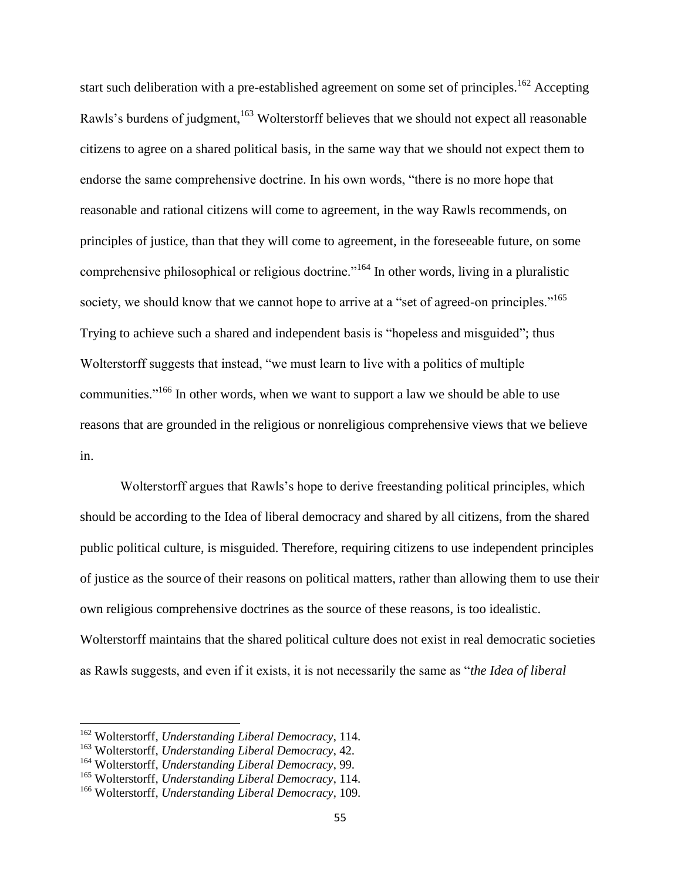start such deliberation with a pre-established agreement on some set of principles.[162] Accepting Rawls's burdens of judgment,[163] Wolterstorff believes that we should not expect all reasonable citizens to agree on a shared political basis, in the same way that we should not expect them to endorse the same comprehensive doctrine. In his own words, "there is no more hope that reasonable and rational citizens will come to agreement, in the way Rawls recommends, on principles of justice, than that they will come to agreement, in the foreseeable future, on some comprehensive philosophical or religious doctrine."[164] In other words, living in a pluralistic society, we should know that we cannot hope to arrive at a "set of agreed-on principles."[165] Trying to achieve such a shared and independent basis is "hopeless and misguided"; thus Wolterstorff suggests that instead, "we must learn to live with a politics of multiple communities."[166] In other words, when we want to support a law we should be able to use reasons that are grounded in the religious or nonreligious comprehensive views that we believe in.

Wolterstorff argues that Rawls's hope to derive freestanding political principles, which should be according to the Idea of liberal democracy and shared by all citizens, from the shared public political culture, is misguided. Therefore, requiring citizens to use independent principles of justice as the source of their reasons on political matters, rather than allowing them to use their own religious comprehensive doctrines as the source of these reasons, is too idealistic. Wolterstorff maintains that the shared political culture does not exist in real democratic societies as Rawls suggests, and even if it exists, it is not necessarily the same as "*the Idea of liberal*

---

[162] Wolterstorff, *Understanding Liberal Democracy*, 114.
[163] Wolterstorff, *Understanding Liberal Democracy*, 42.
[164] Wolterstorff, *Understanding Liberal Democracy*, 99.
[165] Wolterstorff, *Understanding Liberal Democracy*, 114.
[166] Wolterstorff, *Understanding Liberal Democracy*, 109.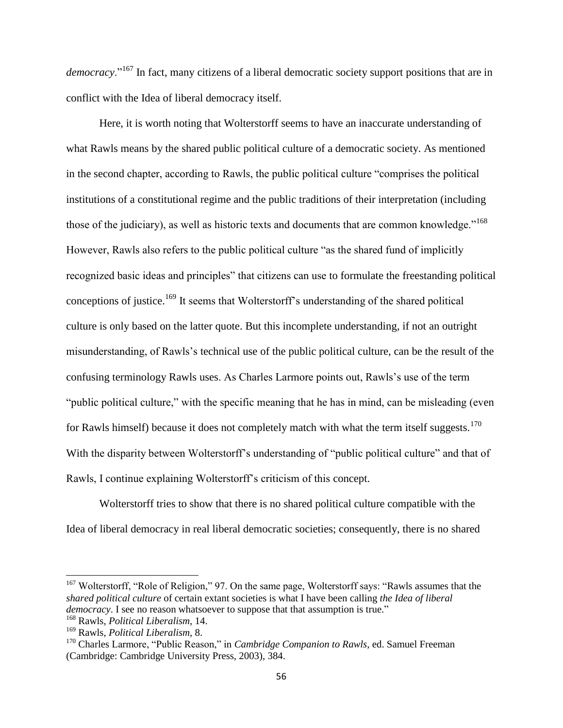*democracy*."[167] In fact, many citizens of a liberal democratic society support positions that are in conflict with the Idea of liberal democracy itself.

Here, it is worth noting that Wolterstorff seems to have an inaccurate understanding of what Rawls means by the shared public political culture of a democratic society. As mentioned in the second chapter, according to Rawls, the public political culture "comprises the political institutions of a constitutional regime and the public traditions of their interpretation (including those of the judiciary), as well as historic texts and documents that are common knowledge."[168] However, Rawls also refers to the public political culture "as the shared fund of implicitly recognized basic ideas and principles" that citizens can use to formulate the freestanding political conceptions of justice.[169] It seems that Wolterstorff's understanding of the shared political culture is only based on the latter quote. But this incomplete understanding, if not an outright misunderstanding, of Rawls's technical use of the public political culture, can be the result of the confusing terminology Rawls uses. As Charles Larmore points out, Rawls's use of the term "public political culture," with the specific meaning that he has in mind, can be misleading (even for Rawls himself) because it does not completely match with what the term itself suggests.[170] With the disparity between Wolterstorff's understanding of "public political culture" and that of Rawls, I continue explaining Wolterstorff's criticism of this concept.

Wolterstorff tries to show that there is no shared political culture compatible with the Idea of liberal democracy in real liberal democratic societies; consequently, there is no shared

---

[167] Wolterstorff, "Role of Religion," 97. On the same page, Wolterstorff says: "Rawls assumes that the *shared political culture* of certain extant societies is what I have been calling *the Idea of liberal democracy*. I see no reason whatsoever to suppose that that assumption is true."

[168] Rawls, *Political Liberalism*, 14.

[169] Rawls, *Political Liberalism*, 8.

[170] Charles Larmore, "Public Reason," in *Cambridge Companion to Rawls*, ed. Samuel Freeman (Cambridge: Cambridge University Press, 2003), 384.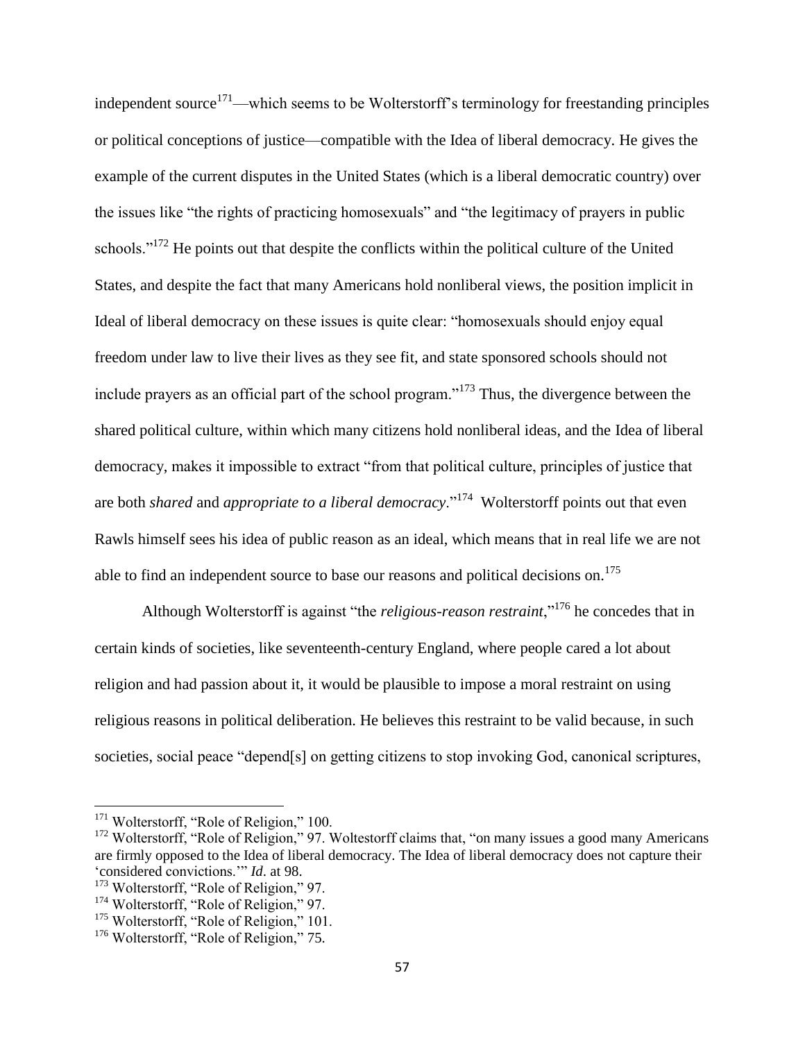independent source[171]—which seems to be Wolterstorff's terminology for freestanding principles or political conceptions of justice—compatible with the Idea of liberal democracy. He gives the example of the current disputes in the United States (which is a liberal democratic country) over the issues like "the rights of practicing homosexuals" and "the legitimacy of prayers in public schools."[172] He points out that despite the conflicts within the political culture of the United States, and despite the fact that many Americans hold nonliberal views, the position implicit in Ideal of liberal democracy on these issues is quite clear: "homosexuals should enjoy equal freedom under law to live their lives as they see fit, and state sponsored schools should not include prayers as an official part of the school program."[173] Thus, the divergence between the shared political culture, within which many citizens hold nonliberal ideas, and the Idea of liberal democracy, makes it impossible to extract "from that political culture, principles of justice that are both *shared* and *appropriate to a liberal democracy*."[174] Wolterstorff points out that even Rawls himself sees his idea of public reason as an ideal, which means that in real life we are not able to find an independent source to base our reasons and political decisions on.[175]

Although Wolterstorff is against "the *religious-reason restraint*,"[176] he concedes that in certain kinds of societies, like seventeenth-century England, where people cared a lot about religion and had passion about it, it would be plausible to impose a moral restraint on using religious reasons in political deliberation. He believes this restraint to be valid because, in such societies, social peace "depend[s] on getting citizens to stop invoking God, canonical scriptures,

---

[171] Wolterstorff, "Role of Religion," 100.

[172] Wolterstorff, "Role of Religion," 97. Woltestorff claims that, "on many issues a good many Americans are firmly opposed to the Idea of liberal democracy. The Idea of liberal democracy does not capture their 'considered convictions.'" *Id*. at 98.

[173] Wolterstorff, "Role of Religion," 97.

[174] Wolterstorff, "Role of Religion," 97.

[175] Wolterstorff, "Role of Religion," 101.

[176] Wolterstorff, "Role of Religion," 75.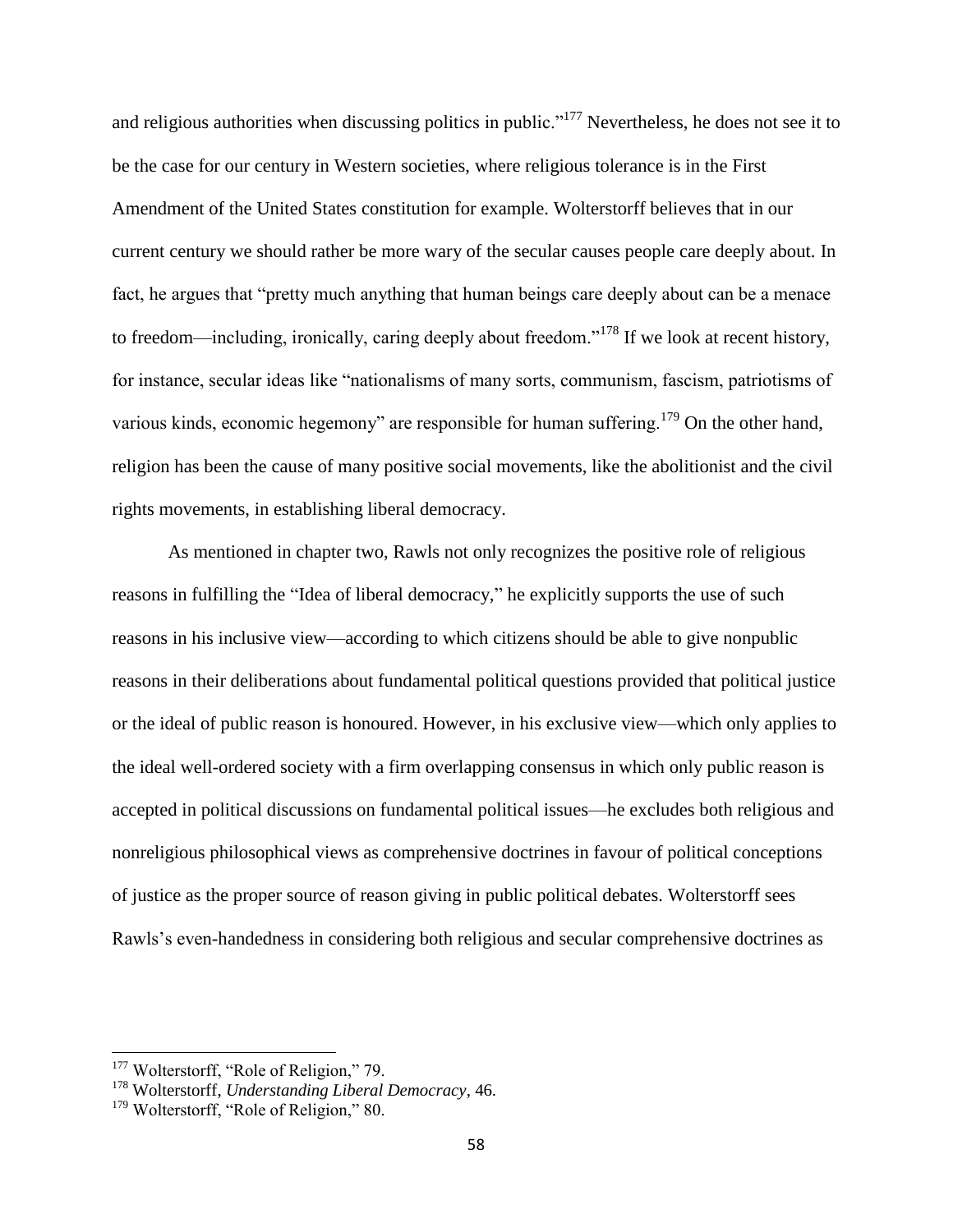and religious authorities when discussing politics in public."[177] Nevertheless, he does not see it to be the case for our century in Western societies, where religious tolerance is in the First Amendment of the United States constitution for example. Wolterstorff believes that in our current century we should rather be more wary of the secular causes people care deeply about. In fact, he argues that "pretty much anything that human beings care deeply about can be a menace to freedom—including, ironically, caring deeply about freedom."[178] If we look at recent history, for instance, secular ideas like "nationalisms of many sorts, communism, fascism, patriotisms of various kinds, economic hegemony" are responsible for human suffering.[179] On the other hand, religion has been the cause of many positive social movements, like the abolitionist and the civil rights movements, in establishing liberal democracy.

As mentioned in chapter two, Rawls not only recognizes the positive role of religious reasons in fulfilling the "Idea of liberal democracy," he explicitly supports the use of such reasons in his inclusive view—according to which citizens should be able to give nonpublic reasons in their deliberations about fundamental political questions provided that political justice or the ideal of public reason is honoured. However, in his exclusive view—which only applies to the ideal well-ordered society with a firm overlapping consensus in which only public reason is accepted in political discussions on fundamental political issues—he excludes both religious and nonreligious philosophical views as comprehensive doctrines in favour of political conceptions of justice as the proper source of reason giving in public political debates. Wolterstorff sees Rawls's even-handedness in considering both religious and secular comprehensive doctrines as

---

[177] Wolterstorff, "Role of Religion," 79.

[178] Wolterstorff, *Understanding Liberal Democracy*, 46.

[179] Wolterstorff, "Role of Religion," 80.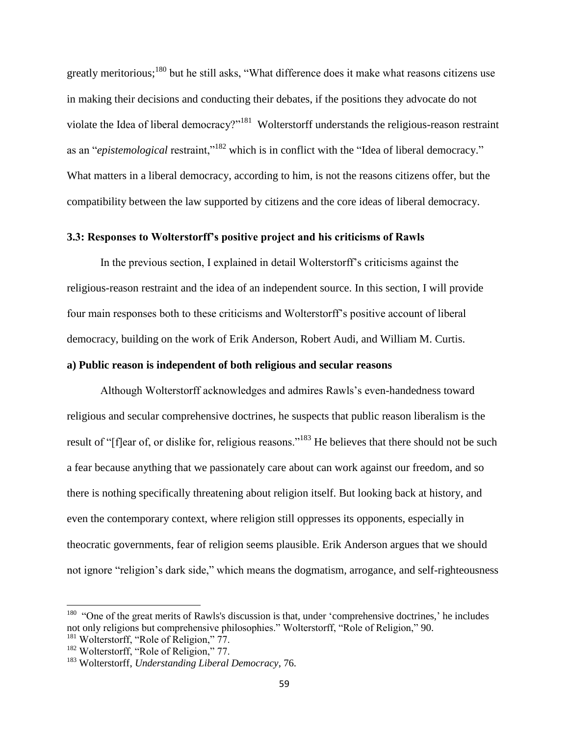greatly meritorious;[180] but he still asks, "What difference does it make what reasons citizens use in making their decisions and conducting their debates, if the positions they advocate do not violate the Idea of liberal democracy?"[181] Wolterstorff understands the religious-reason restraint as an "*epistemological* restraint,"[182] which is in conflict with the "Idea of liberal democracy." What matters in a liberal democracy, according to him, is not the reasons citizens offer, but the compatibility between the law supported by citizens and the core ideas of liberal democracy.

### 3.3: Responses to Wolterstorff's positive project and his criticisms of Rawls

In the previous section, I explained in detail Wolterstorff's criticisms against the religious-reason restraint and the idea of an independent source. In this section, I will provide four main responses both to these criticisms and Wolterstorff's positive account of liberal democracy, building on the work of Erik Anderson, Robert Audi, and William M. Curtis.

#### a) Public reason is independent of both religious and secular reasons

Although Wolterstorff acknowledges and admires Rawls's even-handedness toward religious and secular comprehensive doctrines, he suspects that public reason liberalism is the result of "[f]ear of, or dislike for, religious reasons."[183] He believes that there should not be such a fear because anything that we passionately care about can work against our freedom, and so there is nothing specifically threatening about religion itself. But looking back at history, and even the contemporary context, where religion still oppresses its opponents, especially in theocratic governments, fear of religion seems plausible. Erik Anderson argues that we should not ignore "religion's dark side," which means the dogmatism, arrogance, and self-righteousness

---

[180] "One of the great merits of Rawls's discussion is that, under 'comprehensive doctrines,' he includes not only religions but comprehensive philosophies." Wolterstorff, "Role of Religion," 90.

[181] Wolterstorff, "Role of Religion," 77.

[182] Wolterstorff, "Role of Religion," 77.

[183] Wolterstorff, *Understanding Liberal Democracy*, 76.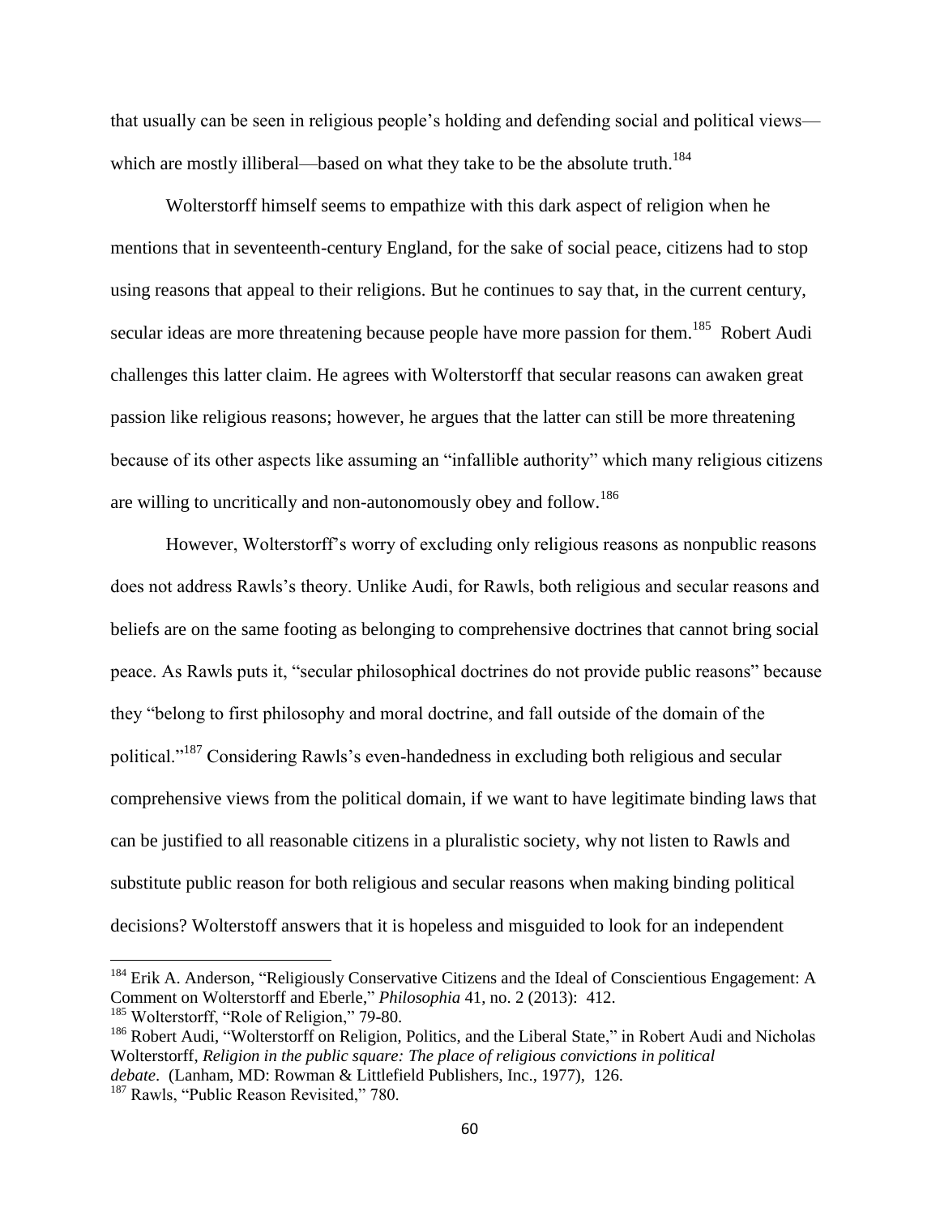that usually can be seen in religious people's holding and defending social and political views—which are mostly illiberal—based on what they take to be the absolute truth.[184]

Wolterstorff himself seems to empathize with this dark aspect of religion when he mentions that in seventeenth-century England, for the sake of social peace, citizens had to stop using reasons that appeal to their religions. But he continues to say that, in the current century, secular ideas are more threatening because people have more passion for them.[185] Robert Audi challenges this latter claim. He agrees with Wolterstorff that secular reasons can awaken great passion like religious reasons; however, he argues that the latter can still be more threatening because of its other aspects like assuming an "infallible authority" which many religious citizens are willing to uncritically and non-autonomously obey and follow.[186]

However, Wolterstorff's worry of excluding only religious reasons as nonpublic reasons does not address Rawls's theory. Unlike Audi, for Rawls, both religious and secular reasons and beliefs are on the same footing as belonging to comprehensive doctrines that cannot bring social peace. As Rawls puts it, "secular philosophical doctrines do not provide public reasons" because they "belong to first philosophy and moral doctrine, and fall outside of the domain of the political."[187] Considering Rawls's even-handedness in excluding both religious and secular comprehensive views from the political domain, if we want to have legitimate binding laws that can be justified to all reasonable citizens in a pluralistic society, why not listen to Rawls and substitute public reason for both religious and secular reasons when making binding political decisions? Wolterstoff answers that it is hopeless and misguided to look for an independent

---

[184] Erik A. Anderson, "Religiously Conservative Citizens and the Ideal of Conscientious Engagement: A Comment on Wolterstorff and Eberle," *Philosophia* 41, no. 2 (2013): 412.

[185] Wolterstorff, "Role of Religion," 79-80.

[186] Robert Audi, "Wolterstorff on Religion, Politics, and the Liberal State," in Robert Audi and Nicholas Wolterstorff, *Religion in the public square: The place of religious convictions in political debate*. (Lanham, MD: Rowman & Littlefield Publishers, Inc., 1977), 126.

[187] Rawls, "Public Reason Revisited," 780.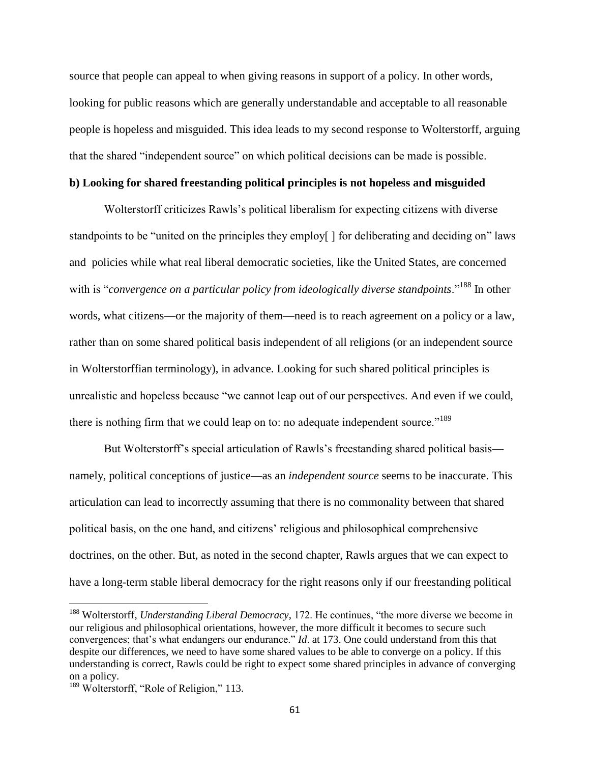source that people can appeal to when giving reasons in support of a policy. In other words, looking for public reasons which are generally understandable and acceptable to all reasonable people is hopeless and misguided. This idea leads to my second response to Wolterstorff, arguing that the shared "independent source" on which political decisions can be made is possible.

**b) Looking for shared freestanding political principles is not hopeless and misguided**

Wolterstorff criticizes Rawls's political liberalism for expecting citizens with diverse standpoints to be "united on the principles they employ[ ] for deliberating and deciding on" laws and policies while what real liberal democratic societies, like the United States, are concerned with is "*convergence on a particular policy from ideologically diverse standpoints*."[188] In other words, what citizens—or the majority of them—need is to reach agreement on a policy or a law, rather than on some shared political basis independent of all religions (or an independent source in Wolterstorffian terminology), in advance. Looking for such shared political principles is unrealistic and hopeless because "we cannot leap out of our perspectives. And even if we could, there is nothing firm that we could leap on to: no adequate independent source."[189]

But Wolterstorff's special articulation of Rawls's freestanding shared political basis—namely, political conceptions of justice—as an *independent source* seems to be inaccurate. This articulation can lead to incorrectly assuming that there is no commonality between that shared political basis, on the one hand, and citizens' religious and philosophical comprehensive doctrines, on the other. But, as noted in the second chapter, Rawls argues that we can expect to have a long-term stable liberal democracy for the right reasons only if our freestanding political

---

[188] Wolterstorff, *Understanding Liberal Democracy*, 172. He continues, "the more diverse we become in our religious and philosophical orientations, however, the more difficult it becomes to secure such convergences; that's what endangers our endurance." *Id*. at 173. One could understand from this that despite our differences, we need to have some shared values to be able to converge on a policy. If this understanding is correct, Rawls could be right to expect some shared principles in advance of converging on a policy.

[189] Wolterstorff, "Role of Religion," 113.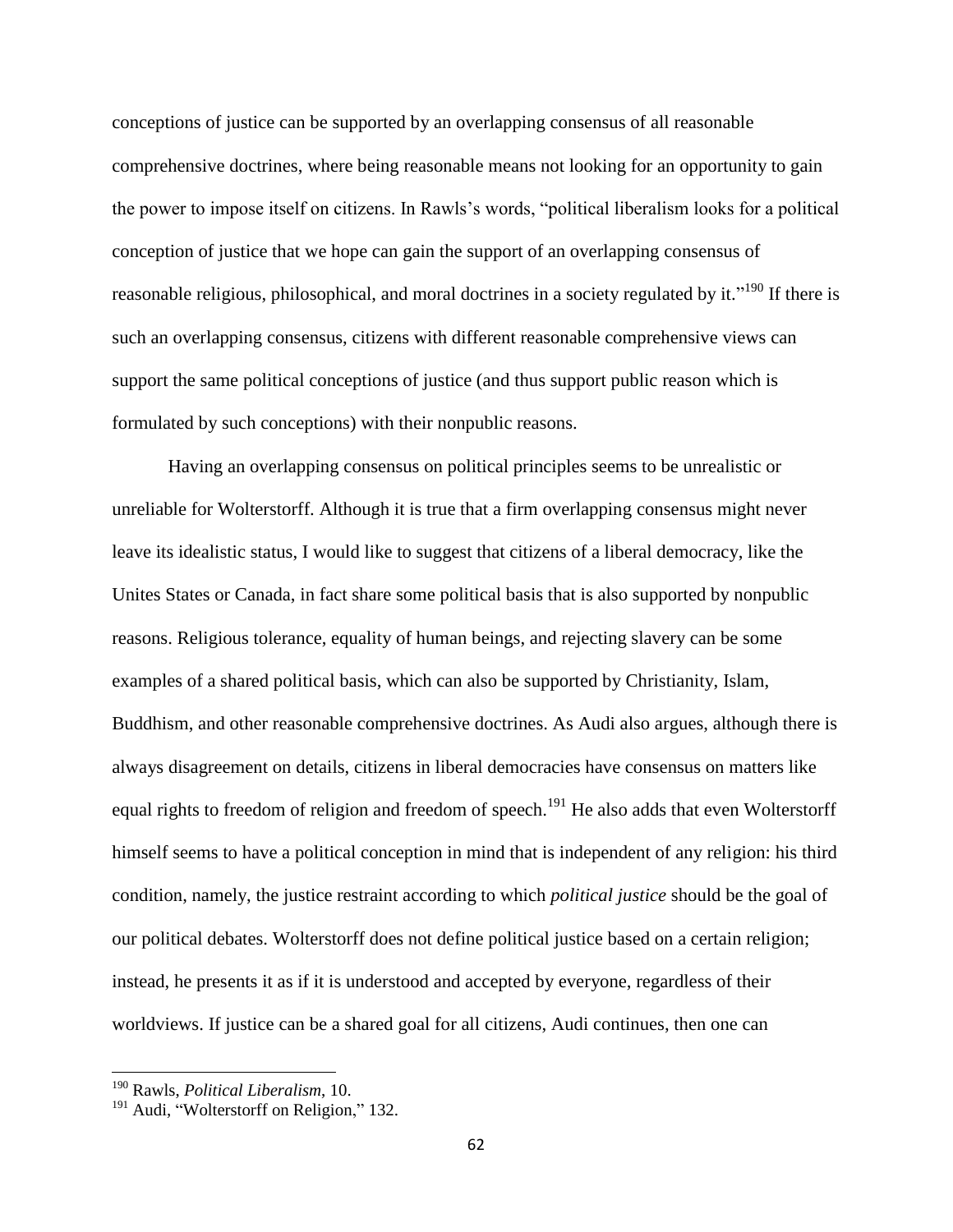conceptions of justice can be supported by an overlapping consensus of all reasonable comprehensive doctrines, where being reasonable means not looking for an opportunity to gain the power to impose itself on citizens. In Rawls's words, "political liberalism looks for a political conception of justice that we hope can gain the support of an overlapping consensus of reasonable religious, philosophical, and moral doctrines in a society regulated by it."[190] If there is such an overlapping consensus, citizens with different reasonable comprehensive views can support the same political conceptions of justice (and thus support public reason which is formulated by such conceptions) with their nonpublic reasons.

Having an overlapping consensus on political principles seems to be unrealistic or unreliable for Wolterstorff. Although it is true that a firm overlapping consensus might never leave its idealistic status, I would like to suggest that citizens of a liberal democracy, like the Unites States or Canada, in fact share some political basis that is also supported by nonpublic reasons. Religious tolerance, equality of human beings, and rejecting slavery can be some examples of a shared political basis, which can also be supported by Christianity, Islam, Buddhism, and other reasonable comprehensive doctrines. As Audi also argues, although there is always disagreement on details, citizens in liberal democracies have consensus on matters like equal rights to freedom of religion and freedom of speech.[191] He also adds that even Wolterstorff himself seems to have a political conception in mind that is independent of any religion: his third condition, namely, the justice restraint according to which *political justice* should be the goal of our political debates. Wolterstorff does not define political justice based on a certain religion; instead, he presents it as if it is understood and accepted by everyone, regardless of their worldviews. If justice can be a shared goal for all citizens, Audi continues, then one can

---

[190] Rawls, *Political Liberalism*, 10.

[191] Audi, "Wolterstorff on Religion," 132.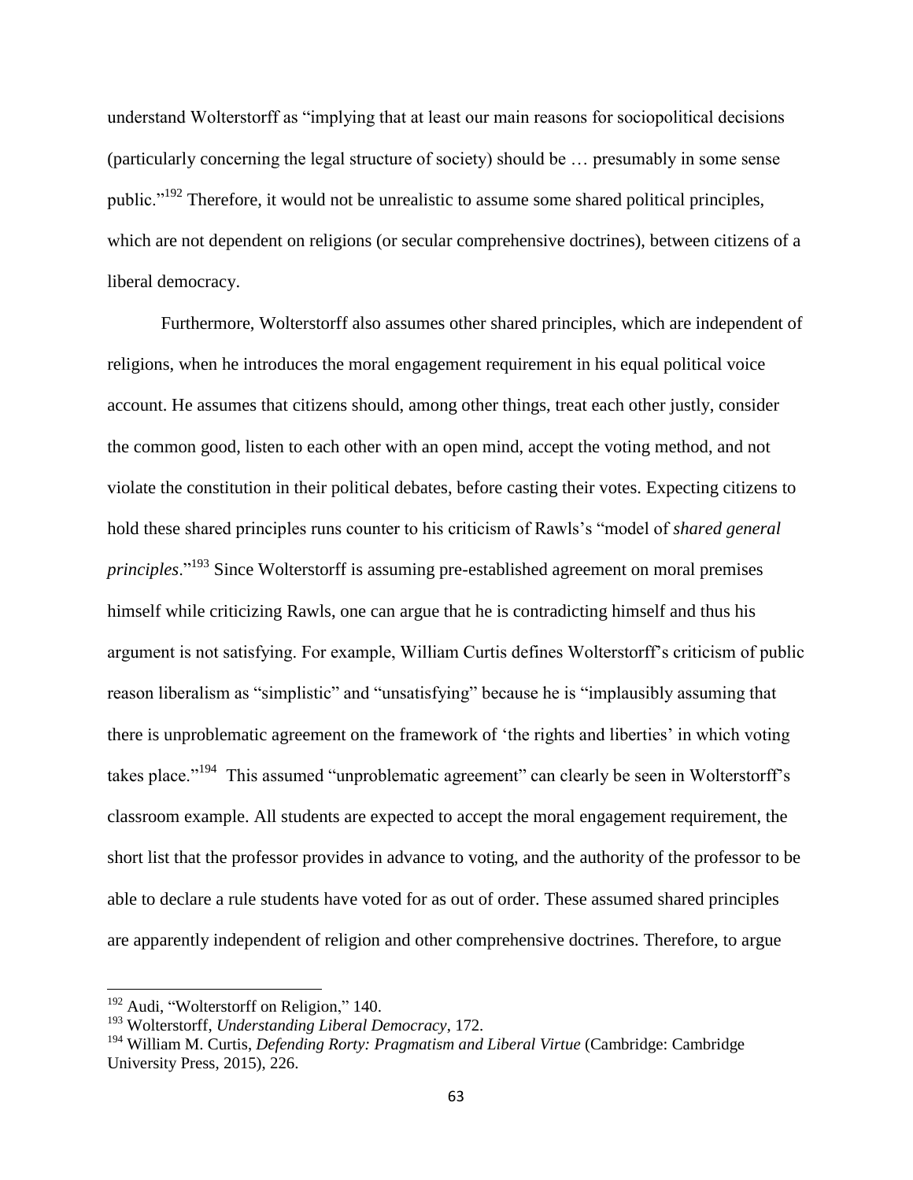understand Wolterstorff as "implying that at least our main reasons for sociopolitical decisions (particularly concerning the legal structure of society) should be … presumably in some sense public."[192] Therefore, it would not be unrealistic to assume some shared political principles, which are not dependent on religions (or secular comprehensive doctrines), between citizens of a liberal democracy.

Furthermore, Wolterstorff also assumes other shared principles, which are independent of religions, when he introduces the moral engagement requirement in his equal political voice account. He assumes that citizens should, among other things, treat each other justly, consider the common good, listen to each other with an open mind, accept the voting method, and not violate the constitution in their political debates, before casting their votes. Expecting citizens to hold these shared principles runs counter to his criticism of Rawls's "model of *shared general principles*."[193] Since Wolterstorff is assuming pre-established agreement on moral premises himself while criticizing Rawls, one can argue that he is contradicting himself and thus his argument is not satisfying. For example, William Curtis defines Wolterstorff's criticism of public reason liberalism as "simplistic" and "unsatisfying" because he is "implausibly assuming that there is unproblematic agreement on the framework of 'the rights and liberties' in which voting takes place."[194] This assumed "unproblematic agreement" can clearly be seen in Wolterstorff's classroom example. All students are expected to accept the moral engagement requirement, the short list that the professor provides in advance to voting, and the authority of the professor to be able to declare a rule students have voted for as out of order. These assumed shared principles are apparently independent of religion and other comprehensive doctrines. Therefore, to argue

---

[192] Audi, "Wolterstorff on Religion," 140.

[193] Wolterstorff, *Understanding Liberal Democracy*, 172.

[194] William M. Curtis, *Defending Rorty: Pragmatism and Liberal Virtue* (Cambridge: Cambridge University Press, 2015), 226.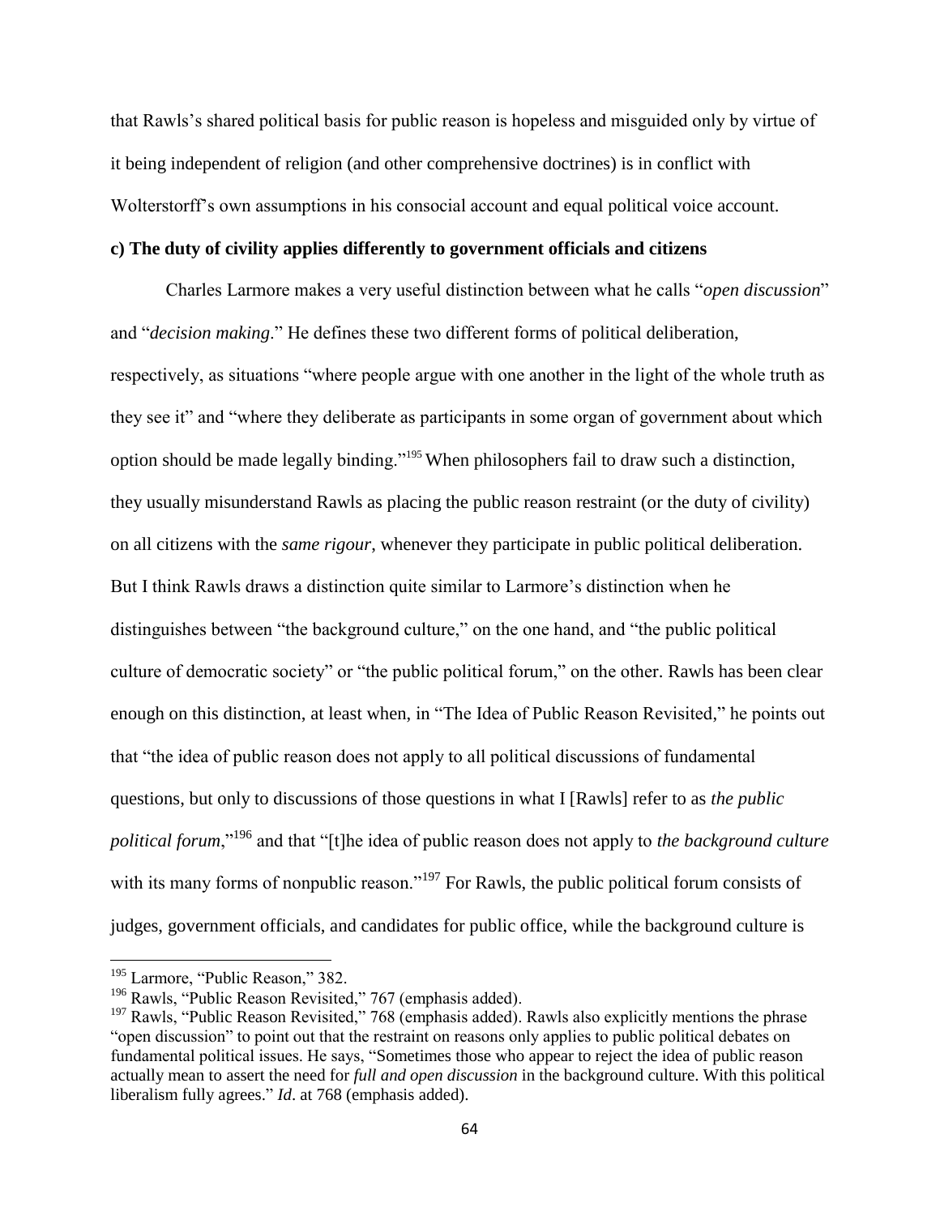that Rawls's shared political basis for public reason is hopeless and misguided only by virtue of it being independent of religion (and other comprehensive doctrines) is in conflict with Wolterstorff's own assumptions in his consocial account and equal political voice account.

**c) The duty of civility applies differently to government officials and citizens**

Charles Larmore makes a very useful distinction between what he calls "*open discussion*" and "*decision making*." He defines these two different forms of political deliberation, respectively, as situations "where people argue with one another in the light of the whole truth as they see it" and "where they deliberate as participants in some organ of government about which option should be made legally binding."[195] When philosophers fail to draw such a distinction, they usually misunderstand Rawls as placing the public reason restraint (or the duty of civility) on all citizens with the *same rigour*, whenever they participate in public political deliberation. But I think Rawls draws a distinction quite similar to Larmore's distinction when he distinguishes between "the background culture," on the one hand, and "the public political culture of democratic society" or "the public political forum," on the other. Rawls has been clear enough on this distinction, at least when, in "The Idea of Public Reason Revisited," he points out that "the idea of public reason does not apply to all political discussions of fundamental questions, but only to discussions of those questions in what I [Rawls] refer to as *the public political forum*,"[196] and that "[t]he idea of public reason does not apply to *the background culture* with its many forms of nonpublic reason."[197] For Rawls, the public political forum consists of judges, government officials, and candidates for public office, while the background culture is

---

[195] Larmore, "Public Reason," 382.

[196] Rawls, "Public Reason Revisited," 767 (emphasis added).

[197] Rawls, "Public Reason Revisited," 768 (emphasis added). Rawls also explicitly mentions the phrase "open discussion" to point out that the restraint on reasons only applies to public political debates on fundamental political issues. He says, "Sometimes those who appear to reject the idea of public reason actually mean to assert the need for *full and open discussion* in the background culture. With this political liberalism fully agrees." *Id*. at 768 (emphasis added).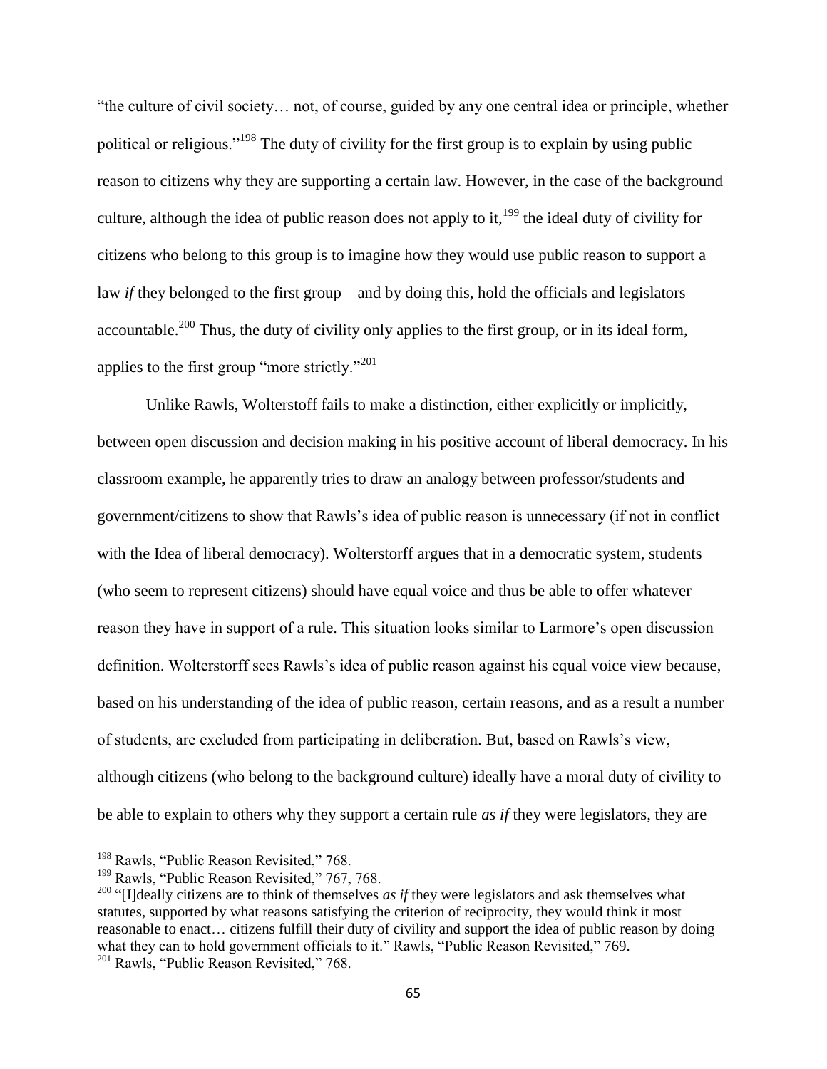"the culture of civil society… not, of course, guided by any one central idea or principle, whether political or religious."[198] The duty of civility for the first group is to explain by using public reason to citizens why they are supporting a certain law. However, in the case of the background culture, although the idea of public reason does not apply to it,[199] the ideal duty of civility for citizens who belong to this group is to imagine how they would use public reason to support a law *if* they belonged to the first group—and by doing this, hold the officials and legislators accountable.[200] Thus, the duty of civility only applies to the first group, or in its ideal form, applies to the first group "more strictly."[201]

Unlike Rawls, Wolterstoff fails to make a distinction, either explicitly or implicitly, between open discussion and decision making in his positive account of liberal democracy. In his classroom example, he apparently tries to draw an analogy between professor/students and government/citizens to show that Rawls's idea of public reason is unnecessary (if not in conflict with the Idea of liberal democracy). Wolterstorff argues that in a democratic system, students (who seem to represent citizens) should have equal voice and thus be able to offer whatever reason they have in support of a rule. This situation looks similar to Larmore's open discussion definition. Wolterstorff sees Rawls's idea of public reason against his equal voice view because, based on his understanding of the idea of public reason, certain reasons, and as a result a number of students, are excluded from participating in deliberation. But, based on Rawls's view, although citizens (who belong to the background culture) ideally have a moral duty of civility to be able to explain to others why they support a certain rule *as if* they were legislators, they are

---

[198] Rawls, "Public Reason Revisited," 768.

[199] Rawls, "Public Reason Revisited," 767, 768.

[200] "[I]deally citizens are to think of themselves *as if* they were legislators and ask themselves what statutes, supported by what reasons satisfying the criterion of reciprocity, they would think it most reasonable to enact… citizens fulfill their duty of civility and support the idea of public reason by doing what they can to hold government officials to it." Rawls, "Public Reason Revisited," 769.

[201] Rawls, "Public Reason Revisited," 768.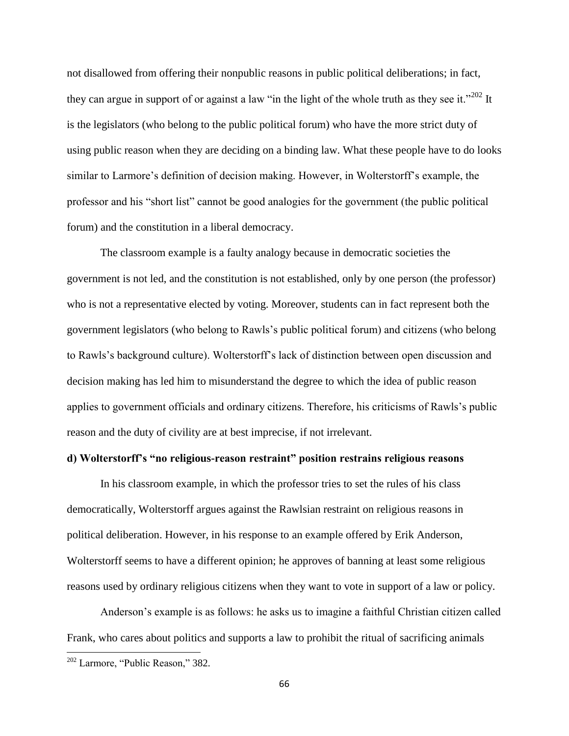not disallowed from offering their nonpublic reasons in public political deliberations; in fact, they can argue in support of or against a law "in the light of the whole truth as they see it."[202] It is the legislators (who belong to the public political forum) who have the more strict duty of using public reason when they are deciding on a binding law. What these people have to do looks similar to Larmore's definition of decision making. However, in Wolterstorff's example, the professor and his "short list" cannot be good analogies for the government (the public political forum) and the constitution in a liberal democracy.

The classroom example is a faulty analogy because in democratic societies the government is not led, and the constitution is not established, only by one person (the professor) who is not a representative elected by voting. Moreover, students can in fact represent both the government legislators (who belong to Rawls's public political forum) and citizens (who belong to Rawls's background culture). Wolterstorff's lack of distinction between open discussion and decision making has led him to misunderstand the degree to which the idea of public reason applies to government officials and ordinary citizens. Therefore, his criticisms of Rawls's public reason and the duty of civility are at best imprecise, if not irrelevant.

**d) Wolterstorff's "no religious-reason restraint" position restrains religious reasons**

In his classroom example, in which the professor tries to set the rules of his class democratically, Wolterstorff argues against the Rawlsian restraint on religious reasons in political deliberation. However, in his response to an example offered by Erik Anderson, Wolterstorff seems to have a different opinion; he approves of banning at least some religious reasons used by ordinary religious citizens when they want to vote in support of a law or policy.

Anderson's example is as follows: he asks us to imagine a faithful Christian citizen called Frank, who cares about politics and supports a law to prohibit the ritual of sacrificing animals

---

[202] Larmore, "Public Reason," 382.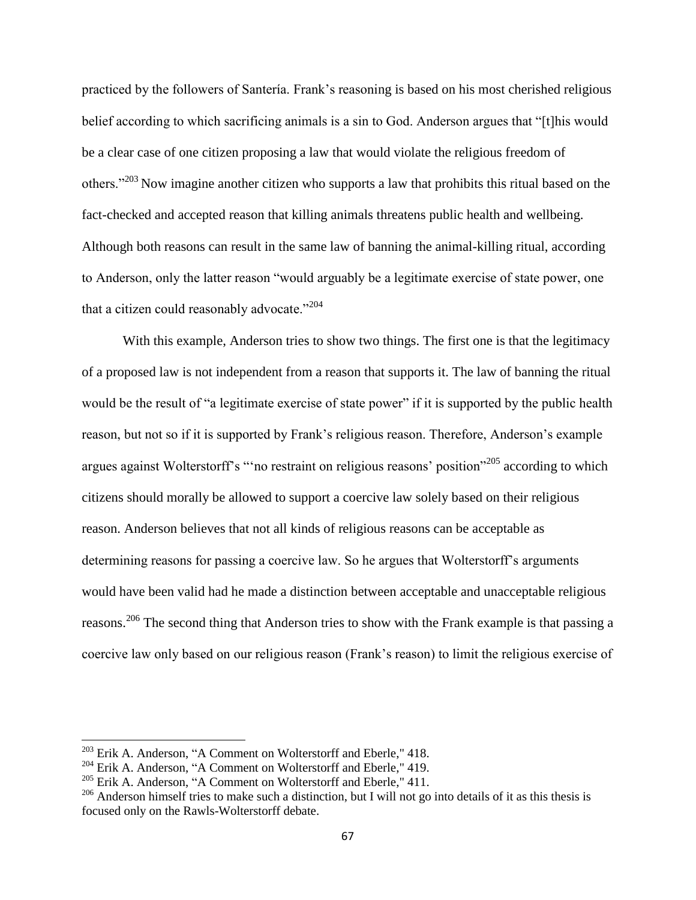practiced by the followers of Santería. Frank's reasoning is based on his most cherished religious belief according to which sacrificing animals is a sin to God. Anderson argues that "[t]his would be a clear case of one citizen proposing a law that would violate the religious freedom of others."[203] Now imagine another citizen who supports a law that prohibits this ritual based on the fact-checked and accepted reason that killing animals threatens public health and wellbeing. Although both reasons can result in the same law of banning the animal-killing ritual, according to Anderson, only the latter reason "would arguably be a legitimate exercise of state power, one that a citizen could reasonably advocate."[204]

With this example, Anderson tries to show two things. The first one is that the legitimacy of a proposed law is not independent from a reason that supports it. The law of banning the ritual would be the result of "a legitimate exercise of state power" if it is supported by the public health reason, but not so if it is supported by Frank's religious reason. Therefore, Anderson's example argues against Wolterstorff's "'no restraint on religious reasons' position"[205] according to which citizens should morally be allowed to support a coercive law solely based on their religious reason. Anderson believes that not all kinds of religious reasons can be acceptable as determining reasons for passing a coercive law. So he argues that Wolterstorff's arguments would have been valid had he made a distinction between acceptable and unacceptable religious reasons.[206] The second thing that Anderson tries to show with the Frank example is that passing a coercive law only based on our religious reason (Frank's reason) to limit the religious exercise of

---

[203] Erik A. Anderson, "A Comment on Wolterstorff and Eberle," 418.

[204] Erik A. Anderson, "A Comment on Wolterstorff and Eberle," 419.

[205] Erik A. Anderson, "A Comment on Wolterstorff and Eberle," 411.

[206] Anderson himself tries to make such a distinction, but I will not go into details of it as this thesis is focused only on the Rawls-Wolterstorff debate.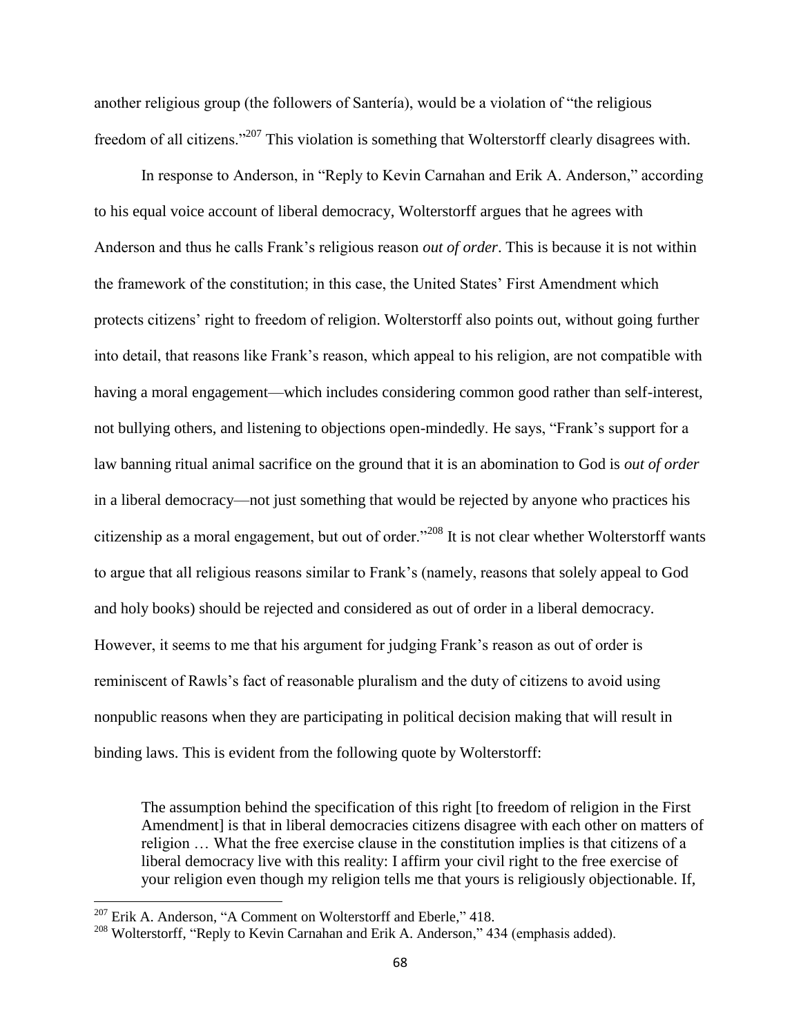another religious group (the followers of Santería), would be a violation of "the religious freedom of all citizens."[207] This violation is something that Wolterstorff clearly disagrees with.

In response to Anderson, in "Reply to Kevin Carnahan and Erik A. Anderson," according to his equal voice account of liberal democracy, Wolterstorff argues that he agrees with Anderson and thus he calls Frank's religious reason *out of order*. This is because it is not within the framework of the constitution; in this case, the United States' First Amendment which protects citizens' right to freedom of religion. Wolterstorff also points out, without going further into detail, that reasons like Frank's reason, which appeal to his religion, are not compatible with having a moral engagement—which includes considering common good rather than self-interest, not bullying others, and listening to objections open-mindedly. He says, "Frank's support for a law banning ritual animal sacrifice on the ground that it is an abomination to God is *out of order* in a liberal democracy—not just something that would be rejected by anyone who practices his citizenship as a moral engagement, but out of order."[208] It is not clear whether Wolterstorff wants to argue that all religious reasons similar to Frank's (namely, reasons that solely appeal to God and holy books) should be rejected and considered as out of order in a liberal democracy. However, it seems to me that his argument for judging Frank's reason as out of order is reminiscent of Rawls's fact of reasonable pluralism and the duty of citizens to avoid using nonpublic reasons when they are participating in political decision making that will result in binding laws. This is evident from the following quote by Wolterstorff:

> The assumption behind the specification of this right [to freedom of religion in the First Amendment] is that in liberal democracies citizens disagree with each other on matters of religion … What the free exercise clause in the constitution implies is that citizens of a liberal democracy live with this reality: I affirm your civil right to the free exercise of your religion even though my religion tells me that yours is religiously objectionable. If,

[207] Erik A. Anderson, "A Comment on Wolterstorff and Eberle," 418.

[208] Wolterstorff, "Reply to Kevin Carnahan and Erik A. Anderson," 434 (emphasis added).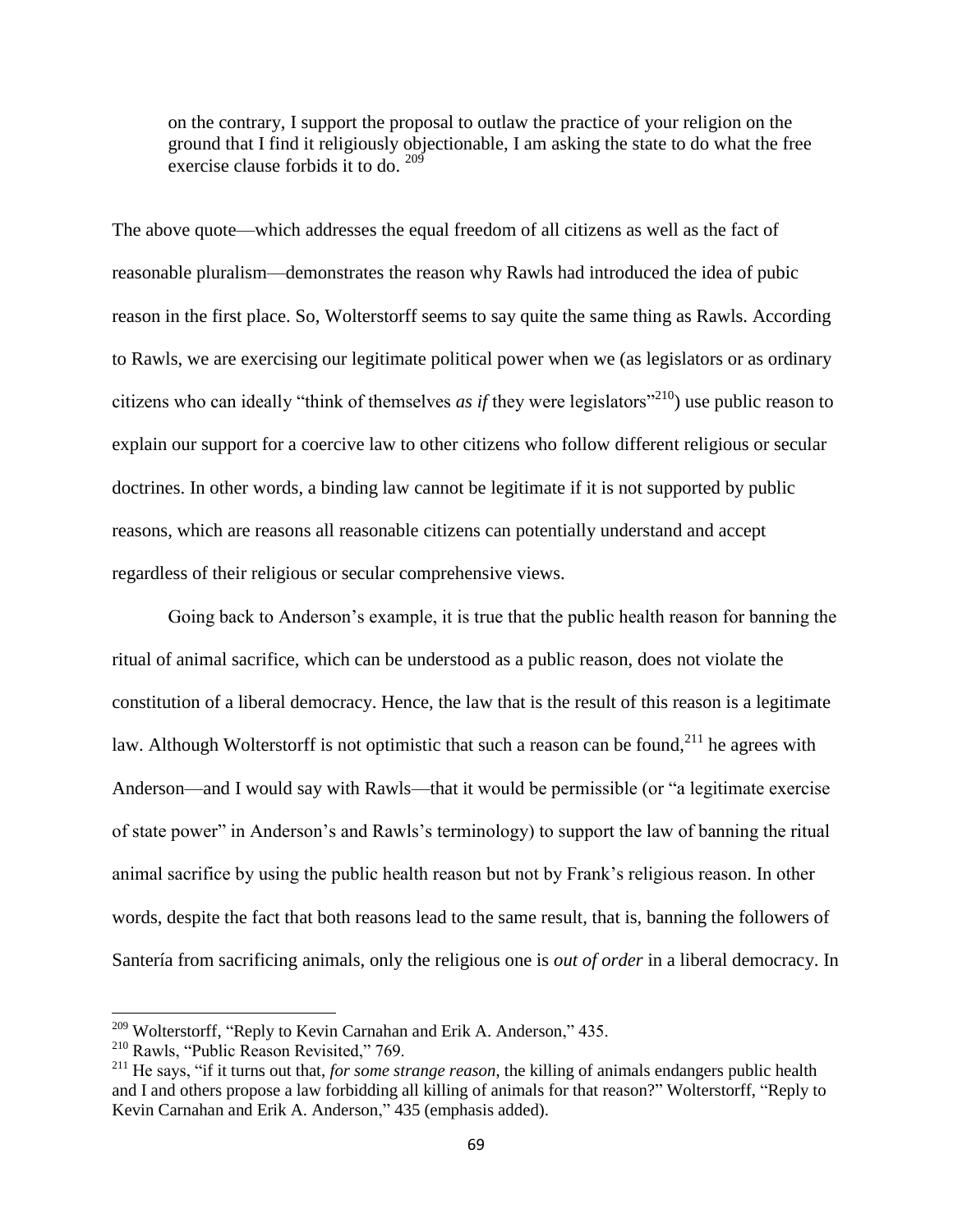on the contrary, I support the proposal to outlaw the practice of your religion on the ground that I find it religiously objectionable, I am asking the state to do what the free exercise clause forbids it to do. [209]

The above quote—which addresses the equal freedom of all citizens as well as the fact of reasonable pluralism—demonstrates the reason why Rawls had introduced the idea of pubic reason in the first place. So, Wolterstorff seems to say quite the same thing as Rawls. According to Rawls, we are exercising our legitimate political power when we (as legislators or as ordinary citizens who can ideally "think of themselves *as if* they were legislators"[210]) use public reason to explain our support for a coercive law to other citizens who follow different religious or secular doctrines. In other words, a binding law cannot be legitimate if it is not supported by public reasons, which are reasons all reasonable citizens can potentially understand and accept regardless of their religious or secular comprehensive views.

Going back to Anderson's example, it is true that the public health reason for banning the ritual of animal sacrifice, which can be understood as a public reason, does not violate the constitution of a liberal democracy. Hence, the law that is the result of this reason is a legitimate law. Although Wolterstorff is not optimistic that such a reason can be found,[211] he agrees with Anderson—and I would say with Rawls—that it would be permissible (or "a legitimate exercise of state power" in Anderson's and Rawls's terminology) to support the law of banning the ritual animal sacrifice by using the public health reason but not by Frank's religious reason. In other words, despite the fact that both reasons lead to the same result, that is, banning the followers of Santería from sacrificing animals, only the religious one is *out of order* in a liberal democracy. In

---

[209] Wolterstorff, "Reply to Kevin Carnahan and Erik A. Anderson," 435.

[210] Rawls, "Public Reason Revisited," 769.

[211] He says, "if it turns out that, *for some strange reason*, the killing of animals endangers public health and I and others propose a law forbidding all killing of animals for that reason?" Wolterstorff, "Reply to Kevin Carnahan and Erik A. Anderson," 435 (emphasis added).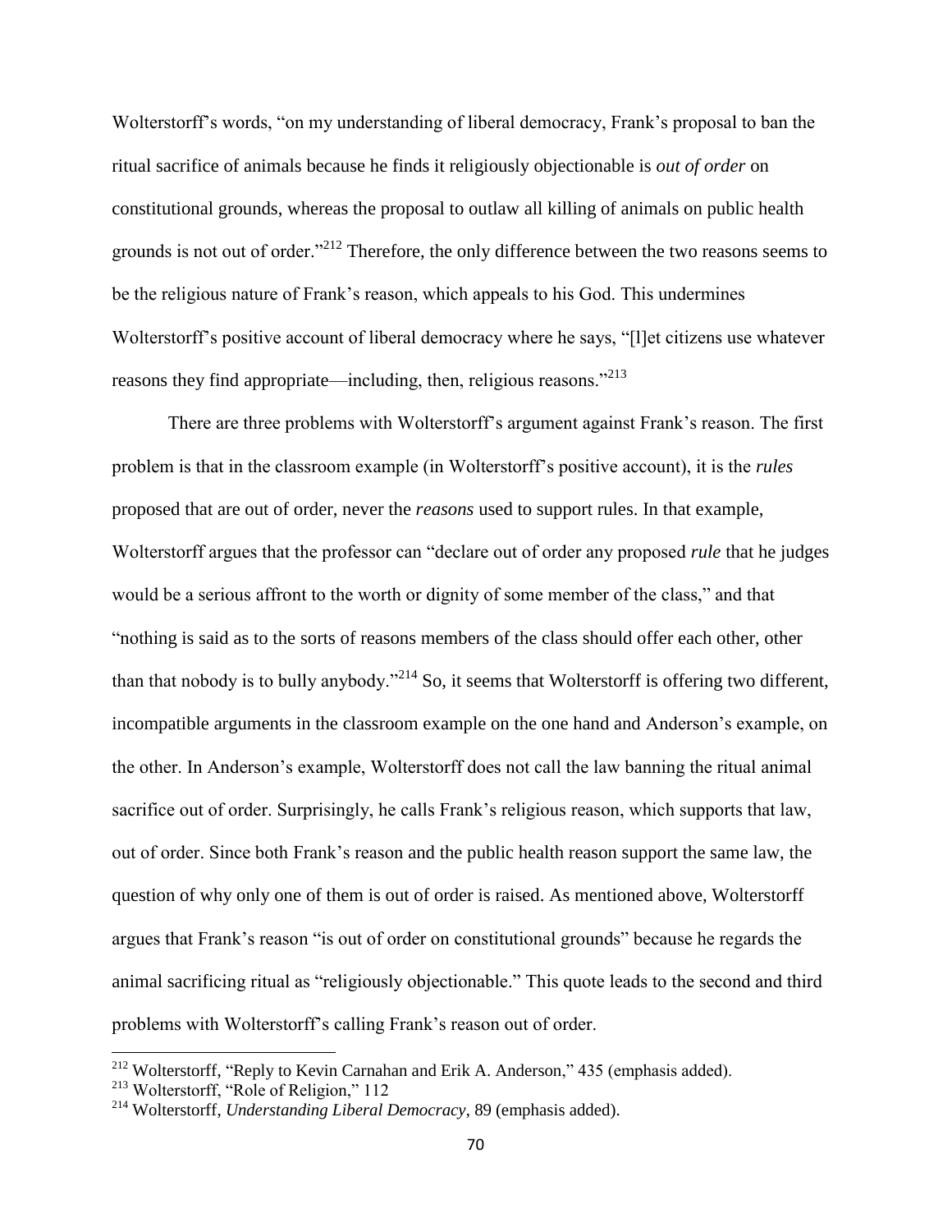Wolterstorff's words, "on my understanding of liberal democracy, Frank's proposal to ban the ritual sacrifice of animals because he finds it religiously objectionable is *out of order* on constitutional grounds, whereas the proposal to outlaw all killing of animals on public health grounds is not out of order."[212] Therefore, the only difference between the two reasons seems to be the religious nature of Frank's reason, which appeals to his God. This undermines Wolterstorff's positive account of liberal democracy where he says, "[l]et citizens use whatever reasons they find appropriate—including, then, religious reasons."[213]

There are three problems with Wolterstorff's argument against Frank's reason. The first problem is that in the classroom example (in Wolterstorff's positive account), it is the *rules* proposed that are out of order, never the *reasons* used to support rules. In that example, Wolterstorff argues that the professor can "declare out of order any proposed *rule* that he judges would be a serious affront to the worth or dignity of some member of the class," and that "nothing is said as to the sorts of reasons members of the class should offer each other, other than that nobody is to bully anybody."[214] So, it seems that Wolterstorff is offering two different, incompatible arguments in the classroom example on the one hand and Anderson's example, on the other. In Anderson's example, Wolterstorff does not call the law banning the ritual animal sacrifice out of order. Surprisingly, he calls Frank's religious reason, which supports that law, out of order. Since both Frank's reason and the public health reason support the same law, the question of why only one of them is out of order is raised. As mentioned above, Wolterstorff argues that Frank's reason "is out of order on constitutional grounds" because he regards the animal sacrificing ritual as "religiously objectionable." This quote leads to the second and third problems with Wolterstorff's calling Frank's reason out of order.

[212] Wolterstorff, "Reply to Kevin Carnahan and Erik A. Anderson," 435 (emphasis added).

[213] Wolterstorff, "Role of Religion," 112

[214] Wolterstorff, *Understanding Liberal Democracy*, 89 (emphasis added).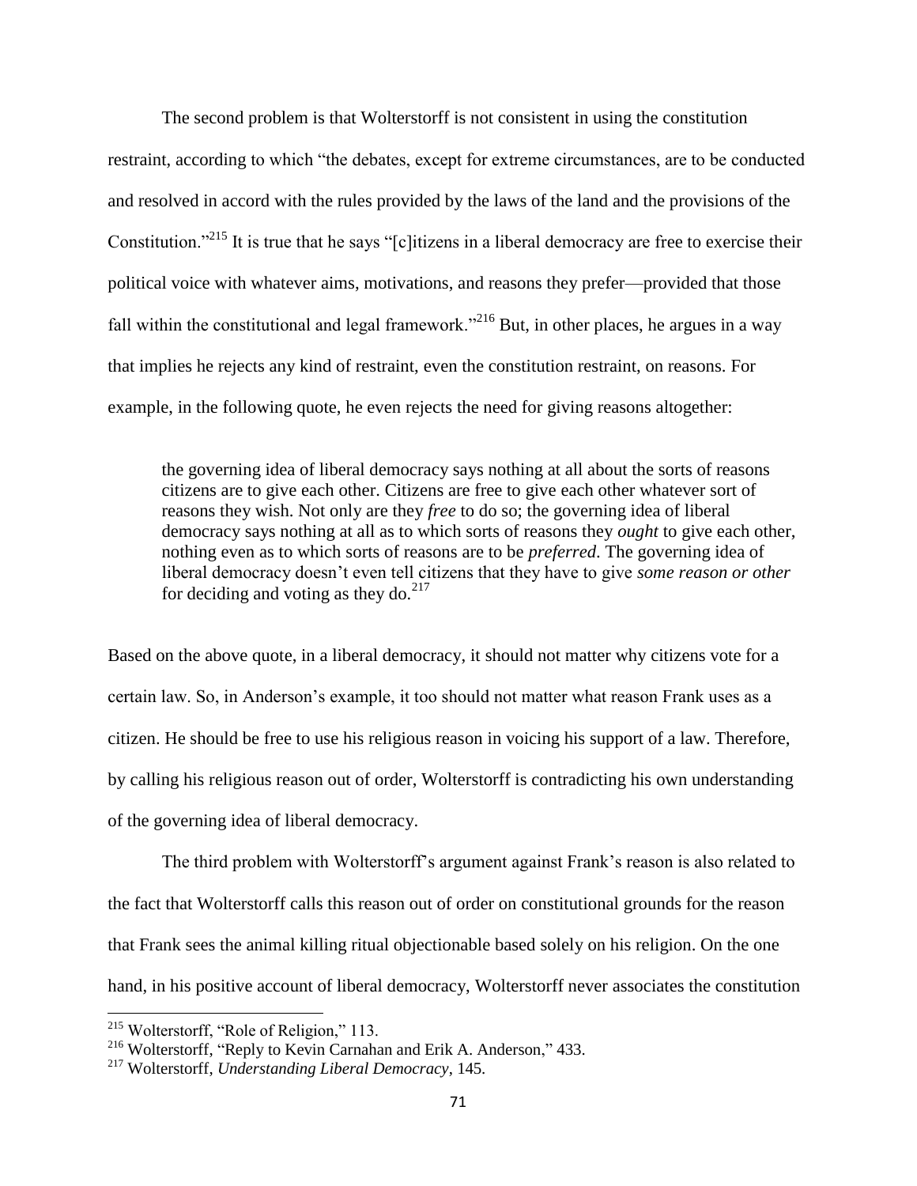The second problem is that Wolterstorff is not consistent in using the constitution restraint, according to which "the debates, except for extreme circumstances, are to be conducted and resolved in accord with the rules provided by the laws of the land and the provisions of the Constitution."[215] It is true that he says "[c]itizens in a liberal democracy are free to exercise their political voice with whatever aims, motivations, and reasons they prefer—provided that those fall within the constitutional and legal framework."[216] But, in other places, he argues in a way that implies he rejects any kind of restraint, even the constitution restraint, on reasons. For example, in the following quote, he even rejects the need for giving reasons altogether:

> the governing idea of liberal democracy says nothing at all about the sorts of reasons citizens are to give each other. Citizens are free to give each other whatever sort of reasons they wish. Not only are they *free* to do so; the governing idea of liberal democracy says nothing at all as to which sorts of reasons they *ought* to give each other, nothing even as to which sorts of reasons are to be *preferred*. The governing idea of liberal democracy doesn't even tell citizens that they have to give *some reason or other* for deciding and voting as they do.[217]

Based on the above quote, in a liberal democracy, it should not matter why citizens vote for a certain law. So, in Anderson's example, it too should not matter what reason Frank uses as a citizen. He should be free to use his religious reason in voicing his support of a law. Therefore, by calling his religious reason out of order, Wolterstorff is contradicting his own understanding of the governing idea of liberal democracy.

The third problem with Wolterstorff's argument against Frank's reason is also related to the fact that Wolterstorff calls this reason out of order on constitutional grounds for the reason that Frank sees the animal killing ritual objectionable based solely on his religion. On the one hand, in his positive account of liberal democracy, Wolterstorff never associates the constitution

[215] Wolterstorff, "Role of Religion," 113.

[216] Wolterstorff, "Reply to Kevin Carnahan and Erik A. Anderson," 433.

[217] Wolterstorff, *Understanding Liberal Democracy*, 145.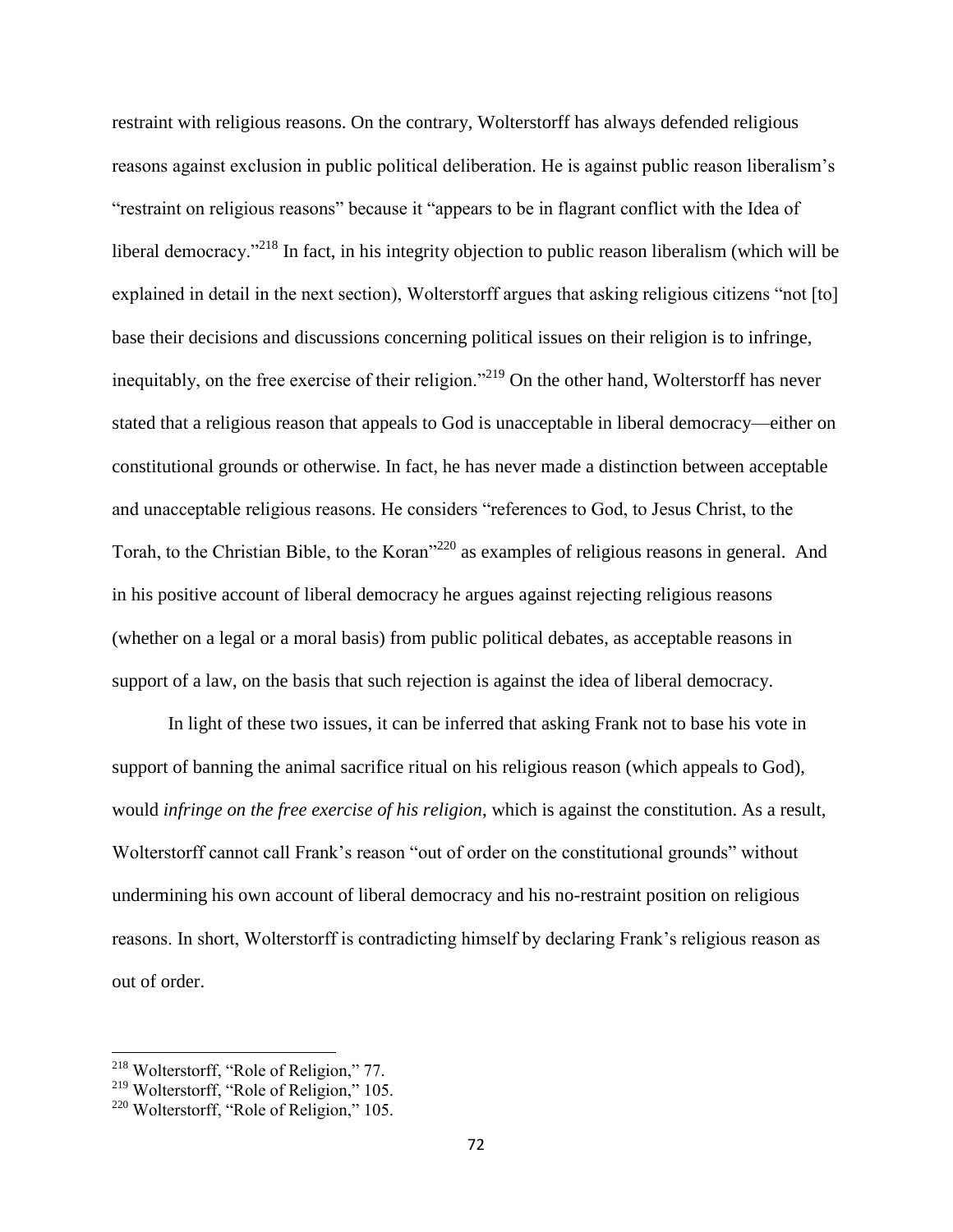restraint with religious reasons. On the contrary, Wolterstorff has always defended religious reasons against exclusion in public political deliberation. He is against public reason liberalism's "restraint on religious reasons" because it "appears to be in flagrant conflict with the Idea of liberal democracy."[218] In fact, in his integrity objection to public reason liberalism (which will be explained in detail in the next section), Wolterstorff argues that asking religious citizens "not [to] base their decisions and discussions concerning political issues on their religion is to infringe, inequitably, on the free exercise of their religion."[219] On the other hand, Wolterstorff has never stated that a religious reason that appeals to God is unacceptable in liberal democracy—either on constitutional grounds or otherwise. In fact, he has never made a distinction between acceptable and unacceptable religious reasons. He considers "references to God, to Jesus Christ, to the Torah, to the Christian Bible, to the Koran"[220] as examples of religious reasons in general. And in his positive account of liberal democracy he argues against rejecting religious reasons (whether on a legal or a moral basis) from public political debates, as acceptable reasons in support of a law, on the basis that such rejection is against the idea of liberal democracy.

In light of these two issues, it can be inferred that asking Frank not to base his vote in support of banning the animal sacrifice ritual on his religious reason (which appeals to God), would *infringe on the free exercise of his religion*, which is against the constitution. As a result, Wolterstorff cannot call Frank's reason "out of order on the constitutional grounds" without undermining his own account of liberal democracy and his no-restraint position on religious reasons. In short, Wolterstorff is contradicting himself by declaring Frank's religious reason as out of order.

---

[218] Wolterstorff, "Role of Religion," 77.

[219] Wolterstorff, "Role of Religion," 105.

[220] Wolterstorff, "Role of Religion," 105.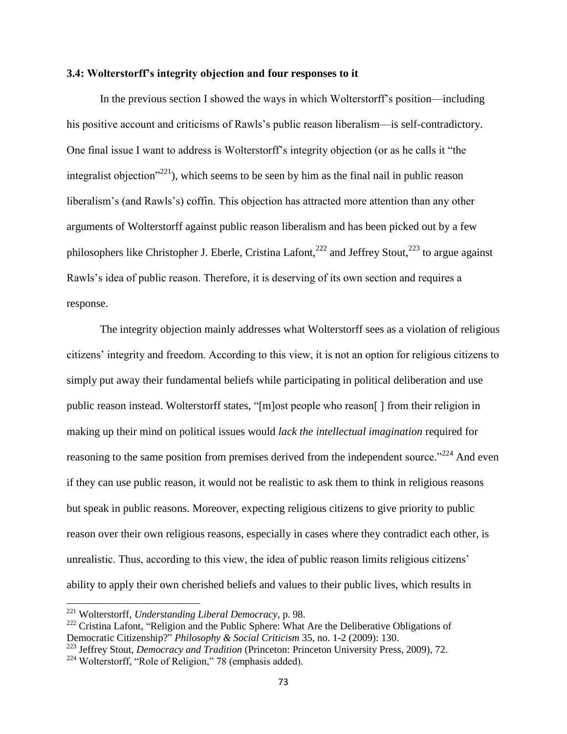### 3.4: Wolterstorff's integrity objection and four responses to it

In the previous section I showed the ways in which Wolterstorff's position—including his positive account and criticisms of Rawls's public reason liberalism—is self-contradictory. One final issue I want to address is Wolterstorff's integrity objection (or as he calls it "the integralist objection"[221]), which seems to be seen by him as the final nail in public reason liberalism's (and Rawls's) coffin. This objection has attracted more attention than any other arguments of Wolterstorff against public reason liberalism and has been picked out by a few philosophers like Christopher J. Eberle, Cristina Lafont,[222] and Jeffrey Stout,[223] to argue against Rawls's idea of public reason. Therefore, it is deserving of its own section and requires a response.

The integrity objection mainly addresses what Wolterstorff sees as a violation of religious citizens' integrity and freedom. According to this view, it is not an option for religious citizens to simply put away their fundamental beliefs while participating in political deliberation and use public reason instead. Wolterstorff states, "[m]ost people who reason[ ] from their religion in making up their mind on political issues would *lack the intellectual imagination* required for reasoning to the same position from premises derived from the independent source."[224] And even if they can use public reason, it would not be realistic to ask them to think in religious reasons but speak in public reasons. Moreover, expecting religious citizens to give priority to public reason over their own religious reasons, especially in cases where they contradict each other, is unrealistic. Thus, according to this view, the idea of public reason limits religious citizens' ability to apply their own cherished beliefs and values to their public lives, which results in

---

[221] Wolterstorff, *Understanding Liberal Democracy*, p. 98.

[222] Cristina Lafont, "Religion and the Public Sphere: What Are the Deliberative Obligations of Democratic Citizenship?" *Philosophy & Social Criticism* 35, no. 1-2 (2009): 130.

[223] Jeffrey Stout, *Democracy and Tradition* (Princeton: Princeton University Press, 2009), 72.

[224] Wolterstorff, "Role of Religion," 78 (emphasis added).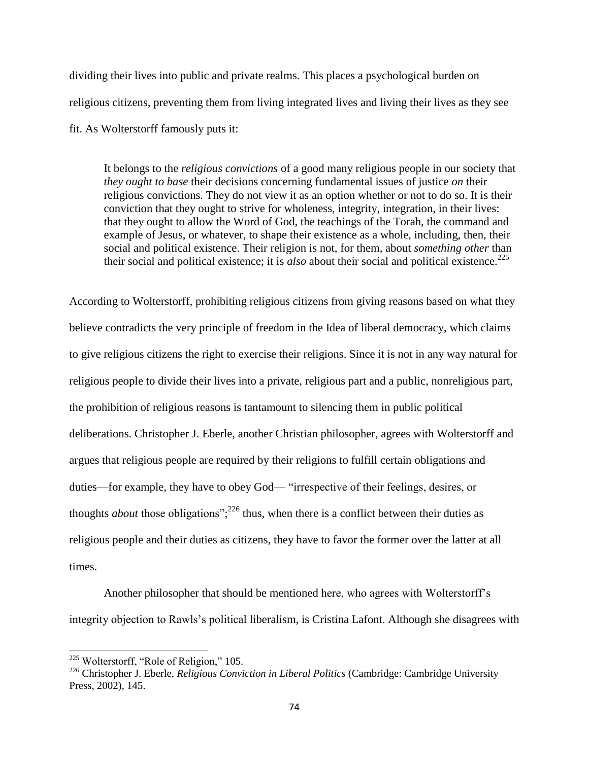dividing their lives into public and private realms. This places a psychological burden on religious citizens, preventing them from living integrated lives and living their lives as they see fit. As Wolterstorff famously puts it:

> It belongs to the *religious convictions* of a good many religious people in our society that *they ought to base* their decisions concerning fundamental issues of justice *on* their religious convictions. They do not view it as an option whether or not to do so. It is their conviction that they ought to strive for wholeness, integrity, integration, in their lives: that they ought to allow the Word of God, the teachings of the Torah, the command and example of Jesus, or whatever, to shape their existence as a whole, including, then, their social and political existence. Their religion is not, for them, about *something other* than their social and political existence; it is *also* about their social and political existence.[225]

According to Wolterstorff, prohibiting religious citizens from giving reasons based on what they believe contradicts the very principle of freedom in the Idea of liberal democracy, which claims to give religious citizens the right to exercise their religions. Since it is not in any way natural for religious people to divide their lives into a private, religious part and a public, nonreligious part, the prohibition of religious reasons is tantamount to silencing them in public political deliberations. Christopher J. Eberle, another Christian philosopher, agrees with Wolterstorff and argues that religious people are required by their religions to fulfill certain obligations and duties—for example, they have to obey God— "irrespective of their feelings, desires, or thoughts *about* those obligations";[226] thus, when there is a conflict between their duties as religious people and their duties as citizens, they have to favor the former over the latter at all times.

Another philosopher that should be mentioned here, who agrees with Wolterstorff's integrity objection to Rawls's political liberalism, is Cristina Lafont. Although she disagrees with

---

[225] Wolterstorff, "Role of Religion," 105.

[226] Christopher J. Eberle, *Religious Conviction in Liberal Politics* (Cambridge: Cambridge University Press, 2002), 145.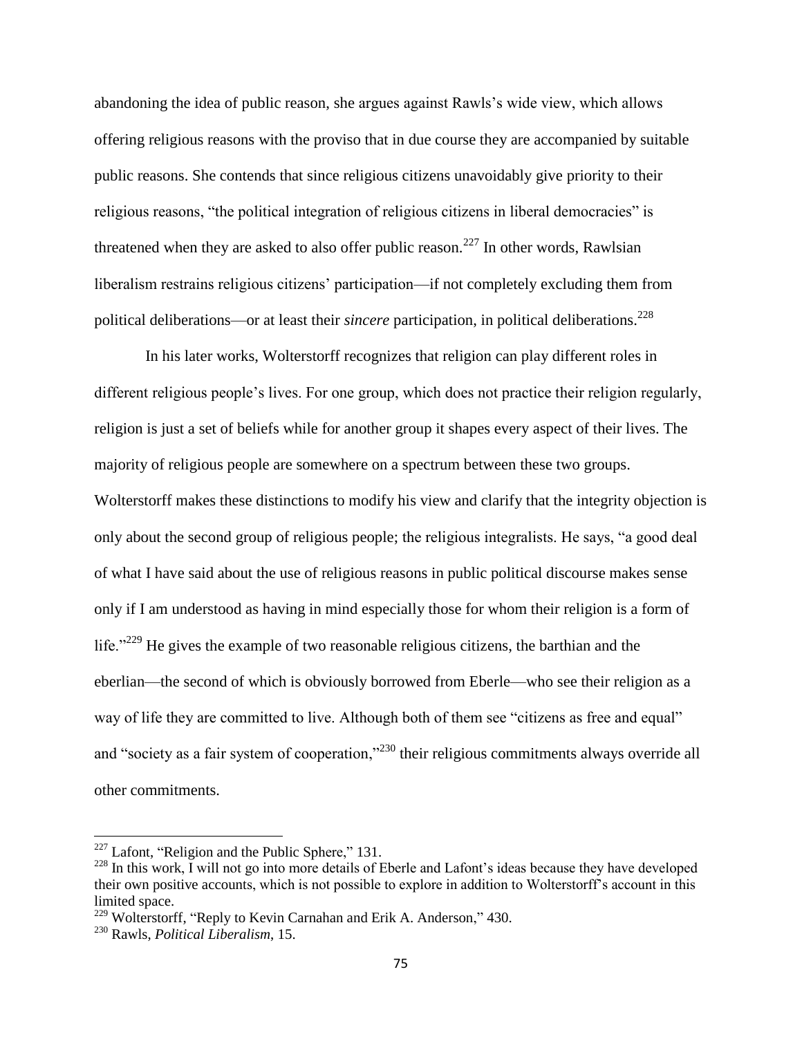abandoning the idea of public reason, she argues against Rawls's wide view, which allows offering religious reasons with the proviso that in due course they are accompanied by suitable public reasons. She contends that since religious citizens unavoidably give priority to their religious reasons, "the political integration of religious citizens in liberal democracies" is threatened when they are asked to also offer public reason.[227] In other words, Rawlsian liberalism restrains religious citizens' participation—if not completely excluding them from political deliberations—or at least their *sincere* participation, in political deliberations.[228]

In his later works, Wolterstorff recognizes that religion can play different roles in different religious people's lives. For one group, which does not practice their religion regularly, religion is just a set of beliefs while for another group it shapes every aspect of their lives. The majority of religious people are somewhere on a spectrum between these two groups. Wolterstorff makes these distinctions to modify his view and clarify that the integrity objection is only about the second group of religious people; the religious integralists. He says, "a good deal of what I have said about the use of religious reasons in public political discourse makes sense only if I am understood as having in mind especially those for whom their religion is a form of life."[229] He gives the example of two reasonable religious citizens, the barthian and the eberlian—the second of which is obviously borrowed from Eberle—who see their religion as a way of life they are committed to live. Although both of them see "citizens as free and equal" and "society as a fair system of cooperation,"[230] their religious commitments always override all other commitments.

---

[227] Lafont, "Religion and the Public Sphere," 131.

[228] In this work, I will not go into more details of Eberle and Lafont's ideas because they have developed their own positive accounts, which is not possible to explore in addition to Wolterstorff's account in this limited space.

[229] Wolterstorff, "Reply to Kevin Carnahan and Erik A. Anderson," 430.

[230] Rawls, *Political Liberalism*, 15.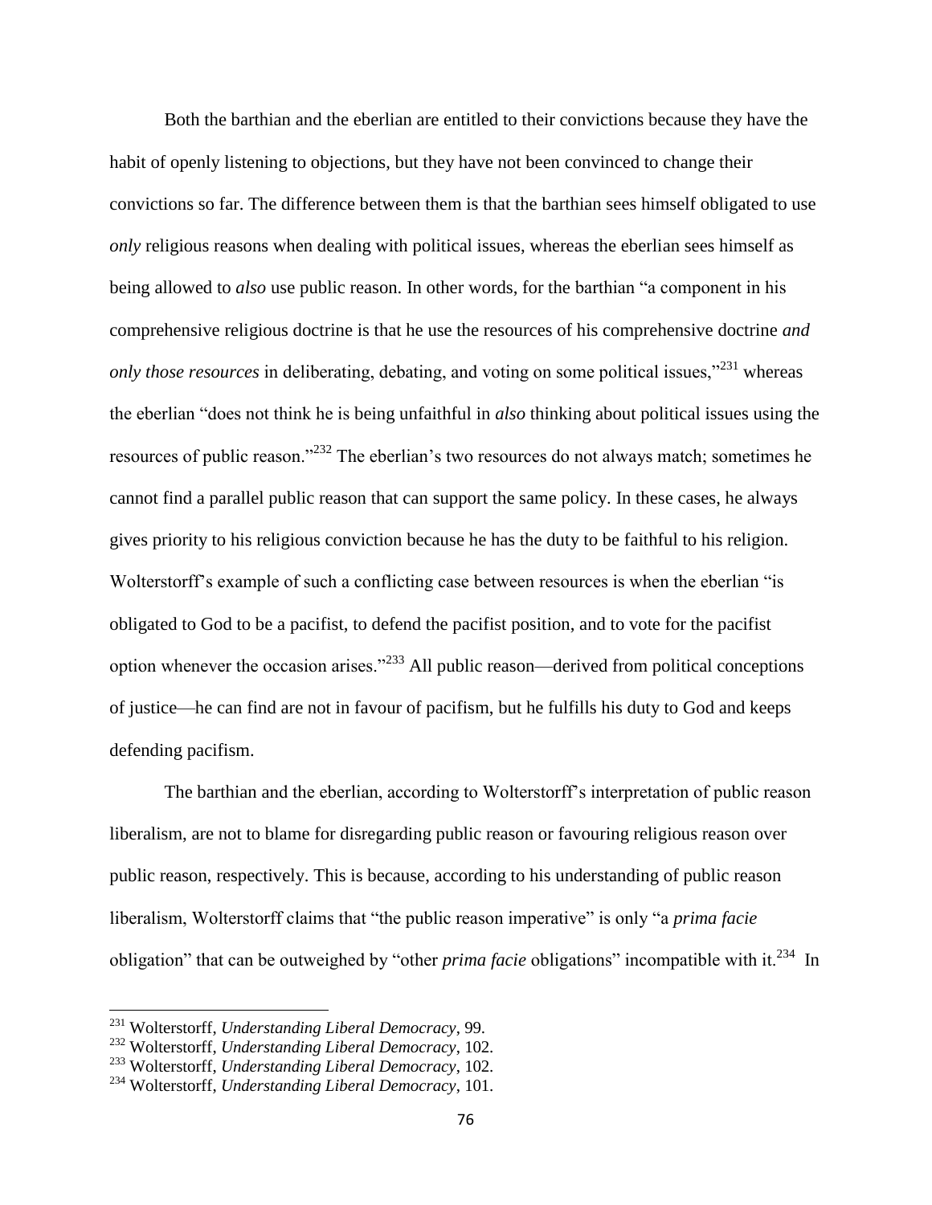Both the barthian and the eberlian are entitled to their convictions because they have the habit of openly listening to objections, but they have not been convinced to change their convictions so far. The difference between them is that the barthian sees himself obligated to use *only* religious reasons when dealing with political issues, whereas the eberlian sees himself as being allowed to *also* use public reason. In other words, for the barthian "a component in his comprehensive religious doctrine is that he use the resources of his comprehensive doctrine *and only those resources* in deliberating, debating, and voting on some political issues,"[231] whereas the eberlian "does not think he is being unfaithful in *also* thinking about political issues using the resources of public reason."[232] The eberlian's two resources do not always match; sometimes he cannot find a parallel public reason that can support the same policy. In these cases, he always gives priority to his religious conviction because he has the duty to be faithful to his religion. Wolterstorff's example of such a conflicting case between resources is when the eberlian "is obligated to God to be a pacifist, to defend the pacifist position, and to vote for the pacifist option whenever the occasion arises."[233] All public reason—derived from political conceptions of justice—he can find are not in favour of pacifism, but he fulfills his duty to God and keeps defending pacifism.

The barthian and the eberlian, according to Wolterstorff's interpretation of public reason liberalism, are not to blame for disregarding public reason or favouring religious reason over public reason, respectively. This is because, according to his understanding of public reason liberalism, Wolterstorff claims that "the public reason imperative" is only "a *prima facie* obligation" that can be outweighed by "other *prima facie* obligations" incompatible with it.[234] In

---

[231] Wolterstorff, *Understanding Liberal Democracy*, 99.

[232] Wolterstorff, *Understanding Liberal Democracy*, 102.

[233] Wolterstorff, *Understanding Liberal Democracy*, 102.

[234] Wolterstorff, *Understanding Liberal Democracy*, 101.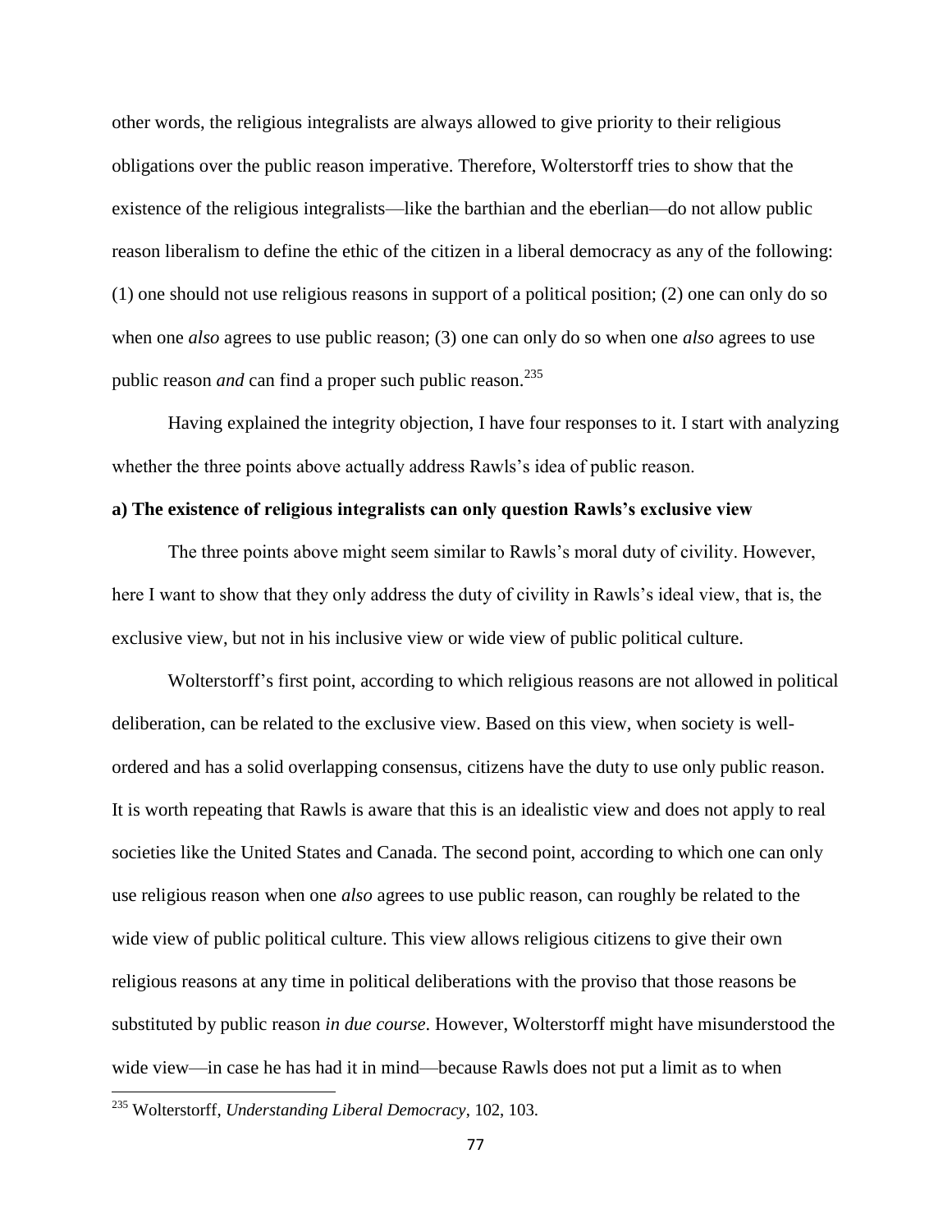other words, the religious integralists are always allowed to give priority to their religious obligations over the public reason imperative. Therefore, Wolterstorff tries to show that the existence of the religious integralists—like the barthian and the eberlian—do not allow public reason liberalism to define the ethic of the citizen in a liberal democracy as any of the following: (1) one should not use religious reasons in support of a political position; (2) one can only do so when one *also* agrees to use public reason; (3) one can only do so when one *also* agrees to use public reason *and* can find a proper such public reason.[235]

Having explained the integrity objection, I have four responses to it. I start with analyzing whether the three points above actually address Rawls's idea of public reason.

**a) The existence of religious integralists can only question Rawls's exclusive view**

The three points above might seem similar to Rawls's moral duty of civility. However, here I want to show that they only address the duty of civility in Rawls's ideal view, that is, the exclusive view, but not in his inclusive view or wide view of public political culture.

Wolterstorff's first point, according to which religious reasons are not allowed in political deliberation, can be related to the exclusive view. Based on this view, when society is well-ordered and has a solid overlapping consensus, citizens have the duty to use only public reason. It is worth repeating that Rawls is aware that this is an idealistic view and does not apply to real societies like the United States and Canada. The second point, according to which one can only use religious reason when one *also* agrees to use public reason, can roughly be related to the wide view of public political culture. This view allows religious citizens to give their own religious reasons at any time in political deliberations with the proviso that those reasons be substituted by public reason *in due course*. However, Wolterstorff might have misunderstood the wide view—in case he has had it in mind—because Rawls does not put a limit as to when

[235] Wolterstorff, *Understanding Liberal Democracy*, 102, 103.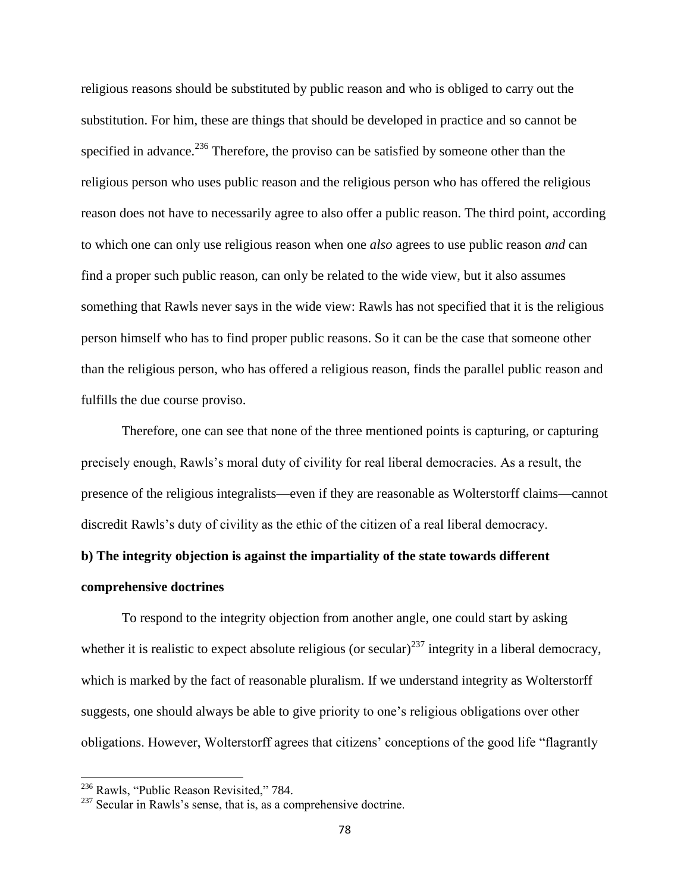religious reasons should be substituted by public reason and who is obliged to carry out the substitution. For him, these are things that should be developed in practice and so cannot be specified in advance.[236] Therefore, the proviso can be satisfied by someone other than the religious person who uses public reason and the religious person who has offered the religious reason does not have to necessarily agree to also offer a public reason. The third point, according to which one can only use religious reason when one *also* agrees to use public reason *and* can find a proper such public reason, can only be related to the wide view, but it also assumes something that Rawls never says in the wide view: Rawls has not specified that it is the religious person himself who has to find proper public reasons. So it can be the case that someone other than the religious person, who has offered a religious reason, finds the parallel public reason and fulfills the due course proviso.

Therefore, one can see that none of the three mentioned points is capturing, or capturing precisely enough, Rawls's moral duty of civility for real liberal democracies. As a result, the presence of the religious integralists—even if they are reasonable as Wolterstorff claims—cannot discredit Rawls's duty of civility as the ethic of the citizen of a real liberal democracy.

**b) The integrity objection is against the impartiality of the state towards different comprehensive doctrines**

To respond to the integrity objection from another angle, one could start by asking whether it is realistic to expect absolute religious (or secular)[237] integrity in a liberal democracy, which is marked by the fact of reasonable pluralism. If we understand integrity as Wolterstorff suggests, one should always be able to give priority to one's religious obligations over other obligations. However, Wolterstorff agrees that citizens' conceptions of the good life "flagrantly

[236] Rawls, "Public Reason Revisited," 784.

[237] Secular in Rawls's sense, that is, as a comprehensive doctrine.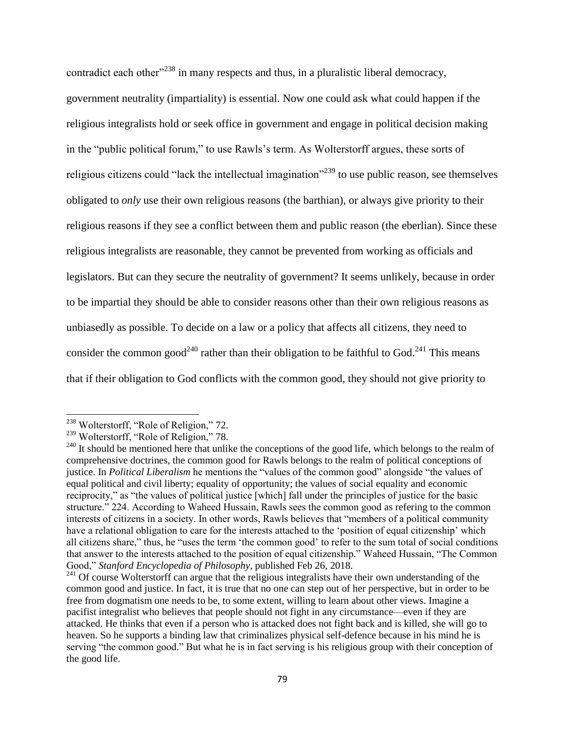contradict each other"[238] in many respects and thus, in a pluralistic liberal democracy, government neutrality (impartiality) is essential. Now one could ask what could happen if the religious integralists hold or seek office in government and engage in political decision making in the "public political forum," to use Rawls's term. As Wolterstorff argues, these sorts of religious citizens could "lack the intellectual imagination"[239] to use public reason, see themselves obligated to *only* use their own religious reasons (the barthian), or always give priority to their religious reasons if they see a conflict between them and public reason (the eberlian). Since these religious integralists are reasonable, they cannot be prevented from working as officials and legislators. But can they secure the neutrality of government? It seems unlikely, because in order to be impartial they should be able to consider reasons other than their own religious reasons as unbiasedly as possible. To decide on a law or a policy that affects all citizens, they need to consider the common good[240] rather than their obligation to be faithful to God.[241] This means that if their obligation to God conflicts with the common good, they should not give priority to

---

[238] Wolterstorff, "Role of Religion," 72.

[239] Wolterstorff, "Role of Religion," 78.

[240] It should be mentioned here that unlike the conceptions of the good life, which belongs to the realm of comprehensive doctrines, the common good for Rawls belongs to the realm of political conceptions of justice. In *Political Liberalism* he mentions the "values of the common good" alongside "the values of equal political and civil liberty; equality of opportunity; the values of social equality and economic reciprocity," as "the values of political justice [which] fall under the principles of justice for the basic structure." 224. According to Waheed Hussain, Rawls sees the common good as refering to the common interests of citizens in a society. In other words, Rawls believes that "members of a political community have a relational obligation to care for the interests attached to the 'position of equal citizenship' which all citizens share," thus, he "uses the term 'the common good' to refer to the sum total of social conditions that answer to the interests attached to the position of equal citizenship." Waheed Hussain, "The Common Good," *Stanford Encyclopedia of Philosophy*, published Feb 26, 2018.

[241] Of course Wolterstorff can argue that the religious integralists have their own understanding of the common good and justice. In fact, it is true that no one can step out of her perspective, but in order to be free from dogmatism one needs to be, to some extent, willing to learn about other views. Imagine a pacifist integralist who believes that people should not fight in any circumstance—even if they are attacked. He thinks that even if a person who is attacked does not fight back and is killed, she will go to heaven. So he supports a binding law that criminalizes physical self-defence because in his mind he is serving "the common good." But what he is in fact serving is his religious group with their conception of the good life.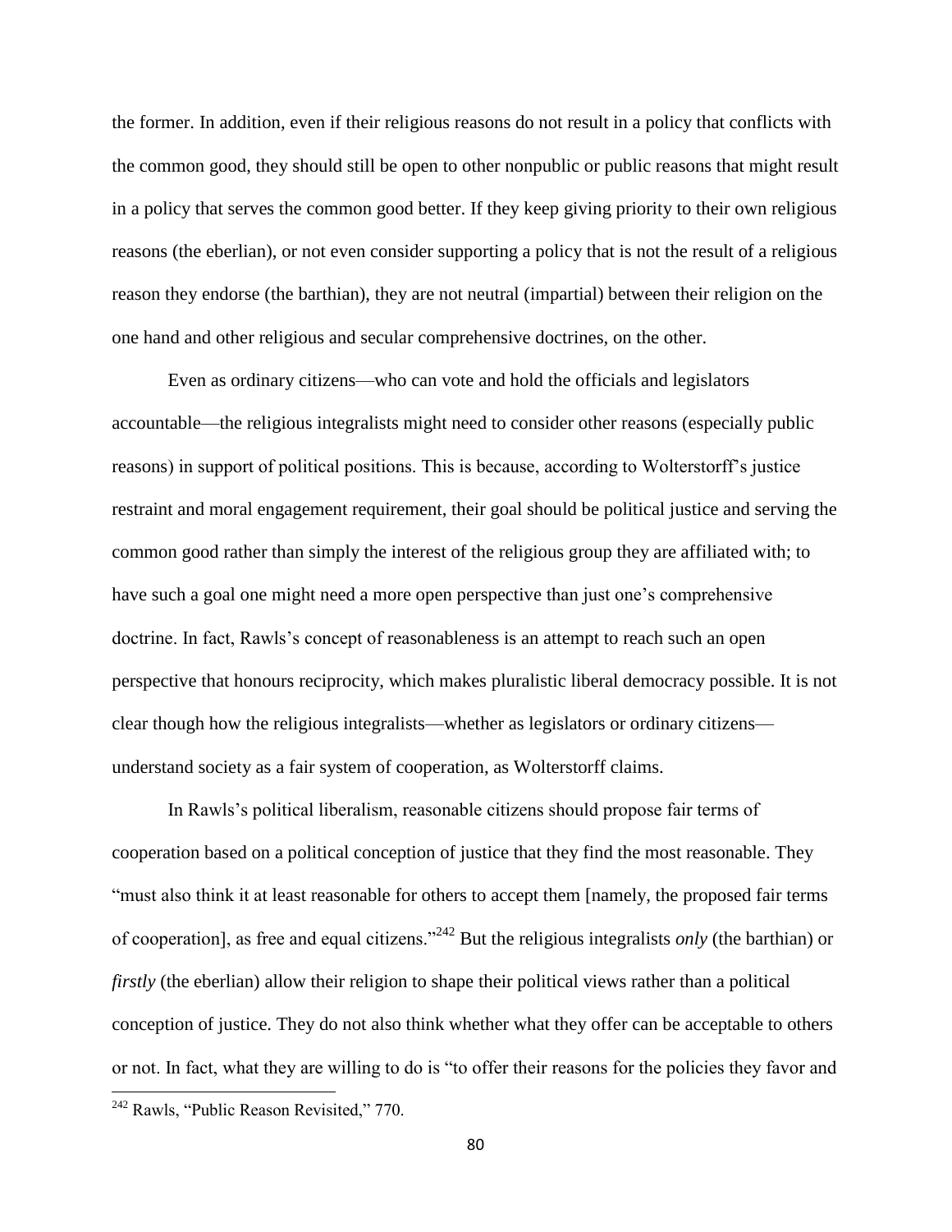the former. In addition, even if their religious reasons do not result in a policy that conflicts with the common good, they should still be open to other nonpublic or public reasons that might result in a policy that serves the common good better. If they keep giving priority to their own religious reasons (the eberlian), or not even consider supporting a policy that is not the result of a religious reason they endorse (the barthian), they are not neutral (impartial) between their religion on the one hand and other religious and secular comprehensive doctrines, on the other.

Even as ordinary citizens—who can vote and hold the officials and legislators accountable—the religious integralists might need to consider other reasons (especially public reasons) in support of political positions. This is because, according to Wolterstorff's justice restraint and moral engagement requirement, their goal should be political justice and serving the common good rather than simply the interest of the religious group they are affiliated with; to have such a goal one might need a more open perspective than just one's comprehensive doctrine. In fact, Rawls's concept of reasonableness is an attempt to reach such an open perspective that honours reciprocity, which makes pluralistic liberal democracy possible. It is not clear though how the religious integralists—whether as legislators or ordinary citizens—understand society as a fair system of cooperation, as Wolterstorff claims.

In Rawls's political liberalism, reasonable citizens should propose fair terms of cooperation based on a political conception of justice that they find the most reasonable. They "must also think it at least reasonable for others to accept them [namely, the proposed fair terms of cooperation], as free and equal citizens."[242] But the religious integralists *only* (the barthian) or *firstly* (the eberlian) allow their religion to shape their political views rather than a political conception of justice. They do not also think whether what they offer can be acceptable to others or not. In fact, what they are willing to do is "to offer their reasons for the policies they favor and

[242] Rawls, "Public Reason Revisited," 770.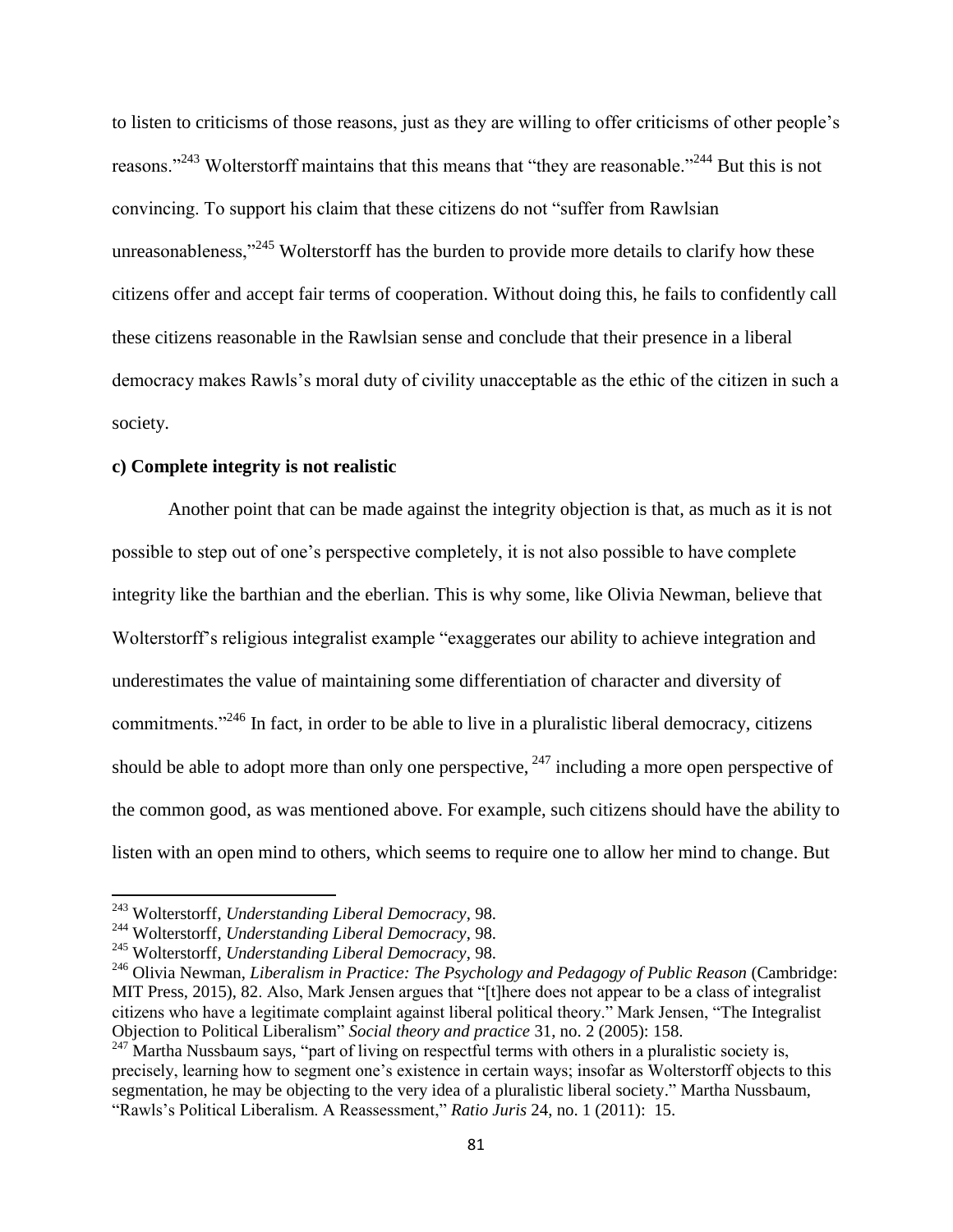to listen to criticisms of those reasons, just as they are willing to offer criticisms of other people's reasons."[243] Wolterstorff maintains that this means that "they are reasonable."[244] But this is not convincing. To support his claim that these citizens do not "suffer from Rawlsian unreasonableness,"[245] Wolterstorff has the burden to provide more details to clarify how these citizens offer and accept fair terms of cooperation. Without doing this, he fails to confidently call these citizens reasonable in the Rawlsian sense and conclude that their presence in a liberal democracy makes Rawls's moral duty of civility unacceptable as the ethic of the citizen in such a society.

**c) Complete integrity is not realistic**

Another point that can be made against the integrity objection is that, as much as it is not possible to step out of one's perspective completely, it is not also possible to have complete integrity like the barthian and the eberlian. This is why some, like Olivia Newman, believe that Wolterstorff's religious integralist example "exaggerates our ability to achieve integration and underestimates the value of maintaining some differentiation of character and diversity of commitments."[246] In fact, in order to be able to live in a pluralistic liberal democracy, citizens should be able to adopt more than only one perspective, [247] including a more open perspective of the common good, as was mentioned above. For example, such citizens should have the ability to listen with an open mind to others, which seems to require one to allow her mind to change. But

---

[243] Wolterstorff, *Understanding Liberal Democracy*, 98.

[244] Wolterstorff, *Understanding Liberal Democracy*, 98.

[245] Wolterstorff, *Understanding Liberal Democracy*, 98.

[246] Olivia Newman, *Liberalism in Practice: The Psychology and Pedagogy of Public Reason* (Cambridge: MIT Press, 2015), 82. Also, Mark Jensen argues that "[t]here does not appear to be a class of integralist citizens who have a legitimate complaint against liberal political theory." Mark Jensen, "The Integralist Objection to Political Liberalism" *Social theory and practice* 31, no. 2 (2005): 158.

[247] Martha Nussbaum says, "part of living on respectful terms with others in a pluralistic society is, precisely, learning how to segment one's existence in certain ways; insofar as Wolterstorff objects to this segmentation, he may be objecting to the very idea of a pluralistic liberal society." Martha Nussbaum, "Rawls's Political Liberalism. A Reassessment," *Ratio Juris* 24, no. 1 (2011): 15.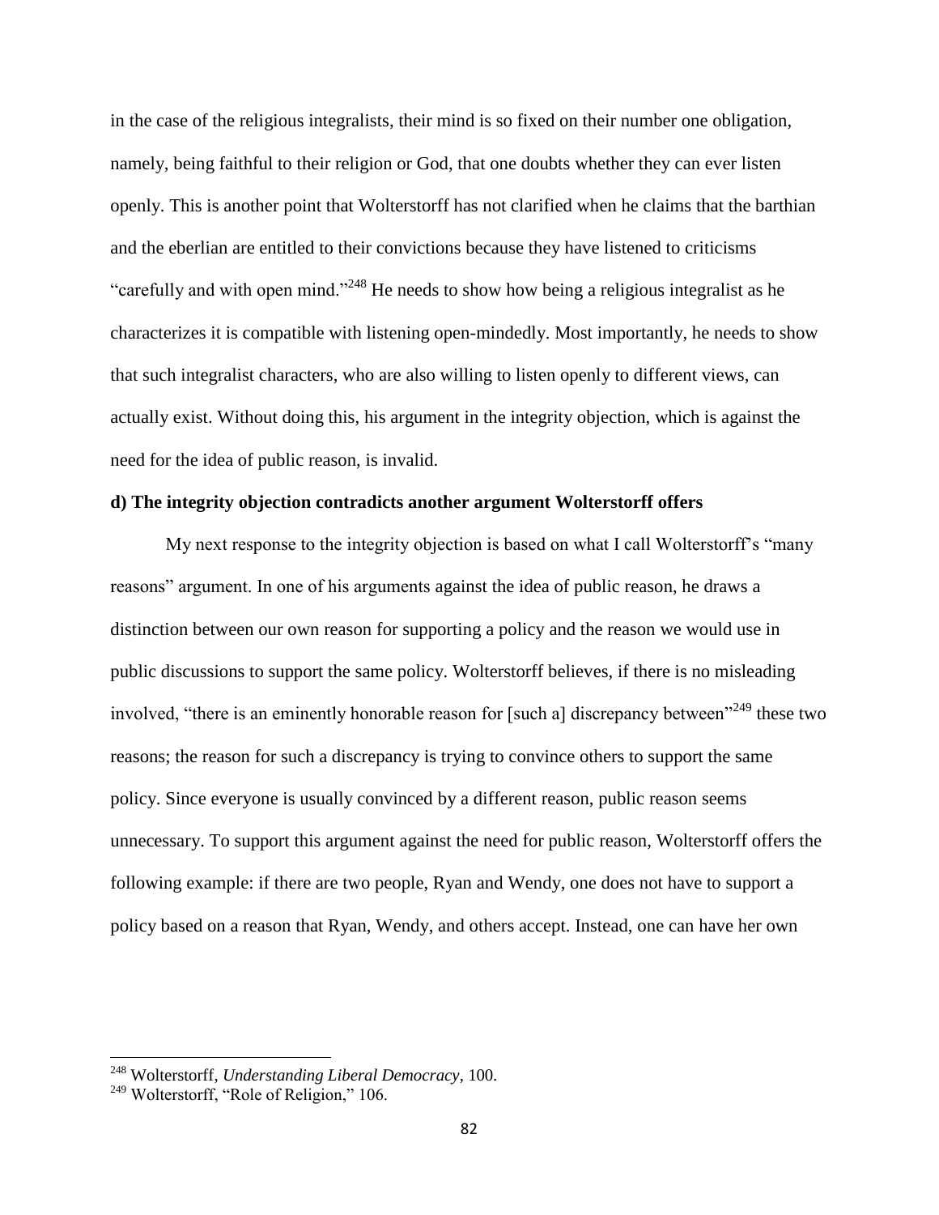in the case of the religious integralists, their mind is so fixed on their number one obligation, namely, being faithful to their religion or God, that one doubts whether they can ever listen openly. This is another point that Wolterstorff has not clarified when he claims that the barthian and the eberlian are entitled to their convictions because they have listened to criticisms "carefully and with open mind."[248] He needs to show how being a religious integralist as he characterizes it is compatible with listening open-mindedly. Most importantly, he needs to show that such integralist characters, who are also willing to listen openly to different views, can actually exist. Without doing this, his argument in the integrity objection, which is against the need for the idea of public reason, is invalid.

**d) The integrity objection contradicts another argument Wolterstorff offers**

My next response to the integrity objection is based on what I call Wolterstorff's "many reasons" argument. In one of his arguments against the idea of public reason, he draws a distinction between our own reason for supporting a policy and the reason we would use in public discussions to support the same policy. Wolterstorff believes, if there is no misleading involved, "there is an eminently honorable reason for [such a] discrepancy between"[249] these two reasons; the reason for such a discrepancy is trying to convince others to support the same policy. Since everyone is usually convinced by a different reason, public reason seems unnecessary. To support this argument against the need for public reason, Wolterstorff offers the following example: if there are two people, Ryan and Wendy, one does not have to support a policy based on a reason that Ryan, Wendy, and others accept. Instead, one can have her own

---

[248] Wolterstorff, *Understanding Liberal Democracy*, 100.

[249] Wolterstorff, "Role of Religion," 106.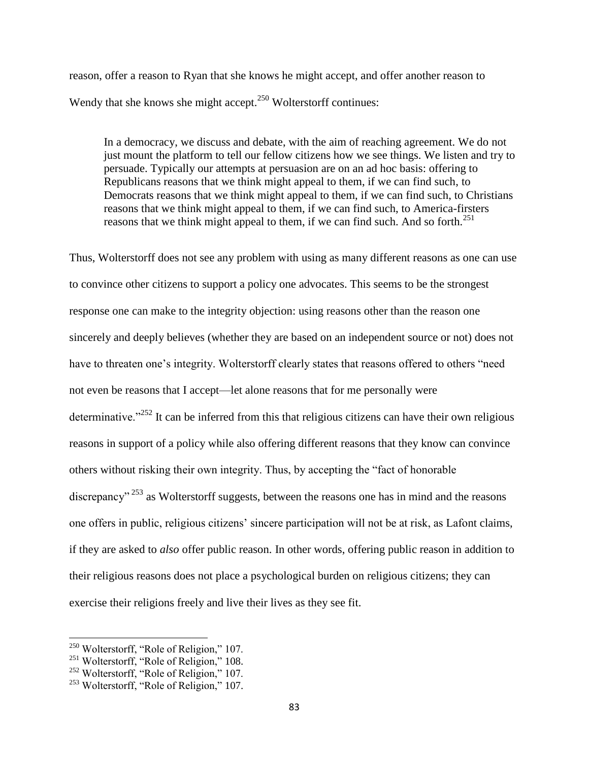reason, offer a reason to Ryan that she knows he might accept, and offer another reason to Wendy that she knows she might accept.[250] Wolterstorff continues:

> In a democracy, we discuss and debate, with the aim of reaching agreement. We do not just mount the platform to tell our fellow citizens how we see things. We listen and try to persuade. Typically our attempts at persuasion are on an ad hoc basis: offering to Republicans reasons that we think might appeal to them, if we can find such, to Democrats reasons that we think might appeal to them, if we can find such, to Christians reasons that we think might appeal to them, if we can find such, to America-firsters reasons that we think might appeal to them, if we can find such. And so forth.[251]

Thus, Wolterstorff does not see any problem with using as many different reasons as one can use to convince other citizens to support a policy one advocates. This seems to be the strongest response one can make to the integrity objection: using reasons other than the reason one sincerely and deeply believes (whether they are based on an independent source or not) does not have to threaten one's integrity. Wolterstorff clearly states that reasons offered to others "need not even be reasons that I accept—let alone reasons that for me personally were determinative."[252] It can be inferred from this that religious citizens can have their own religious reasons in support of a policy while also offering different reasons that they know can convince others without risking their own integrity. Thus, by accepting the "fact of honorable discrepancy"[253] as Wolterstorff suggests, between the reasons one has in mind and the reasons one offers in public, religious citizens' sincere participation will not be at risk, as Lafont claims, if they are asked to *also* offer public reason. In other words, offering public reason in addition to their religious reasons does not place a psychological burden on religious citizens; they can exercise their religions freely and live their lives as they see fit.

---

[250] Wolterstorff, "Role of Religion," 107.

[251] Wolterstorff, "Role of Religion," 108.

[252] Wolterstorff, "Role of Religion," 107.

[253] Wolterstorff, "Role of Religion," 107.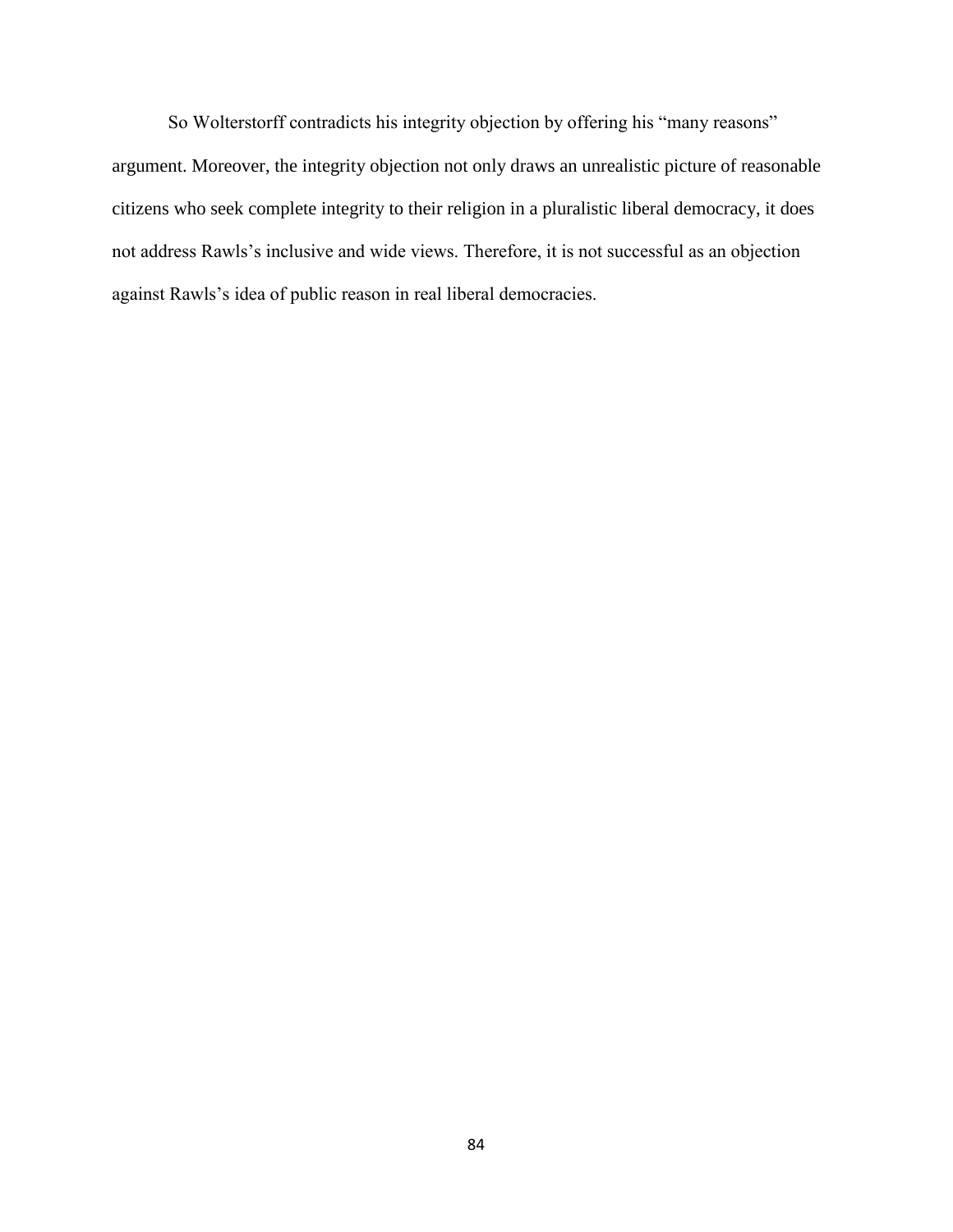So Wolterstorff contradicts his integrity objection by offering his "many reasons" argument. Moreover, the integrity objection not only draws an unrealistic picture of reasonable citizens who seek complete integrity to their religion in a pluralistic liberal democracy, it does not address Rawls's inclusive and wide views. Therefore, it is not successful as an objection against Rawls's idea of public reason in real liberal democracies.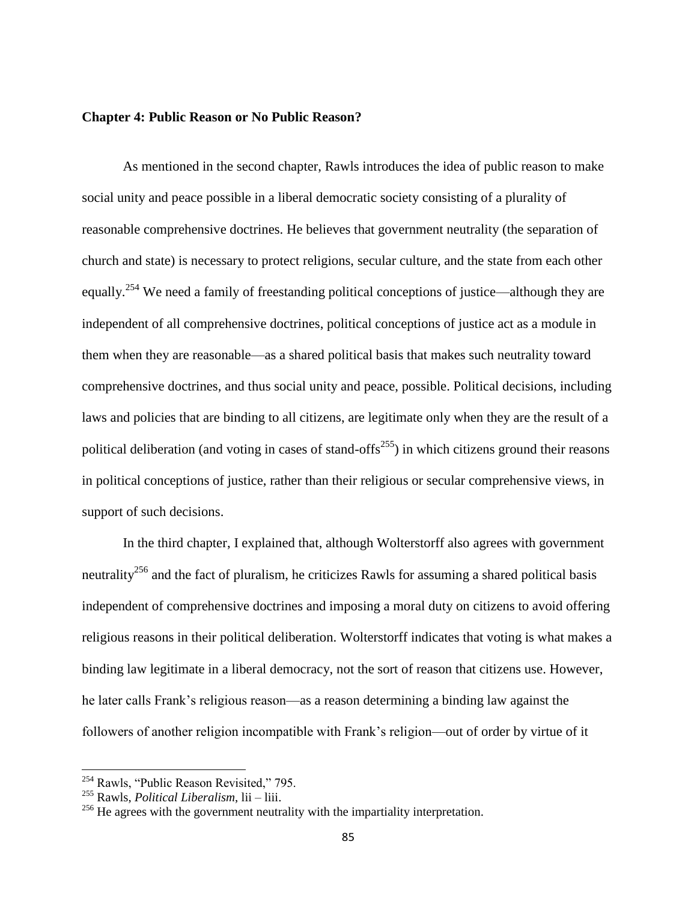## Chapter 4: Public Reason or No Public Reason?

As mentioned in the second chapter, Rawls introduces the idea of public reason to make social unity and peace possible in a liberal democratic society consisting of a plurality of reasonable comprehensive doctrines. He believes that government neutrality (the separation of church and state) is necessary to protect religions, secular culture, and the state from each other equally.[254] We need a family of freestanding political conceptions of justice—although they are independent of all comprehensive doctrines, political conceptions of justice act as a module in them when they are reasonable—as a shared political basis that makes such neutrality toward comprehensive doctrines, and thus social unity and peace, possible. Political decisions, including laws and policies that are binding to all citizens, are legitimate only when they are the result of a political deliberation (and voting in cases of stand-offs[255]) in which citizens ground their reasons in political conceptions of justice, rather than their religious or secular comprehensive views, in support of such decisions.

In the third chapter, I explained that, although Wolterstorff also agrees with government neutrality[256] and the fact of pluralism, he criticizes Rawls for assuming a shared political basis independent of comprehensive doctrines and imposing a moral duty on citizens to avoid offering religious reasons in their political deliberation. Wolterstorff indicates that voting is what makes a binding law legitimate in a liberal democracy, not the sort of reason that citizens use. However, he later calls Frank's religious reason—as a reason determining a binding law against the followers of another religion incompatible with Frank's religion—out of order by virtue of it

---

[254] Rawls, "Public Reason Revisited," 795.

[255] Rawls, *Political Liberalism*, lii – liii.

[256] He agrees with the government neutrality with the impartiality interpretation.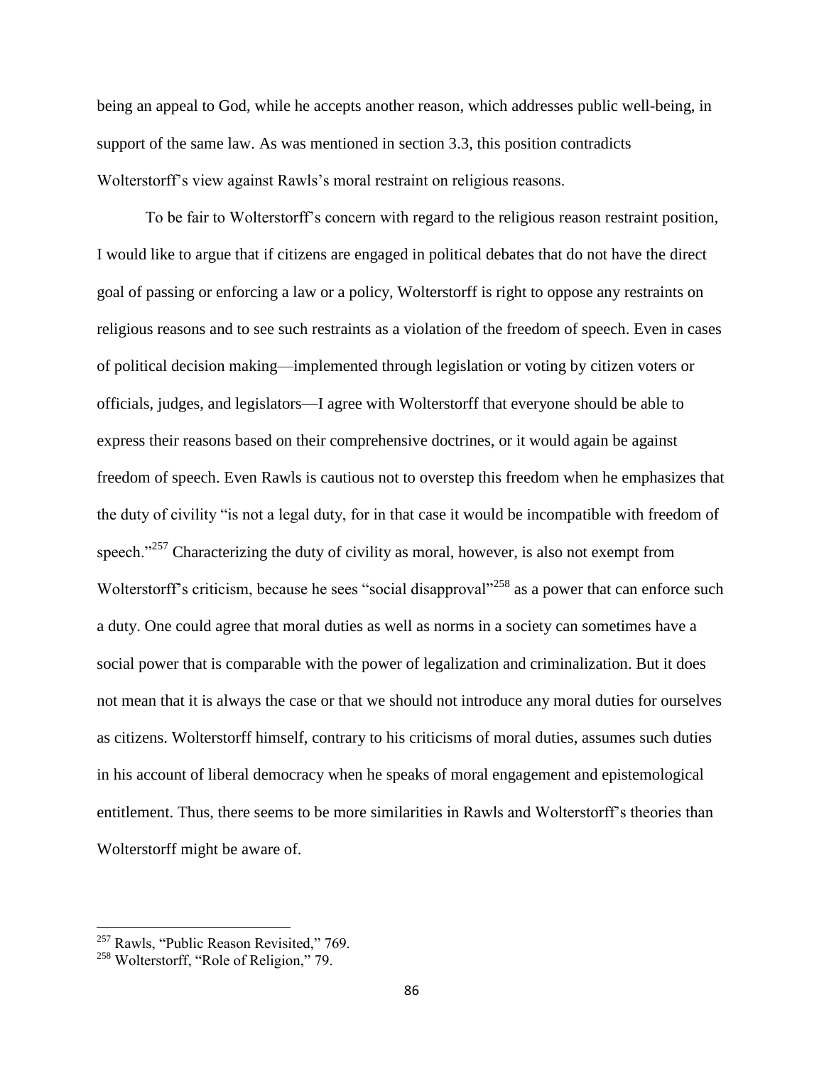being an appeal to God, while he accepts another reason, which addresses public well-being, in support of the same law. As was mentioned in section 3.3, this position contradicts Wolterstorff's view against Rawls's moral restraint on religious reasons.

To be fair to Wolterstorff's concern with regard to the religious reason restraint position, I would like to argue that if citizens are engaged in political debates that do not have the direct goal of passing or enforcing a law or a policy, Wolterstorff is right to oppose any restraints on religious reasons and to see such restraints as a violation of the freedom of speech. Even in cases of political decision making—implemented through legislation or voting by citizen voters or officials, judges, and legislators—I agree with Wolterstorff that everyone should be able to express their reasons based on their comprehensive doctrines, or it would again be against freedom of speech. Even Rawls is cautious not to overstep this freedom when he emphasizes that the duty of civility "is not a legal duty, for in that case it would be incompatible with freedom of speech."[257] Characterizing the duty of civility as moral, however, is also not exempt from Wolterstorff's criticism, because he sees "social disapproval"[258] as a power that can enforce such a duty. One could agree that moral duties as well as norms in a society can sometimes have a social power that is comparable with the power of legalization and criminalization. But it does not mean that it is always the case or that we should not introduce any moral duties for ourselves as citizens. Wolterstorff himself, contrary to his criticisms of moral duties, assumes such duties in his account of liberal democracy when he speaks of moral engagement and epistemological entitlement. Thus, there seems to be more similarities in Rawls and Wolterstorff's theories than Wolterstorff might be aware of.

---

[257] Rawls, "Public Reason Revisited," 769.

[258] Wolterstorff, "Role of Religion," 79.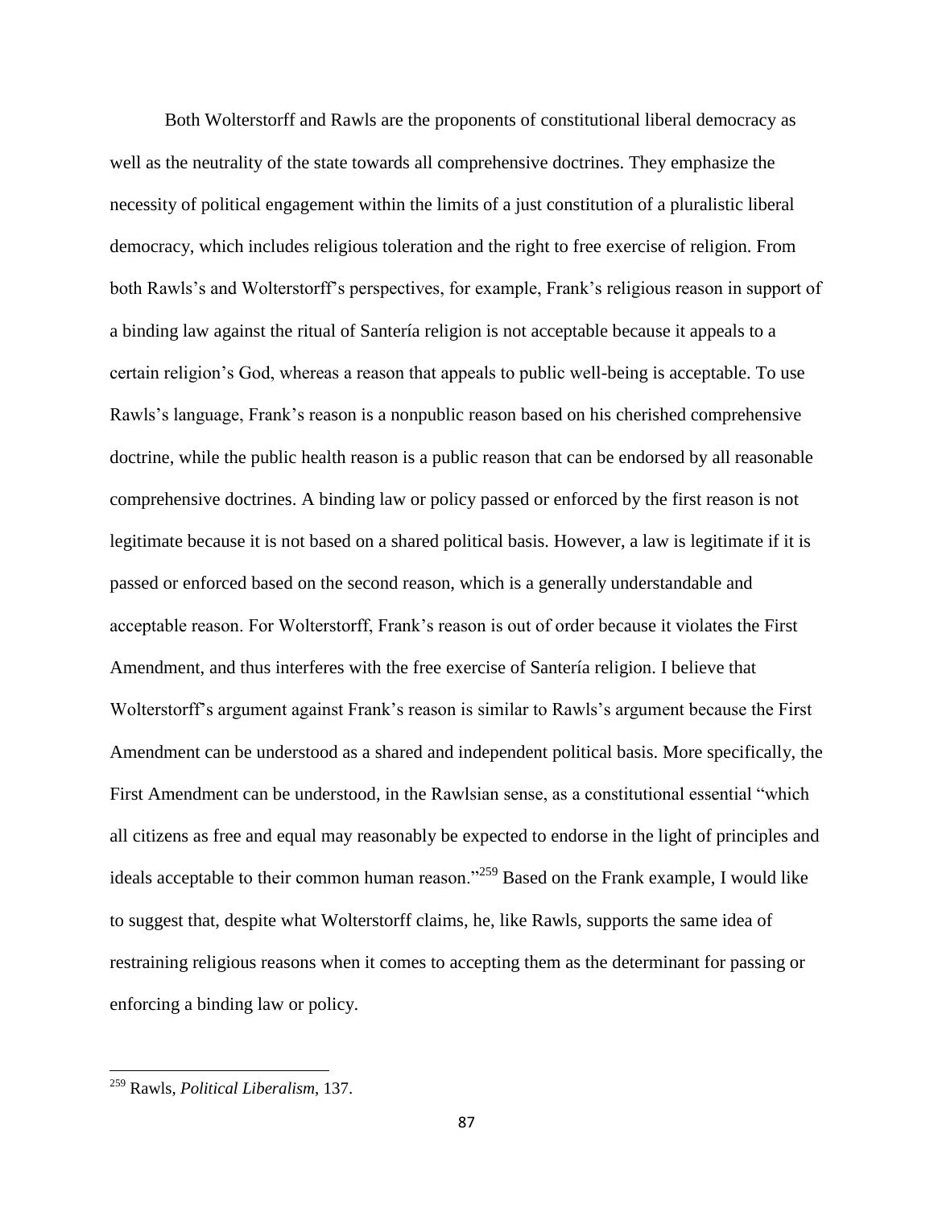Both Wolterstorff and Rawls are the proponents of constitutional liberal democracy as well as the neutrality of the state towards all comprehensive doctrines. They emphasize the necessity of political engagement within the limits of a just constitution of a pluralistic liberal democracy, which includes religious toleration and the right to free exercise of religion. From both Rawls's and Wolterstorff's perspectives, for example, Frank's religious reason in support of a binding law against the ritual of Santería religion is not acceptable because it appeals to a certain religion's God, whereas a reason that appeals to public well-being is acceptable. To use Rawls's language, Frank's reason is a nonpublic reason based on his cherished comprehensive doctrine, while the public health reason is a public reason that can be endorsed by all reasonable comprehensive doctrines. A binding law or policy passed or enforced by the first reason is not legitimate because it is not based on a shared political basis. However, a law is legitimate if it is passed or enforced based on the second reason, which is a generally understandable and acceptable reason. For Wolterstorff, Frank's reason is out of order because it violates the First Amendment, and thus interferes with the free exercise of Santería religion. I believe that Wolterstorff's argument against Frank's reason is similar to Rawls's argument because the First Amendment can be understood as a shared and independent political basis. More specifically, the First Amendment can be understood, in the Rawlsian sense, as a constitutional essential "which all citizens as free and equal may reasonably be expected to endorse in the light of principles and ideals acceptable to their common human reason."[259] Based on the Frank example, I would like to suggest that, despite what Wolterstorff claims, he, like Rawls, supports the same idea of restraining religious reasons when it comes to accepting them as the determinant for passing or enforcing a binding law or policy.

[259] Rawls, *Political Liberalism*, 137.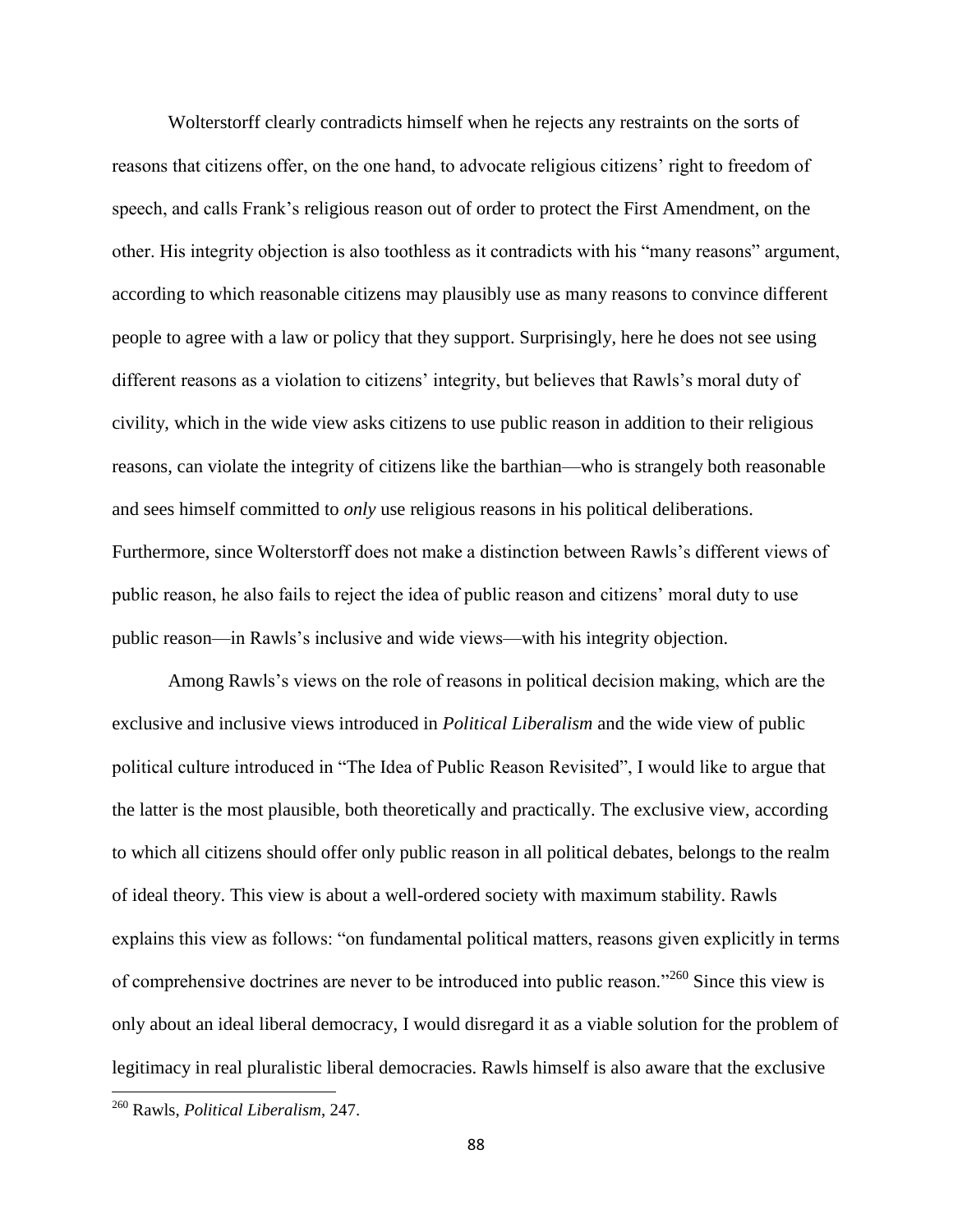Wolterstorff clearly contradicts himself when he rejects any restraints on the sorts of reasons that citizens offer, on the one hand, to advocate religious citizens' right to freedom of speech, and calls Frank's religious reason out of order to protect the First Amendment, on the other. His integrity objection is also toothless as it contradicts with his "many reasons" argument, according to which reasonable citizens may plausibly use as many reasons to convince different people to agree with a law or policy that they support. Surprisingly, here he does not see using different reasons as a violation to citizens' integrity, but believes that Rawls's moral duty of civility, which in the wide view asks citizens to use public reason in addition to their religious reasons, can violate the integrity of citizens like the barthian—who is strangely both reasonable and sees himself committed to *only* use religious reasons in his political deliberations. Furthermore, since Wolterstorff does not make a distinction between Rawls's different views of public reason, he also fails to reject the idea of public reason and citizens' moral duty to use public reason—in Rawls's inclusive and wide views—with his integrity objection.

Among Rawls's views on the role of reasons in political decision making, which are the exclusive and inclusive views introduced in *Political Liberalism* and the wide view of public political culture introduced in "The Idea of Public Reason Revisited", I would like to argue that the latter is the most plausible, both theoretically and practically. The exclusive view, according to which all citizens should offer only public reason in all political debates, belongs to the realm of ideal theory. This view is about a well-ordered society with maximum stability. Rawls explains this view as follows: "on fundamental political matters, reasons given explicitly in terms of comprehensive doctrines are never to be introduced into public reason."[260] Since this view is only about an ideal liberal democracy, I would disregard it as a viable solution for the problem of legitimacy in real pluralistic liberal democracies. Rawls himself is also aware that the exclusive

[260] Rawls, *Political Liberalism*, 247.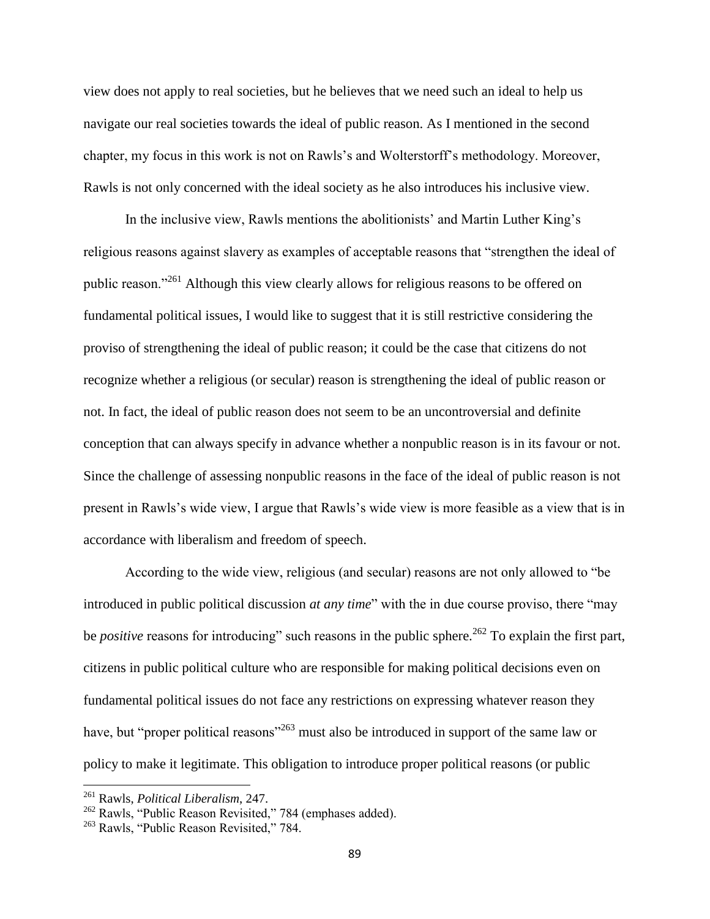view does not apply to real societies, but he believes that we need such an ideal to help us navigate our real societies towards the ideal of public reason. As I mentioned in the second chapter, my focus in this work is not on Rawls's and Wolterstorff's methodology. Moreover, Rawls is not only concerned with the ideal society as he also introduces his inclusive view.

In the inclusive view, Rawls mentions the abolitionists' and Martin Luther King's religious reasons against slavery as examples of acceptable reasons that "strengthen the ideal of public reason."[261] Although this view clearly allows for religious reasons to be offered on fundamental political issues, I would like to suggest that it is still restrictive considering the proviso of strengthening the ideal of public reason; it could be the case that citizens do not recognize whether a religious (or secular) reason is strengthening the ideal of public reason or not. In fact, the ideal of public reason does not seem to be an uncontroversial and definite conception that can always specify in advance whether a nonpublic reason is in its favour or not. Since the challenge of assessing nonpublic reasons in the face of the ideal of public reason is not present in Rawls's wide view, I argue that Rawls's wide view is more feasible as a view that is in accordance with liberalism and freedom of speech.

According to the wide view, religious (and secular) reasons are not only allowed to "be introduced in public political discussion *at any time*" with the in due course proviso, there "may be *positive* reasons for introducing" such reasons in the public sphere.[262] To explain the first part, citizens in public political culture who are responsible for making political decisions even on fundamental political issues do not face any restrictions on expressing whatever reason they have, but "proper political reasons"[263] must also be introduced in support of the same law or policy to make it legitimate. This obligation to introduce proper political reasons (or public

---

[261] Rawls, *Political Liberalism*, 247.

[262] Rawls, "Public Reason Revisited," 784 (emphases added).

[263] Rawls, "Public Reason Revisited," 784.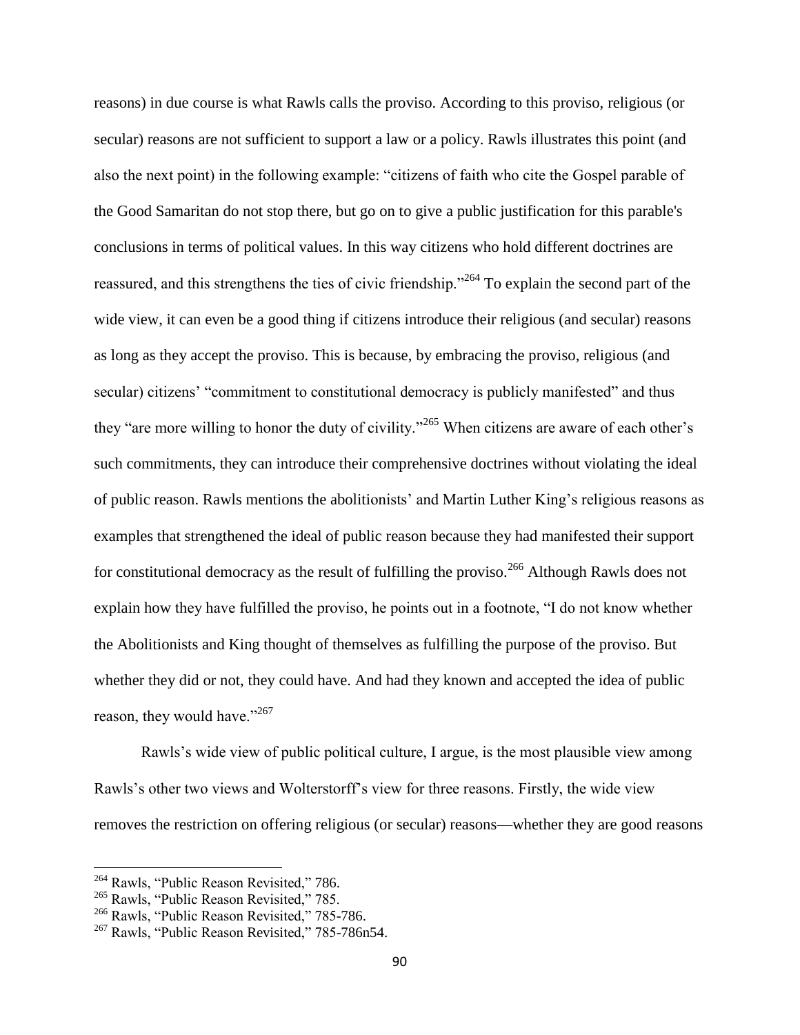reasons) in due course is what Rawls calls the proviso. According to this proviso, religious (or secular) reasons are not sufficient to support a law or a policy. Rawls illustrates this point (and also the next point) in the following example: "citizens of faith who cite the Gospel parable of the Good Samaritan do not stop there, but go on to give a public justification for this parable's conclusions in terms of political values. In this way citizens who hold different doctrines are reassured, and this strengthens the ties of civic friendship."[264] To explain the second part of the wide view, it can even be a good thing if citizens introduce their religious (and secular) reasons as long as they accept the proviso. This is because, by embracing the proviso, religious (and secular) citizens' "commitment to constitutional democracy is publicly manifested" and thus they "are more willing to honor the duty of civility."[265] When citizens are aware of each other's such commitments, they can introduce their comprehensive doctrines without violating the ideal of public reason. Rawls mentions the abolitionists' and Martin Luther King's religious reasons as examples that strengthened the ideal of public reason because they had manifested their support for constitutional democracy as the result of fulfilling the proviso.[266] Although Rawls does not explain how they have fulfilled the proviso, he points out in a footnote, "I do not know whether the Abolitionists and King thought of themselves as fulfilling the purpose of the proviso. But whether they did or not, they could have. And had they known and accepted the idea of public reason, they would have."[267]

Rawls's wide view of public political culture, I argue, is the most plausible view among Rawls's other two views and Wolterstorff's view for three reasons. Firstly, the wide view removes the restriction on offering religious (or secular) reasons—whether they are good reasons

---

[264] Rawls, "Public Reason Revisited," 786.

[265] Rawls, "Public Reason Revisited," 785.

[266] Rawls, "Public Reason Revisited," 785-786.

[267] Rawls, "Public Reason Revisited," 785-786n54.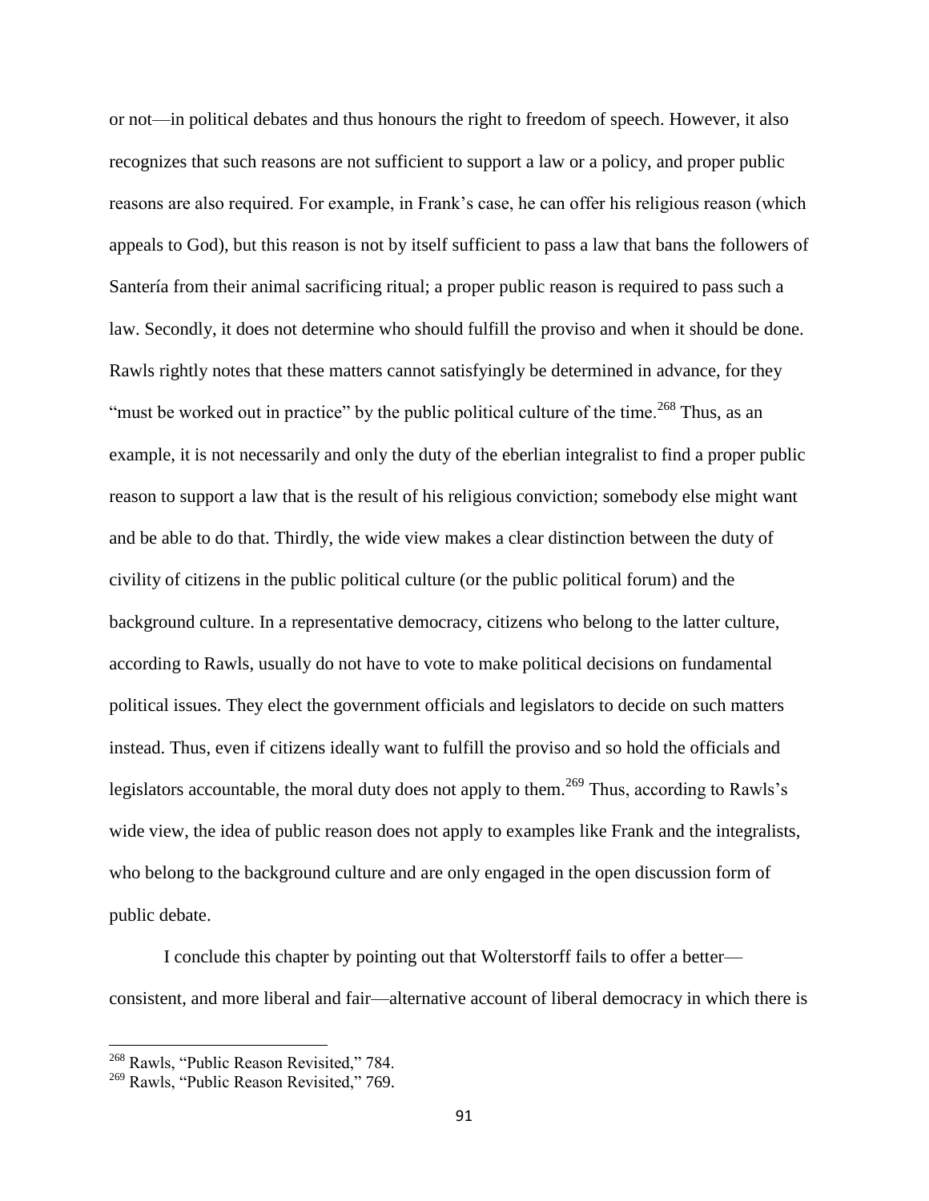or not—in political debates and thus honours the right to freedom of speech. However, it also recognizes that such reasons are not sufficient to support a law or a policy, and proper public reasons are also required. For example, in Frank's case, he can offer his religious reason (which appeals to God), but this reason is not by itself sufficient to pass a law that bans the followers of Santería from their animal sacrificing ritual; a proper public reason is required to pass such a law. Secondly, it does not determine who should fulfill the proviso and when it should be done. Rawls rightly notes that these matters cannot satisfyingly be determined in advance, for they "must be worked out in practice" by the public political culture of the time.[268] Thus, as an example, it is not necessarily and only the duty of the eberlian integralist to find a proper public reason to support a law that is the result of his religious conviction; somebody else might want and be able to do that. Thirdly, the wide view makes a clear distinction between the duty of civility of citizens in the public political culture (or the public political forum) and the background culture. In a representative democracy, citizens who belong to the latter culture, according to Rawls, usually do not have to vote to make political decisions on fundamental political issues. They elect the government officials and legislators to decide on such matters instead. Thus, even if citizens ideally want to fulfill the proviso and so hold the officials and legislators accountable, the moral duty does not apply to them.[269] Thus, according to Rawls's wide view, the idea of public reason does not apply to examples like Frank and the integralists, who belong to the background culture and are only engaged in the open discussion form of public debate.

I conclude this chapter by pointing out that Wolterstorff fails to offer a better—consistent, and more liberal and fair—alternative account of liberal democracy in which there is

---

[268] Rawls, "Public Reason Revisited," 784.

[269] Rawls, "Public Reason Revisited," 769.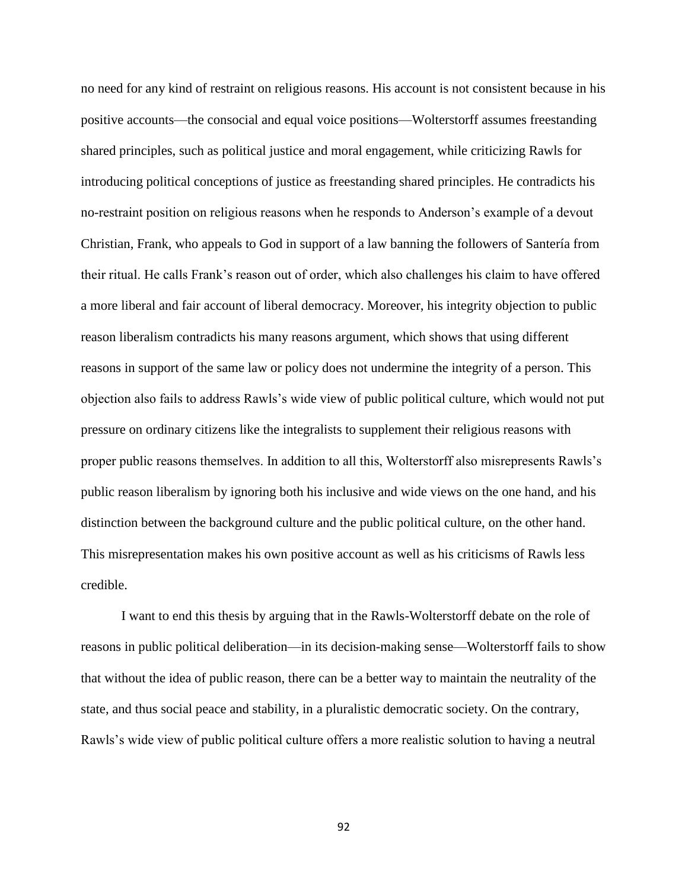no need for any kind of restraint on religious reasons. His account is not consistent because in his positive accounts—the consocial and equal voice positions—Wolterstorff assumes freestanding shared principles, such as political justice and moral engagement, while criticizing Rawls for introducing political conceptions of justice as freestanding shared principles. He contradicts his no-restraint position on religious reasons when he responds to Anderson's example of a devout Christian, Frank, who appeals to God in support of a law banning the followers of Santería from their ritual. He calls Frank's reason out of order, which also challenges his claim to have offered a more liberal and fair account of liberal democracy. Moreover, his integrity objection to public reason liberalism contradicts his many reasons argument, which shows that using different reasons in support of the same law or policy does not undermine the integrity of a person. This objection also fails to address Rawls's wide view of public political culture, which would not put pressure on ordinary citizens like the integralists to supplement their religious reasons with proper public reasons themselves. In addition to all this, Wolterstorff also misrepresents Rawls's public reason liberalism by ignoring both his inclusive and wide views on the one hand, and his distinction between the background culture and the public political culture, on the other hand. This misrepresentation makes his own positive account as well as his criticisms of Rawls less credible.

I want to end this thesis by arguing that in the Rawls-Wolterstorff debate on the role of reasons in public political deliberation—in its decision-making sense—Wolterstorff fails to show that without the idea of public reason, there can be a better way to maintain the neutrality of the state, and thus social peace and stability, in a pluralistic democratic society. On the contrary, Rawls's wide view of public political culture offers a more realistic solution to having a neutral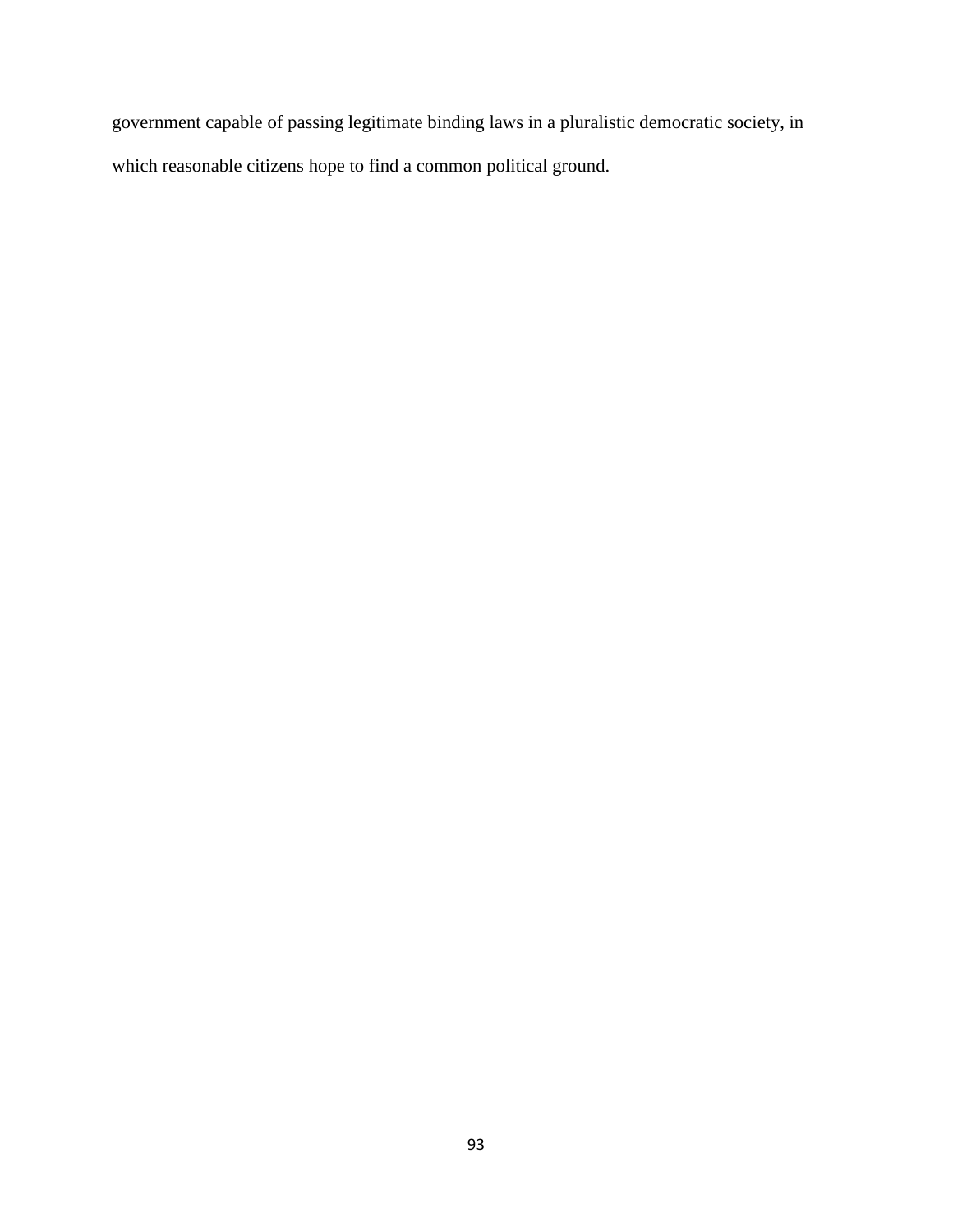government capable of passing legitimate binding laws in a pluralistic democratic society, in which reasonable citizens hope to find a common political ground.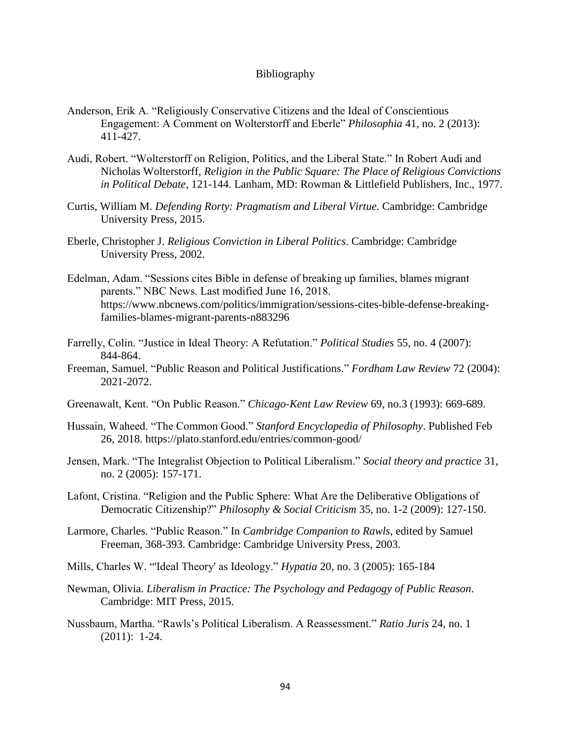# Bibliography

Anderson, Erik A. "Religiously Conservative Citizens and the Ideal of Conscientious Engagement: A Comment on Wolterstorff and Eberle" *Philosophia* 41, no. 2 (2013): 411-427.

Audi, Robert. "Wolterstorff on Religion, Politics, and the Liberal State." In Robert Audi and Nicholas Wolterstorff, *Religion in the Public Square: The Place of Religious Convictions in Political Debate*, 121-144. Lanham, MD: Rowman & Littlefield Publishers, Inc., 1977.

Curtis, William M. *Defending Rorty: Pragmatism and Liberal Virtue*. Cambridge: Cambridge University Press, 2015.

Eberle, Christopher J. *Religious Conviction in Liberal Politics*. Cambridge: Cambridge University Press, 2002.

Edelman, Adam. "Sessions cites Bible in defense of breaking up families, blames migrant parents." NBC News. Last modified June 16, 2018. https://www.nbcnews.com/politics/immigration/sessions-cites-bible-defense-breaking-families-blames-migrant-parents-n883296

Farrelly, Colin. "Justice in Ideal Theory: A Refutation." *Political Studies* 55, no. 4 (2007): 844-864.

Freeman, Samuel. "Public Reason and Political Justifications." *Fordham Law Review* 72 (2004): 2021-2072.

Greenawalt, Kent. "On Public Reason." *Chicago-Kent Law Review* 69, no.3 (1993): 669-689.

Hussain, Waheed. "The Common Good." *Stanford Encyclopedia of Philosophy*. Published Feb 26, 2018. https://plato.stanford.edu/entries/common-good/

Jensen, Mark. "The Integralist Objection to Political Liberalism." *Social theory and practice* 31, no. 2 (2005): 157-171.

Lafont, Cristina. "Religion and the Public Sphere: What Are the Deliberative Obligations of Democratic Citizenship?" *Philosophy & Social Criticism* 35, no. 1-2 (2009): 127-150.

Larmore, Charles. "Public Reason." In *Cambridge Companion to Rawls*, edited by Samuel Freeman, 368-393. Cambridge: Cambridge University Press, 2003.

Mills, Charles W. "'Ideal Theory' as Ideology." *Hypatia* 20, no. 3 (2005): 165-184

Newman, Olivia. *Liberalism in Practice: The Psychology and Pedagogy of Public Reason*. Cambridge: MIT Press, 2015.

Nussbaum, Martha. "Rawls's Political Liberalism. A Reassessment." *Ratio Juris* 24, no. 1 (2011): 1-24.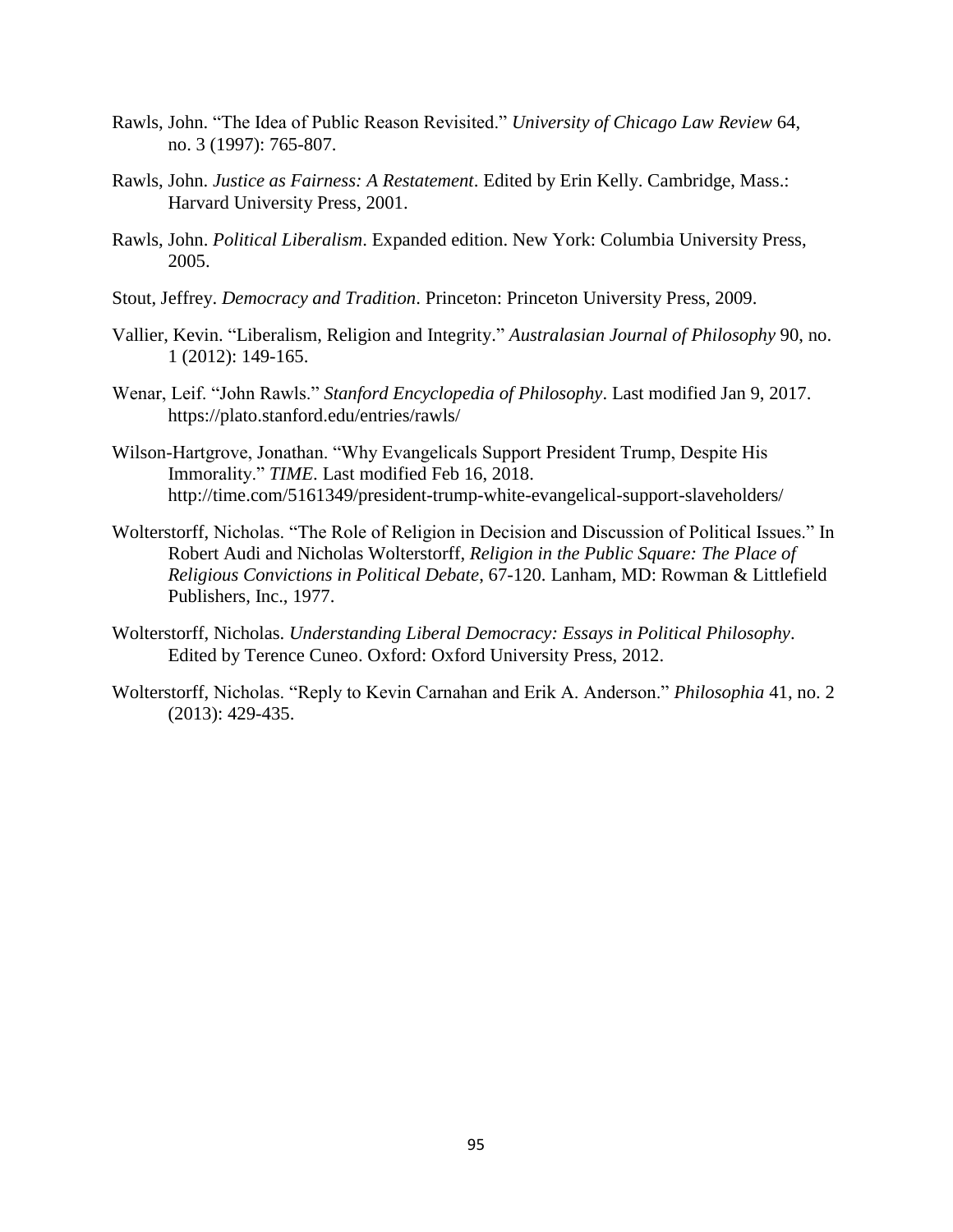Rawls, John. “The Idea of Public Reason Revisited.” *University of Chicago Law Review* 64, no. 3 (1997): 765-807.

Rawls, John. *Justice as Fairness: A Restatement*. Edited by Erin Kelly. Cambridge, Mass.: Harvard University Press, 2001.

Rawls, John. *Political Liberalism*. Expanded edition. New York: Columbia University Press, 2005.

Stout, Jeffrey. *Democracy and Tradition*. Princeton: Princeton University Press, 2009.

Vallier, Kevin. “Liberalism, Religion and Integrity.” *Australasian Journal of Philosophy* 90, no. 1 (2012): 149-165.

Wenar, Leif. “John Rawls.” *Stanford Encyclopedia of Philosophy*. Last modified Jan 9, 2017. https://plato.stanford.edu/entries/rawls/

Wilson-Hartgrove, Jonathan. “Why Evangelicals Support President Trump, Despite His Immorality.” *TIME*. Last modified Feb 16, 2018. http://time.com/5161349/president-trump-white-evangelical-support-slaveholders/

Wolterstorff, Nicholas. “The Role of Religion in Decision and Discussion of Political Issues.” In Robert Audi and Nicholas Wolterstorff, *Religion in the Public Square: The Place of Religious Convictions in Political Debate*, 67-120. Lanham, MD: Rowman & Littlefield Publishers, Inc., 1977.

Wolterstorff, Nicholas. *Understanding Liberal Democracy: Essays in Political Philosophy*. Edited by Terence Cuneo. Oxford: Oxford University Press, 2012.

Wolterstorff, Nicholas. “Reply to Kevin Carnahan and Erik A. Anderson.” *Philosophia* 41, no. 2 (2013): 429-435.